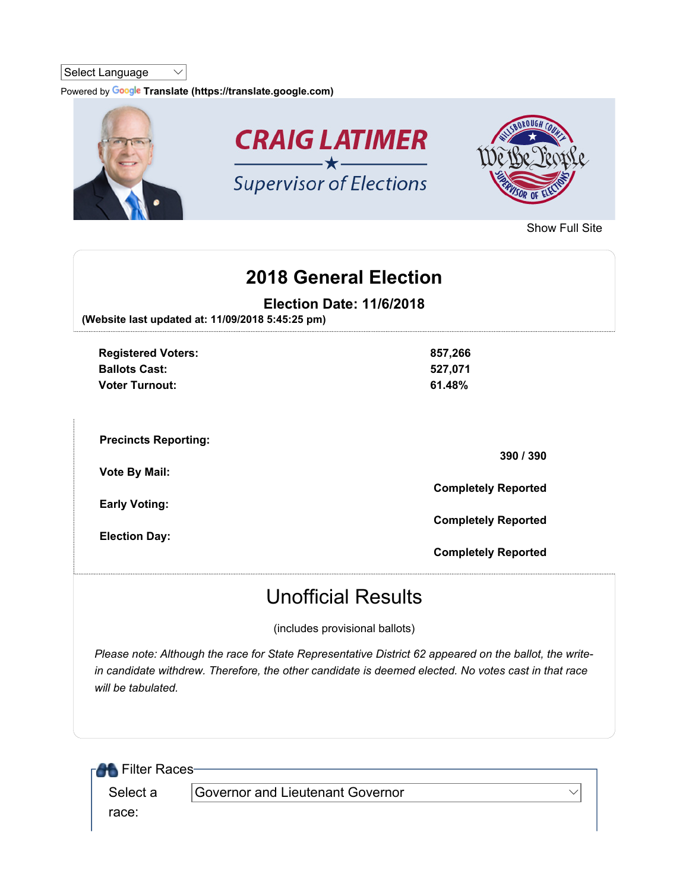Select Language

Powered by Google Translate (https://translate.google.com)

CRAIG LATIMER

Supervisor of Elections

Show Full Site

# 2018 General Election

## Election Date: 11/6/2018

**(Website last updated at: 11/09/2018 5:45:25 pm)**

| | |
|---|---|
| **Registered Voters:** | **857,266** |
| **Ballots Cast:** | **527,071** |
| **Voter Turnout:** | **61.48%** |

| | |
|---|---|
| **Precincts Reporting:** | **390 / 390** |
| **Vote By Mail:** | **Completely Reported** |
| **Early Voting:** | **Completely Reported** |
| **Election Day:** | **Completely Reported** |

## Unofficial Results

(includes provisional ballots)

*Please note: Although the race for State Representative District 62 appeared on the ballot, the write-in candidate withdrew. Therefore, the other candidate is deemed elected. No votes cast in that race will be tabulated.*

Filter Races

Select a race: Governor and Lieutenant Governor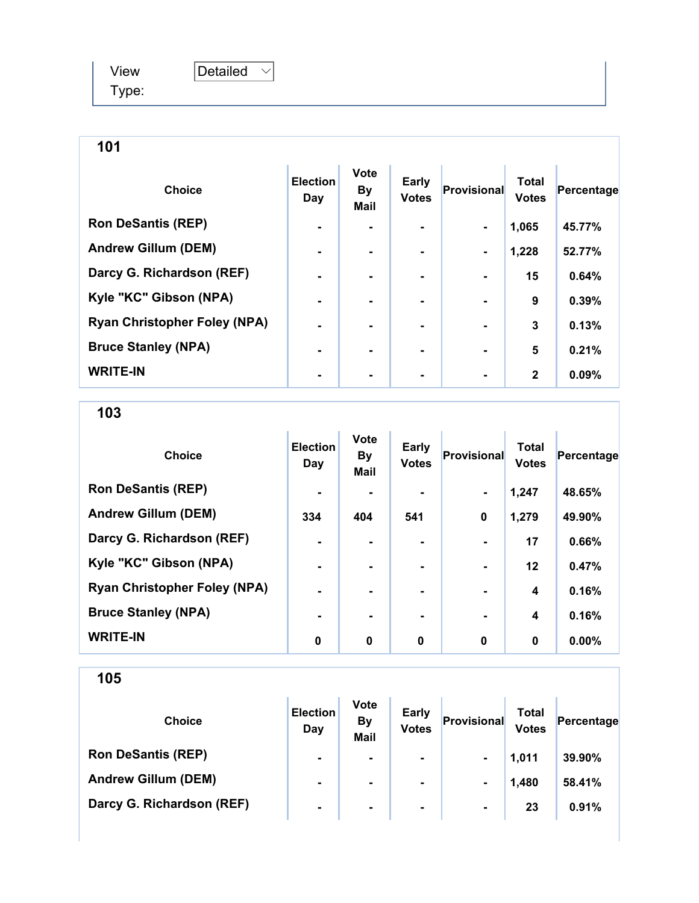View Type: Detailed

## 101

| Choice | Election Day | Vote By Mail | Early Votes | Provisional | Total Votes | Percentage |
|---|---|---|---|---|---|---|
| Ron DeSantis (REP) | - | - | - | - | 1,065 | 45.77% |
| Andrew Gillum (DEM) | - | - | - | - | 1,228 | 52.77% |
| Darcy G. Richardson (REF) | - | - | - | - | 15 | 0.64% |
| Kyle "KC" Gibson (NPA) | - | - | - | - | 9 | 0.39% |
| Ryan Christopher Foley (NPA) | - | - | - | - | 3 | 0.13% |
| Bruce Stanley (NPA) | - | - | - | - | 5 | 0.21% |
| WRITE-IN | - | - | - | - | 2 | 0.09% |

## 103

| Choice | Election Day | Vote By Mail | Early Votes | Provisional | Total Votes | Percentage |
|---|---|---|---|---|---|---|
| Ron DeSantis (REP) | - | - | - | - | 1,247 | 48.65% |
| Andrew Gillum (DEM) | 334 | 404 | 541 | 0 | 1,279 | 49.90% |
| Darcy G. Richardson (REF) | - | - | - | - | 17 | 0.66% |
| Kyle "KC" Gibson (NPA) | - | - | - | - | 12 | 0.47% |
| Ryan Christopher Foley (NPA) | - | - | - | - | 4 | 0.16% |
| Bruce Stanley (NPA) | - | - | - | - | 4 | 0.16% |
| WRITE-IN | 0 | 0 | 0 | 0 | 0 | 0.00% |

## 105

| Choice | Election Day | Vote By Mail | Early Votes | Provisional | Total Votes | Percentage |
|---|---|---|---|---|---|---|
| Ron DeSantis (REP) | - | - | - | - | 1,011 | 39.90% |
| Andrew Gillum (DEM) | - | - | - | - | 1,480 | 58.41% |
| Darcy G. Richardson (REF) | - | - | - | - | 23 | 0.91% |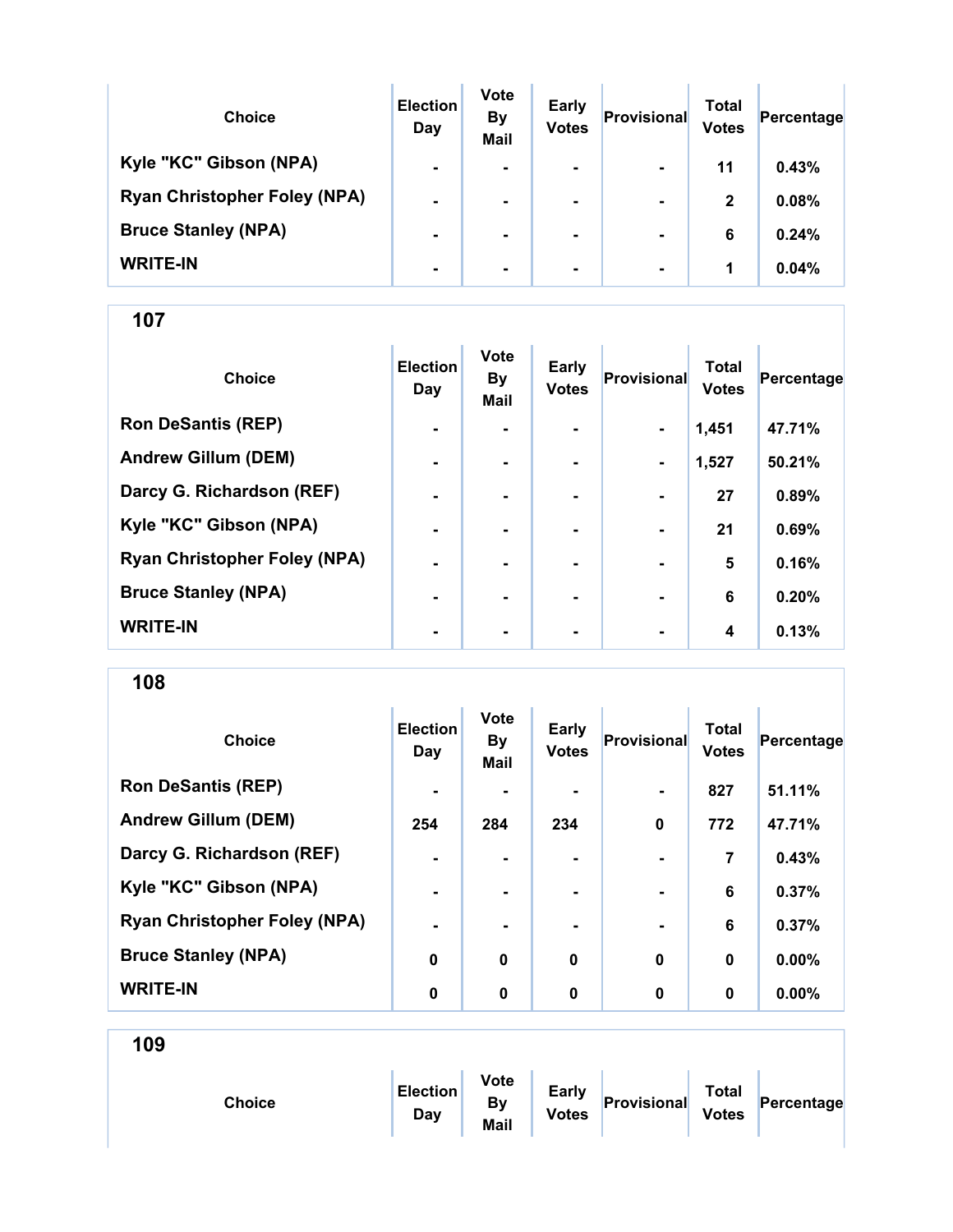| Choice | Election Day | Vote By Mail | Early Votes | Provisional | Total Votes | Percentage |
|---|---|---|---|---|---|---|
| Kyle "KC" Gibson (NPA) | - | - | - | - | 11 | 0.43% |
| Ryan Christopher Foley (NPA) | - | - | - | - | 2 | 0.08% |
| Bruce Stanley (NPA) | - | - | - | - | 6 | 0.24% |
| WRITE-IN | - | - | - | - | 1 | 0.04% |

## 107

| Choice | Election Day | Vote By Mail | Early Votes | Provisional | Total Votes | Percentage |
|---|---|---|---|---|---|---|
| Ron DeSantis (REP) | - | - | - | - | 1,451 | 47.71% |
| Andrew Gillum (DEM) | - | - | - | - | 1,527 | 50.21% |
| Darcy G. Richardson (REF) | - | - | - | - | 27 | 0.89% |
| Kyle "KC" Gibson (NPA) | - | - | - | - | 21 | 0.69% |
| Ryan Christopher Foley (NPA) | - | - | - | - | 5 | 0.16% |
| Bruce Stanley (NPA) | - | - | - | - | 6 | 0.20% |
| WRITE-IN | - | - | - | - | 4 | 0.13% |

## 108

| Choice | Election Day | Vote By Mail | Early Votes | Provisional | Total Votes | Percentage |
|---|---|---|---|---|---|---|
| Ron DeSantis (REP) | - | - | - | - | 827 | 51.11% |
| Andrew Gillum (DEM) | 254 | 284 | 234 | 0 | 772 | 47.71% |
| Darcy G. Richardson (REF) | - | - | - | - | 7 | 0.43% |
| Kyle "KC" Gibson (NPA) | - | - | - | - | 6 | 0.37% |
| Ryan Christopher Foley (NPA) | - | - | - | - | 6 | 0.37% |
| Bruce Stanley (NPA) | 0 | 0 | 0 | 0 | 0 | 0.00% |
| WRITE-IN | 0 | 0 | 0 | 0 | 0 | 0.00% |

## 109

| Choice | Election Day | Vote By Mail | Early Votes | Provisional | Total Votes | Percentage |
|---|---|---|---|---|---|---|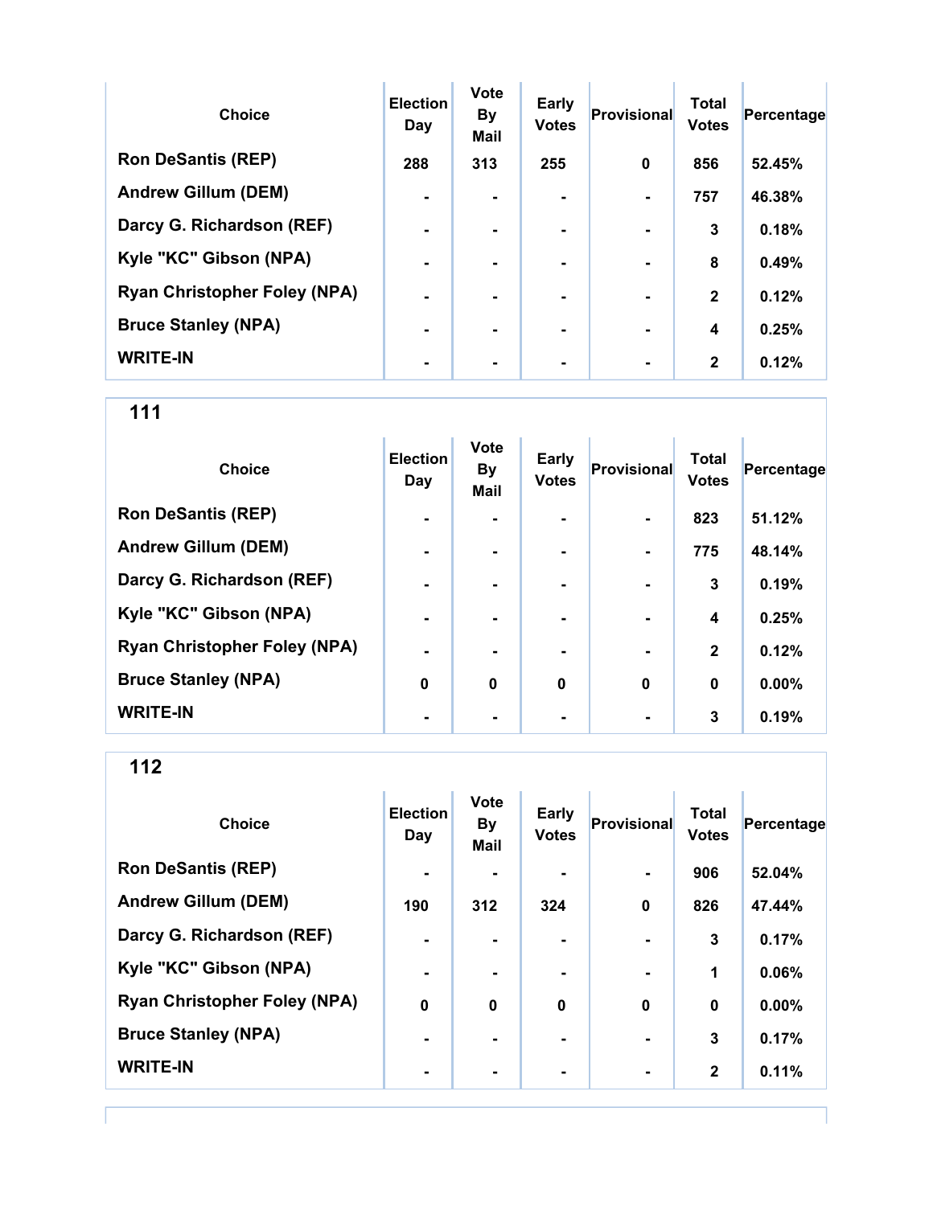| Choice | Election Day | Vote By Mail | Early Votes | Provisional | Total Votes | Percentage |
|---|---|---|---|---|---|---|
| Ron DeSantis (REP) | 288 | 313 | 255 | 0 | 856 | 52.45% |
| Andrew Gillum (DEM) | - | - | - | - | 757 | 46.38% |
| Darcy G. Richardson (REF) | - | - | - | - | 3 | 0.18% |
| Kyle "KC" Gibson (NPA) | - | - | - | - | 8 | 0.49% |
| Ryan Christopher Foley (NPA) | - | - | - | - | 2 | 0.12% |
| Bruce Stanley (NPA) | - | - | - | - | 4 | 0.25% |
| WRITE-IN | - | - | - | - | 2 | 0.12% |

## 111

| Choice | Election Day | Vote By Mail | Early Votes | Provisional | Total Votes | Percentage |
|---|---|---|---|---|---|---|
| Ron DeSantis (REP) | - | - | - | - | 823 | 51.12% |
| Andrew Gillum (DEM) | - | - | - | - | 775 | 48.14% |
| Darcy G. Richardson (REF) | - | - | - | - | 3 | 0.19% |
| Kyle "KC" Gibson (NPA) | - | - | - | - | 4 | 0.25% |
| Ryan Christopher Foley (NPA) | - | - | - | - | 2 | 0.12% |
| Bruce Stanley (NPA) | 0 | 0 | 0 | 0 | 0 | 0.00% |
| WRITE-IN | - | - | - | - | 3 | 0.19% |

## 112

| Choice | Election Day | Vote By Mail | Early Votes | Provisional | Total Votes | Percentage |
|---|---|---|---|---|---|---|
| Ron DeSantis (REP) | - | - | - | - | 906 | 52.04% |
| Andrew Gillum (DEM) | 190 | 312 | 324 | 0 | 826 | 47.44% |
| Darcy G. Richardson (REF) | - | - | - | - | 3 | 0.17% |
| Kyle "KC" Gibson (NPA) | - | - | - | - | 1 | 0.06% |
| Ryan Christopher Foley (NPA) | 0 | 0 | 0 | 0 | 0 | 0.00% |
| Bruce Stanley (NPA) | - | - | - | - | 3 | 0.17% |
| WRITE-IN | - | - | - | - | 2 | 0.11% |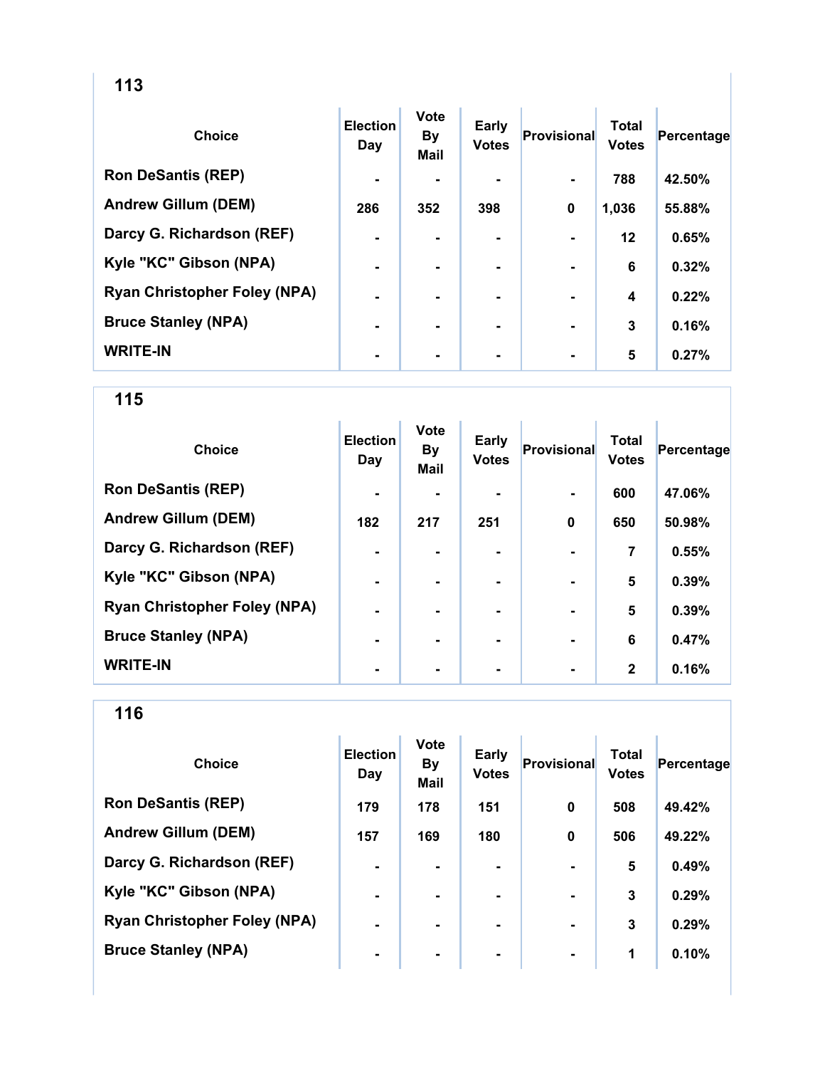## 113

| Choice | Election Day | Vote By Mail | Early Votes | Provisional | Total Votes | Percentage |
|---|---|---|---|---|---|---|
| Ron DeSantis (REP) | - | - | - | - | 788 | 42.50% |
| Andrew Gillum (DEM) | 286 | 352 | 398 | 0 | 1,036 | 55.88% |
| Darcy G. Richardson (REF) | - | - | - | - | 12 | 0.65% |
| Kyle "KC" Gibson (NPA) | - | - | - | - | 6 | 0.32% |
| Ryan Christopher Foley (NPA) | - | - | - | - | 4 | 0.22% |
| Bruce Stanley (NPA) | - | - | - | - | 3 | 0.16% |
| WRITE-IN | - | - | - | - | 5 | 0.27% |

## 115

| Choice | Election Day | Vote By Mail | Early Votes | Provisional | Total Votes | Percentage |
|---|---|---|---|---|---|---|
| Ron DeSantis (REP) | - | - | - | - | 600 | 47.06% |
| Andrew Gillum (DEM) | 182 | 217 | 251 | 0 | 650 | 50.98% |
| Darcy G. Richardson (REF) | - | - | - | - | 7 | 0.55% |
| Kyle "KC" Gibson (NPA) | - | - | - | - | 5 | 0.39% |
| Ryan Christopher Foley (NPA) | - | - | - | - | 5 | 0.39% |
| Bruce Stanley (NPA) | - | - | - | - | 6 | 0.47% |
| WRITE-IN | - | - | - | - | 2 | 0.16% |

## 116

| Choice | Election Day | Vote By Mail | Early Votes | Provisional | Total Votes | Percentage |
|---|---|---|---|---|---|---|
| Ron DeSantis (REP) | 179 | 178 | 151 | 0 | 508 | 49.42% |
| Andrew Gillum (DEM) | 157 | 169 | 180 | 0 | 506 | 49.22% |
| Darcy G. Richardson (REF) | - | - | - | - | 5 | 0.49% |
| Kyle "KC" Gibson (NPA) | - | - | - | - | 3 | 0.29% |
| Ryan Christopher Foley (NPA) | - | - | - | - | 3 | 0.29% |
| Bruce Stanley (NPA) | - | - | - | - | 1 | 0.10% |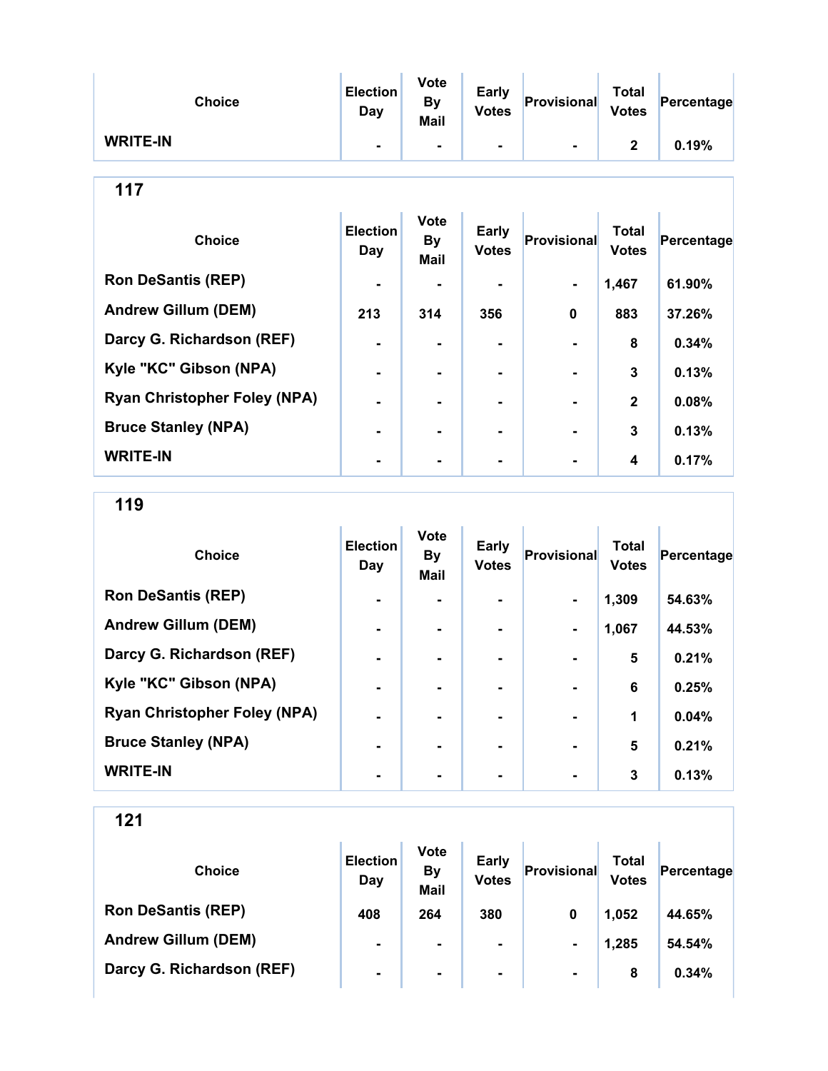| Choice | Election Day | Vote By Mail | Early Votes | Provisional | Total Votes | Percentage |
|---|---|---|---|---|---|---|
| WRITE-IN | - | - | - | - | 2 | 0.19% |

## 117

| Choice | Election Day | Vote By Mail | Early Votes | Provisional | Total Votes | Percentage |
|---|---|---|---|---|---|---|
| Ron DeSantis (REP) | - | - | - | - | 1,467 | 61.90% |
| Andrew Gillum (DEM) | 213 | 314 | 356 | 0 | 883 | 37.26% |
| Darcy G. Richardson (REF) | - | - | - | - | 8 | 0.34% |
| Kyle "KC" Gibson (NPA) | - | - | - | - | 3 | 0.13% |
| Ryan Christopher Foley (NPA) | - | - | - | - | 2 | 0.08% |
| Bruce Stanley (NPA) | - | - | - | - | 3 | 0.13% |
| WRITE-IN | - | - | - | - | 4 | 0.17% |

## 119

| Choice | Election Day | Vote By Mail | Early Votes | Provisional | Total Votes | Percentage |
|---|---|---|---|---|---|---|
| Ron DeSantis (REP) | - | - | - | - | 1,309 | 54.63% |
| Andrew Gillum (DEM) | - | - | - | - | 1,067 | 44.53% |
| Darcy G. Richardson (REF) | - | - | - | - | 5 | 0.21% |
| Kyle "KC" Gibson (NPA) | - | - | - | - | 6 | 0.25% |
| Ryan Christopher Foley (NPA) | - | - | - | - | 1 | 0.04% |
| Bruce Stanley (NPA) | - | - | - | - | 5 | 0.21% |
| WRITE-IN | - | - | - | - | 3 | 0.13% |

## 121

| Choice | Election Day | Vote By Mail | Early Votes | Provisional | Total Votes | Percentage |
|---|---|---|---|---|---|---|
| Ron DeSantis (REP) | 408 | 264 | 380 | 0 | 1,052 | 44.65% |
| Andrew Gillum (DEM) | - | - | - | - | 1,285 | 54.54% |
| Darcy G. Richardson (REF) | - | - | - | - | 8 | 0.34% |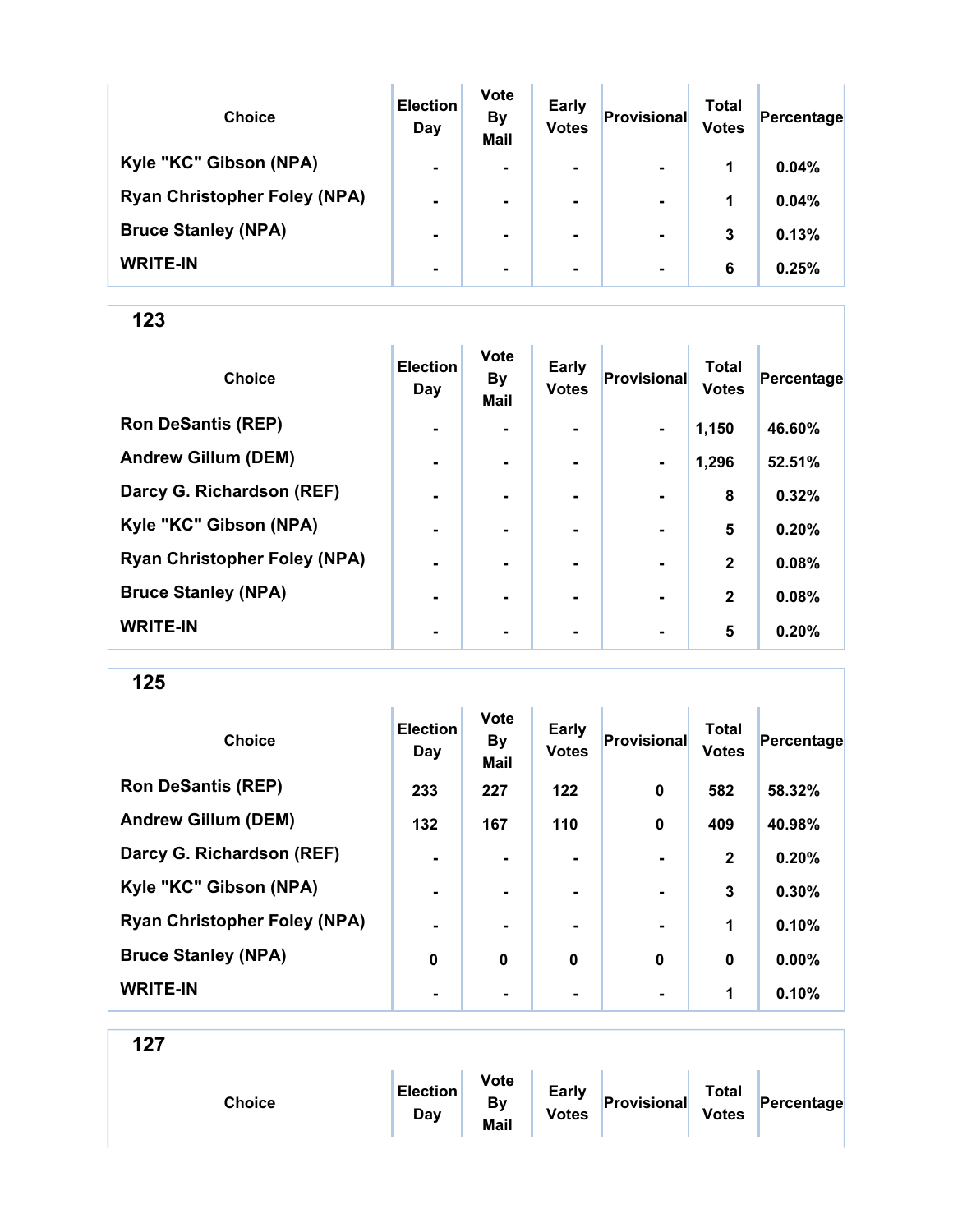| Choice | Election Day | Vote By Mail | Early Votes | Provisional | Total Votes | Percentage |
|---|---|---|---|---|---|---|
| Kyle "KC" Gibson (NPA) | - | - | - | - | 1 | 0.04% |
| Ryan Christopher Foley (NPA) | - | - | - | - | 1 | 0.04% |
| Bruce Stanley (NPA) | - | - | - | - | 3 | 0.13% |
| WRITE-IN | - | - | - | - | 6 | 0.25% |

## 123

| Choice | Election Day | Vote By Mail | Early Votes | Provisional | Total Votes | Percentage |
|---|---|---|---|---|---|---|
| Ron DeSantis (REP) | - | - | - | - | 1,150 | 46.60% |
| Andrew Gillum (DEM) | - | - | - | - | 1,296 | 52.51% |
| Darcy G. Richardson (REF) | - | - | - | - | 8 | 0.32% |
| Kyle "KC" Gibson (NPA) | - | - | - | - | 5 | 0.20% |
| Ryan Christopher Foley (NPA) | - | - | - | - | 2 | 0.08% |
| Bruce Stanley (NPA) | - | - | - | - | 2 | 0.08% |
| WRITE-IN | - | - | - | - | 5 | 0.20% |

## 125

| Choice | Election Day | Vote By Mail | Early Votes | Provisional | Total Votes | Percentage |
|---|---|---|---|---|---|---|
| Ron DeSantis (REP) | 233 | 227 | 122 | 0 | 582 | 58.32% |
| Andrew Gillum (DEM) | 132 | 167 | 110 | 0 | 409 | 40.98% |
| Darcy G. Richardson (REF) | - | - | - | - | 2 | 0.20% |
| Kyle "KC" Gibson (NPA) | - | - | - | - | 3 | 0.30% |
| Ryan Christopher Foley (NPA) | - | - | - | - | 1 | 0.10% |
| Bruce Stanley (NPA) | 0 | 0 | 0 | 0 | 0 | 0.00% |
| WRITE-IN | - | - | - | - | 1 | 0.10% |

## 127

| Choice | Election Day | Vote By Mail | Early Votes | Provisional | Total Votes | Percentage |
|---|---|---|---|---|---|---|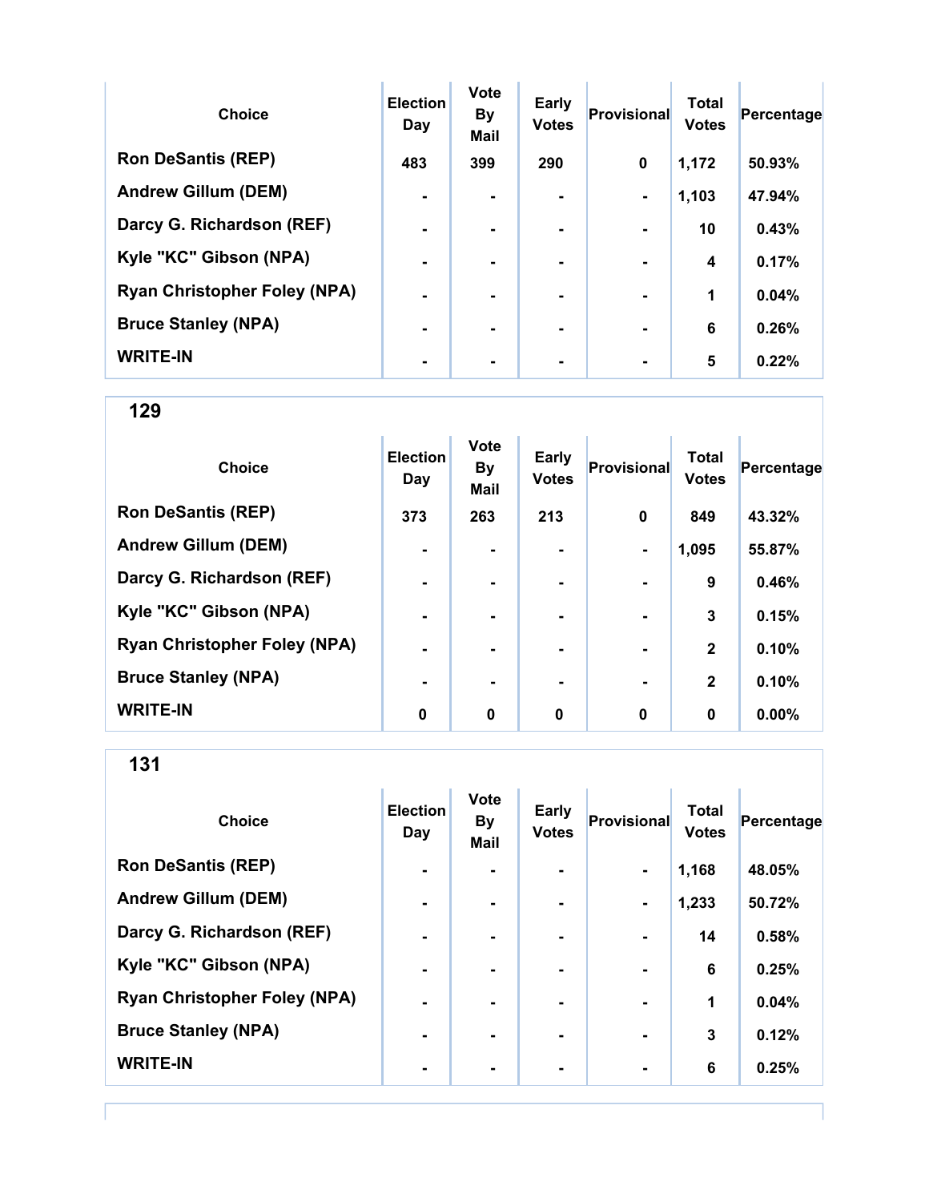| Choice | Election Day | Vote By Mail | Early Votes | Provisional | Total Votes | Percentage |
|---|---|---|---|---|---|---|
| Ron DeSantis (REP) | 483 | 399 | 290 | 0 | 1,172 | 50.93% |
| Andrew Gillum (DEM) | - | - | - | - | 1,103 | 47.94% |
| Darcy G. Richardson (REF) | - | - | - | - | 10 | 0.43% |
| Kyle "KC" Gibson (NPA) | - | - | - | - | 4 | 0.17% |
| Ryan Christopher Foley (NPA) | - | - | - | - | 1 | 0.04% |
| Bruce Stanley (NPA) | - | - | - | - | 6 | 0.26% |
| WRITE-IN | - | - | - | - | 5 | 0.22% |

## 129

| Choice | Election Day | Vote By Mail | Early Votes | Provisional | Total Votes | Percentage |
|---|---|---|---|---|---|---|
| Ron DeSantis (REP) | 373 | 263 | 213 | 0 | 849 | 43.32% |
| Andrew Gillum (DEM) | - | - | - | - | 1,095 | 55.87% |
| Darcy G. Richardson (REF) | - | - | - | - | 9 | 0.46% |
| Kyle "KC" Gibson (NPA) | - | - | - | - | 3 | 0.15% |
| Ryan Christopher Foley (NPA) | - | - | - | - | 2 | 0.10% |
| Bruce Stanley (NPA) | - | - | - | - | 2 | 0.10% |
| WRITE-IN | 0 | 0 | 0 | 0 | 0 | 0.00% |

## 131

| Choice | Election Day | Vote By Mail | Early Votes | Provisional | Total Votes | Percentage |
|---|---|---|---|---|---|---|
| Ron DeSantis (REP) | - | - | - | - | 1,168 | 48.05% |
| Andrew Gillum (DEM) | - | - | - | - | 1,233 | 50.72% |
| Darcy G. Richardson (REF) | - | - | - | - | 14 | 0.58% |
| Kyle "KC" Gibson (NPA) | - | - | - | - | 6 | 0.25% |
| Ryan Christopher Foley (NPA) | - | - | - | - | 1 | 0.04% |
| Bruce Stanley (NPA) | - | - | - | - | 3 | 0.12% |
| WRITE-IN | - | - | - | - | 6 | 0.25% |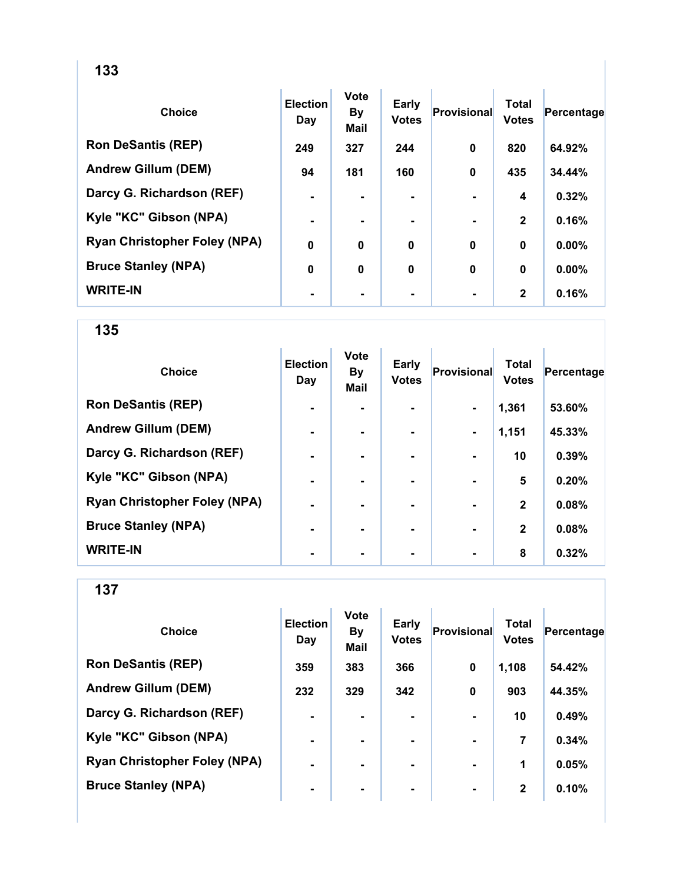## 133

| Choice | Election Day | Vote By Mail | Early Votes | Provisional | Total Votes | Percentage |
|---|---|---|---|---|---|---|
| Ron DeSantis (REP) | 249 | 327 | 244 | 0 | 820 | 64.92% |
| Andrew Gillum (DEM) | 94 | 181 | 160 | 0 | 435 | 34.44% |
| Darcy G. Richardson (REF) | - | - | - | - | 4 | 0.32% |
| Kyle "KC" Gibson (NPA) | - | - | - | - | 2 | 0.16% |
| Ryan Christopher Foley (NPA) | 0 | 0 | 0 | 0 | 0 | 0.00% |
| Bruce Stanley (NPA) | 0 | 0 | 0 | 0 | 0 | 0.00% |
| WRITE-IN | - | - | - | - | 2 | 0.16% |

## 135

| Choice | Election Day | Vote By Mail | Early Votes | Provisional | Total Votes | Percentage |
|---|---|---|---|---|---|---|
| Ron DeSantis (REP) | - | - | - | - | 1,361 | 53.60% |
| Andrew Gillum (DEM) | - | - | - | - | 1,151 | 45.33% |
| Darcy G. Richardson (REF) | - | - | - | - | 10 | 0.39% |
| Kyle "KC" Gibson (NPA) | - | - | - | - | 5 | 0.20% |
| Ryan Christopher Foley (NPA) | - | - | - | - | 2 | 0.08% |
| Bruce Stanley (NPA) | - | - | - | - | 2 | 0.08% |
| WRITE-IN | - | - | - | - | 8 | 0.32% |

## 137

| Choice | Election Day | Vote By Mail | Early Votes | Provisional | Total Votes | Percentage |
|---|---|---|---|---|---|---|
| Ron DeSantis (REP) | 359 | 383 | 366 | 0 | 1,108 | 54.42% |
| Andrew Gillum (DEM) | 232 | 329 | 342 | 0 | 903 | 44.35% |
| Darcy G. Richardson (REF) | - | - | - | - | 10 | 0.49% |
| Kyle "KC" Gibson (NPA) | - | - | - | - | 7 | 0.34% |
| Ryan Christopher Foley (NPA) | - | - | - | - | 1 | 0.05% |
| Bruce Stanley (NPA) | - | - | - | - | 2 | 0.10% |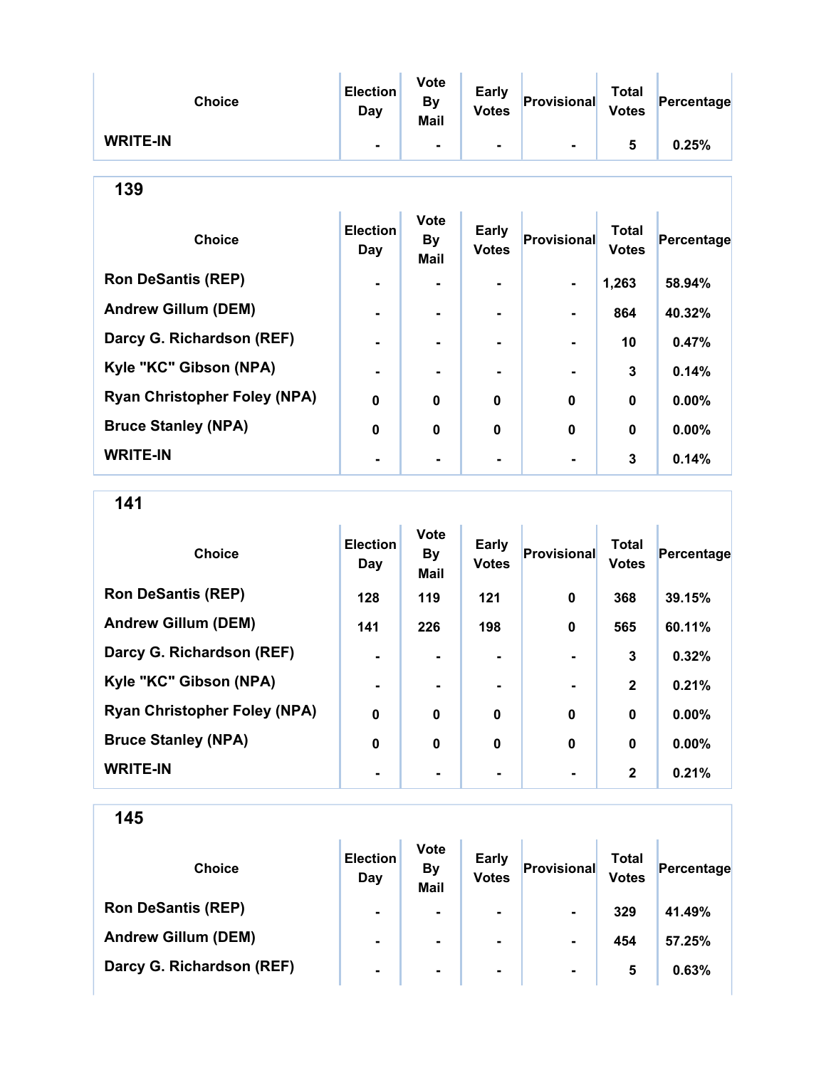| Choice | Election Day | Vote By Mail | Early Votes | Provisional | Total Votes | Percentage |
|---|---|---|---|---|---|---|
| WRITE-IN | - | - | - | - | 5 | 0.25% |

## 139

| Choice | Election Day | Vote By Mail | Early Votes | Provisional | Total Votes | Percentage |
|---|---|---|---|---|---|---|
| Ron DeSantis (REP) | - | - | - | - | 1,263 | 58.94% |
| Andrew Gillum (DEM) | - | - | - | - | 864 | 40.32% |
| Darcy G. Richardson (REF) | - | - | - | - | 10 | 0.47% |
| Kyle "KC" Gibson (NPA) | - | - | - | - | 3 | 0.14% |
| Ryan Christopher Foley (NPA) | 0 | 0 | 0 | 0 | 0 | 0.00% |
| Bruce Stanley (NPA) | 0 | 0 | 0 | 0 | 0 | 0.00% |
| WRITE-IN | - | - | - | - | 3 | 0.14% |

## 141

| Choice | Election Day | Vote By Mail | Early Votes | Provisional | Total Votes | Percentage |
|---|---|---|---|---|---|---|
| Ron DeSantis (REP) | 128 | 119 | 121 | 0 | 368 | 39.15% |
| Andrew Gillum (DEM) | 141 | 226 | 198 | 0 | 565 | 60.11% |
| Darcy G. Richardson (REF) | - | - | - | - | 3 | 0.32% |
| Kyle "KC" Gibson (NPA) | - | - | - | - | 2 | 0.21% |
| Ryan Christopher Foley (NPA) | 0 | 0 | 0 | 0 | 0 | 0.00% |
| Bruce Stanley (NPA) | 0 | 0 | 0 | 0 | 0 | 0.00% |
| WRITE-IN | - | - | - | - | 2 | 0.21% |

## 145

| Choice | Election Day | Vote By Mail | Early Votes | Provisional | Total Votes | Percentage |
|---|---|---|---|---|---|---|
| Ron DeSantis (REP) | - | - | - | - | 329 | 41.49% |
| Andrew Gillum (DEM) | - | - | - | - | 454 | 57.25% |
| Darcy G. Richardson (REF) | - | - | - | - | 5 | 0.63% |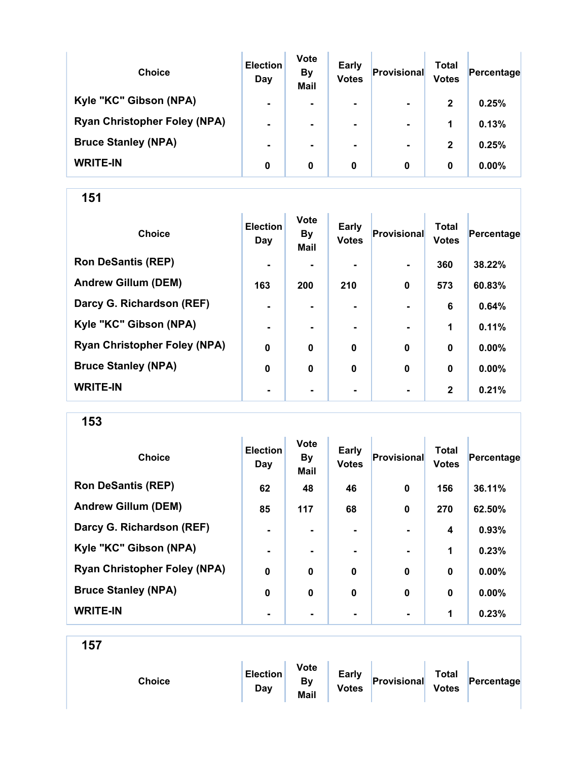| Choice | Election Day | Vote By Mail | Early Votes | Provisional | Total Votes | Percentage |
|---|---|---|---|---|---|---|
| Kyle "KC" Gibson (NPA) | - | - | - | - | 2 | 0.25% |
| Ryan Christopher Foley (NPA) | - | - | - | - | 1 | 0.13% |
| Bruce Stanley (NPA) | - | - | - | - | 2 | 0.25% |
| WRITE-IN | 0 | 0 | 0 | 0 | 0 | 0.00% |

## 151

| Choice | Election Day | Vote By Mail | Early Votes | Provisional | Total Votes | Percentage |
|---|---|---|---|---|---|---|
| Ron DeSantis (REP) | - | - | - | - | 360 | 38.22% |
| Andrew Gillum (DEM) | 163 | 200 | 210 | 0 | 573 | 60.83% |
| Darcy G. Richardson (REF) | - | - | - | - | 6 | 0.64% |
| Kyle "KC" Gibson (NPA) | - | - | - | - | 1 | 0.11% |
| Ryan Christopher Foley (NPA) | 0 | 0 | 0 | 0 | 0 | 0.00% |
| Bruce Stanley (NPA) | 0 | 0 | 0 | 0 | 0 | 0.00% |
| WRITE-IN | - | - | - | - | 2 | 0.21% |

## 153

| Choice | Election Day | Vote By Mail | Early Votes | Provisional | Total Votes | Percentage |
|---|---|---|---|---|---|---|
| Ron DeSantis (REP) | 62 | 48 | 46 | 0 | 156 | 36.11% |
| Andrew Gillum (DEM) | 85 | 117 | 68 | 0 | 270 | 62.50% |
| Darcy G. Richardson (REF) | - | - | - | - | 4 | 0.93% |
| Kyle "KC" Gibson (NPA) | - | - | - | - | 1 | 0.23% |
| Ryan Christopher Foley (NPA) | 0 | 0 | 0 | 0 | 0 | 0.00% |
| Bruce Stanley (NPA) | 0 | 0 | 0 | 0 | 0 | 0.00% |
| WRITE-IN | - | - | - | - | 1 | 0.23% |

## 157

| Choice | Election Day | Vote By Mail | Early Votes | Provisional | Total Votes | Percentage |
|---|---|---|---|---|---|---|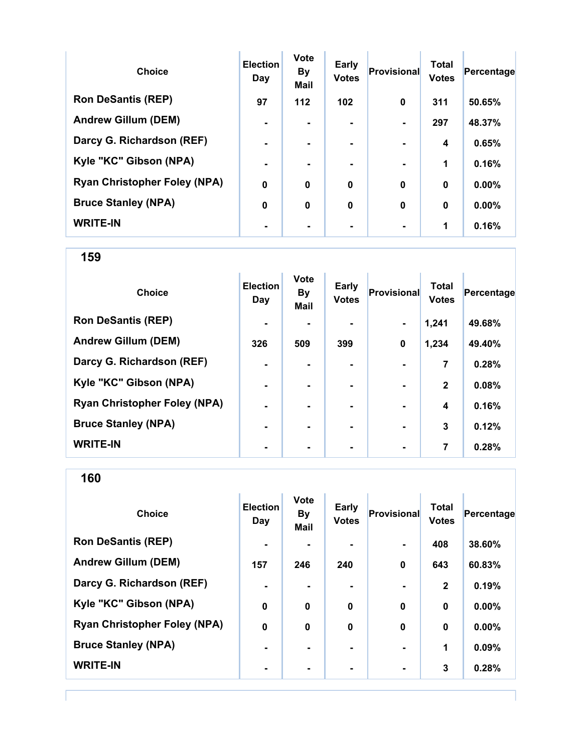| Choice | Election Day | Vote By Mail | Early Votes | Provisional | Total Votes | Percentage |
|---|---|---|---|---|---|---|
| Ron DeSantis (REP) | 97 | 112 | 102 | 0 | 311 | 50.65% |
| Andrew Gillum (DEM) | - | - | - | - | 297 | 48.37% |
| Darcy G. Richardson (REF) | - | - | - | - | 4 | 0.65% |
| Kyle "KC" Gibson (NPA) | - | - | - | - | 1 | 0.16% |
| Ryan Christopher Foley (NPA) | 0 | 0 | 0 | 0 | 0 | 0.00% |
| Bruce Stanley (NPA) | 0 | 0 | 0 | 0 | 0 | 0.00% |
| WRITE-IN | - | - | - | - | 1 | 0.16% |

## 159

| Choice | Election Day | Vote By Mail | Early Votes | Provisional | Total Votes | Percentage |
|---|---|---|---|---|---|---|
| Ron DeSantis (REP) | - | - | - | - | 1,241 | 49.68% |
| Andrew Gillum (DEM) | 326 | 509 | 399 | 0 | 1,234 | 49.40% |
| Darcy G. Richardson (REF) | - | - | - | - | 7 | 0.28% |
| Kyle "KC" Gibson (NPA) | - | - | - | - | 2 | 0.08% |
| Ryan Christopher Foley (NPA) | - | - | - | - | 4 | 0.16% |
| Bruce Stanley (NPA) | - | - | - | - | 3 | 0.12% |
| WRITE-IN | - | - | - | - | 7 | 0.28% |

## 160

| Choice | Election Day | Vote By Mail | Early Votes | Provisional | Total Votes | Percentage |
|---|---|---|---|---|---|---|
| Ron DeSantis (REP) | - | - | - | - | 408 | 38.60% |
| Andrew Gillum (DEM) | 157 | 246 | 240 | 0 | 643 | 60.83% |
| Darcy G. Richardson (REF) | - | - | - | - | 2 | 0.19% |
| Kyle "KC" Gibson (NPA) | 0 | 0 | 0 | 0 | 0 | 0.00% |
| Ryan Christopher Foley (NPA) | 0 | 0 | 0 | 0 | 0 | 0.00% |
| Bruce Stanley (NPA) | - | - | - | - | 1 | 0.09% |
| WRITE-IN | - | - | - | - | 3 | 0.28% |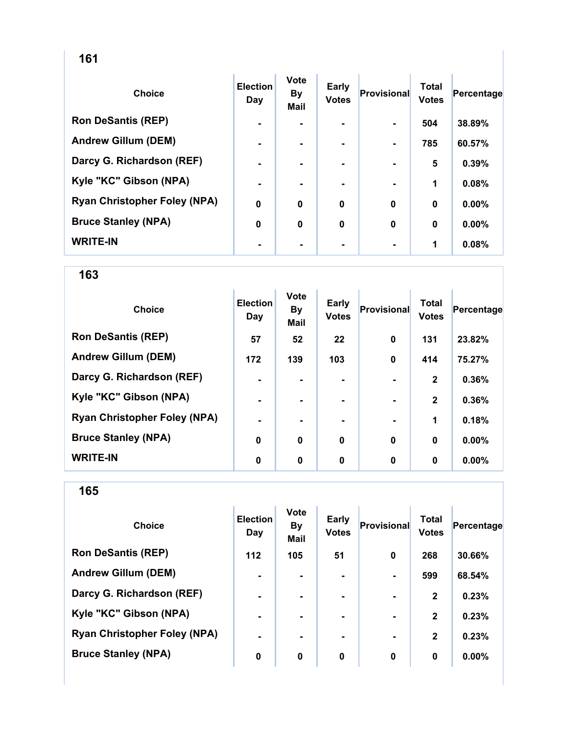## 161

| Choice | Election Day | Vote By Mail | Early Votes | Provisional | Total Votes | Percentage |
|---|---|---|---|---|---|---|
| Ron DeSantis (REP) | - | - | - | - | 504 | 38.89% |
| Andrew Gillum (DEM) | - | - | - | - | 785 | 60.57% |
| Darcy G. Richardson (REF) | - | - | - | - | 5 | 0.39% |
| Kyle "KC" Gibson (NPA) | - | - | - | - | 1 | 0.08% |
| Ryan Christopher Foley (NPA) | 0 | 0 | 0 | 0 | 0 | 0.00% |
| Bruce Stanley (NPA) | 0 | 0 | 0 | 0 | 0 | 0.00% |
| WRITE-IN | - | - | - | - | 1 | 0.08% |

## 163

| Choice | Election Day | Vote By Mail | Early Votes | Provisional | Total Votes | Percentage |
|---|---|---|---|---|---|---|
| Ron DeSantis (REP) | 57 | 52 | 22 | 0 | 131 | 23.82% |
| Andrew Gillum (DEM) | 172 | 139 | 103 | 0 | 414 | 75.27% |
| Darcy G. Richardson (REF) | - | - | - | - | 2 | 0.36% |
| Kyle "KC" Gibson (NPA) | - | - | - | - | 2 | 0.36% |
| Ryan Christopher Foley (NPA) | - | - | - | - | 1 | 0.18% |
| Bruce Stanley (NPA) | 0 | 0 | 0 | 0 | 0 | 0.00% |
| WRITE-IN | 0 | 0 | 0 | 0 | 0 | 0.00% |

## 165

| Choice | Election Day | Vote By Mail | Early Votes | Provisional | Total Votes | Percentage |
|---|---|---|---|---|---|---|
| Ron DeSantis (REP) | 112 | 105 | 51 | 0 | 268 | 30.66% |
| Andrew Gillum (DEM) | - | - | - | - | 599 | 68.54% |
| Darcy G. Richardson (REF) | - | - | - | - | 2 | 0.23% |
| Kyle "KC" Gibson (NPA) | - | - | - | - | 2 | 0.23% |
| Ryan Christopher Foley (NPA) | - | - | - | - | 2 | 0.23% |
| Bruce Stanley (NPA) | 0 | 0 | 0 | 0 | 0 | 0.00% |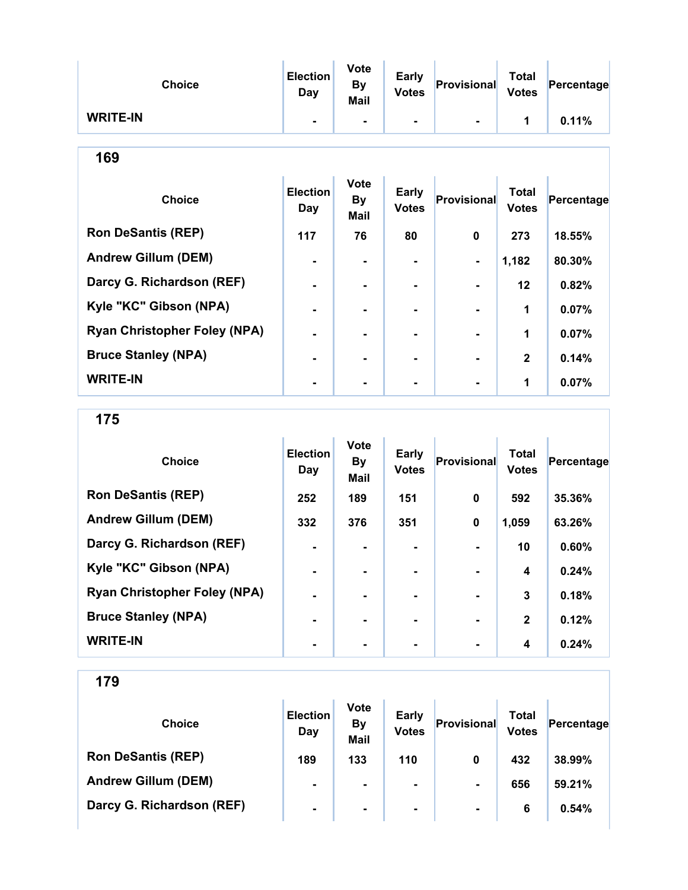| Choice | Election Day | Vote By Mail | Early Votes | Provisional | Total Votes | Percentage |
|---|---|---|---|---|---|---|
| WRITE-IN | - | - | - | - | 1 | 0.11% |

## 169

| Choice | Election Day | Vote By Mail | Early Votes | Provisional | Total Votes | Percentage |
|---|---|---|---|---|---|---|
| Ron DeSantis (REP) | 117 | 76 | 80 | 0 | 273 | 18.55% |
| Andrew Gillum (DEM) | - | - | - | - | 1,182 | 80.30% |
| Darcy G. Richardson (REF) | - | - | - | - | 12 | 0.82% |
| Kyle "KC" Gibson (NPA) | - | - | - | - | 1 | 0.07% |
| Ryan Christopher Foley (NPA) | - | - | - | - | 1 | 0.07% |
| Bruce Stanley (NPA) | - | - | - | - | 2 | 0.14% |
| WRITE-IN | - | - | - | - | 1 | 0.07% |

## 175

| Choice | Election Day | Vote By Mail | Early Votes | Provisional | Total Votes | Percentage |
|---|---|---|---|---|---|---|
| Ron DeSantis (REP) | 252 | 189 | 151 | 0 | 592 | 35.36% |
| Andrew Gillum (DEM) | 332 | 376 | 351 | 0 | 1,059 | 63.26% |
| Darcy G. Richardson (REF) | - | - | - | - | 10 | 0.60% |
| Kyle "KC" Gibson (NPA) | - | - | - | - | 4 | 0.24% |
| Ryan Christopher Foley (NPA) | - | - | - | - | 3 | 0.18% |
| Bruce Stanley (NPA) | - | - | - | - | 2 | 0.12% |
| WRITE-IN | - | - | - | - | 4 | 0.24% |

## 179

| Choice | Election Day | Vote By Mail | Early Votes | Provisional | Total Votes | Percentage |
|---|---|---|---|---|---|---|
| Ron DeSantis (REP) | 189 | 133 | 110 | 0 | 432 | 38.99% |
| Andrew Gillum (DEM) | - | - | - | - | 656 | 59.21% |
| Darcy G. Richardson (REF) | - | - | - | - | 6 | 0.54% |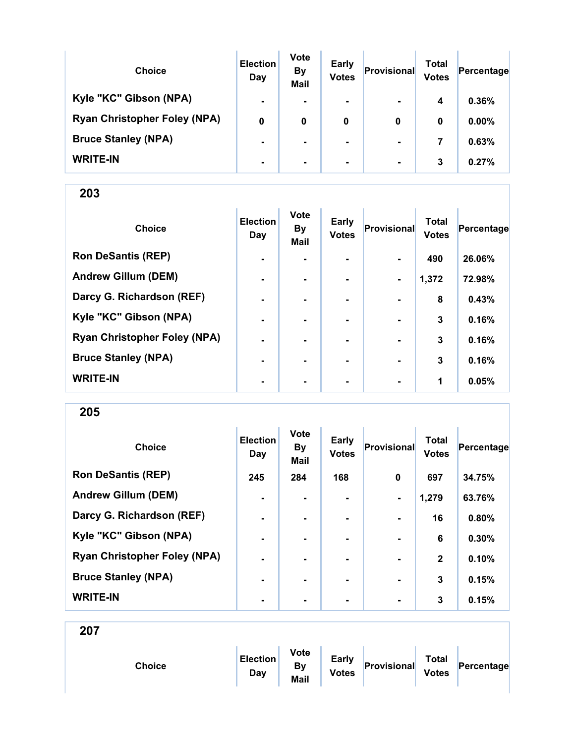| Choice | Election Day | Vote By Mail | Early Votes | Provisional | Total Votes | Percentage |
|---|---|---|---|---|---|---|
| Kyle "KC" Gibson (NPA) | - | - | - | - | 4 | 0.36% |
| Ryan Christopher Foley (NPA) | 0 | 0 | 0 | 0 | 0 | 0.00% |
| Bruce Stanley (NPA) | - | - | - | - | 7 | 0.63% |
| WRITE-IN | - | - | - | - | 3 | 0.27% |

## 203

| Choice | Election Day | Vote By Mail | Early Votes | Provisional | Total Votes | Percentage |
|---|---|---|---|---|---|---|
| Ron DeSantis (REP) | - | - | - | - | 490 | 26.06% |
| Andrew Gillum (DEM) | - | - | - | - | 1,372 | 72.98% |
| Darcy G. Richardson (REF) | - | - | - | - | 8 | 0.43% |
| Kyle "KC" Gibson (NPA) | - | - | - | - | 3 | 0.16% |
| Ryan Christopher Foley (NPA) | - | - | - | - | 3 | 0.16% |
| Bruce Stanley (NPA) | - | - | - | - | 3 | 0.16% |
| WRITE-IN | - | - | - | - | 1 | 0.05% |

## 205

| Choice | Election Day | Vote By Mail | Early Votes | Provisional | Total Votes | Percentage |
|---|---|---|---|---|---|---|
| Ron DeSantis (REP) | 245 | 284 | 168 | 0 | 697 | 34.75% |
| Andrew Gillum (DEM) | - | - | - | - | 1,279 | 63.76% |
| Darcy G. Richardson (REF) | - | - | - | - | 16 | 0.80% |
| Kyle "KC" Gibson (NPA) | - | - | - | - | 6 | 0.30% |
| Ryan Christopher Foley (NPA) | - | - | - | - | 2 | 0.10% |
| Bruce Stanley (NPA) | - | - | - | - | 3 | 0.15% |
| WRITE-IN | - | - | - | - | 3 | 0.15% |

## 207

| Choice | Election Day | Vote By Mail | Early Votes | Provisional | Total Votes | Percentage |
|---|---|---|---|---|---|---|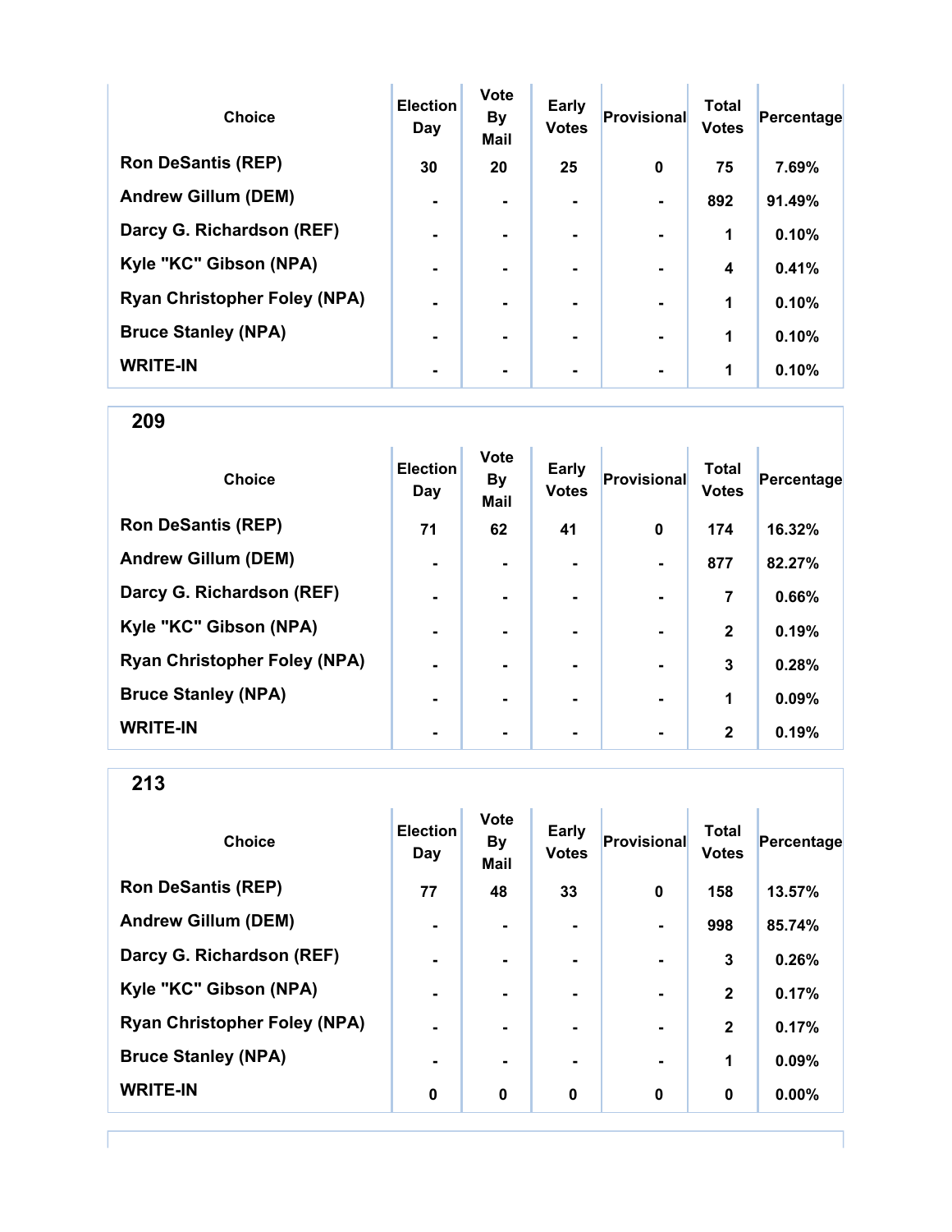| Choice | Election Day | Vote By Mail | Early Votes | Provisional | Total Votes | Percentage |
|---|---|---|---|---|---|---|
| Ron DeSantis (REP) | 30 | 20 | 25 | 0 | 75 | 7.69% |
| Andrew Gillum (DEM) | - | - | - | - | 892 | 91.49% |
| Darcy G. Richardson (REF) | - | - | - | - | 1 | 0.10% |
| Kyle "KC" Gibson (NPA) | - | - | - | - | 4 | 0.41% |
| Ryan Christopher Foley (NPA) | - | - | - | - | 1 | 0.10% |
| Bruce Stanley (NPA) | - | - | - | - | 1 | 0.10% |
| WRITE-IN | - | - | - | - | 1 | 0.10% |

## 209

| Choice | Election Day | Vote By Mail | Early Votes | Provisional | Total Votes | Percentage |
|---|---|---|---|---|---|---|
| Ron DeSantis (REP) | 71 | 62 | 41 | 0 | 174 | 16.32% |
| Andrew Gillum (DEM) | - | - | - | - | 877 | 82.27% |
| Darcy G. Richardson (REF) | - | - | - | - | 7 | 0.66% |
| Kyle "KC" Gibson (NPA) | - | - | - | - | 2 | 0.19% |
| Ryan Christopher Foley (NPA) | - | - | - | - | 3 | 0.28% |
| Bruce Stanley (NPA) | - | - | - | - | 1 | 0.09% |
| WRITE-IN | - | - | - | - | 2 | 0.19% |

## 213

| Choice | Election Day | Vote By Mail | Early Votes | Provisional | Total Votes | Percentage |
|---|---|---|---|---|---|---|
| Ron DeSantis (REP) | 77 | 48 | 33 | 0 | 158 | 13.57% |
| Andrew Gillum (DEM) | - | - | - | - | 998 | 85.74% |
| Darcy G. Richardson (REF) | - | - | - | - | 3 | 0.26% |
| Kyle "KC" Gibson (NPA) | - | - | - | - | 2 | 0.17% |
| Ryan Christopher Foley (NPA) | - | - | - | - | 2 | 0.17% |
| Bruce Stanley (NPA) | - | - | - | - | 1 | 0.09% |
| WRITE-IN | 0 | 0 | 0 | 0 | 0 | 0.00% |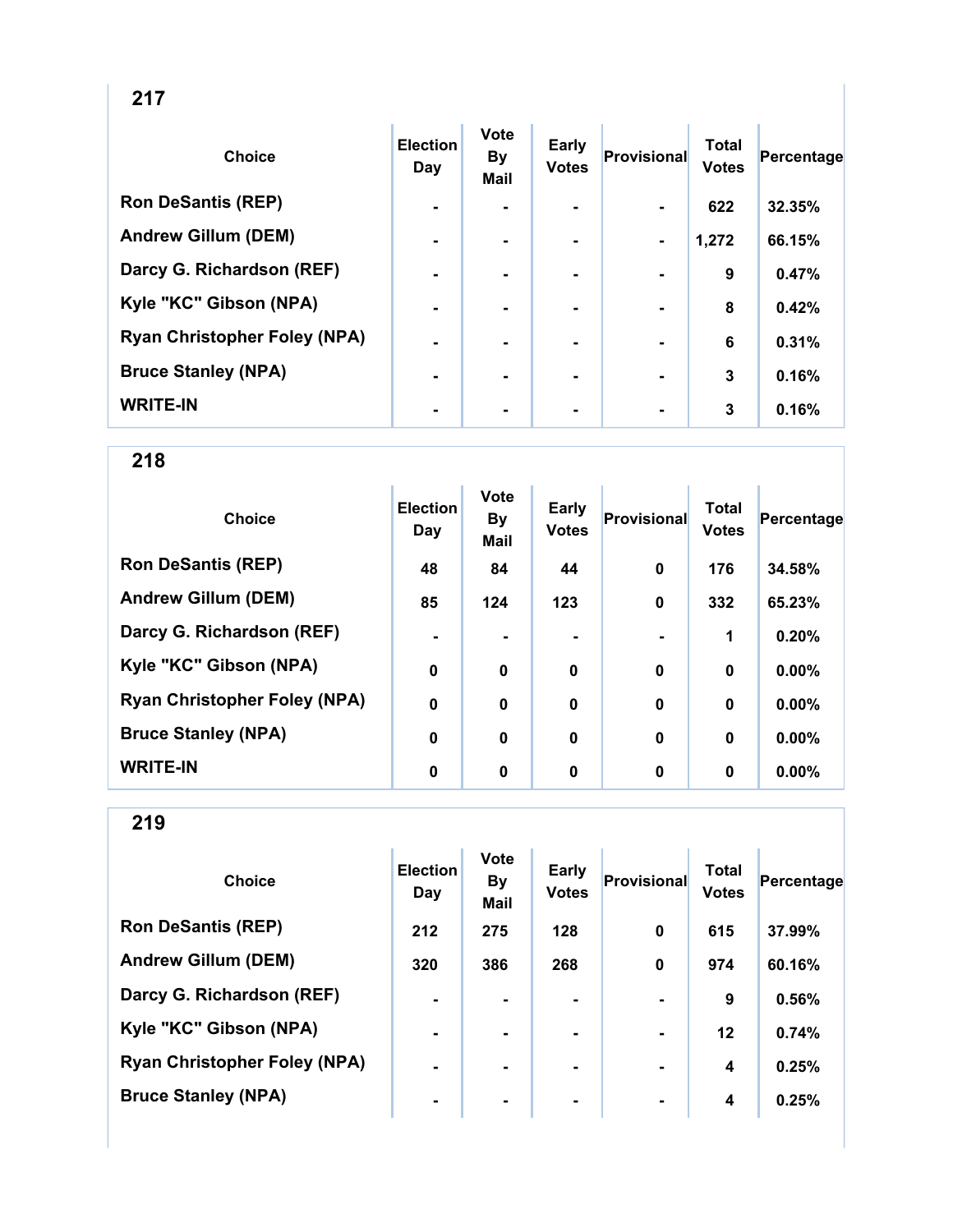## 217

| Choice | Election Day | Vote By Mail | Early Votes | Provisional | Total Votes | Percentage |
|---|---|---|---|---|---|---|
| Ron DeSantis (REP) | - | - | - | - | 622 | 32.35% |
| Andrew Gillum (DEM) | - | - | - | - | 1,272 | 66.15% |
| Darcy G. Richardson (REF) | - | - | - | - | 9 | 0.47% |
| Kyle "KC" Gibson (NPA) | - | - | - | - | 8 | 0.42% |
| Ryan Christopher Foley (NPA) | - | - | - | - | 6 | 0.31% |
| Bruce Stanley (NPA) | - | - | - | - | 3 | 0.16% |
| WRITE-IN | - | - | - | - | 3 | 0.16% |

## 218

| Choice | Election Day | Vote By Mail | Early Votes | Provisional | Total Votes | Percentage |
|---|---|---|---|---|---|---|
| Ron DeSantis (REP) | 48 | 84 | 44 | 0 | 176 | 34.58% |
| Andrew Gillum (DEM) | 85 | 124 | 123 | 0 | 332 | 65.23% |
| Darcy G. Richardson (REF) | - | - | - | - | 1 | 0.20% |
| Kyle "KC" Gibson (NPA) | 0 | 0 | 0 | 0 | 0 | 0.00% |
| Ryan Christopher Foley (NPA) | 0 | 0 | 0 | 0 | 0 | 0.00% |
| Bruce Stanley (NPA) | 0 | 0 | 0 | 0 | 0 | 0.00% |
| WRITE-IN | 0 | 0 | 0 | 0 | 0 | 0.00% |

## 219

| Choice | Election Day | Vote By Mail | Early Votes | Provisional | Total Votes | Percentage |
|---|---|---|---|---|---|---|
| Ron DeSantis (REP) | 212 | 275 | 128 | 0 | 615 | 37.99% |
| Andrew Gillum (DEM) | 320 | 386 | 268 | 0 | 974 | 60.16% |
| Darcy G. Richardson (REF) | - | - | - | - | 9 | 0.56% |
| Kyle "KC" Gibson (NPA) | - | - | - | - | 12 | 0.74% |
| Ryan Christopher Foley (NPA) | - | - | - | - | 4 | 0.25% |
| Bruce Stanley (NPA) | - | - | - | - | 4 | 0.25% |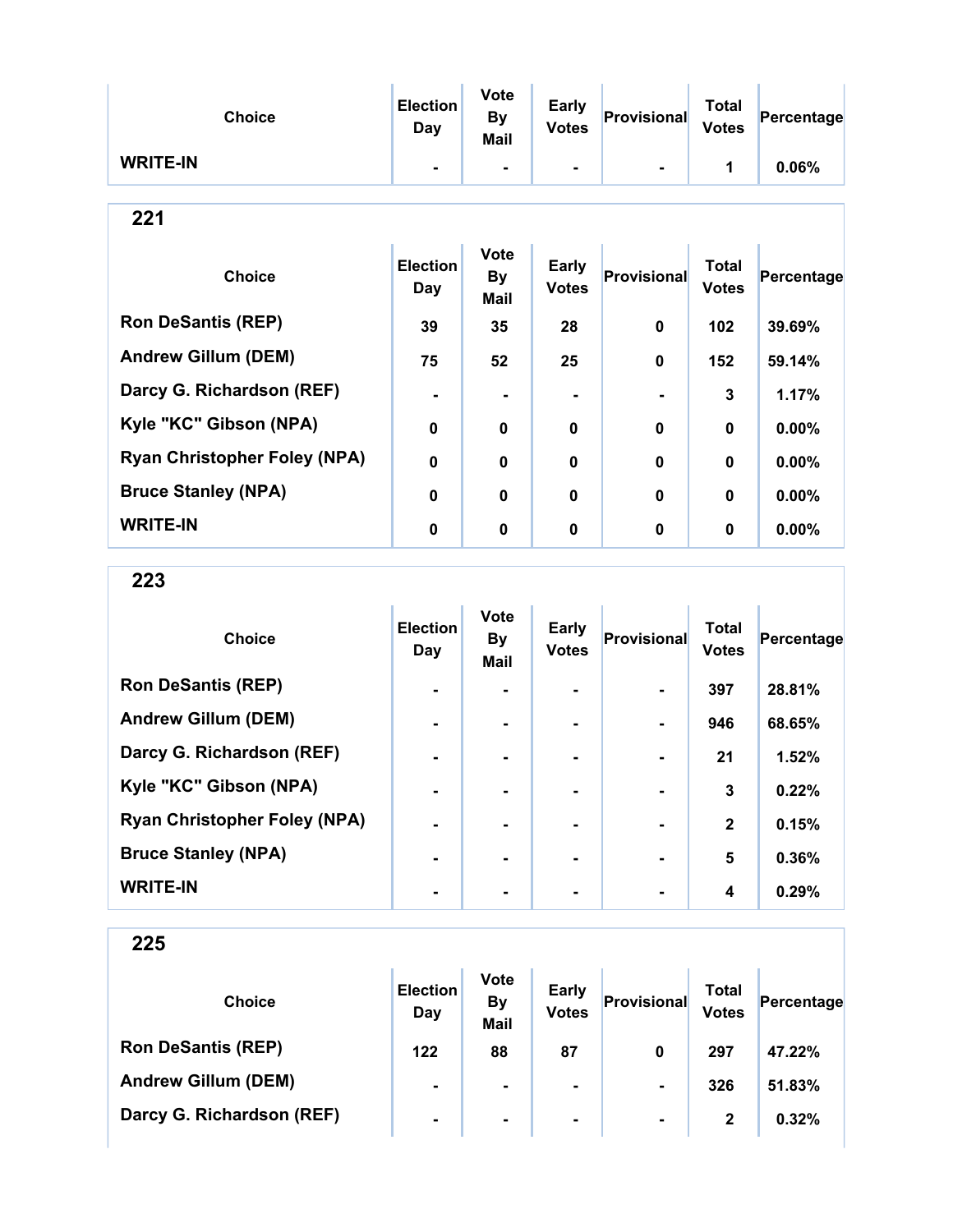| Choice | Election Day | Vote By Mail | Early Votes | Provisional | Total Votes | Percentage |
|---|---|---|---|---|---|---|
| WRITE-IN | - | - | - | - | 1 | 0.06% |

## 221

| Choice | Election Day | Vote By Mail | Early Votes | Provisional | Total Votes | Percentage |
|---|---|---|---|---|---|---|
| Ron DeSantis (REP) | 39 | 35 | 28 | 0 | 102 | 39.69% |
| Andrew Gillum (DEM) | 75 | 52 | 25 | 0 | 152 | 59.14% |
| Darcy G. Richardson (REF) | - | - | - | - | 3 | 1.17% |
| Kyle "KC" Gibson (NPA) | 0 | 0 | 0 | 0 | 0 | 0.00% |
| Ryan Christopher Foley (NPA) | 0 | 0 | 0 | 0 | 0 | 0.00% |
| Bruce Stanley (NPA) | 0 | 0 | 0 | 0 | 0 | 0.00% |
| WRITE-IN | 0 | 0 | 0 | 0 | 0 | 0.00% |

## 223

| Choice | Election Day | Vote By Mail | Early Votes | Provisional | Total Votes | Percentage |
|---|---|---|---|---|---|---|
| Ron DeSantis (REP) | - | - | - | - | 397 | 28.81% |
| Andrew Gillum (DEM) | - | - | - | - | 946 | 68.65% |
| Darcy G. Richardson (REF) | - | - | - | - | 21 | 1.52% |
| Kyle "KC" Gibson (NPA) | - | - | - | - | 3 | 0.22% |
| Ryan Christopher Foley (NPA) | - | - | - | - | 2 | 0.15% |
| Bruce Stanley (NPA) | - | - | - | - | 5 | 0.36% |
| WRITE-IN | - | - | - | - | 4 | 0.29% |

## 225

| Choice | Election Day | Vote By Mail | Early Votes | Provisional | Total Votes | Percentage |
|---|---|---|---|---|---|---|
| Ron DeSantis (REP) | 122 | 88 | 87 | 0 | 297 | 47.22% |
| Andrew Gillum (DEM) | - | - | - | - | 326 | 51.83% |
| Darcy G. Richardson (REF) | - | - | - | - | 2 | 0.32% |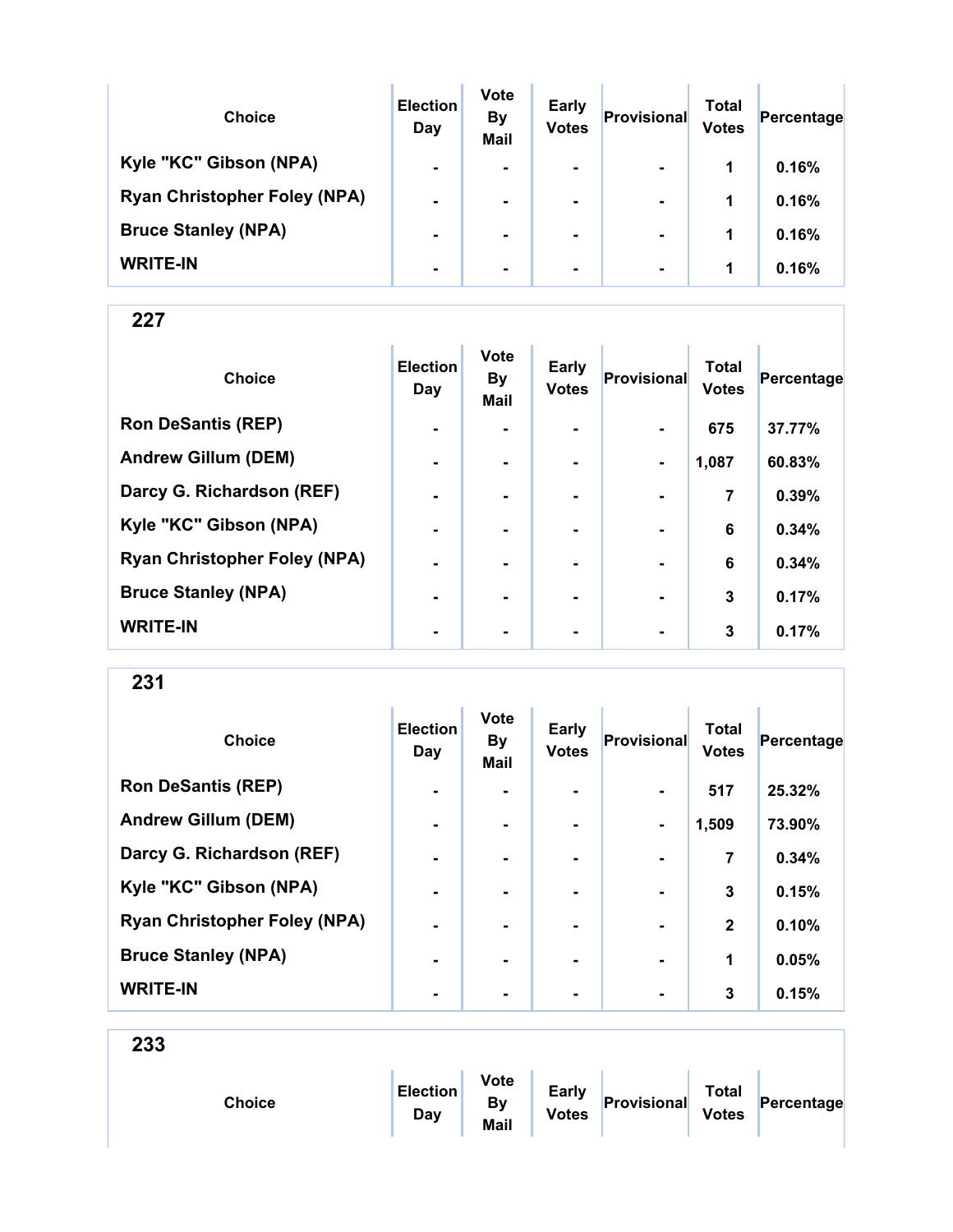| Choice | Election Day | Vote By Mail | Early Votes | Provisional | Total Votes | Percentage |
|---|---|---|---|---|---|---|
| Kyle "KC" Gibson (NPA) | - | - | - | - | 1 | 0.16% |
| Ryan Christopher Foley (NPA) | - | - | - | - | 1 | 0.16% |
| Bruce Stanley (NPA) | - | - | - | - | 1 | 0.16% |
| WRITE-IN | - | - | - | - | 1 | 0.16% |

## 227

| Choice | Election Day | Vote By Mail | Early Votes | Provisional | Total Votes | Percentage |
|---|---|---|---|---|---|---|
| Ron DeSantis (REP) | - | - | - | - | 675 | 37.77% |
| Andrew Gillum (DEM) | - | - | - | - | 1,087 | 60.83% |
| Darcy G. Richardson (REF) | - | - | - | - | 7 | 0.39% |
| Kyle "KC" Gibson (NPA) | - | - | - | - | 6 | 0.34% |
| Ryan Christopher Foley (NPA) | - | - | - | - | 6 | 0.34% |
| Bruce Stanley (NPA) | - | - | - | - | 3 | 0.17% |
| WRITE-IN | - | - | - | - | 3 | 0.17% |

## 231

| Choice | Election Day | Vote By Mail | Early Votes | Provisional | Total Votes | Percentage |
|---|---|---|---|---|---|---|
| Ron DeSantis (REP) | - | - | - | - | 517 | 25.32% |
| Andrew Gillum (DEM) | - | - | - | - | 1,509 | 73.90% |
| Darcy G. Richardson (REF) | - | - | - | - | 7 | 0.34% |
| Kyle "KC" Gibson (NPA) | - | - | - | - | 3 | 0.15% |
| Ryan Christopher Foley (NPA) | - | - | - | - | 2 | 0.10% |
| Bruce Stanley (NPA) | - | - | - | - | 1 | 0.05% |
| WRITE-IN | - | - | - | - | 3 | 0.15% |

## 233

| Choice | Election Day | Vote By Mail | Early Votes | Provisional | Total Votes | Percentage |
|---|---|---|---|---|---|---|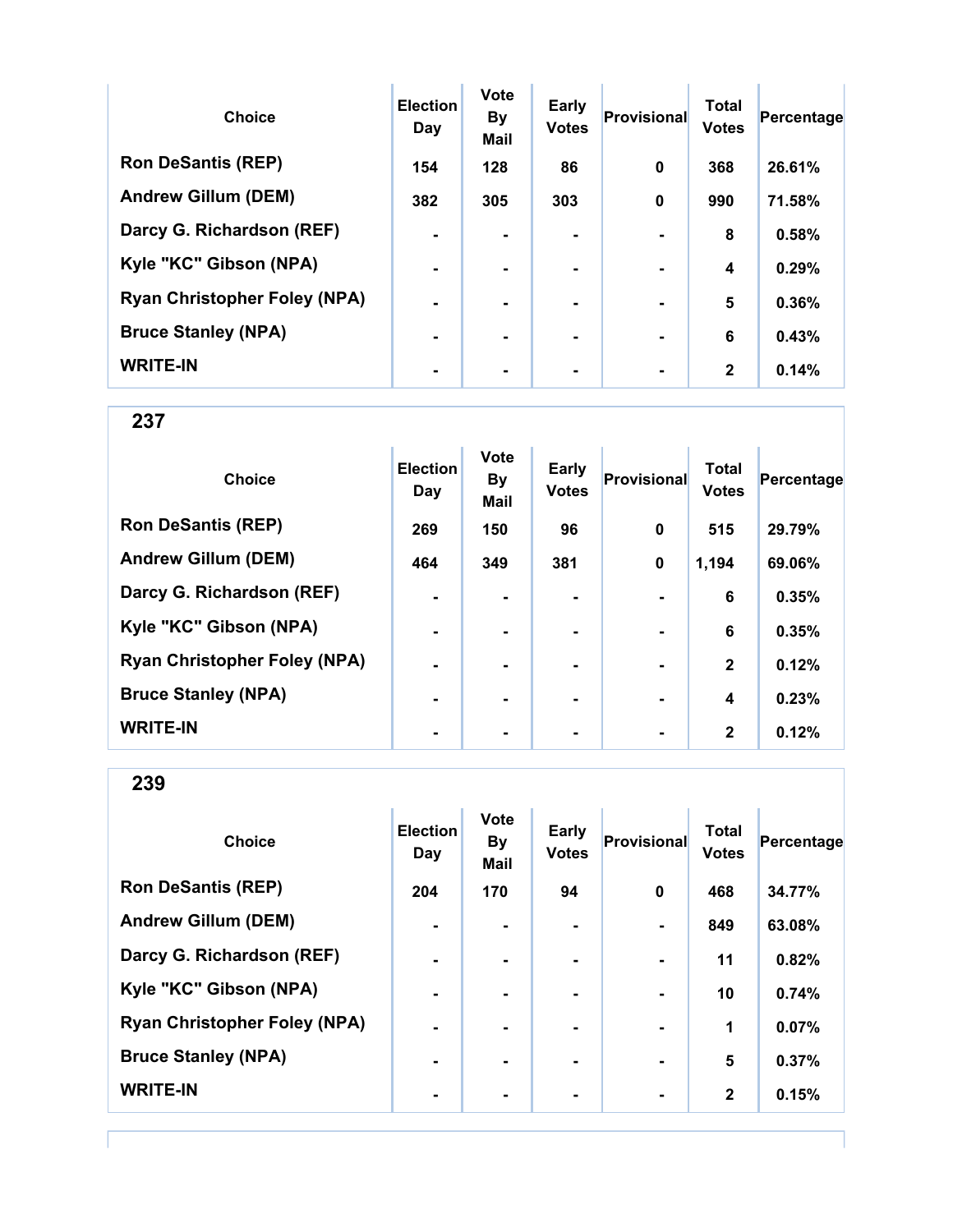| Choice | Election Day | Vote By Mail | Early Votes | Provisional | Total Votes | Percentage |
|---|---|---|---|---|---|---|
| Ron DeSantis (REP) | 154 | 128 | 86 | 0 | 368 | 26.61% |
| Andrew Gillum (DEM) | 382 | 305 | 303 | 0 | 990 | 71.58% |
| Darcy G. Richardson (REF) | - | - | - | - | 8 | 0.58% |
| Kyle "KC" Gibson (NPA) | - | - | - | - | 4 | 0.29% |
| Ryan Christopher Foley (NPA) | - | - | - | - | 5 | 0.36% |
| Bruce Stanley (NPA) | - | - | - | - | 6 | 0.43% |
| WRITE-IN | - | - | - | - | 2 | 0.14% |

## 237

| Choice | Election Day | Vote By Mail | Early Votes | Provisional | Total Votes | Percentage |
|---|---|---|---|---|---|---|
| Ron DeSantis (REP) | 269 | 150 | 96 | 0 | 515 | 29.79% |
| Andrew Gillum (DEM) | 464 | 349 | 381 | 0 | 1,194 | 69.06% |
| Darcy G. Richardson (REF) | - | - | - | - | 6 | 0.35% |
| Kyle "KC" Gibson (NPA) | - | - | - | - | 6 | 0.35% |
| Ryan Christopher Foley (NPA) | - | - | - | - | 2 | 0.12% |
| Bruce Stanley (NPA) | - | - | - | - | 4 | 0.23% |
| WRITE-IN | - | - | - | - | 2 | 0.12% |

## 239

| Choice | Election Day | Vote By Mail | Early Votes | Provisional | Total Votes | Percentage |
|---|---|---|---|---|---|---|
| Ron DeSantis (REP) | 204 | 170 | 94 | 0 | 468 | 34.77% |
| Andrew Gillum (DEM) | - | - | - | - | 849 | 63.08% |
| Darcy G. Richardson (REF) | - | - | - | - | 11 | 0.82% |
| Kyle "KC" Gibson (NPA) | - | - | - | - | 10 | 0.74% |
| Ryan Christopher Foley (NPA) | - | - | - | - | 1 | 0.07% |
| Bruce Stanley (NPA) | - | - | - | - | 5 | 0.37% |
| WRITE-IN | - | - | - | - | 2 | 0.15% |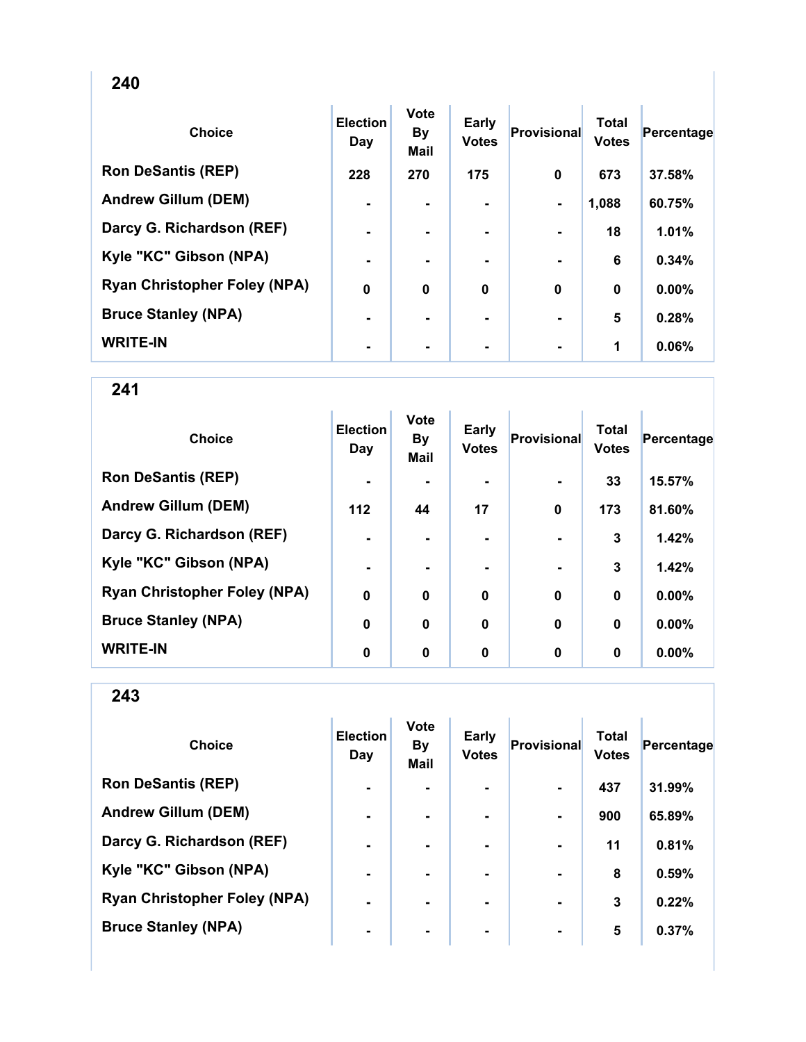## 240

| Choice | Election Day | Vote By Mail | Early Votes | Provisional | Total Votes | Percentage |
|---|---|---|---|---|---|---|
| Ron DeSantis (REP) | 228 | 270 | 175 | 0 | 673 | 37.58% |
| Andrew Gillum (DEM) | - | - | - | - | 1,088 | 60.75% |
| Darcy G. Richardson (REF) | - | - | - | - | 18 | 1.01% |
| Kyle "KC" Gibson (NPA) | - | - | - | - | 6 | 0.34% |
| Ryan Christopher Foley (NPA) | 0 | 0 | 0 | 0 | 0 | 0.00% |
| Bruce Stanley (NPA) | - | - | - | - | 5 | 0.28% |
| WRITE-IN | - | - | - | - | 1 | 0.06% |

## 241

| Choice | Election Day | Vote By Mail | Early Votes | Provisional | Total Votes | Percentage |
|---|---|---|---|---|---|---|
| Ron DeSantis (REP) | - | - | - | - | 33 | 15.57% |
| Andrew Gillum (DEM) | 112 | 44 | 17 | 0 | 173 | 81.60% |
| Darcy G. Richardson (REF) | - | - | - | - | 3 | 1.42% |
| Kyle "KC" Gibson (NPA) | - | - | - | - | 3 | 1.42% |
| Ryan Christopher Foley (NPA) | 0 | 0 | 0 | 0 | 0 | 0.00% |
| Bruce Stanley (NPA) | 0 | 0 | 0 | 0 | 0 | 0.00% |
| WRITE-IN | 0 | 0 | 0 | 0 | 0 | 0.00% |

## 243

| Choice | Election Day | Vote By Mail | Early Votes | Provisional | Total Votes | Percentage |
|---|---|---|---|---|---|---|
| Ron DeSantis (REP) | - | - | - | - | 437 | 31.99% |
| Andrew Gillum (DEM) | - | - | - | - | 900 | 65.89% |
| Darcy G. Richardson (REF) | - | - | - | - | 11 | 0.81% |
| Kyle "KC" Gibson (NPA) | - | - | - | - | 8 | 0.59% |
| Ryan Christopher Foley (NPA) | - | - | - | - | 3 | 0.22% |
| Bruce Stanley (NPA) | - | - | - | - | 5 | 0.37% |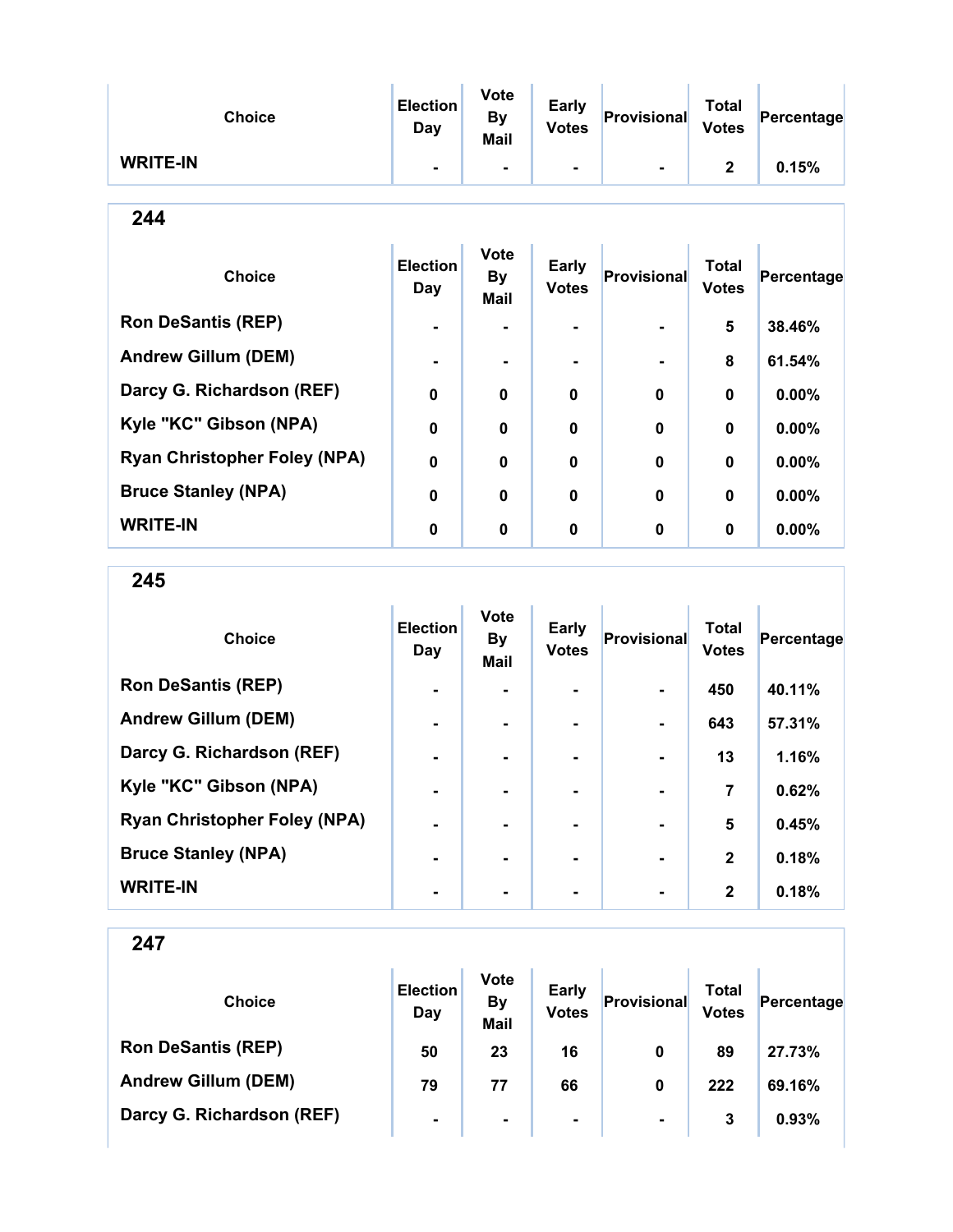| Choice | Election Day | Vote By Mail | Early Votes | Provisional | Total Votes | Percentage |
|---|---|---|---|---|---|---|
| WRITE-IN | - | - | - | - | 2 | 0.15% |

## 244

| Choice | Election Day | Vote By Mail | Early Votes | Provisional | Total Votes | Percentage |
|---|---|---|---|---|---|---|
| Ron DeSantis (REP) | - | - | - | - | 5 | 38.46% |
| Andrew Gillum (DEM) | - | - | - | - | 8 | 61.54% |
| Darcy G. Richardson (REF) | 0 | 0 | 0 | 0 | 0 | 0.00% |
| Kyle "KC" Gibson (NPA) | 0 | 0 | 0 | 0 | 0 | 0.00% |
| Ryan Christopher Foley (NPA) | 0 | 0 | 0 | 0 | 0 | 0.00% |
| Bruce Stanley (NPA) | 0 | 0 | 0 | 0 | 0 | 0.00% |
| WRITE-IN | 0 | 0 | 0 | 0 | 0 | 0.00% |

## 245

| Choice | Election Day | Vote By Mail | Early Votes | Provisional | Total Votes | Percentage |
|---|---|---|---|---|---|---|
| Ron DeSantis (REP) | - | - | - | - | 450 | 40.11% |
| Andrew Gillum (DEM) | - | - | - | - | 643 | 57.31% |
| Darcy G. Richardson (REF) | - | - | - | - | 13 | 1.16% |
| Kyle "KC" Gibson (NPA) | - | - | - | - | 7 | 0.62% |
| Ryan Christopher Foley (NPA) | - | - | - | - | 5 | 0.45% |
| Bruce Stanley (NPA) | - | - | - | - | 2 | 0.18% |
| WRITE-IN | - | - | - | - | 2 | 0.18% |

## 247

| Choice | Election Day | Vote By Mail | Early Votes | Provisional | Total Votes | Percentage |
|---|---|---|---|---|---|---|
| Ron DeSantis (REP) | 50 | 23 | 16 | 0 | 89 | 27.73% |
| Andrew Gillum (DEM) | 79 | 77 | 66 | 0 | 222 | 69.16% |
| Darcy G. Richardson (REF) | - | - | - | - | 3 | 0.93% |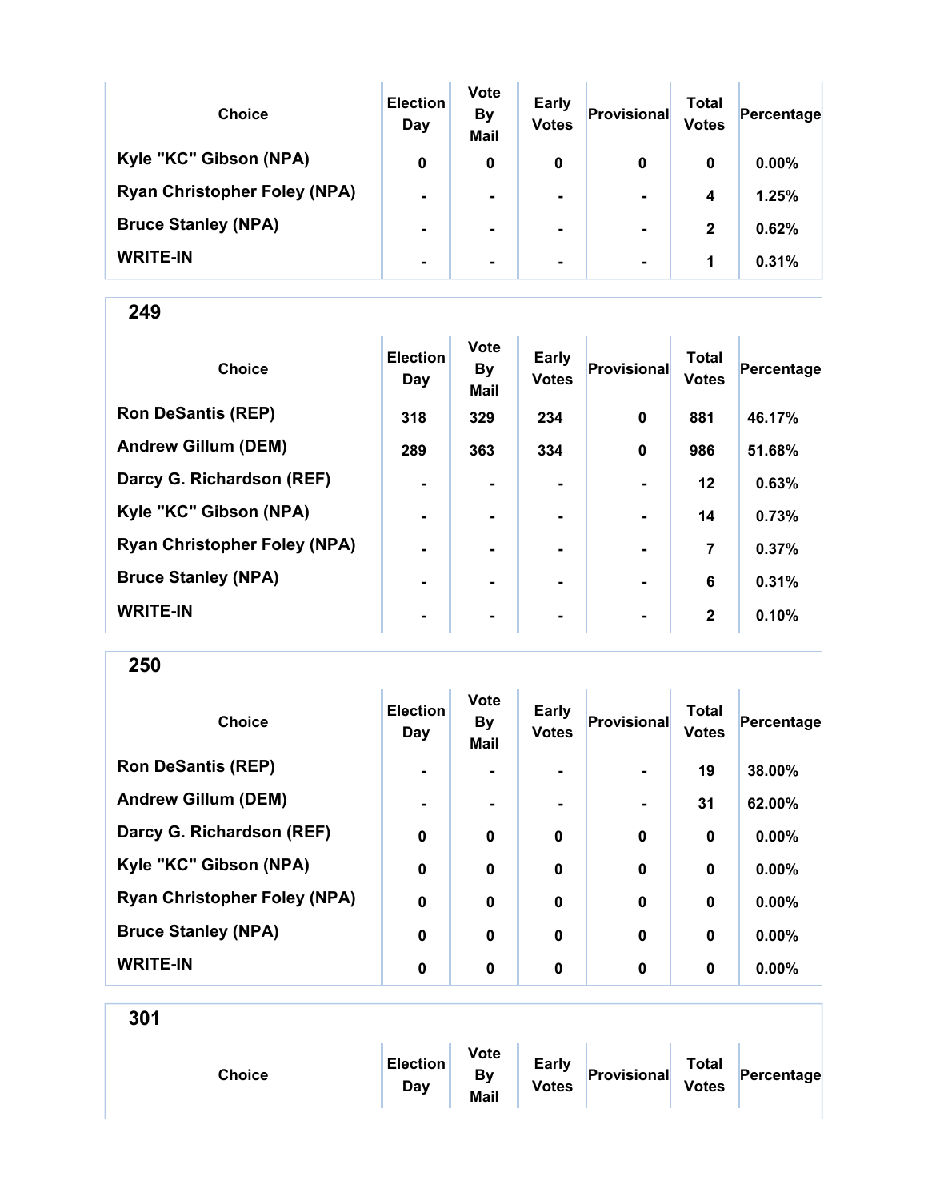| Choice | Election Day | Vote By Mail | Early Votes | Provisional | Total Votes | Percentage |
|---|---|---|---|---|---|---|
| Kyle "KC" Gibson (NPA) | 0 | 0 | 0 | 0 | 0 | 0.00% |
| Ryan Christopher Foley (NPA) | - | - | - | - | 4 | 1.25% |
| Bruce Stanley (NPA) | - | - | - | - | 2 | 0.62% |
| WRITE-IN | - | - | - | - | 1 | 0.31% |

## 249

| Choice | Election Day | Vote By Mail | Early Votes | Provisional | Total Votes | Percentage |
|---|---|---|---|---|---|---|
| Ron DeSantis (REP) | 318 | 329 | 234 | 0 | 881 | 46.17% |
| Andrew Gillum (DEM) | 289 | 363 | 334 | 0 | 986 | 51.68% |
| Darcy G. Richardson (REF) | - | - | - | - | 12 | 0.63% |
| Kyle "KC" Gibson (NPA) | - | - | - | - | 14 | 0.73% |
| Ryan Christopher Foley (NPA) | - | - | - | - | 7 | 0.37% |
| Bruce Stanley (NPA) | - | - | - | - | 6 | 0.31% |
| WRITE-IN | - | - | - | - | 2 | 0.10% |

## 250

| Choice | Election Day | Vote By Mail | Early Votes | Provisional | Total Votes | Percentage |
|---|---|---|---|---|---|---|
| Ron DeSantis (REP) | - | - | - | - | 19 | 38.00% |
| Andrew Gillum (DEM) | - | - | - | - | 31 | 62.00% |
| Darcy G. Richardson (REF) | 0 | 0 | 0 | 0 | 0 | 0.00% |
| Kyle "KC" Gibson (NPA) | 0 | 0 | 0 | 0 | 0 | 0.00% |
| Ryan Christopher Foley (NPA) | 0 | 0 | 0 | 0 | 0 | 0.00% |
| Bruce Stanley (NPA) | 0 | 0 | 0 | 0 | 0 | 0.00% |
| WRITE-IN | 0 | 0 | 0 | 0 | 0 | 0.00% |

## 301

| Choice | Election Day | Vote By Mail | Early Votes | Provisional | Total Votes | Percentage |
|---|---|---|---|---|---|---|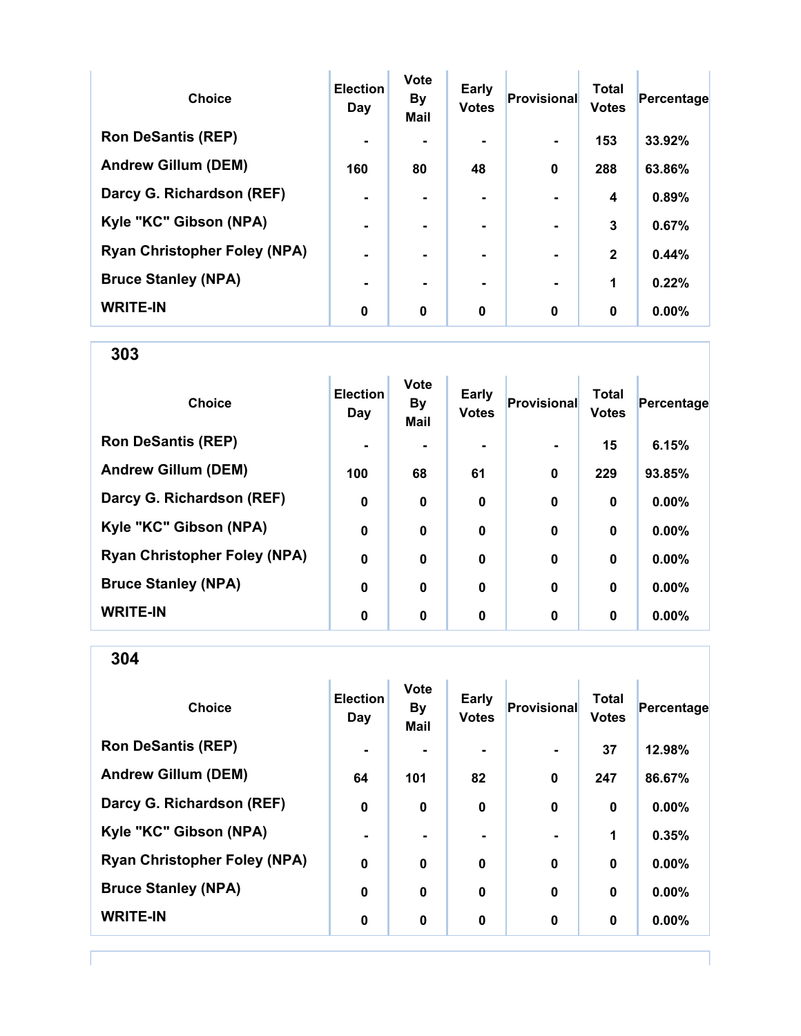| Choice | Election Day | Vote By Mail | Early Votes | Provisional | Total Votes | Percentage |
|---|---|---|---|---|---|---|
| Ron DeSantis (REP) | - | - | - | - | 153 | 33.92% |
| Andrew Gillum (DEM) | 160 | 80 | 48 | 0 | 288 | 63.86% |
| Darcy G. Richardson (REF) | - | - | - | - | 4 | 0.89% |
| Kyle "KC" Gibson (NPA) | - | - | - | - | 3 | 0.67% |
| Ryan Christopher Foley (NPA) | - | - | - | - | 2 | 0.44% |
| Bruce Stanley (NPA) | - | - | - | - | 1 | 0.22% |
| WRITE-IN | 0 | 0 | 0 | 0 | 0 | 0.00% |

## 303

| Choice | Election Day | Vote By Mail | Early Votes | Provisional | Total Votes | Percentage |
|---|---|---|---|---|---|---|
| Ron DeSantis (REP) | - | - | - | - | 15 | 6.15% |
| Andrew Gillum (DEM) | 100 | 68 | 61 | 0 | 229 | 93.85% |
| Darcy G. Richardson (REF) | 0 | 0 | 0 | 0 | 0 | 0.00% |
| Kyle "KC" Gibson (NPA) | 0 | 0 | 0 | 0 | 0 | 0.00% |
| Ryan Christopher Foley (NPA) | 0 | 0 | 0 | 0 | 0 | 0.00% |
| Bruce Stanley (NPA) | 0 | 0 | 0 | 0 | 0 | 0.00% |
| WRITE-IN | 0 | 0 | 0 | 0 | 0 | 0.00% |

## 304

| Choice | Election Day | Vote By Mail | Early Votes | Provisional | Total Votes | Percentage |
|---|---|---|---|---|---|---|
| Ron DeSantis (REP) | - | - | - | - | 37 | 12.98% |
| Andrew Gillum (DEM) | 64 | 101 | 82 | 0 | 247 | 86.67% |
| Darcy G. Richardson (REF) | 0 | 0 | 0 | 0 | 0 | 0.00% |
| Kyle "KC" Gibson (NPA) | - | - | - | - | 1 | 0.35% |
| Ryan Christopher Foley (NPA) | 0 | 0 | 0 | 0 | 0 | 0.00% |
| Bruce Stanley (NPA) | 0 | 0 | 0 | 0 | 0 | 0.00% |
| WRITE-IN | 0 | 0 | 0 | 0 | 0 | 0.00% |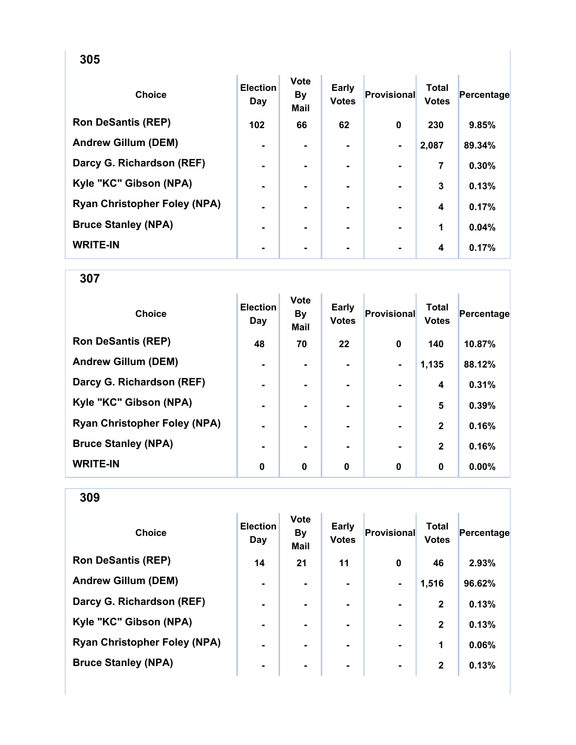## 305

| Choice | Election Day | Vote By Mail | Early Votes | Provisional | Total Votes | Percentage |
|---|---|---|---|---|---|---|
| Ron DeSantis (REP) | 102 | 66 | 62 | 0 | 230 | 9.85% |
| Andrew Gillum (DEM) | - | - | - | - | 2,087 | 89.34% |
| Darcy G. Richardson (REF) | - | - | - | - | 7 | 0.30% |
| Kyle "KC" Gibson (NPA) | - | - | - | - | 3 | 0.13% |
| Ryan Christopher Foley (NPA) | - | - | - | - | 4 | 0.17% |
| Bruce Stanley (NPA) | - | - | - | - | 1 | 0.04% |
| WRITE-IN | - | - | - | - | 4 | 0.17% |

## 307

| Choice | Election Day | Vote By Mail | Early Votes | Provisional | Total Votes | Percentage |
|---|---|---|---|---|---|---|
| Ron DeSantis (REP) | 48 | 70 | 22 | 0 | 140 | 10.87% |
| Andrew Gillum (DEM) | - | - | - | - | 1,135 | 88.12% |
| Darcy G. Richardson (REF) | - | - | - | - | 4 | 0.31% |
| Kyle "KC" Gibson (NPA) | - | - | - | - | 5 | 0.39% |
| Ryan Christopher Foley (NPA) | - | - | - | - | 2 | 0.16% |
| Bruce Stanley (NPA) | - | - | - | - | 2 | 0.16% |
| WRITE-IN | 0 | 0 | 0 | 0 | 0 | 0.00% |

## 309

| Choice | Election Day | Vote By Mail | Early Votes | Provisional | Total Votes | Percentage |
|---|---|---|---|---|---|---|
| Ron DeSantis (REP) | 14 | 21 | 11 | 0 | 46 | 2.93% |
| Andrew Gillum (DEM) | - | - | - | - | 1,516 | 96.62% |
| Darcy G. Richardson (REF) | - | - | - | - | 2 | 0.13% |
| Kyle "KC" Gibson (NPA) | - | - | - | - | 2 | 0.13% |
| Ryan Christopher Foley (NPA) | - | - | - | - | 1 | 0.06% |
| Bruce Stanley (NPA) | - | - | - | - | 2 | 0.13% |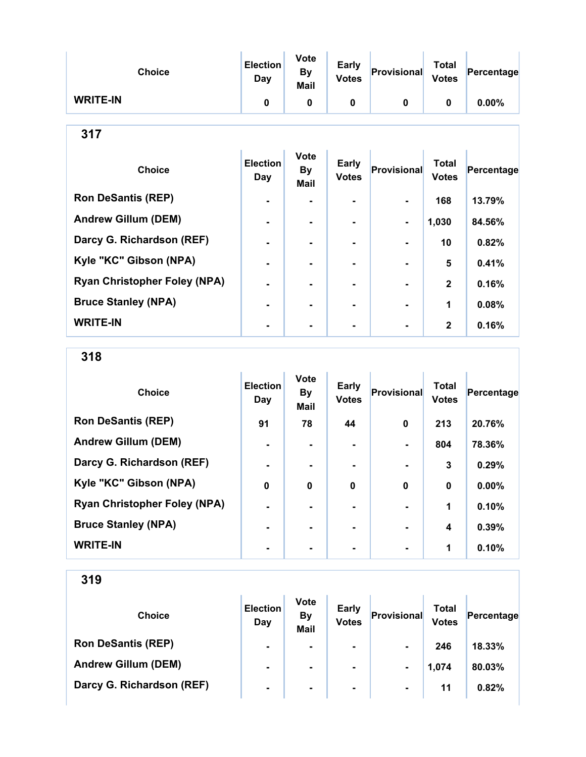| Choice | Election Day | Vote By Mail | Early Votes | Provisional | Total Votes | Percentage |
|---|---|---|---|---|---|---|
| WRITE-IN | 0 | 0 | 0 | 0 | 0 | 0.00% |

## 317

| Choice | Election Day | Vote By Mail | Early Votes | Provisional | Total Votes | Percentage |
|---|---|---|---|---|---|---|
| Ron DeSantis (REP) | - | - | - | - | 168 | 13.79% |
| Andrew Gillum (DEM) | - | - | - | - | 1,030 | 84.56% |
| Darcy G. Richardson (REF) | - | - | - | - | 10 | 0.82% |
| Kyle "KC" Gibson (NPA) | - | - | - | - | 5 | 0.41% |
| Ryan Christopher Foley (NPA) | - | - | - | - | 2 | 0.16% |
| Bruce Stanley (NPA) | - | - | - | - | 1 | 0.08% |
| WRITE-IN | - | - | - | - | 2 | 0.16% |

## 318

| Choice | Election Day | Vote By Mail | Early Votes | Provisional | Total Votes | Percentage |
|---|---|---|---|---|---|---|
| Ron DeSantis (REP) | 91 | 78 | 44 | 0 | 213 | 20.76% |
| Andrew Gillum (DEM) | - | - | - | - | 804 | 78.36% |
| Darcy G. Richardson (REF) | - | - | - | - | 3 | 0.29% |
| Kyle "KC" Gibson (NPA) | 0 | 0 | 0 | 0 | 0 | 0.00% |
| Ryan Christopher Foley (NPA) | - | - | - | - | 1 | 0.10% |
| Bruce Stanley (NPA) | - | - | - | - | 4 | 0.39% |
| WRITE-IN | - | - | - | - | 1 | 0.10% |

## 319

| Choice | Election Day | Vote By Mail | Early Votes | Provisional | Total Votes | Percentage |
|---|---|---|---|---|---|---|
| Ron DeSantis (REP) | - | - | - | - | 246 | 18.33% |
| Andrew Gillum (DEM) | - | - | - | - | 1,074 | 80.03% |
| Darcy G. Richardson (REF) | - | - | - | - | 11 | 0.82% |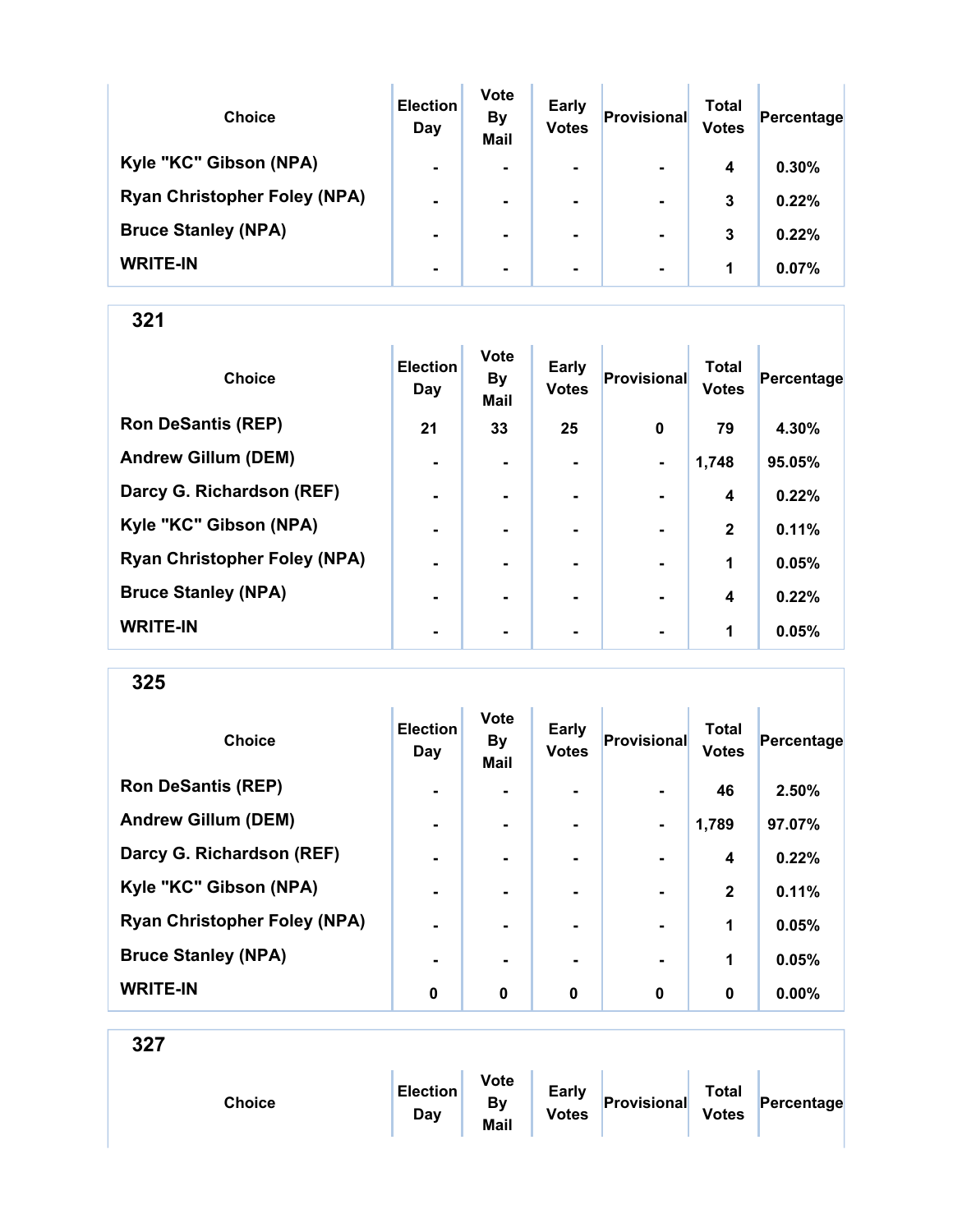| Choice | Election Day | Vote By Mail | Early Votes | Provisional | Total Votes | Percentage |
|---|---|---|---|---|---|---|
| Kyle "KC" Gibson (NPA) | - | - | - | - | 4 | 0.30% |
| Ryan Christopher Foley (NPA) | - | - | - | - | 3 | 0.22% |
| Bruce Stanley (NPA) | - | - | - | - | 3 | 0.22% |
| WRITE-IN | - | - | - | - | 1 | 0.07% |

## 321

| Choice | Election Day | Vote By Mail | Early Votes | Provisional | Total Votes | Percentage |
|---|---|---|---|---|---|---|
| Ron DeSantis (REP) | 21 | 33 | 25 | 0 | 79 | 4.30% |
| Andrew Gillum (DEM) | - | - | - | - | 1,748 | 95.05% |
| Darcy G. Richardson (REF) | - | - | - | - | 4 | 0.22% |
| Kyle "KC" Gibson (NPA) | - | - | - | - | 2 | 0.11% |
| Ryan Christopher Foley (NPA) | - | - | - | - | 1 | 0.05% |
| Bruce Stanley (NPA) | - | - | - | - | 4 | 0.22% |
| WRITE-IN | - | - | - | - | 1 | 0.05% |

## 325

| Choice | Election Day | Vote By Mail | Early Votes | Provisional | Total Votes | Percentage |
|---|---|---|---|---|---|---|
| Ron DeSantis (REP) | - | - | - | - | 46 | 2.50% |
| Andrew Gillum (DEM) | - | - | - | - | 1,789 | 97.07% |
| Darcy G. Richardson (REF) | - | - | - | - | 4 | 0.22% |
| Kyle "KC" Gibson (NPA) | - | - | - | - | 2 | 0.11% |
| Ryan Christopher Foley (NPA) | - | - | - | - | 1 | 0.05% |
| Bruce Stanley (NPA) | - | - | - | - | 1 | 0.05% |
| WRITE-IN | 0 | 0 | 0 | 0 | 0 | 0.00% |

## 327

| Choice | Election Day | Vote By Mail | Early Votes | Provisional | Total Votes | Percentage |
|---|---|---|---|---|---|---|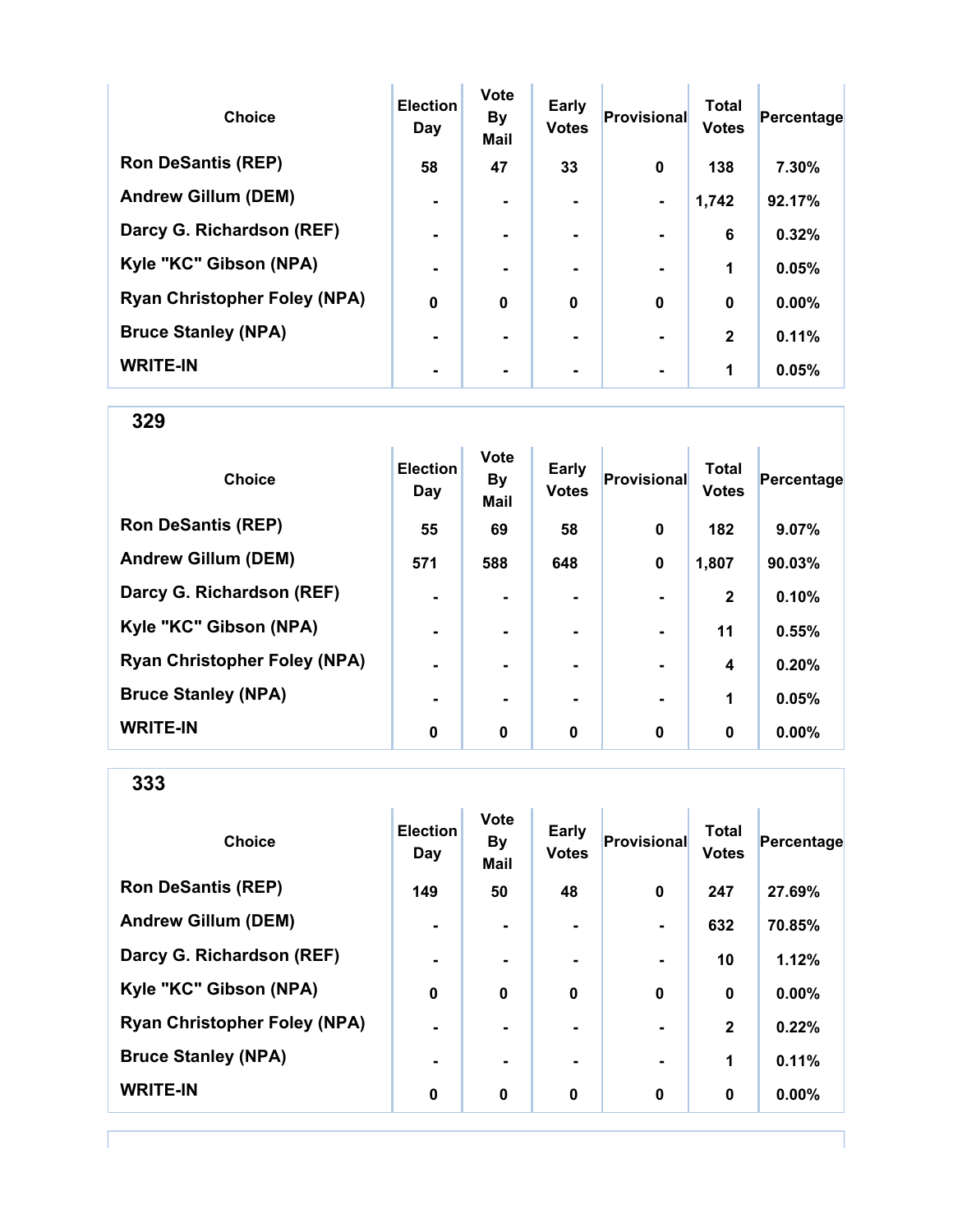| Choice | Election Day | Vote By Mail | Early Votes | Provisional | Total Votes | Percentage |
|---|---|---|---|---|---|---|
| Ron DeSantis (REP) | 58 | 47 | 33 | 0 | 138 | 7.30% |
| Andrew Gillum (DEM) | - | - | - | - | 1,742 | 92.17% |
| Darcy G. Richardson (REF) | - | - | - | - | 6 | 0.32% |
| Kyle "KC" Gibson (NPA) | - | - | - | - | 1 | 0.05% |
| Ryan Christopher Foley (NPA) | 0 | 0 | 0 | 0 | 0 | 0.00% |
| Bruce Stanley (NPA) | - | - | - | - | 2 | 0.11% |
| WRITE-IN | - | - | - | - | 1 | 0.05% |

## 329

| Choice | Election Day | Vote By Mail | Early Votes | Provisional | Total Votes | Percentage |
|---|---|---|---|---|---|---|
| Ron DeSantis (REP) | 55 | 69 | 58 | 0 | 182 | 9.07% |
| Andrew Gillum (DEM) | 571 | 588 | 648 | 0 | 1,807 | 90.03% |
| Darcy G. Richardson (REF) | - | - | - | - | 2 | 0.10% |
| Kyle "KC" Gibson (NPA) | - | - | - | - | 11 | 0.55% |
| Ryan Christopher Foley (NPA) | - | - | - | - | 4 | 0.20% |
| Bruce Stanley (NPA) | - | - | - | - | 1 | 0.05% |
| WRITE-IN | 0 | 0 | 0 | 0 | 0 | 0.00% |

## 333

| Choice | Election Day | Vote By Mail | Early Votes | Provisional | Total Votes | Percentage |
|---|---|---|---|---|---|---|
| Ron DeSantis (REP) | 149 | 50 | 48 | 0 | 247 | 27.69% |
| Andrew Gillum (DEM) | - | - | - | - | 632 | 70.85% |
| Darcy G. Richardson (REF) | - | - | - | - | 10 | 1.12% |
| Kyle "KC" Gibson (NPA) | 0 | 0 | 0 | 0 | 0 | 0.00% |
| Ryan Christopher Foley (NPA) | - | - | - | - | 2 | 0.22% |
| Bruce Stanley (NPA) | - | - | - | - | 1 | 0.11% |
| WRITE-IN | 0 | 0 | 0 | 0 | 0 | 0.00% |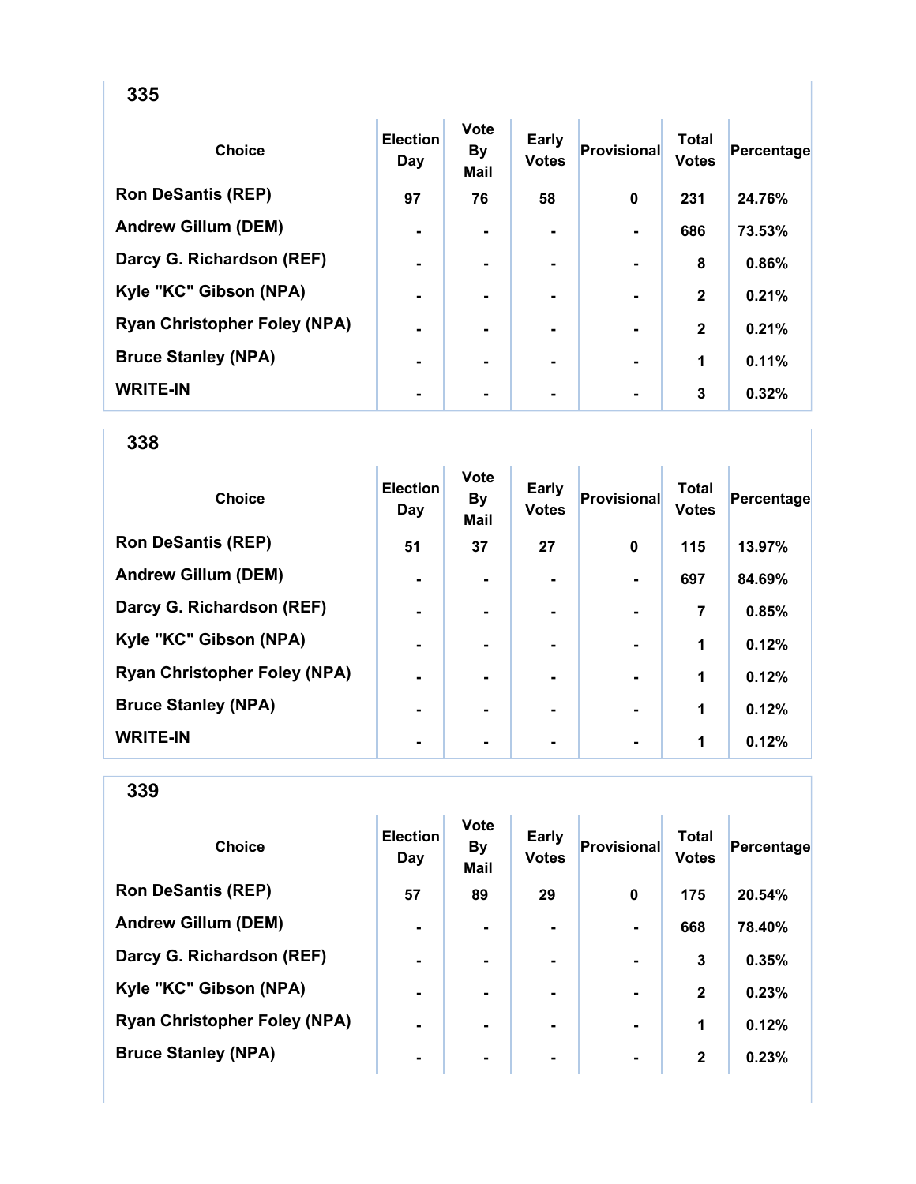## 335

| Choice | Election Day | Vote By Mail | Early Votes | Provisional | Total Votes | Percentage |
|---|---|---|---|---|---|---|
| Ron DeSantis (REP) | 97 | 76 | 58 | 0 | 231 | 24.76% |
| Andrew Gillum (DEM) | - | - | - | - | 686 | 73.53% |
| Darcy G. Richardson (REF) | - | - | - | - | 8 | 0.86% |
| Kyle "KC" Gibson (NPA) | - | - | - | - | 2 | 0.21% |
| Ryan Christopher Foley (NPA) | - | - | - | - | 2 | 0.21% |
| Bruce Stanley (NPA) | - | - | - | - | 1 | 0.11% |
| WRITE-IN | - | - | - | - | 3 | 0.32% |

## 338

| Choice | Election Day | Vote By Mail | Early Votes | Provisional | Total Votes | Percentage |
|---|---|---|---|---|---|---|
| Ron DeSantis (REP) | 51 | 37 | 27 | 0 | 115 | 13.97% |
| Andrew Gillum (DEM) | - | - | - | - | 697 | 84.69% |
| Darcy G. Richardson (REF) | - | - | - | - | 7 | 0.85% |
| Kyle "KC" Gibson (NPA) | - | - | - | - | 1 | 0.12% |
| Ryan Christopher Foley (NPA) | - | - | - | - | 1 | 0.12% |
| Bruce Stanley (NPA) | - | - | - | - | 1 | 0.12% |
| WRITE-IN | - | - | - | - | 1 | 0.12% |

## 339

| Choice | Election Day | Vote By Mail | Early Votes | Provisional | Total Votes | Percentage |
|---|---|---|---|---|---|---|
| Ron DeSantis (REP) | 57 | 89 | 29 | 0 | 175 | 20.54% |
| Andrew Gillum (DEM) | - | - | - | - | 668 | 78.40% |
| Darcy G. Richardson (REF) | - | - | - | - | 3 | 0.35% |
| Kyle "KC" Gibson (NPA) | - | - | - | - | 2 | 0.23% |
| Ryan Christopher Foley (NPA) | - | - | - | - | 1 | 0.12% |
| Bruce Stanley (NPA) | - | - | - | - | 2 | 0.23% |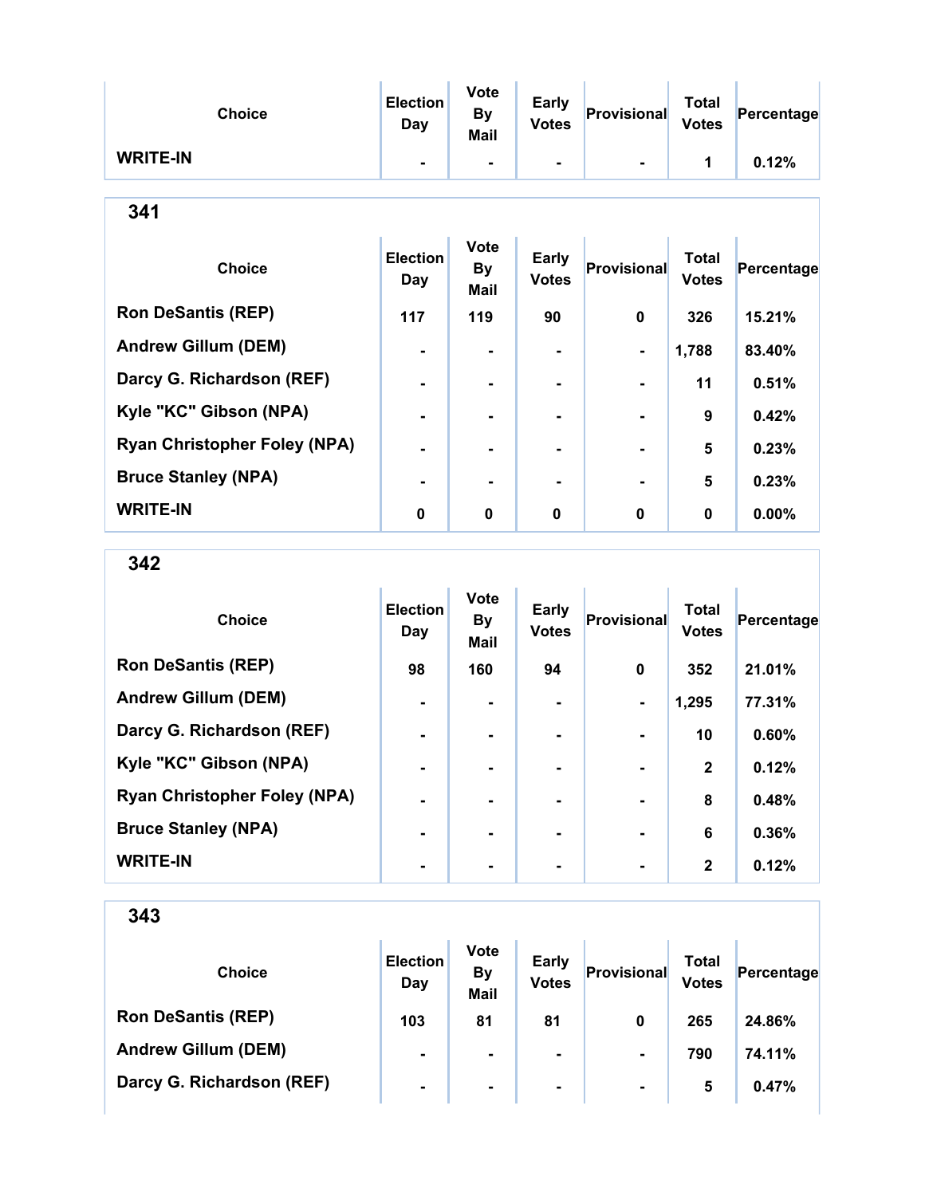| Choice | Election Day | Vote By Mail | Early Votes | Provisional | Total Votes | Percentage |
|---|---|---|---|---|---|---|
| WRITE-IN | - | - | - | - | 1 | 0.12% |

## 341

| Choice | Election Day | Vote By Mail | Early Votes | Provisional | Total Votes | Percentage |
|---|---|---|---|---|---|---|
| Ron DeSantis (REP) | 117 | 119 | 90 | 0 | 326 | 15.21% |
| Andrew Gillum (DEM) | - | - | - | - | 1,788 | 83.40% |
| Darcy G. Richardson (REF) | - | - | - | - | 11 | 0.51% |
| Kyle "KC" Gibson (NPA) | - | - | - | - | 9 | 0.42% |
| Ryan Christopher Foley (NPA) | - | - | - | - | 5 | 0.23% |
| Bruce Stanley (NPA) | - | - | - | - | 5 | 0.23% |
| WRITE-IN | 0 | 0 | 0 | 0 | 0 | 0.00% |

## 342

| Choice | Election Day | Vote By Mail | Early Votes | Provisional | Total Votes | Percentage |
|---|---|---|---|---|---|---|
| Ron DeSantis (REP) | 98 | 160 | 94 | 0 | 352 | 21.01% |
| Andrew Gillum (DEM) | - | - | - | - | 1,295 | 77.31% |
| Darcy G. Richardson (REF) | - | - | - | - | 10 | 0.60% |
| Kyle "KC" Gibson (NPA) | - | - | - | - | 2 | 0.12% |
| Ryan Christopher Foley (NPA) | - | - | - | - | 8 | 0.48% |
| Bruce Stanley (NPA) | - | - | - | - | 6 | 0.36% |
| WRITE-IN | - | - | - | - | 2 | 0.12% |

## 343

| Choice | Election Day | Vote By Mail | Early Votes | Provisional | Total Votes | Percentage |
|---|---|---|---|---|---|---|
| Ron DeSantis (REP) | 103 | 81 | 81 | 0 | 265 | 24.86% |
| Andrew Gillum (DEM) | - | - | - | - | 790 | 74.11% |
| Darcy G. Richardson (REF) | - | - | - | - | 5 | 0.47% |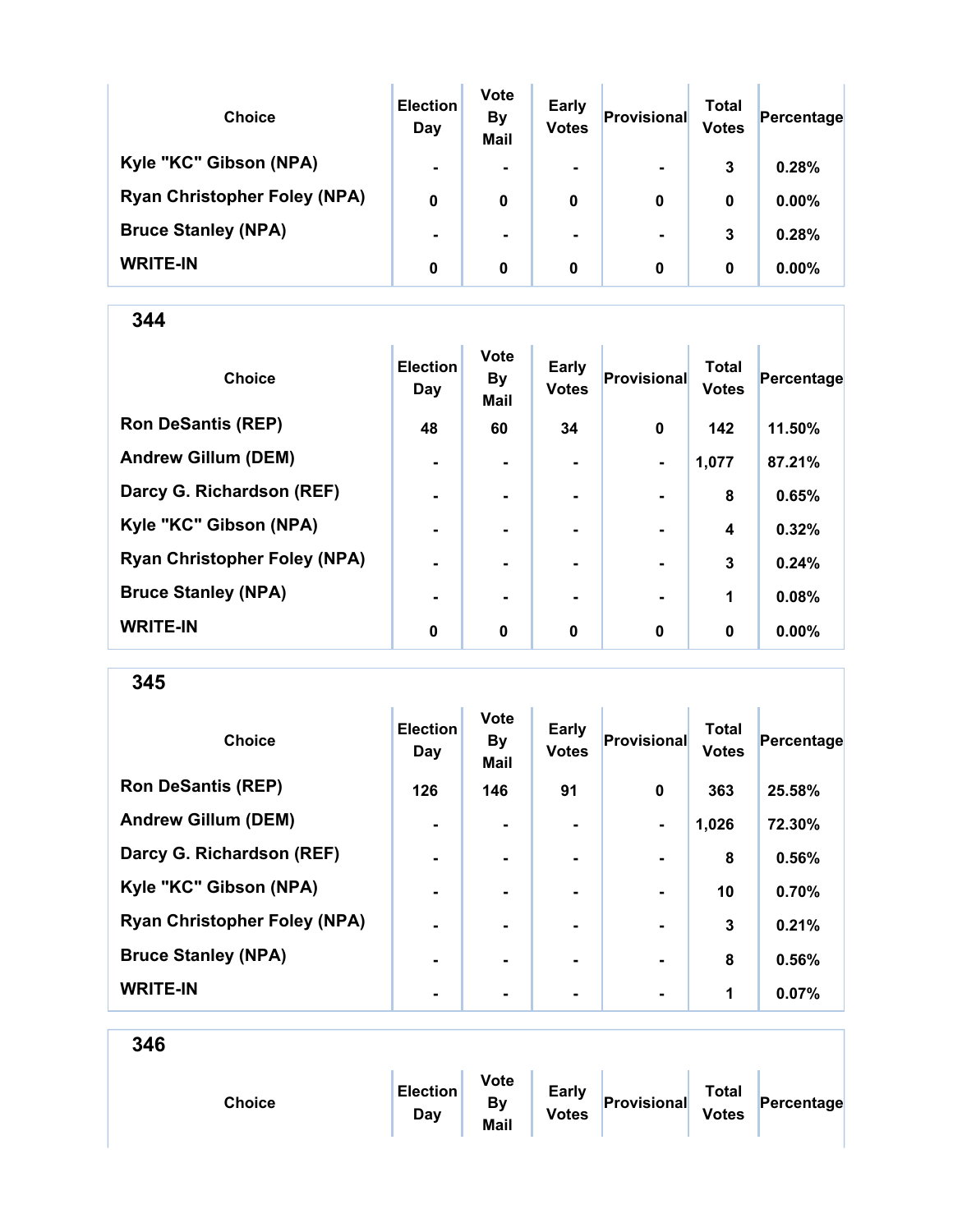| Choice | Election Day | Vote By Mail | Early Votes | Provisional | Total Votes | Percentage |
|---|---|---|---|---|---|---|
| Kyle "KC" Gibson (NPA) | - | - | - | - | 3 | 0.28% |
| Ryan Christopher Foley (NPA) | 0 | 0 | 0 | 0 | 0 | 0.00% |
| Bruce Stanley (NPA) | - | - | - | - | 3 | 0.28% |
| WRITE-IN | 0 | 0 | 0 | 0 | 0 | 0.00% |

## 344

| Choice | Election Day | Vote By Mail | Early Votes | Provisional | Total Votes | Percentage |
|---|---|---|---|---|---|---|
| Ron DeSantis (REP) | 48 | 60 | 34 | 0 | 142 | 11.50% |
| Andrew Gillum (DEM) | - | - | - | - | 1,077 | 87.21% |
| Darcy G. Richardson (REF) | - | - | - | - | 8 | 0.65% |
| Kyle "KC" Gibson (NPA) | - | - | - | - | 4 | 0.32% |
| Ryan Christopher Foley (NPA) | - | - | - | - | 3 | 0.24% |
| Bruce Stanley (NPA) | - | - | - | - | 1 | 0.08% |
| WRITE-IN | 0 | 0 | 0 | 0 | 0 | 0.00% |

## 345

| Choice | Election Day | Vote By Mail | Early Votes | Provisional | Total Votes | Percentage |
|---|---|---|---|---|---|---|
| Ron DeSantis (REP) | 126 | 146 | 91 | 0 | 363 | 25.58% |
| Andrew Gillum (DEM) | - | - | - | - | 1,026 | 72.30% |
| Darcy G. Richardson (REF) | - | - | - | - | 8 | 0.56% |
| Kyle "KC" Gibson (NPA) | - | - | - | - | 10 | 0.70% |
| Ryan Christopher Foley (NPA) | - | - | - | - | 3 | 0.21% |
| Bruce Stanley (NPA) | - | - | - | - | 8 | 0.56% |
| WRITE-IN | - | - | - | - | 1 | 0.07% |

## 346

| Choice | Election Day | Vote By Mail | Early Votes | Provisional | Total Votes | Percentage |
|---|---|---|---|---|---|---|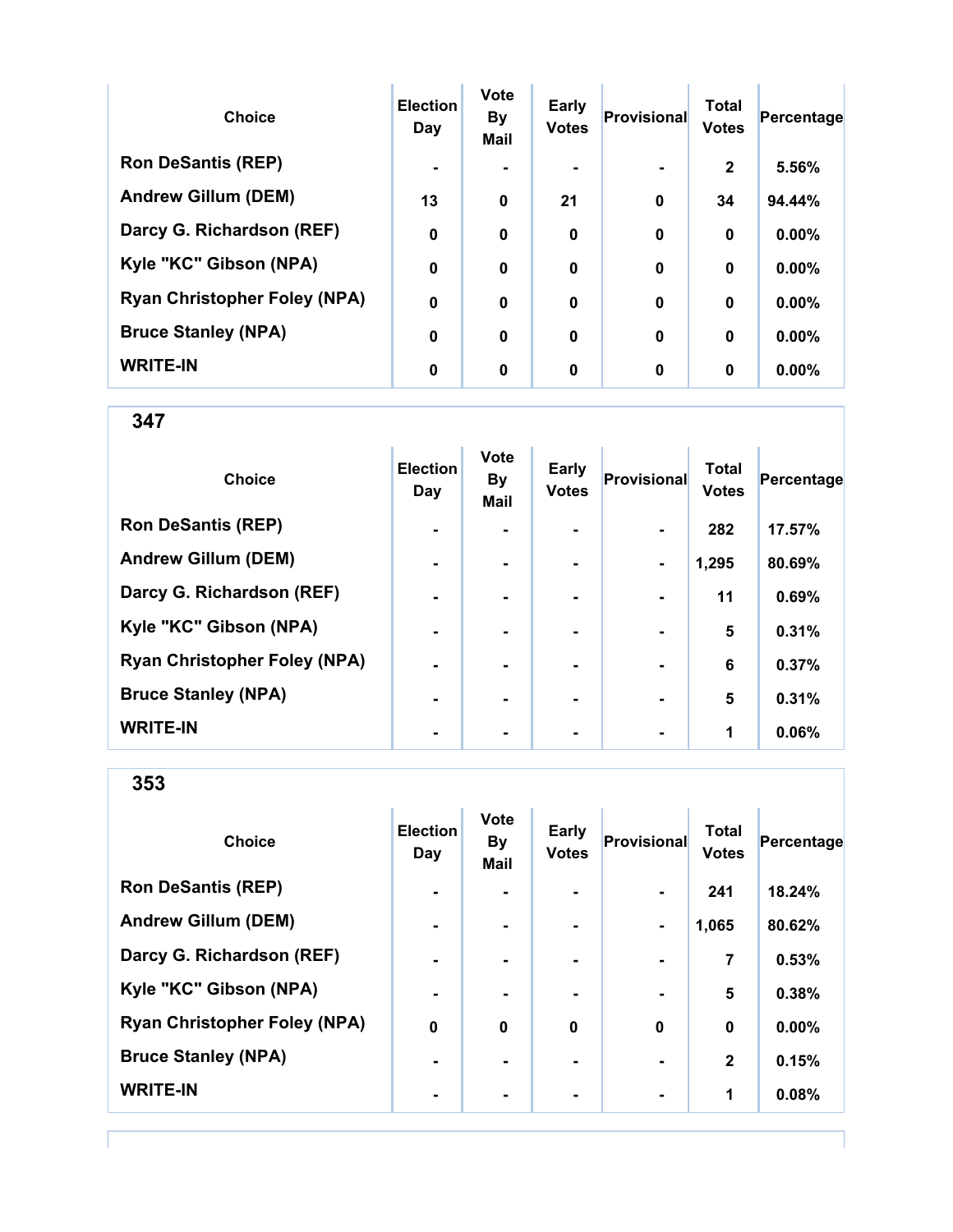| Choice | Election Day | Vote By Mail | Early Votes | Provisional | Total Votes | Percentage |
|---|---|---|---|---|---|---|
| Ron DeSantis (REP) | - | - | - | - | 2 | 5.56% |
| Andrew Gillum (DEM) | 13 | 0 | 21 | 0 | 34 | 94.44% |
| Darcy G. Richardson (REF) | 0 | 0 | 0 | 0 | 0 | 0.00% |
| Kyle "KC" Gibson (NPA) | 0 | 0 | 0 | 0 | 0 | 0.00% |
| Ryan Christopher Foley (NPA) | 0 | 0 | 0 | 0 | 0 | 0.00% |
| Bruce Stanley (NPA) | 0 | 0 | 0 | 0 | 0 | 0.00% |
| WRITE-IN | 0 | 0 | 0 | 0 | 0 | 0.00% |

## 347

| Choice | Election Day | Vote By Mail | Early Votes | Provisional | Total Votes | Percentage |
|---|---|---|---|---|---|---|
| Ron DeSantis (REP) | - | - | - | - | 282 | 17.57% |
| Andrew Gillum (DEM) | - | - | - | - | 1,295 | 80.69% |
| Darcy G. Richardson (REF) | - | - | - | - | 11 | 0.69% |
| Kyle "KC" Gibson (NPA) | - | - | - | - | 5 | 0.31% |
| Ryan Christopher Foley (NPA) | - | - | - | - | 6 | 0.37% |
| Bruce Stanley (NPA) | - | - | - | - | 5 | 0.31% |
| WRITE-IN | - | - | - | - | 1 | 0.06% |

## 353

| Choice | Election Day | Vote By Mail | Early Votes | Provisional | Total Votes | Percentage |
|---|---|---|---|---|---|---|
| Ron DeSantis (REP) | - | - | - | - | 241 | 18.24% |
| Andrew Gillum (DEM) | - | - | - | - | 1,065 | 80.62% |
| Darcy G. Richardson (REF) | - | - | - | - | 7 | 0.53% |
| Kyle "KC" Gibson (NPA) | - | - | - | - | 5 | 0.38% |
| Ryan Christopher Foley (NPA) | 0 | 0 | 0 | 0 | 0 | 0.00% |
| Bruce Stanley (NPA) | - | - | - | - | 2 | 0.15% |
| WRITE-IN | - | - | - | - | 1 | 0.08% |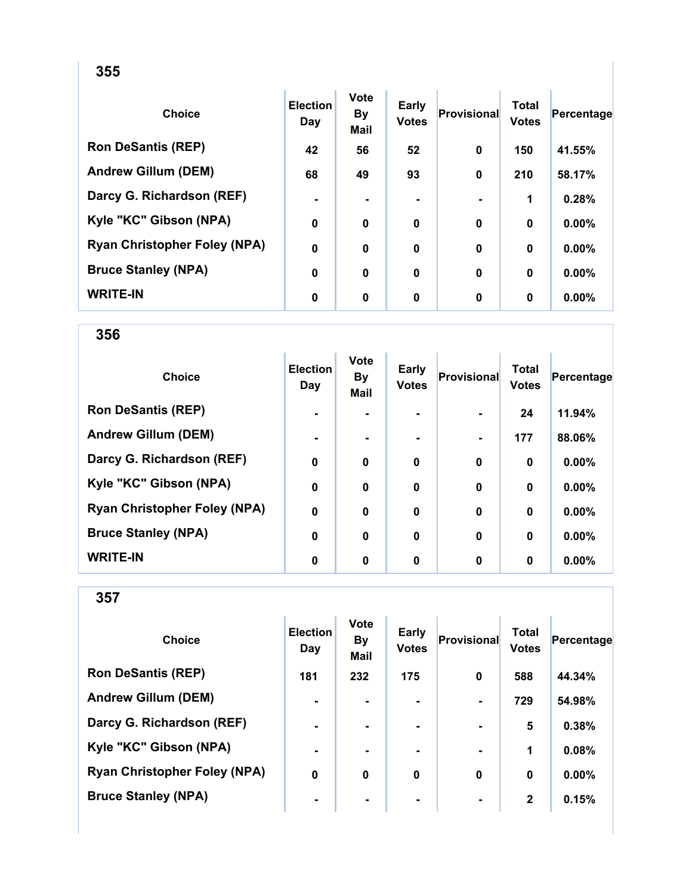## 355

| Choice | Election Day | Vote By Mail | Early Votes | Provisional | Total Votes | Percentage |
|---|---|---|---|---|---|---|
| Ron DeSantis (REP) | 42 | 56 | 52 | 0 | 150 | 41.55% |
| Andrew Gillum (DEM) | 68 | 49 | 93 | 0 | 210 | 58.17% |
| Darcy G. Richardson (REF) | - | - | - | - | 1 | 0.28% |
| Kyle "KC" Gibson (NPA) | 0 | 0 | 0 | 0 | 0 | 0.00% |
| Ryan Christopher Foley (NPA) | 0 | 0 | 0 | 0 | 0 | 0.00% |
| Bruce Stanley (NPA) | 0 | 0 | 0 | 0 | 0 | 0.00% |
| WRITE-IN | 0 | 0 | 0 | 0 | 0 | 0.00% |

## 356

| Choice | Election Day | Vote By Mail | Early Votes | Provisional | Total Votes | Percentage |
|---|---|---|---|---|---|---|
| Ron DeSantis (REP) | - | - | - | - | 24 | 11.94% |
| Andrew Gillum (DEM) | - | - | - | - | 177 | 88.06% |
| Darcy G. Richardson (REF) | 0 | 0 | 0 | 0 | 0 | 0.00% |
| Kyle "KC" Gibson (NPA) | 0 | 0 | 0 | 0 | 0 | 0.00% |
| Ryan Christopher Foley (NPA) | 0 | 0 | 0 | 0 | 0 | 0.00% |
| Bruce Stanley (NPA) | 0 | 0 | 0 | 0 | 0 | 0.00% |
| WRITE-IN | 0 | 0 | 0 | 0 | 0 | 0.00% |

## 357

| Choice | Election Day | Vote By Mail | Early Votes | Provisional | Total Votes | Percentage |
|---|---|---|---|---|---|---|
| Ron DeSantis (REP) | 181 | 232 | 175 | 0 | 588 | 44.34% |
| Andrew Gillum (DEM) | - | - | - | - | 729 | 54.98% |
| Darcy G. Richardson (REF) | - | - | - | - | 5 | 0.38% |
| Kyle "KC" Gibson (NPA) | - | - | - | - | 1 | 0.08% |
| Ryan Christopher Foley (NPA) | 0 | 0 | 0 | 0 | 0 | 0.00% |
| Bruce Stanley (NPA) | - | - | - | - | 2 | 0.15% |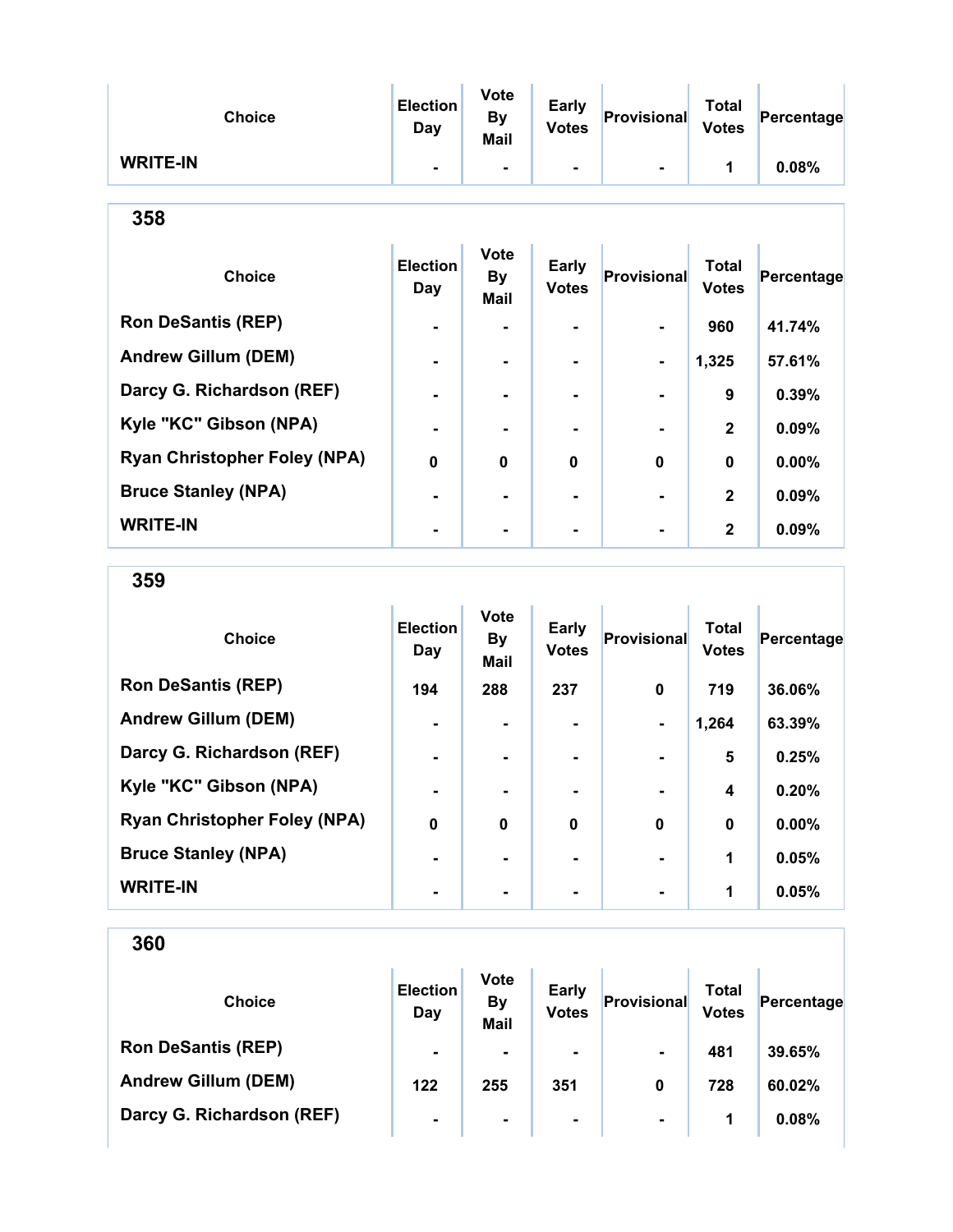| Choice | Election Day | Vote By Mail | Early Votes | Provisional | Total Votes | Percentage |
|---|---|---|---|---|---|---|
| WRITE-IN | - | - | - | - | 1 | 0.08% |

## 358

| Choice | Election Day | Vote By Mail | Early Votes | Provisional | Total Votes | Percentage |
|---|---|---|---|---|---|---|
| Ron DeSantis (REP) | - | - | - | - | 960 | 41.74% |
| Andrew Gillum (DEM) | - | - | - | - | 1,325 | 57.61% |
| Darcy G. Richardson (REF) | - | - | - | - | 9 | 0.39% |
| Kyle "KC" Gibson (NPA) | - | - | - | - | 2 | 0.09% |
| Ryan Christopher Foley (NPA) | 0 | 0 | 0 | 0 | 0 | 0.00% |
| Bruce Stanley (NPA) | - | - | - | - | 2 | 0.09% |
| WRITE-IN | - | - | - | - | 2 | 0.09% |

## 359

| Choice | Election Day | Vote By Mail | Early Votes | Provisional | Total Votes | Percentage |
|---|---|---|---|---|---|---|
| Ron DeSantis (REP) | 194 | 288 | 237 | 0 | 719 | 36.06% |
| Andrew Gillum (DEM) | - | - | - | - | 1,264 | 63.39% |
| Darcy G. Richardson (REF) | - | - | - | - | 5 | 0.25% |
| Kyle "KC" Gibson (NPA) | - | - | - | - | 4 | 0.20% |
| Ryan Christopher Foley (NPA) | 0 | 0 | 0 | 0 | 0 | 0.00% |
| Bruce Stanley (NPA) | - | - | - | - | 1 | 0.05% |
| WRITE-IN | - | - | - | - | 1 | 0.05% |

## 360

| Choice | Election Day | Vote By Mail | Early Votes | Provisional | Total Votes | Percentage |
|---|---|---|---|---|---|---|
| Ron DeSantis (REP) | - | - | - | - | 481 | 39.65% |
| Andrew Gillum (DEM) | 122 | 255 | 351 | 0 | 728 | 60.02% |
| Darcy G. Richardson (REF) | - | - | - | - | 1 | 0.08% |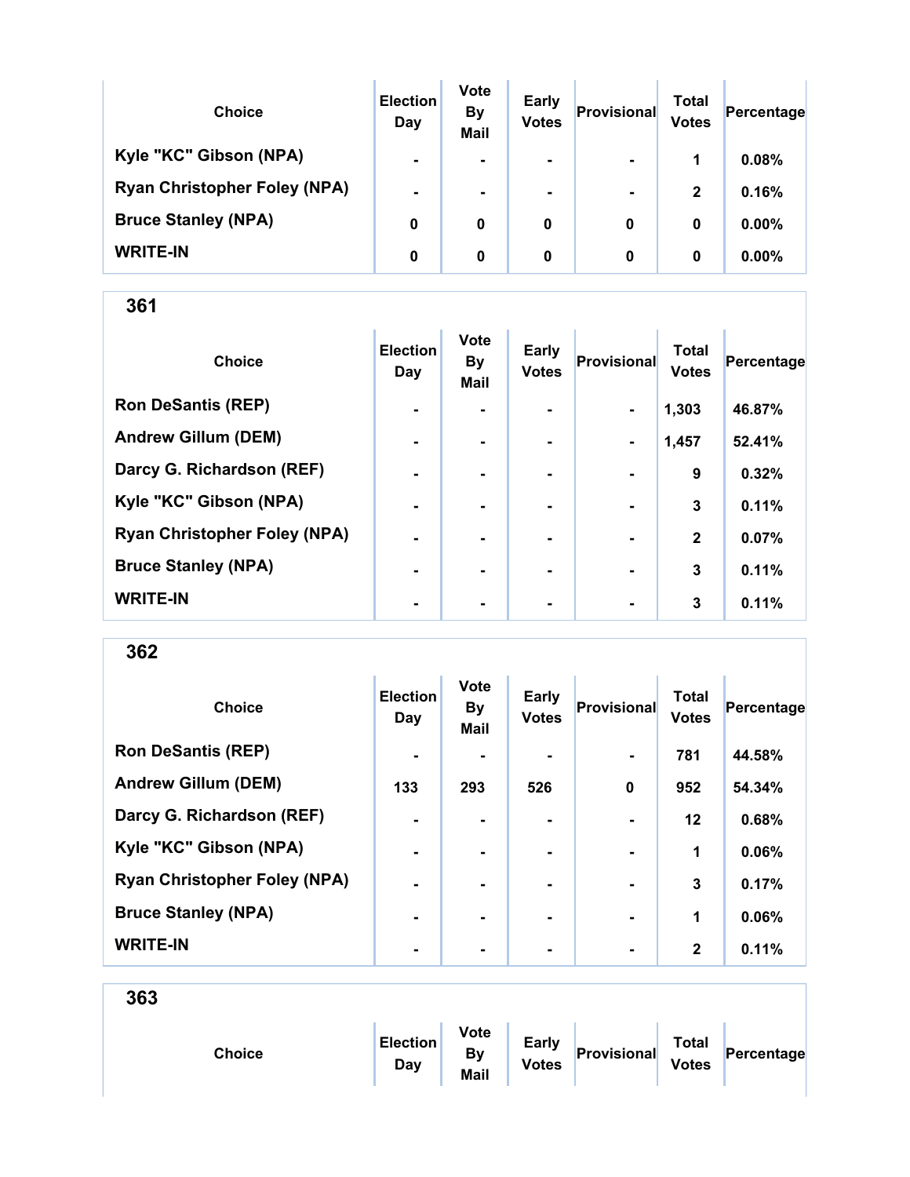| Choice | Election Day | Vote By Mail | Early Votes | Provisional | Total Votes | Percentage |
|---|---|---|---|---|---|---|
| Kyle "KC" Gibson (NPA) | - | - | - | - | 1 | 0.08% |
| Ryan Christopher Foley (NPA) | - | - | - | - | 2 | 0.16% |
| Bruce Stanley (NPA) | 0 | 0 | 0 | 0 | 0 | 0.00% |
| WRITE-IN | 0 | 0 | 0 | 0 | 0 | 0.00% |

## 361

| Choice | Election Day | Vote By Mail | Early Votes | Provisional | Total Votes | Percentage |
|---|---|---|---|---|---|---|
| Ron DeSantis (REP) | - | - | - | - | 1,303 | 46.87% |
| Andrew Gillum (DEM) | - | - | - | - | 1,457 | 52.41% |
| Darcy G. Richardson (REF) | - | - | - | - | 9 | 0.32% |
| Kyle "KC" Gibson (NPA) | - | - | - | - | 3 | 0.11% |
| Ryan Christopher Foley (NPA) | - | - | - | - | 2 | 0.07% |
| Bruce Stanley (NPA) | - | - | - | - | 3 | 0.11% |
| WRITE-IN | - | - | - | - | 3 | 0.11% |

## 362

| Choice | Election Day | Vote By Mail | Early Votes | Provisional | Total Votes | Percentage |
|---|---|---|---|---|---|---|
| Ron DeSantis (REP) | - | - | - | - | 781 | 44.58% |
| Andrew Gillum (DEM) | 133 | 293 | 526 | 0 | 952 | 54.34% |
| Darcy G. Richardson (REF) | - | - | - | - | 12 | 0.68% |
| Kyle "KC" Gibson (NPA) | - | - | - | - | 1 | 0.06% |
| Ryan Christopher Foley (NPA) | - | - | - | - | 3 | 0.17% |
| Bruce Stanley (NPA) | - | - | - | - | 1 | 0.06% |
| WRITE-IN | - | - | - | - | 2 | 0.11% |

## 363

| Choice | Election Day | Vote By Mail | Early Votes | Provisional | Total Votes | Percentage |
|---|---|---|---|---|---|---|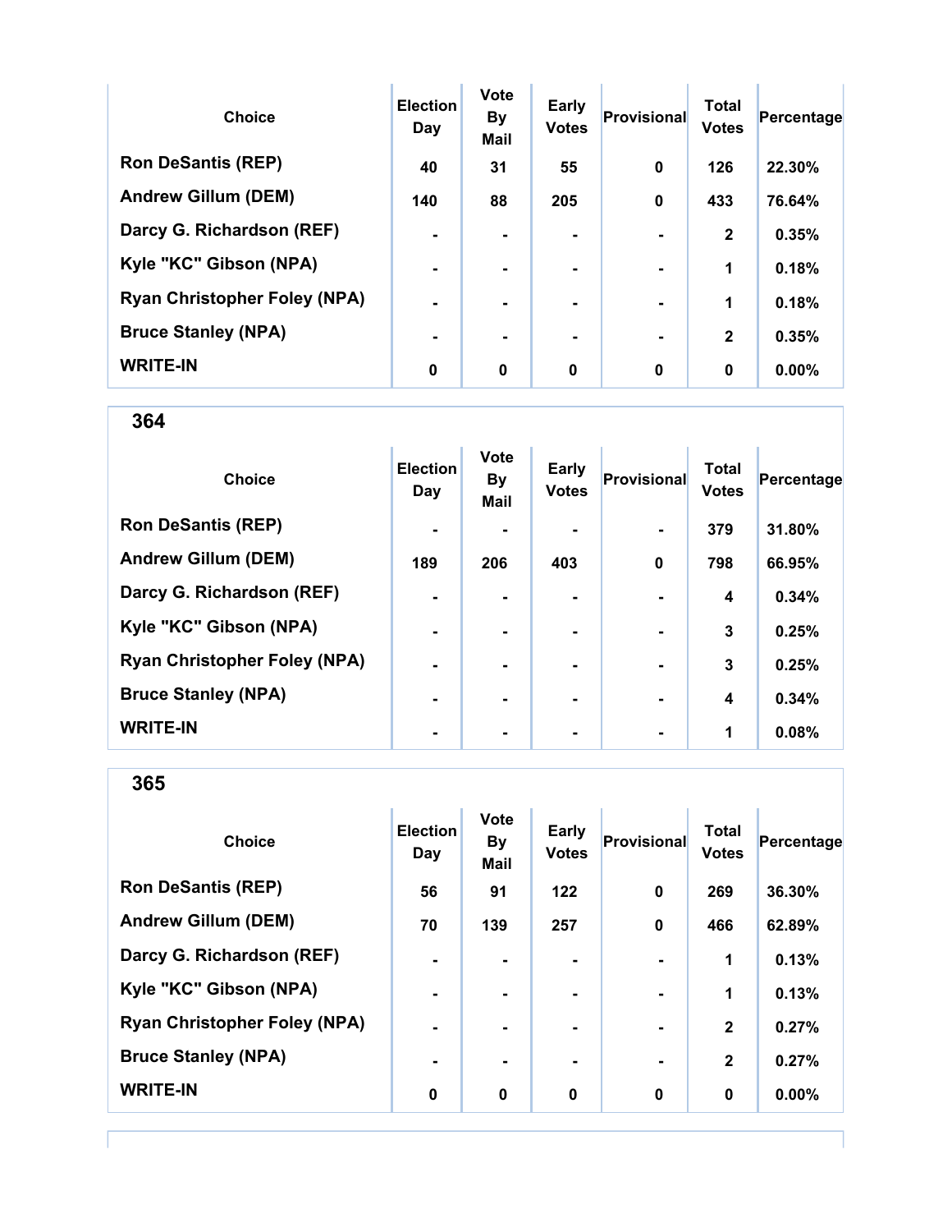| Choice | Election Day | Vote By Mail | Early Votes | Provisional | Total Votes | Percentage |
|---|---|---|---|---|---|---|
| Ron DeSantis (REP) | 40 | 31 | 55 | 0 | 126 | 22.30% |
| Andrew Gillum (DEM) | 140 | 88 | 205 | 0 | 433 | 76.64% |
| Darcy G. Richardson (REF) | - | - | - | - | 2 | 0.35% |
| Kyle "KC" Gibson (NPA) | - | - | - | - | 1 | 0.18% |
| Ryan Christopher Foley (NPA) | - | - | - | - | 1 | 0.18% |
| Bruce Stanley (NPA) | - | - | - | - | 2 | 0.35% |
| WRITE-IN | 0 | 0 | 0 | 0 | 0 | 0.00% |

## 364

| Choice | Election Day | Vote By Mail | Early Votes | Provisional | Total Votes | Percentage |
|---|---|---|---|---|---|---|
| Ron DeSantis (REP) | - | - | - | - | 379 | 31.80% |
| Andrew Gillum (DEM) | 189 | 206 | 403 | 0 | 798 | 66.95% |
| Darcy G. Richardson (REF) | - | - | - | - | 4 | 0.34% |
| Kyle "KC" Gibson (NPA) | - | - | - | - | 3 | 0.25% |
| Ryan Christopher Foley (NPA) | - | - | - | - | 3 | 0.25% |
| Bruce Stanley (NPA) | - | - | - | - | 4 | 0.34% |
| WRITE-IN | - | - | - | - | 1 | 0.08% |

## 365

| Choice | Election Day | Vote By Mail | Early Votes | Provisional | Total Votes | Percentage |
|---|---|---|---|---|---|---|
| Ron DeSantis (REP) | 56 | 91 | 122 | 0 | 269 | 36.30% |
| Andrew Gillum (DEM) | 70 | 139 | 257 | 0 | 466 | 62.89% |
| Darcy G. Richardson (REF) | - | - | - | - | 1 | 0.13% |
| Kyle "KC" Gibson (NPA) | - | - | - | - | 1 | 0.13% |
| Ryan Christopher Foley (NPA) | - | - | - | - | 2 | 0.27% |
| Bruce Stanley (NPA) | - | - | - | - | 2 | 0.27% |
| WRITE-IN | 0 | 0 | 0 | 0 | 0 | 0.00% |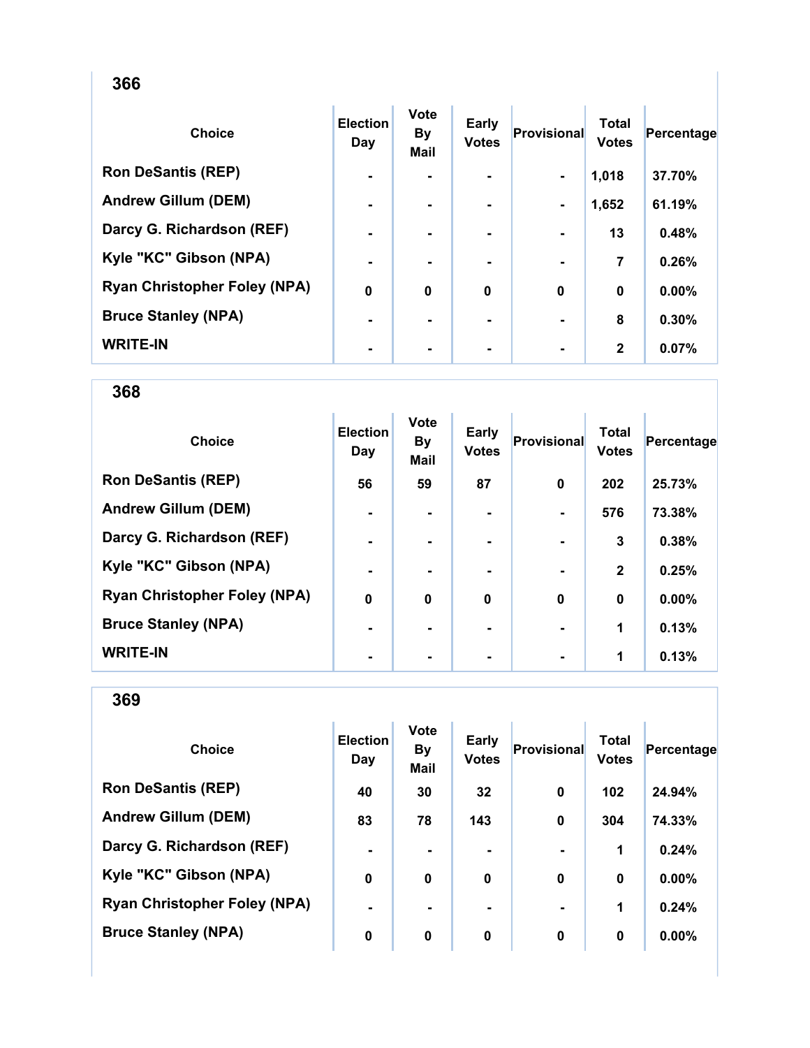## 366

| Choice | Election Day | Vote By Mail | Early Votes | Provisional | Total Votes | Percentage |
|---|---|---|---|---|---|---|
| Ron DeSantis (REP) | - | - | - | - | 1,018 | 37.70% |
| Andrew Gillum (DEM) | - | - | - | - | 1,652 | 61.19% |
| Darcy G. Richardson (REF) | - | - | - | - | 13 | 0.48% |
| Kyle "KC" Gibson (NPA) | - | - | - | - | 7 | 0.26% |
| Ryan Christopher Foley (NPA) | 0 | 0 | 0 | 0 | 0 | 0.00% |
| Bruce Stanley (NPA) | - | - | - | - | 8 | 0.30% |
| WRITE-IN | - | - | - | - | 2 | 0.07% |

## 368

| Choice | Election Day | Vote By Mail | Early Votes | Provisional | Total Votes | Percentage |
|---|---|---|---|---|---|---|
| Ron DeSantis (REP) | 56 | 59 | 87 | 0 | 202 | 25.73% |
| Andrew Gillum (DEM) | - | - | - | - | 576 | 73.38% |
| Darcy G. Richardson (REF) | - | - | - | - | 3 | 0.38% |
| Kyle "KC" Gibson (NPA) | - | - | - | - | 2 | 0.25% |
| Ryan Christopher Foley (NPA) | 0 | 0 | 0 | 0 | 0 | 0.00% |
| Bruce Stanley (NPA) | - | - | - | - | 1 | 0.13% |
| WRITE-IN | - | - | - | - | 1 | 0.13% |

## 369

| Choice | Election Day | Vote By Mail | Early Votes | Provisional | Total Votes | Percentage |
|---|---|---|---|---|---|---|
| Ron DeSantis (REP) | 40 | 30 | 32 | 0 | 102 | 24.94% |
| Andrew Gillum (DEM) | 83 | 78 | 143 | 0 | 304 | 74.33% |
| Darcy G. Richardson (REF) | - | - | - | - | 1 | 0.24% |
| Kyle "KC" Gibson (NPA) | 0 | 0 | 0 | 0 | 0 | 0.00% |
| Ryan Christopher Foley (NPA) | - | - | - | - | 1 | 0.24% |
| Bruce Stanley (NPA) | 0 | 0 | 0 | 0 | 0 | 0.00% |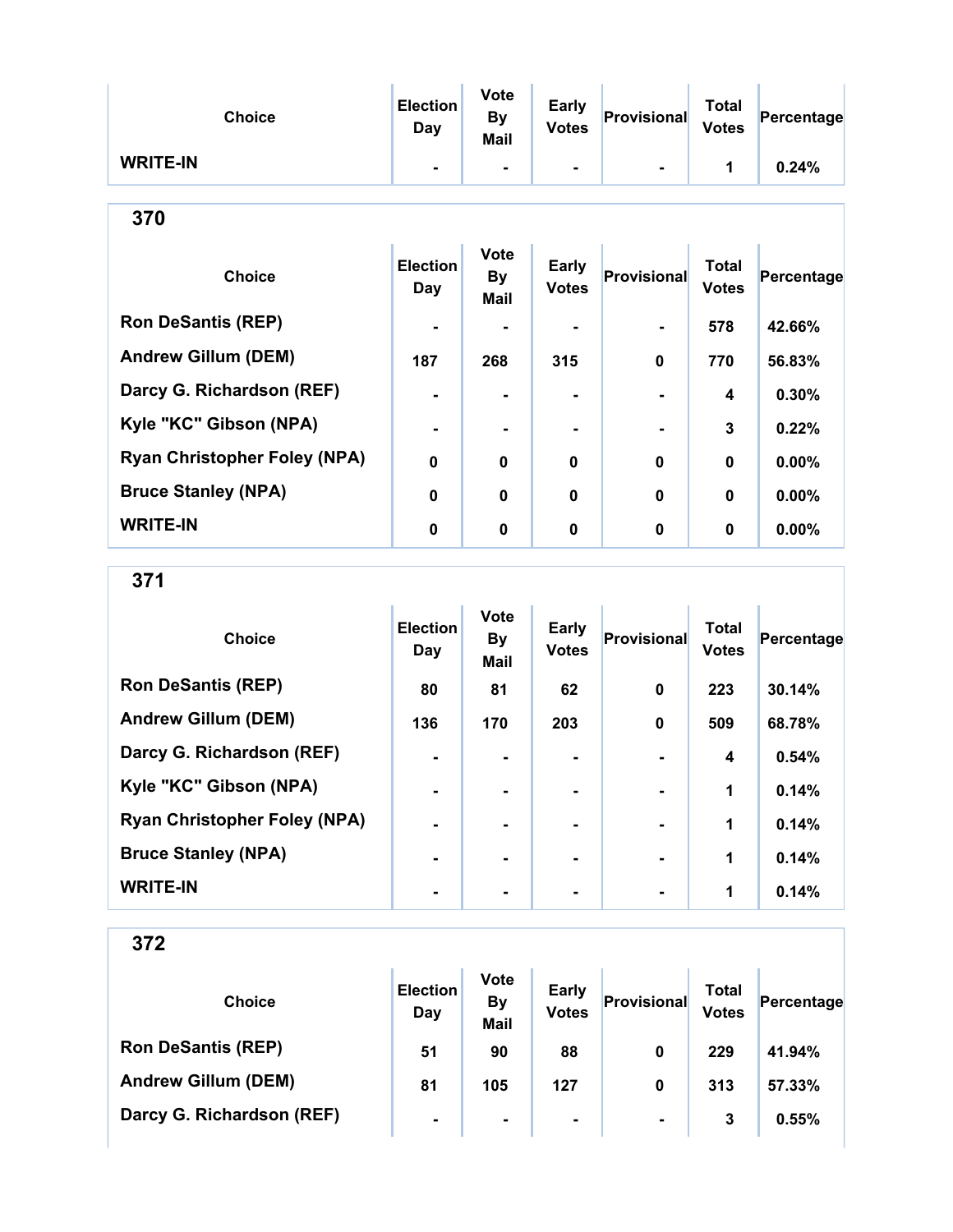| Choice | Election Day | Vote By Mail | Early Votes | Provisional | Total Votes | Percentage |
|---|---|---|---|---|---|---|
| WRITE-IN | - | - | - | - | 1 | 0.24% |

## 370

| Choice | Election Day | Vote By Mail | Early Votes | Provisional | Total Votes | Percentage |
|---|---|---|---|---|---|---|
| Ron DeSantis (REP) | - | - | - | - | 578 | 42.66% |
| Andrew Gillum (DEM) | 187 | 268 | 315 | 0 | 770 | 56.83% |
| Darcy G. Richardson (REF) | - | - | - | - | 4 | 0.30% |
| Kyle "KC" Gibson (NPA) | - | - | - | - | 3 | 0.22% |
| Ryan Christopher Foley (NPA) | 0 | 0 | 0 | 0 | 0 | 0.00% |
| Bruce Stanley (NPA) | 0 | 0 | 0 | 0 | 0 | 0.00% |
| WRITE-IN | 0 | 0 | 0 | 0 | 0 | 0.00% |

## 371

| Choice | Election Day | Vote By Mail | Early Votes | Provisional | Total Votes | Percentage |
|---|---|---|---|---|---|---|
| Ron DeSantis (REP) | 80 | 81 | 62 | 0 | 223 | 30.14% |
| Andrew Gillum (DEM) | 136 | 170 | 203 | 0 | 509 | 68.78% |
| Darcy G. Richardson (REF) | - | - | - | - | 4 | 0.54% |
| Kyle "KC" Gibson (NPA) | - | - | - | - | 1 | 0.14% |
| Ryan Christopher Foley (NPA) | - | - | - | - | 1 | 0.14% |
| Bruce Stanley (NPA) | - | - | - | - | 1 | 0.14% |
| WRITE-IN | - | - | - | - | 1 | 0.14% |

## 372

| Choice | Election Day | Vote By Mail | Early Votes | Provisional | Total Votes | Percentage |
|---|---|---|---|---|---|---|
| Ron DeSantis (REP) | 51 | 90 | 88 | 0 | 229 | 41.94% |
| Andrew Gillum (DEM) | 81 | 105 | 127 | 0 | 313 | 57.33% |
| Darcy G. Richardson (REF) | - | - | - | - | 3 | 0.55% |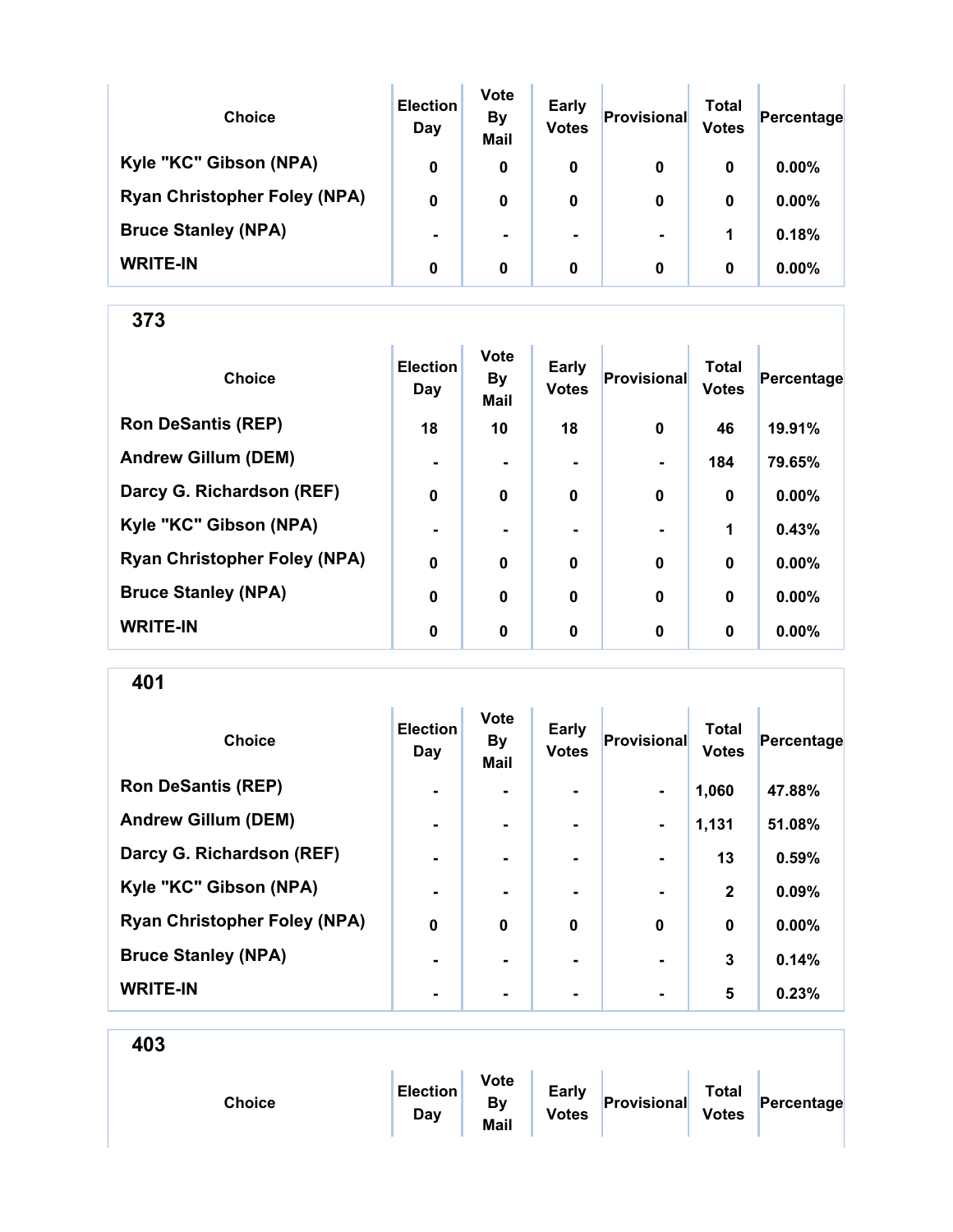| Choice | Election Day | Vote By Mail | Early Votes | Provisional | Total Votes | Percentage |
|---|---|---|---|---|---|---|
| Kyle "KC" Gibson (NPA) | 0 | 0 | 0 | 0 | 0 | 0.00% |
| Ryan Christopher Foley (NPA) | 0 | 0 | 0 | 0 | 0 | 0.00% |
| Bruce Stanley (NPA) | - | - | - | - | 1 | 0.18% |
| WRITE-IN | 0 | 0 | 0 | 0 | 0 | 0.00% |

## 373

| Choice | Election Day | Vote By Mail | Early Votes | Provisional | Total Votes | Percentage |
|---|---|---|---|---|---|---|
| Ron DeSantis (REP) | 18 | 10 | 18 | 0 | 46 | 19.91% |
| Andrew Gillum (DEM) | - | - | - | - | 184 | 79.65% |
| Darcy G. Richardson (REF) | 0 | 0 | 0 | 0 | 0 | 0.00% |
| Kyle "KC" Gibson (NPA) | - | - | - | - | 1 | 0.43% |
| Ryan Christopher Foley (NPA) | 0 | 0 | 0 | 0 | 0 | 0.00% |
| Bruce Stanley (NPA) | 0 | 0 | 0 | 0 | 0 | 0.00% |
| WRITE-IN | 0 | 0 | 0 | 0 | 0 | 0.00% |

## 401

| Choice | Election Day | Vote By Mail | Early Votes | Provisional | Total Votes | Percentage |
|---|---|---|---|---|---|---|
| Ron DeSantis (REP) | - | - | - | - | 1,060 | 47.88% |
| Andrew Gillum (DEM) | - | - | - | - | 1,131 | 51.08% |
| Darcy G. Richardson (REF) | - | - | - | - | 13 | 0.59% |
| Kyle "KC" Gibson (NPA) | - | - | - | - | 2 | 0.09% |
| Ryan Christopher Foley (NPA) | 0 | 0 | 0 | 0 | 0 | 0.00% |
| Bruce Stanley (NPA) | - | - | - | - | 3 | 0.14% |
| WRITE-IN | - | - | - | - | 5 | 0.23% |

## 403

| Choice | Election Day | Vote By Mail | Early Votes | Provisional | Total Votes | Percentage |
|---|---|---|---|---|---|---|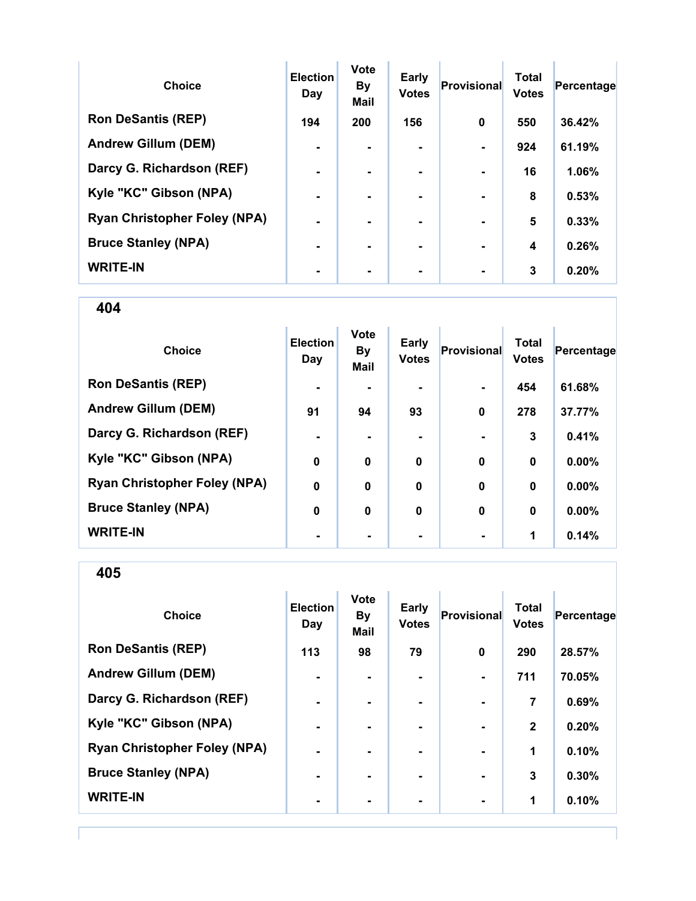| Choice | Election Day | Vote By Mail | Early Votes | Provisional | Total Votes | Percentage |
|---|---|---|---|---|---|---|
| Ron DeSantis (REP) | 194 | 200 | 156 | 0 | 550 | 36.42% |
| Andrew Gillum (DEM) | - | - | - | - | 924 | 61.19% |
| Darcy G. Richardson (REF) | - | - | - | - | 16 | 1.06% |
| Kyle "KC" Gibson (NPA) | - | - | - | - | 8 | 0.53% |
| Ryan Christopher Foley (NPA) | - | - | - | - | 5 | 0.33% |
| Bruce Stanley (NPA) | - | - | - | - | 4 | 0.26% |
| WRITE-IN | - | - | - | - | 3 | 0.20% |

## 404

| Choice | Election Day | Vote By Mail | Early Votes | Provisional | Total Votes | Percentage |
|---|---|---|---|---|---|---|
| Ron DeSantis (REP) | - | - | - | - | 454 | 61.68% |
| Andrew Gillum (DEM) | 91 | 94 | 93 | 0 | 278 | 37.77% |
| Darcy G. Richardson (REF) | - | - | - | - | 3 | 0.41% |
| Kyle "KC" Gibson (NPA) | 0 | 0 | 0 | 0 | 0 | 0.00% |
| Ryan Christopher Foley (NPA) | 0 | 0 | 0 | 0 | 0 | 0.00% |
| Bruce Stanley (NPA) | 0 | 0 | 0 | 0 | 0 | 0.00% |
| WRITE-IN | - | - | - | - | 1 | 0.14% |

## 405

| Choice | Election Day | Vote By Mail | Early Votes | Provisional | Total Votes | Percentage |
|---|---|---|---|---|---|---|
| Ron DeSantis (REP) | 113 | 98 | 79 | 0 | 290 | 28.57% |
| Andrew Gillum (DEM) | - | - | - | - | 711 | 70.05% |
| Darcy G. Richardson (REF) | - | - | - | - | 7 | 0.69% |
| Kyle "KC" Gibson (NPA) | - | - | - | - | 2 | 0.20% |
| Ryan Christopher Foley (NPA) | - | - | - | - | 1 | 0.10% |
| Bruce Stanley (NPA) | - | - | - | - | 3 | 0.30% |
| WRITE-IN | - | - | - | - | 1 | 0.10% |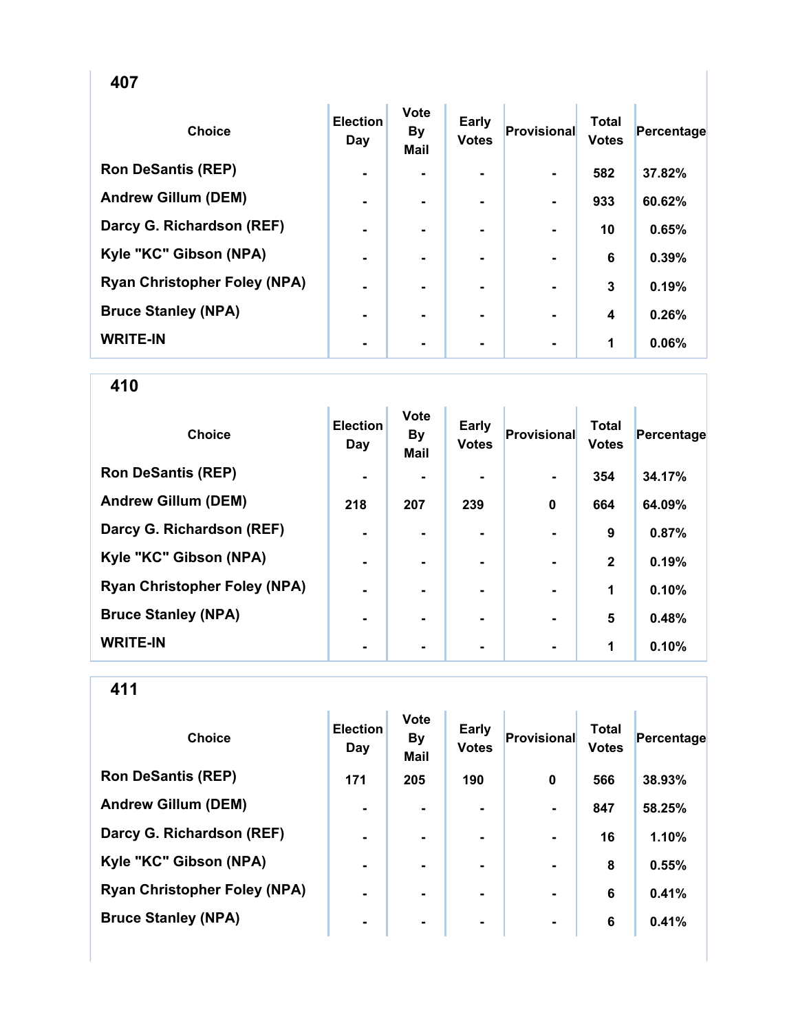## 407

| Choice | Election Day | Vote By Mail | Early Votes | Provisional | Total Votes | Percentage |
|---|---|---|---|---|---|---|
| Ron DeSantis (REP) | - | - | - | - | 582 | 37.82% |
| Andrew Gillum (DEM) | - | - | - | - | 933 | 60.62% |
| Darcy G. Richardson (REF) | - | - | - | - | 10 | 0.65% |
| Kyle "KC" Gibson (NPA) | - | - | - | - | 6 | 0.39% |
| Ryan Christopher Foley (NPA) | - | - | - | - | 3 | 0.19% |
| Bruce Stanley (NPA) | - | - | - | - | 4 | 0.26% |
| WRITE-IN | - | - | - | - | 1 | 0.06% |

## 410

| Choice | Election Day | Vote By Mail | Early Votes | Provisional | Total Votes | Percentage |
|---|---|---|---|---|---|---|
| Ron DeSantis (REP) | - | - | - | - | 354 | 34.17% |
| Andrew Gillum (DEM) | 218 | 207 | 239 | 0 | 664 | 64.09% |
| Darcy G. Richardson (REF) | - | - | - | - | 9 | 0.87% |
| Kyle "KC" Gibson (NPA) | - | - | - | - | 2 | 0.19% |
| Ryan Christopher Foley (NPA) | - | - | - | - | 1 | 0.10% |
| Bruce Stanley (NPA) | - | - | - | - | 5 | 0.48% |
| WRITE-IN | - | - | - | - | 1 | 0.10% |

## 411

| Choice | Election Day | Vote By Mail | Early Votes | Provisional | Total Votes | Percentage |
|---|---|---|---|---|---|---|
| Ron DeSantis (REP) | 171 | 205 | 190 | 0 | 566 | 38.93% |
| Andrew Gillum (DEM) | - | - | - | - | 847 | 58.25% |
| Darcy G. Richardson (REF) | - | - | - | - | 16 | 1.10% |
| Kyle "KC" Gibson (NPA) | - | - | - | - | 8 | 0.55% |
| Ryan Christopher Foley (NPA) | - | - | - | - | 6 | 0.41% |
| Bruce Stanley (NPA) | - | - | - | - | 6 | 0.41% |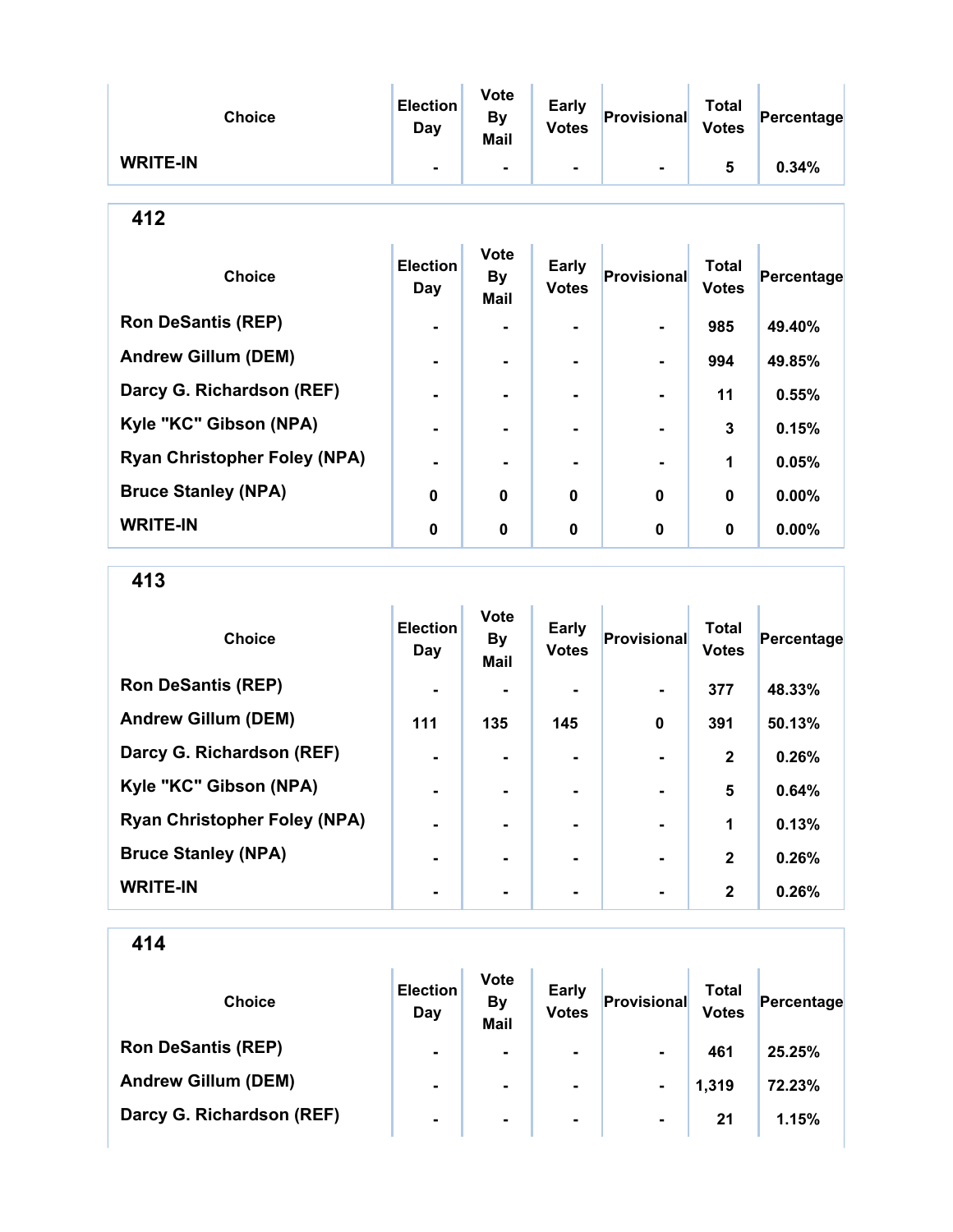| Choice | Election Day | Vote By Mail | Early Votes | Provisional | Total Votes | Percentage |
|---|---|---|---|---|---|---|
| WRITE-IN | - | - | - | - | 5 | 0.34% |

## 412

| Choice | Election Day | Vote By Mail | Early Votes | Provisional | Total Votes | Percentage |
|---|---|---|---|---|---|---|
| Ron DeSantis (REP) | - | - | - | - | 985 | 49.40% |
| Andrew Gillum (DEM) | - | - | - | - | 994 | 49.85% |
| Darcy G. Richardson (REF) | - | - | - | - | 11 | 0.55% |
| Kyle "KC" Gibson (NPA) | - | - | - | - | 3 | 0.15% |
| Ryan Christopher Foley (NPA) | - | - | - | - | 1 | 0.05% |
| Bruce Stanley (NPA) | 0 | 0 | 0 | 0 | 0 | 0.00% |
| WRITE-IN | 0 | 0 | 0 | 0 | 0 | 0.00% |

## 413

| Choice | Election Day | Vote By Mail | Early Votes | Provisional | Total Votes | Percentage |
|---|---|---|---|---|---|---|
| Ron DeSantis (REP) | - | - | - | - | 377 | 48.33% |
| Andrew Gillum (DEM) | 111 | 135 | 145 | 0 | 391 | 50.13% |
| Darcy G. Richardson (REF) | - | - | - | - | 2 | 0.26% |
| Kyle "KC" Gibson (NPA) | - | - | - | - | 5 | 0.64% |
| Ryan Christopher Foley (NPA) | - | - | - | - | 1 | 0.13% |
| Bruce Stanley (NPA) | - | - | - | - | 2 | 0.26% |
| WRITE-IN | - | - | - | - | 2 | 0.26% |

## 414

| Choice | Election Day | Vote By Mail | Early Votes | Provisional | Total Votes | Percentage |
|---|---|---|---|---|---|---|
| Ron DeSantis (REP) | - | - | - | - | 461 | 25.25% |
| Andrew Gillum (DEM) | - | - | - | - | 1,319 | 72.23% |
| Darcy G. Richardson (REF) | - | - | - | - | 21 | 1.15% |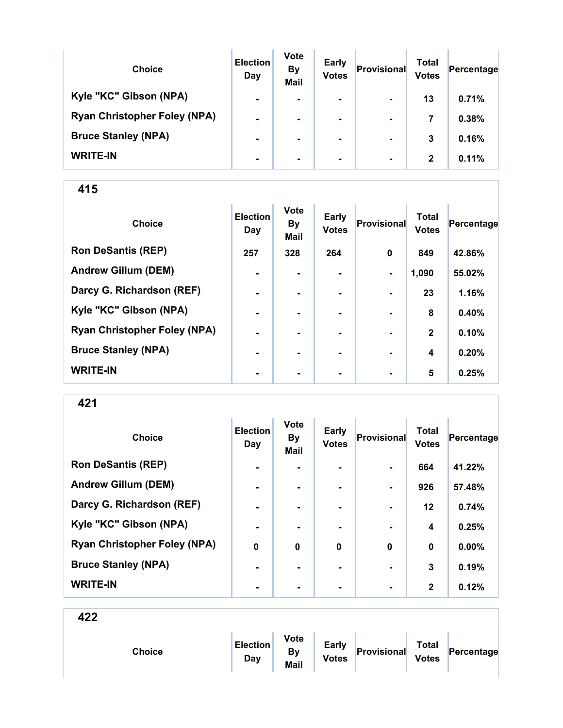| Choice | Election Day | Vote By Mail | Early Votes | Provisional | Total Votes | Percentage |
|---|---|---|---|---|---|---|
| Kyle "KC" Gibson (NPA) | - | - | - | - | 13 | 0.71% |
| Ryan Christopher Foley (NPA) | - | - | - | - | 7 | 0.38% |
| Bruce Stanley (NPA) | - | - | - | - | 3 | 0.16% |
| WRITE-IN | - | - | - | - | 2 | 0.11% |

## 415

| Choice | Election Day | Vote By Mail | Early Votes | Provisional | Total Votes | Percentage |
|---|---|---|---|---|---|---|
| Ron DeSantis (REP) | 257 | 328 | 264 | 0 | 849 | 42.86% |
| Andrew Gillum (DEM) | - | - | - | - | 1,090 | 55.02% |
| Darcy G. Richardson (REF) | - | - | - | - | 23 | 1.16% |
| Kyle "KC" Gibson (NPA) | - | - | - | - | 8 | 0.40% |
| Ryan Christopher Foley (NPA) | - | - | - | - | 2 | 0.10% |
| Bruce Stanley (NPA) | - | - | - | - | 4 | 0.20% |
| WRITE-IN | - | - | - | - | 5 | 0.25% |

## 421

| Choice | Election Day | Vote By Mail | Early Votes | Provisional | Total Votes | Percentage |
|---|---|---|---|---|---|---|
| Ron DeSantis (REP) | - | - | - | - | 664 | 41.22% |
| Andrew Gillum (DEM) | - | - | - | - | 926 | 57.48% |
| Darcy G. Richardson (REF) | - | - | - | - | 12 | 0.74% |
| Kyle "KC" Gibson (NPA) | - | - | - | - | 4 | 0.25% |
| Ryan Christopher Foley (NPA) | 0 | 0 | 0 | 0 | 0 | 0.00% |
| Bruce Stanley (NPA) | - | - | - | - | 3 | 0.19% |
| WRITE-IN | - | - | - | - | 2 | 0.12% |

## 422

| Choice | Election Day | Vote By Mail | Early Votes | Provisional | Total Votes | Percentage |
|---|---|---|---|---|---|---|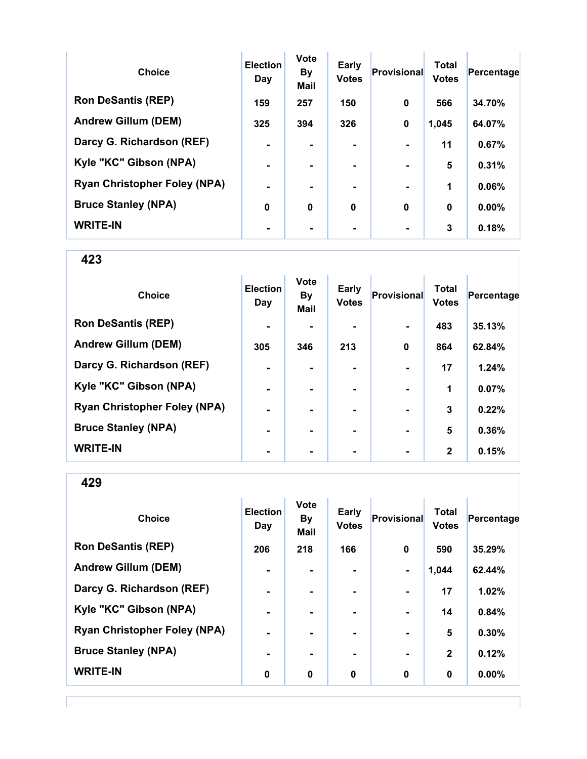| Choice | Election Day | Vote By Mail | Early Votes | Provisional | Total Votes | Percentage |
|---|---|---|---|---|---|---|
| Ron DeSantis (REP) | 159 | 257 | 150 | 0 | 566 | 34.70% |
| Andrew Gillum (DEM) | 325 | 394 | 326 | 0 | 1,045 | 64.07% |
| Darcy G. Richardson (REF) | - | - | - | - | 11 | 0.67% |
| Kyle "KC" Gibson (NPA) | - | - | - | - | 5 | 0.31% |
| Ryan Christopher Foley (NPA) | - | - | - | - | 1 | 0.06% |
| Bruce Stanley (NPA) | 0 | 0 | 0 | 0 | 0 | 0.00% |
| WRITE-IN | - | - | - | - | 3 | 0.18% |

## 423

| Choice | Election Day | Vote By Mail | Early Votes | Provisional | Total Votes | Percentage |
|---|---|---|---|---|---|---|
| Ron DeSantis (REP) | - | - | - | - | 483 | 35.13% |
| Andrew Gillum (DEM) | 305 | 346 | 213 | 0 | 864 | 62.84% |
| Darcy G. Richardson (REF) | - | - | - | - | 17 | 1.24% |
| Kyle "KC" Gibson (NPA) | - | - | - | - | 1 | 0.07% |
| Ryan Christopher Foley (NPA) | - | - | - | - | 3 | 0.22% |
| Bruce Stanley (NPA) | - | - | - | - | 5 | 0.36% |
| WRITE-IN | - | - | - | - | 2 | 0.15% |

## 429

| Choice | Election Day | Vote By Mail | Early Votes | Provisional | Total Votes | Percentage |
|---|---|---|---|---|---|---|
| Ron DeSantis (REP) | 206 | 218 | 166 | 0 | 590 | 35.29% |
| Andrew Gillum (DEM) | - | - | - | - | 1,044 | 62.44% |
| Darcy G. Richardson (REF) | - | - | - | - | 17 | 1.02% |
| Kyle "KC" Gibson (NPA) | - | - | - | - | 14 | 0.84% |
| Ryan Christopher Foley (NPA) | - | - | - | - | 5 | 0.30% |
| Bruce Stanley (NPA) | - | - | - | - | 2 | 0.12% |
| WRITE-IN | 0 | 0 | 0 | 0 | 0 | 0.00% |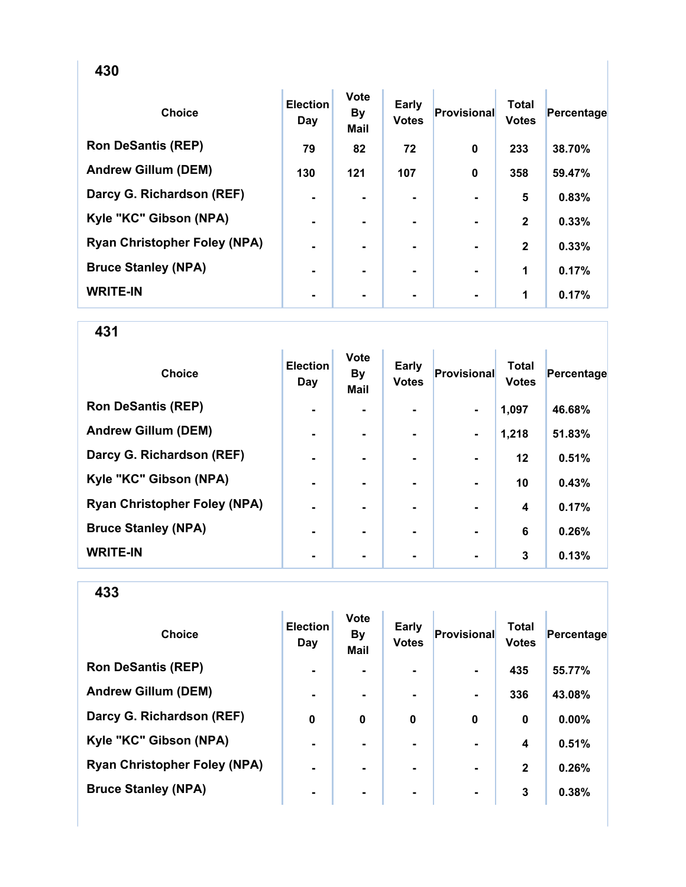## 430

| Choice | Election Day | Vote By Mail | Early Votes | Provisional | Total Votes | Percentage |
|---|---|---|---|---|---|---|
| Ron DeSantis (REP) | 79 | 82 | 72 | 0 | 233 | 38.70% |
| Andrew Gillum (DEM) | 130 | 121 | 107 | 0 | 358 | 59.47% |
| Darcy G. Richardson (REF) | - | - | - | - | 5 | 0.83% |
| Kyle "KC" Gibson (NPA) | - | - | - | - | 2 | 0.33% |
| Ryan Christopher Foley (NPA) | - | - | - | - | 2 | 0.33% |
| Bruce Stanley (NPA) | - | - | - | - | 1 | 0.17% |
| WRITE-IN | - | - | - | - | 1 | 0.17% |

## 431

| Choice | Election Day | Vote By Mail | Early Votes | Provisional | Total Votes | Percentage |
|---|---|---|---|---|---|---|
| Ron DeSantis (REP) | - | - | - | - | 1,097 | 46.68% |
| Andrew Gillum (DEM) | - | - | - | - | 1,218 | 51.83% |
| Darcy G. Richardson (REF) | - | - | - | - | 12 | 0.51% |
| Kyle "KC" Gibson (NPA) | - | - | - | - | 10 | 0.43% |
| Ryan Christopher Foley (NPA) | - | - | - | - | 4 | 0.17% |
| Bruce Stanley (NPA) | - | - | - | - | 6 | 0.26% |
| WRITE-IN | - | - | - | - | 3 | 0.13% |

## 433

| Choice | Election Day | Vote By Mail | Early Votes | Provisional | Total Votes | Percentage |
|---|---|---|---|---|---|---|
| Ron DeSantis (REP) | - | - | - | - | 435 | 55.77% |
| Andrew Gillum (DEM) | - | - | - | - | 336 | 43.08% |
| Darcy G. Richardson (REF) | 0 | 0 | 0 | 0 | 0 | 0.00% |
| Kyle "KC" Gibson (NPA) | - | - | - | - | 4 | 0.51% |
| Ryan Christopher Foley (NPA) | - | - | - | - | 2 | 0.26% |
| Bruce Stanley (NPA) | - | - | - | - | 3 | 0.38% |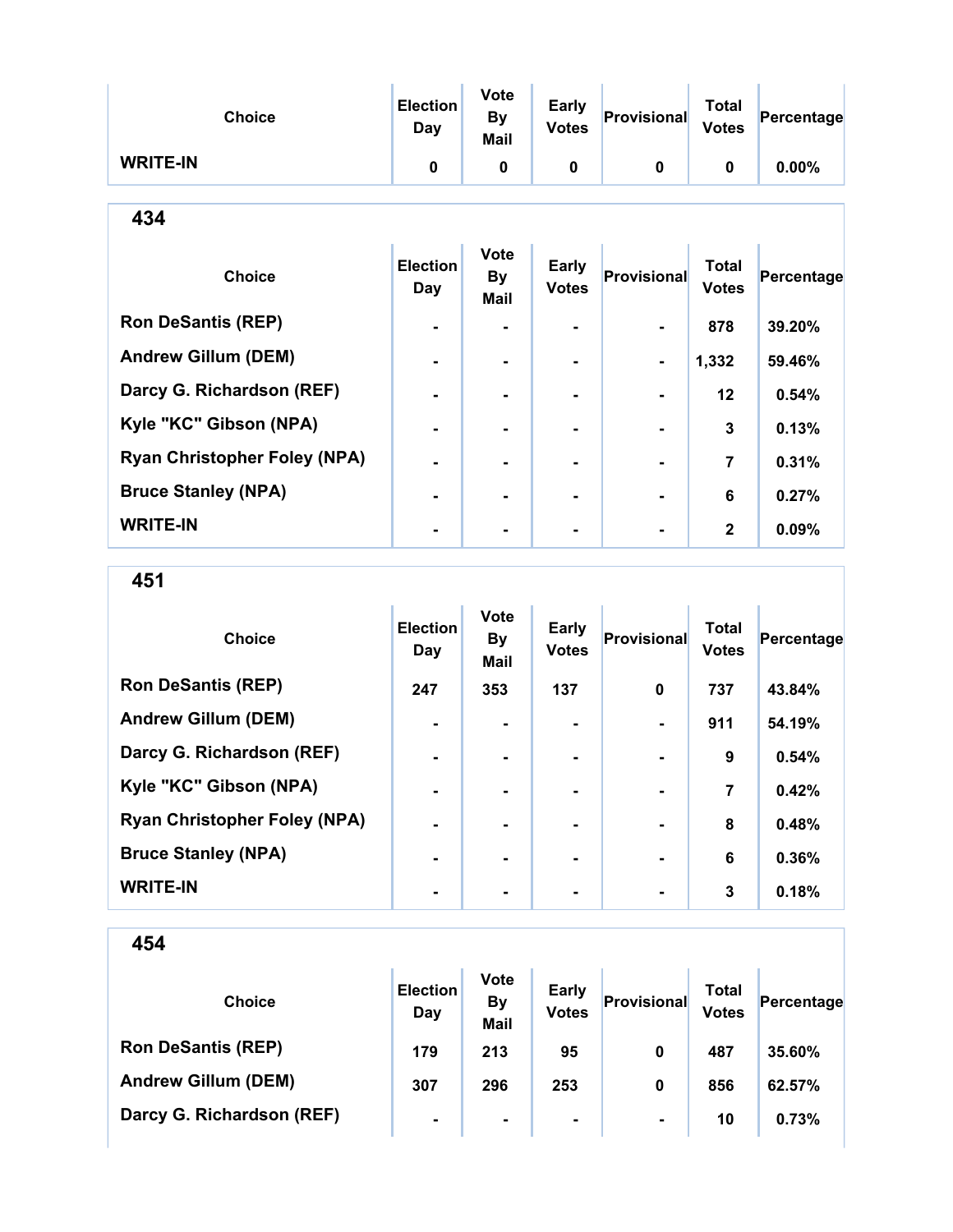| Choice | Election Day | Vote By Mail | Early Votes | Provisional | Total Votes | Percentage |
|---|---|---|---|---|---|---|
| WRITE-IN | 0 | 0 | 0 | 0 | 0 | 0.00% |

## 434

| Choice | Election Day | Vote By Mail | Early Votes | Provisional | Total Votes | Percentage |
|---|---|---|---|---|---|---|
| Ron DeSantis (REP) | - | - | - | - | 878 | 39.20% |
| Andrew Gillum (DEM) | - | - | - | - | 1,332 | 59.46% |
| Darcy G. Richardson (REF) | - | - | - | - | 12 | 0.54% |
| Kyle "KC" Gibson (NPA) | - | - | - | - | 3 | 0.13% |
| Ryan Christopher Foley (NPA) | - | - | - | - | 7 | 0.31% |
| Bruce Stanley (NPA) | - | - | - | - | 6 | 0.27% |
| WRITE-IN | - | - | - | - | 2 | 0.09% |

## 451

| Choice | Election Day | Vote By Mail | Early Votes | Provisional | Total Votes | Percentage |
|---|---|---|---|---|---|---|
| Ron DeSantis (REP) | 247 | 353 | 137 | 0 | 737 | 43.84% |
| Andrew Gillum (DEM) | - | - | - | - | 911 | 54.19% |
| Darcy G. Richardson (REF) | - | - | - | - | 9 | 0.54% |
| Kyle "KC" Gibson (NPA) | - | - | - | - | 7 | 0.42% |
| Ryan Christopher Foley (NPA) | - | - | - | - | 8 | 0.48% |
| Bruce Stanley (NPA) | - | - | - | - | 6 | 0.36% |
| WRITE-IN | - | - | - | - | 3 | 0.18% |

## 454

| Choice | Election Day | Vote By Mail | Early Votes | Provisional | Total Votes | Percentage |
|---|---|---|---|---|---|---|
| Ron DeSantis (REP) | 179 | 213 | 95 | 0 | 487 | 35.60% |
| Andrew Gillum (DEM) | 307 | 296 | 253 | 0 | 856 | 62.57% |
| Darcy G. Richardson (REF) | - | - | - | - | 10 | 0.73% |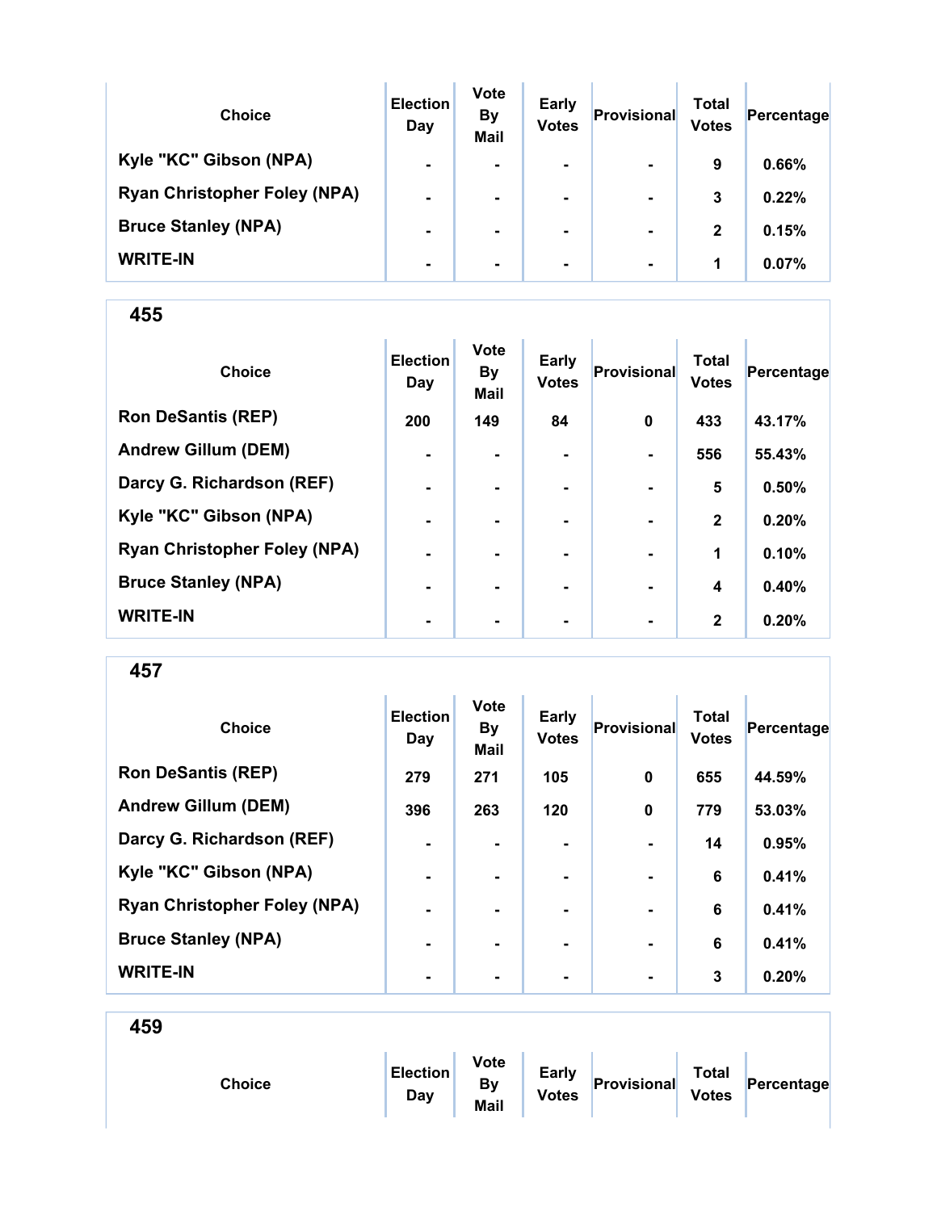| Choice | Election Day | Vote By Mail | Early Votes | Provisional | Total Votes | Percentage |
|---|---|---|---|---|---|---|
| Kyle "KC" Gibson (NPA) | - | - | - | - | 9 | 0.66% |
| Ryan Christopher Foley (NPA) | - | - | - | - | 3 | 0.22% |
| Bruce Stanley (NPA) | - | - | - | - | 2 | 0.15% |
| WRITE-IN | - | - | - | - | 1 | 0.07% |

## 455

| Choice | Election Day | Vote By Mail | Early Votes | Provisional | Total Votes | Percentage |
|---|---|---|---|---|---|---|
| Ron DeSantis (REP) | 200 | 149 | 84 | 0 | 433 | 43.17% |
| Andrew Gillum (DEM) | - | - | - | - | 556 | 55.43% |
| Darcy G. Richardson (REF) | - | - | - | - | 5 | 0.50% |
| Kyle "KC" Gibson (NPA) | - | - | - | - | 2 | 0.20% |
| Ryan Christopher Foley (NPA) | - | - | - | - | 1 | 0.10% |
| Bruce Stanley (NPA) | - | - | - | - | 4 | 0.40% |
| WRITE-IN | - | - | - | - | 2 | 0.20% |

## 457

| Choice | Election Day | Vote By Mail | Early Votes | Provisional | Total Votes | Percentage |
|---|---|---|---|---|---|---|
| Ron DeSantis (REP) | 279 | 271 | 105 | 0 | 655 | 44.59% |
| Andrew Gillum (DEM) | 396 | 263 | 120 | 0 | 779 | 53.03% |
| Darcy G. Richardson (REF) | - | - | - | - | 14 | 0.95% |
| Kyle "KC" Gibson (NPA) | - | - | - | - | 6 | 0.41% |
| Ryan Christopher Foley (NPA) | - | - | - | - | 6 | 0.41% |
| Bruce Stanley (NPA) | - | - | - | - | 6 | 0.41% |
| WRITE-IN | - | - | - | - | 3 | 0.20% |

## 459

| Choice | Election Day | Vote By Mail | Early Votes | Provisional | Total Votes | Percentage |
|---|---|---|---|---|---|---|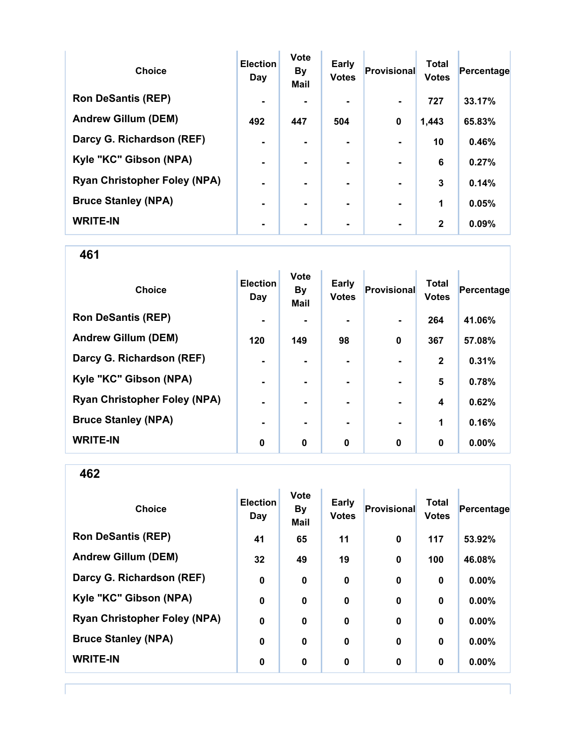| Choice | Election Day | Vote By Mail | Early Votes | Provisional | Total Votes | Percentage |
|---|---|---|---|---|---|---|
| Ron DeSantis (REP) | - | - | - | - | 727 | 33.17% |
| Andrew Gillum (DEM) | 492 | 447 | 504 | 0 | 1,443 | 65.83% |
| Darcy G. Richardson (REF) | - | - | - | - | 10 | 0.46% |
| Kyle "KC" Gibson (NPA) | - | - | - | - | 6 | 0.27% |
| Ryan Christopher Foley (NPA) | - | - | - | - | 3 | 0.14% |
| Bruce Stanley (NPA) | - | - | - | - | 1 | 0.05% |
| WRITE-IN | - | - | - | - | 2 | 0.09% |

## 461

| Choice | Election Day | Vote By Mail | Early Votes | Provisional | Total Votes | Percentage |
|---|---|---|---|---|---|---|
| Ron DeSantis (REP) | - | - | - | - | 264 | 41.06% |
| Andrew Gillum (DEM) | 120 | 149 | 98 | 0 | 367 | 57.08% |
| Darcy G. Richardson (REF) | - | - | - | - | 2 | 0.31% |
| Kyle "KC" Gibson (NPA) | - | - | - | - | 5 | 0.78% |
| Ryan Christopher Foley (NPA) | - | - | - | - | 4 | 0.62% |
| Bruce Stanley (NPA) | - | - | - | - | 1 | 0.16% |
| WRITE-IN | 0 | 0 | 0 | 0 | 0 | 0.00% |

## 462

| Choice | Election Day | Vote By Mail | Early Votes | Provisional | Total Votes | Percentage |
|---|---|---|---|---|---|---|
| Ron DeSantis (REP) | 41 | 65 | 11 | 0 | 117 | 53.92% |
| Andrew Gillum (DEM) | 32 | 49 | 19 | 0 | 100 | 46.08% |
| Darcy G. Richardson (REF) | 0 | 0 | 0 | 0 | 0 | 0.00% |
| Kyle "KC" Gibson (NPA) | 0 | 0 | 0 | 0 | 0 | 0.00% |
| Ryan Christopher Foley (NPA) | 0 | 0 | 0 | 0 | 0 | 0.00% |
| Bruce Stanley (NPA) | 0 | 0 | 0 | 0 | 0 | 0.00% |
| WRITE-IN | 0 | 0 | 0 | 0 | 0 | 0.00% |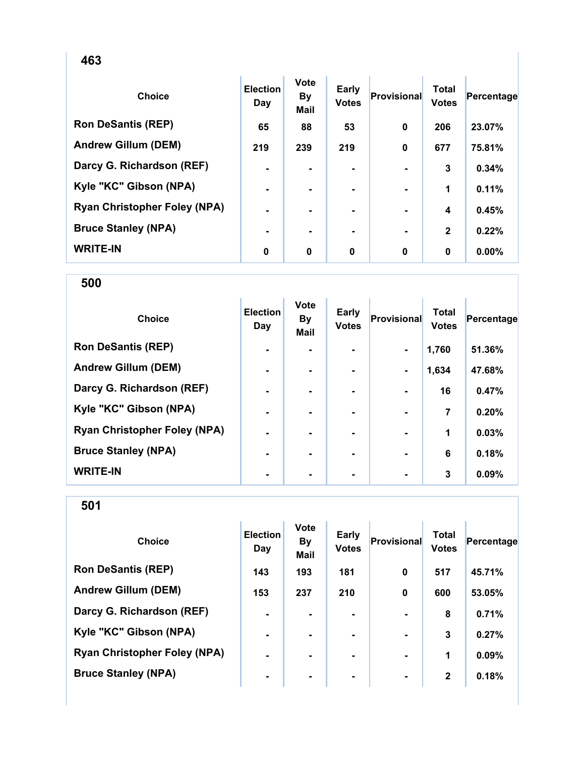## 463

| Choice | Election Day | Vote By Mail | Early Votes | Provisional | Total Votes | Percentage |
|---|---|---|---|---|---|---|
| Ron DeSantis (REP) | 65 | 88 | 53 | 0 | 206 | 23.07% |
| Andrew Gillum (DEM) | 219 | 239 | 219 | 0 | 677 | 75.81% |
| Darcy G. Richardson (REF) | - | - | - | - | 3 | 0.34% |
| Kyle "KC" Gibson (NPA) | - | - | - | - | 1 | 0.11% |
| Ryan Christopher Foley (NPA) | - | - | - | - | 4 | 0.45% |
| Bruce Stanley (NPA) | - | - | - | - | 2 | 0.22% |
| WRITE-IN | 0 | 0 | 0 | 0 | 0 | 0.00% |

## 500

| Choice | Election Day | Vote By Mail | Early Votes | Provisional | Total Votes | Percentage |
|---|---|---|---|---|---|---|
| Ron DeSantis (REP) | - | - | - | - | 1,760 | 51.36% |
| Andrew Gillum (DEM) | - | - | - | - | 1,634 | 47.68% |
| Darcy G. Richardson (REF) | - | - | - | - | 16 | 0.47% |
| Kyle "KC" Gibson (NPA) | - | - | - | - | 7 | 0.20% |
| Ryan Christopher Foley (NPA) | - | - | - | - | 1 | 0.03% |
| Bruce Stanley (NPA) | - | - | - | - | 6 | 0.18% |
| WRITE-IN | - | - | - | - | 3 | 0.09% |

## 501

| Choice | Election Day | Vote By Mail | Early Votes | Provisional | Total Votes | Percentage |
|---|---|---|---|---|---|---|
| Ron DeSantis (REP) | 143 | 193 | 181 | 0 | 517 | 45.71% |
| Andrew Gillum (DEM) | 153 | 237 | 210 | 0 | 600 | 53.05% |
| Darcy G. Richardson (REF) | - | - | - | - | 8 | 0.71% |
| Kyle "KC" Gibson (NPA) | - | - | - | - | 3 | 0.27% |
| Ryan Christopher Foley (NPA) | - | - | - | - | 1 | 0.09% |
| Bruce Stanley (NPA) | - | - | - | - | 2 | 0.18% |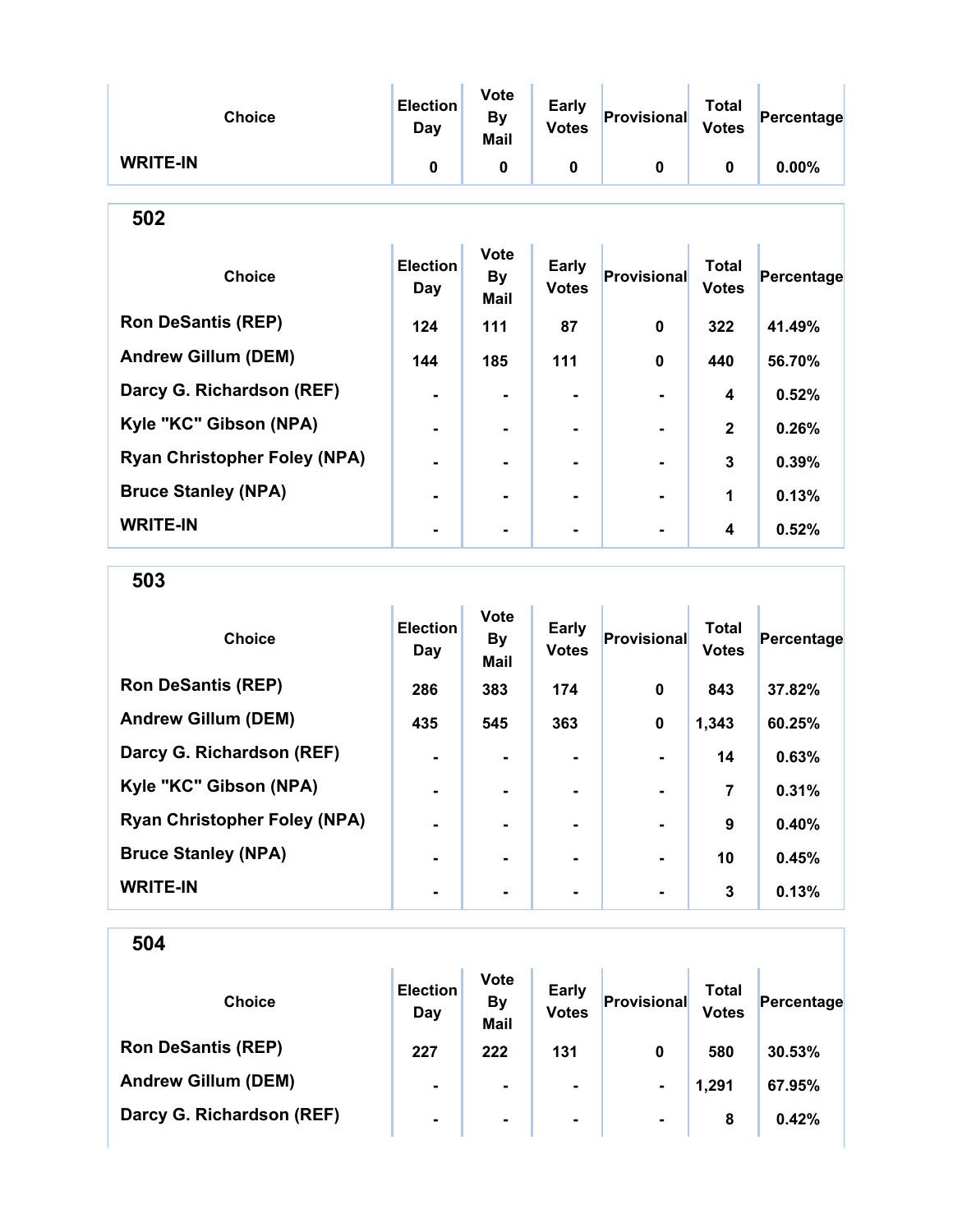| Choice | Election Day | Vote By Mail | Early Votes | Provisional | Total Votes | Percentage |
|---|---|---|---|---|---|---|
| WRITE-IN | 0 | 0 | 0 | 0 | 0 | 0.00% |

## 502

| Choice | Election Day | Vote By Mail | Early Votes | Provisional | Total Votes | Percentage |
|---|---|---|---|---|---|---|
| Ron DeSantis (REP) | 124 | 111 | 87 | 0 | 322 | 41.49% |
| Andrew Gillum (DEM) | 144 | 185 | 111 | 0 | 440 | 56.70% |
| Darcy G. Richardson (REF) | - | - | - | - | 4 | 0.52% |
| Kyle "KC" Gibson (NPA) | - | - | - | - | 2 | 0.26% |
| Ryan Christopher Foley (NPA) | - | - | - | - | 3 | 0.39% |
| Bruce Stanley (NPA) | - | - | - | - | 1 | 0.13% |
| WRITE-IN | - | - | - | - | 4 | 0.52% |

## 503

| Choice | Election Day | Vote By Mail | Early Votes | Provisional | Total Votes | Percentage |
|---|---|---|---|---|---|---|
| Ron DeSantis (REP) | 286 | 383 | 174 | 0 | 843 | 37.82% |
| Andrew Gillum (DEM) | 435 | 545 | 363 | 0 | 1,343 | 60.25% |
| Darcy G. Richardson (REF) | - | - | - | - | 14 | 0.63% |
| Kyle "KC" Gibson (NPA) | - | - | - | - | 7 | 0.31% |
| Ryan Christopher Foley (NPA) | - | - | - | - | 9 | 0.40% |
| Bruce Stanley (NPA) | - | - | - | - | 10 | 0.45% |
| WRITE-IN | - | - | - | - | 3 | 0.13% |

## 504

| Choice | Election Day | Vote By Mail | Early Votes | Provisional | Total Votes | Percentage |
|---|---|---|---|---|---|---|
| Ron DeSantis (REP) | 227 | 222 | 131 | 0 | 580 | 30.53% |
| Andrew Gillum (DEM) | - | - | - | - | 1,291 | 67.95% |
| Darcy G. Richardson (REF) | - | - | - | - | 8 | 0.42% |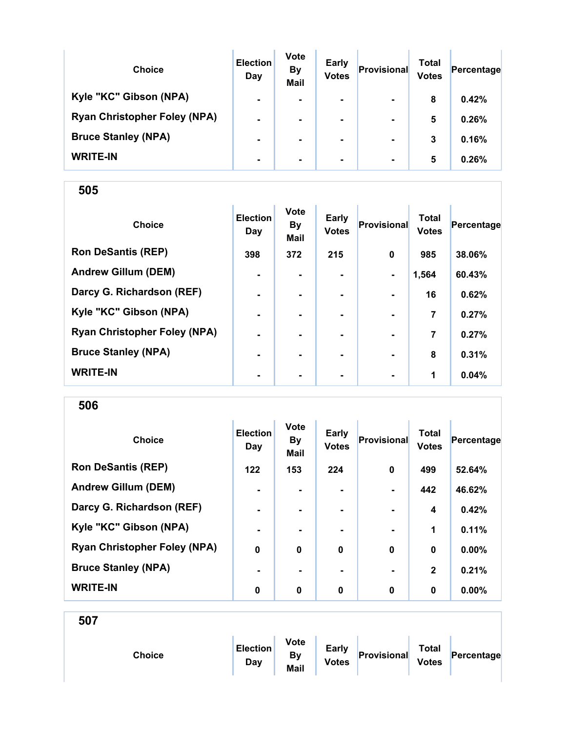| Choice | Election Day | Vote By Mail | Early Votes | Provisional | Total Votes | Percentage |
|---|---|---|---|---|---|---|
| Kyle "KC" Gibson (NPA) | - | - | - | - | 8 | 0.42% |
| Ryan Christopher Foley (NPA) | - | - | - | - | 5 | 0.26% |
| Bruce Stanley (NPA) | - | - | - | - | 3 | 0.16% |
| WRITE-IN | - | - | - | - | 5 | 0.26% |

## 505

| Choice | Election Day | Vote By Mail | Early Votes | Provisional | Total Votes | Percentage |
|---|---|---|---|---|---|---|
| Ron DeSantis (REP) | 398 | 372 | 215 | 0 | 985 | 38.06% |
| Andrew Gillum (DEM) | - | - | - | - | 1,564 | 60.43% |
| Darcy G. Richardson (REF) | - | - | - | - | 16 | 0.62% |
| Kyle "KC" Gibson (NPA) | - | - | - | - | 7 | 0.27% |
| Ryan Christopher Foley (NPA) | - | - | - | - | 7 | 0.27% |
| Bruce Stanley (NPA) | - | - | - | - | 8 | 0.31% |
| WRITE-IN | - | - | - | - | 1 | 0.04% |

## 506

| Choice | Election Day | Vote By Mail | Early Votes | Provisional | Total Votes | Percentage |
|---|---|---|---|---|---|---|
| Ron DeSantis (REP) | 122 | 153 | 224 | 0 | 499 | 52.64% |
| Andrew Gillum (DEM) | - | - | - | - | 442 | 46.62% |
| Darcy G. Richardson (REF) | - | - | - | - | 4 | 0.42% |
| Kyle "KC" Gibson (NPA) | - | - | - | - | 1 | 0.11% |
| Ryan Christopher Foley (NPA) | 0 | 0 | 0 | 0 | 0 | 0.00% |
| Bruce Stanley (NPA) | - | - | - | - | 2 | 0.21% |
| WRITE-IN | 0 | 0 | 0 | 0 | 0 | 0.00% |

## 507

| Choice | Election Day | Vote By Mail | Early Votes | Provisional | Total Votes | Percentage |
|---|---|---|---|---|---|---|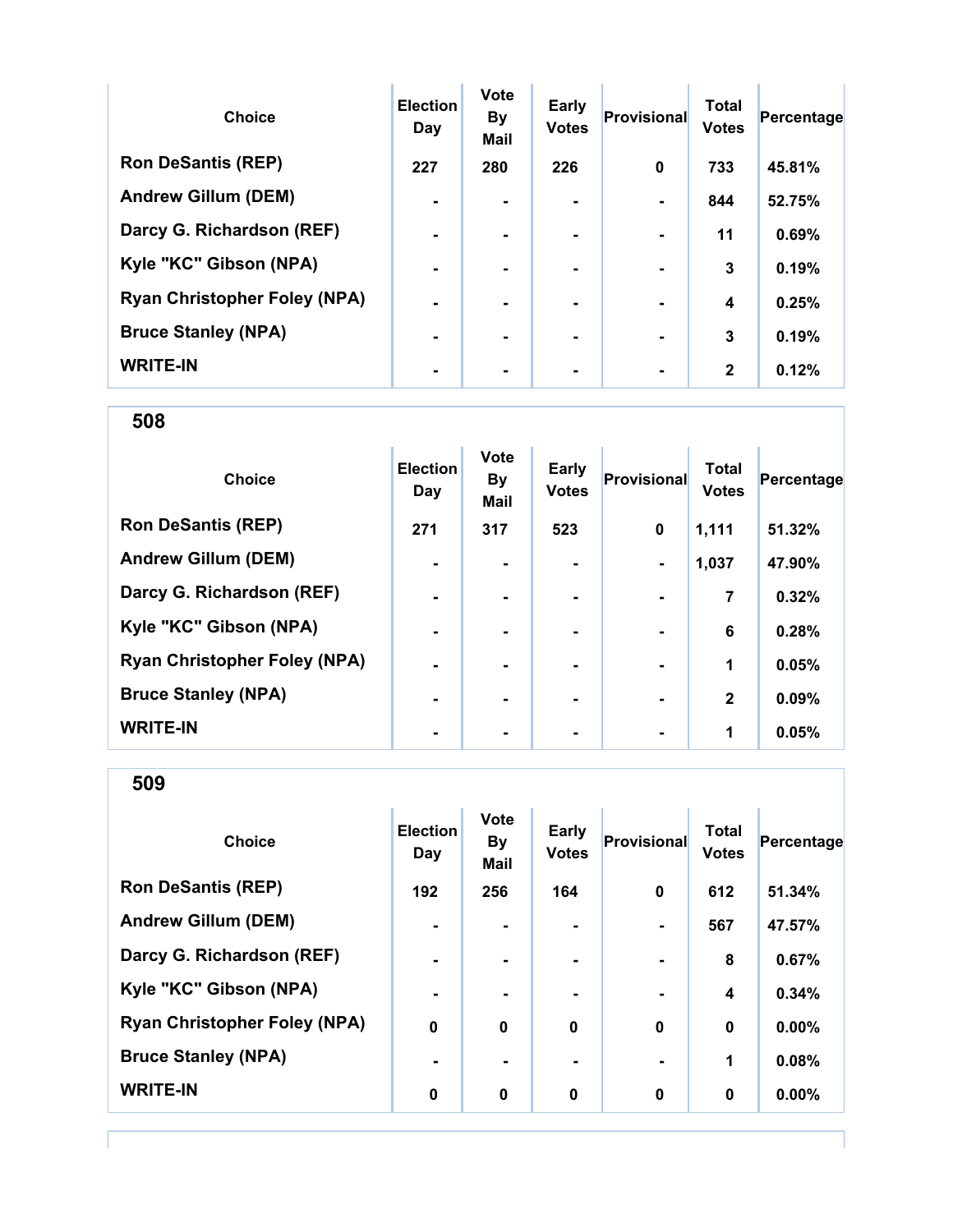| Choice | Election Day | Vote By Mail | Early Votes | Provisional | Total Votes | Percentage |
|---|---|---|---|---|---|---|
| Ron DeSantis (REP) | 227 | 280 | 226 | 0 | 733 | 45.81% |
| Andrew Gillum (DEM) | - | - | - | - | 844 | 52.75% |
| Darcy G. Richardson (REF) | - | - | - | - | 11 | 0.69% |
| Kyle "KC" Gibson (NPA) | - | - | - | - | 3 | 0.19% |
| Ryan Christopher Foley (NPA) | - | - | - | - | 4 | 0.25% |
| Bruce Stanley (NPA) | - | - | - | - | 3 | 0.19% |
| WRITE-IN | - | - | - | - | 2 | 0.12% |

## 508

| Choice | Election Day | Vote By Mail | Early Votes | Provisional | Total Votes | Percentage |
|---|---|---|---|---|---|---|
| Ron DeSantis (REP) | 271 | 317 | 523 | 0 | 1,111 | 51.32% |
| Andrew Gillum (DEM) | - | - | - | - | 1,037 | 47.90% |
| Darcy G. Richardson (REF) | - | - | - | - | 7 | 0.32% |
| Kyle "KC" Gibson (NPA) | - | - | - | - | 6 | 0.28% |
| Ryan Christopher Foley (NPA) | - | - | - | - | 1 | 0.05% |
| Bruce Stanley (NPA) | - | - | - | - | 2 | 0.09% |
| WRITE-IN | - | - | - | - | 1 | 0.05% |

## 509

| Choice | Election Day | Vote By Mail | Early Votes | Provisional | Total Votes | Percentage |
|---|---|---|---|---|---|---|
| Ron DeSantis (REP) | 192 | 256 | 164 | 0 | 612 | 51.34% |
| Andrew Gillum (DEM) | - | - | - | - | 567 | 47.57% |
| Darcy G. Richardson (REF) | - | - | - | - | 8 | 0.67% |
| Kyle "KC" Gibson (NPA) | - | - | - | - | 4 | 0.34% |
| Ryan Christopher Foley (NPA) | 0 | 0 | 0 | 0 | 0 | 0.00% |
| Bruce Stanley (NPA) | - | - | - | - | 1 | 0.08% |
| WRITE-IN | 0 | 0 | 0 | 0 | 0 | 0.00% |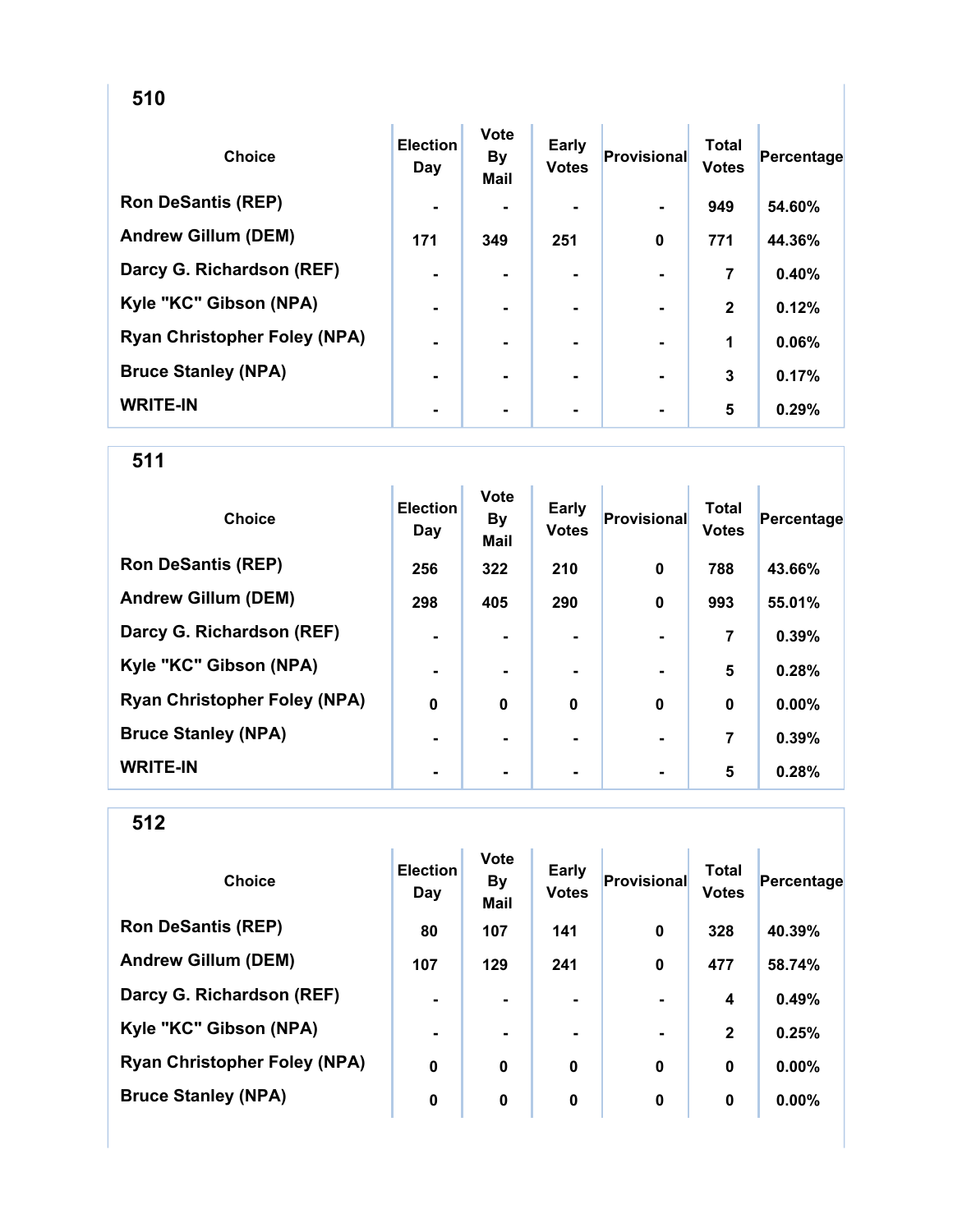## 510

| Choice | Election Day | Vote By Mail | Early Votes | Provisional | Total Votes | Percentage |
|---|---|---|---|---|---|---|
| Ron DeSantis (REP) | - | - | - | - | 949 | 54.60% |
| Andrew Gillum (DEM) | 171 | 349 | 251 | 0 | 771 | 44.36% |
| Darcy G. Richardson (REF) | - | - | - | - | 7 | 0.40% |
| Kyle "KC" Gibson (NPA) | - | - | - | - | 2 | 0.12% |
| Ryan Christopher Foley (NPA) | - | - | - | - | 1 | 0.06% |
| Bruce Stanley (NPA) | - | - | - | - | 3 | 0.17% |
| WRITE-IN | - | - | - | - | 5 | 0.29% |

## 511

| Choice | Election Day | Vote By Mail | Early Votes | Provisional | Total Votes | Percentage |
|---|---|---|---|---|---|---|
| Ron DeSantis (REP) | 256 | 322 | 210 | 0 | 788 | 43.66% |
| Andrew Gillum (DEM) | 298 | 405 | 290 | 0 | 993 | 55.01% |
| Darcy G. Richardson (REF) | - | - | - | - | 7 | 0.39% |
| Kyle "KC" Gibson (NPA) | - | - | - | - | 5 | 0.28% |
| Ryan Christopher Foley (NPA) | 0 | 0 | 0 | 0 | 0 | 0.00% |
| Bruce Stanley (NPA) | - | - | - | - | 7 | 0.39% |
| WRITE-IN | - | - | - | - | 5 | 0.28% |

## 512

| Choice | Election Day | Vote By Mail | Early Votes | Provisional | Total Votes | Percentage |
|---|---|---|---|---|---|---|
| Ron DeSantis (REP) | 80 | 107 | 141 | 0 | 328 | 40.39% |
| Andrew Gillum (DEM) | 107 | 129 | 241 | 0 | 477 | 58.74% |
| Darcy G. Richardson (REF) | - | - | - | - | 4 | 0.49% |
| Kyle "KC" Gibson (NPA) | - | - | - | - | 2 | 0.25% |
| Ryan Christopher Foley (NPA) | 0 | 0 | 0 | 0 | 0 | 0.00% |
| Bruce Stanley (NPA) | 0 | 0 | 0 | 0 | 0 | 0.00% |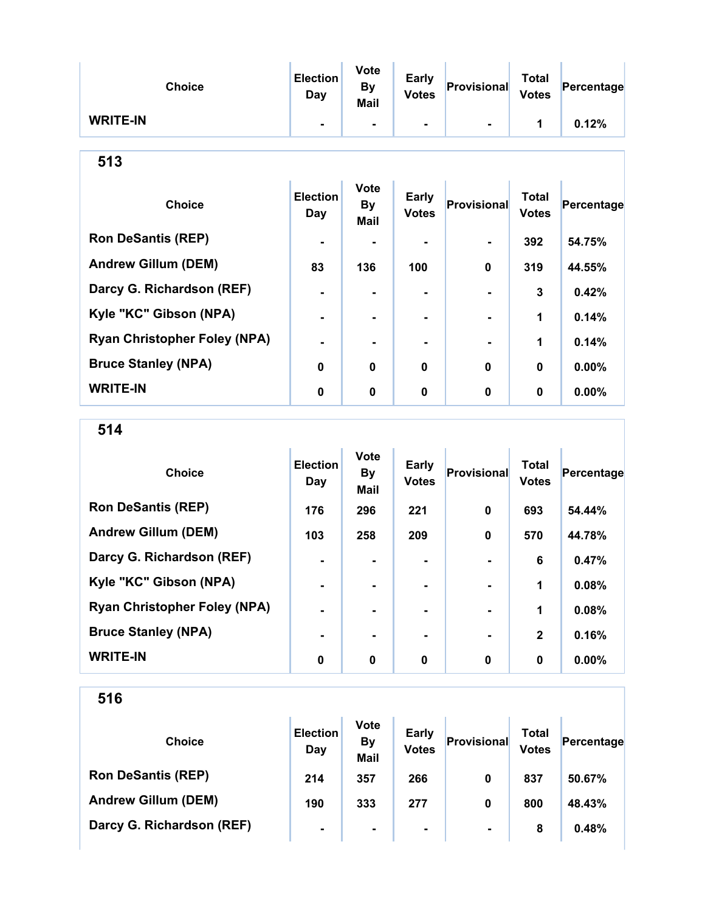| Choice | Election Day | Vote By Mail | Early Votes | Provisional | Total Votes | Percentage |
|---|---|---|---|---|---|---|
| WRITE-IN | - | - | - | - | 1 | 0.12% |

## 513

| Choice | Election Day | Vote By Mail | Early Votes | Provisional | Total Votes | Percentage |
|---|---|---|---|---|---|---|
| Ron DeSantis (REP) | - | - | - | - | 392 | 54.75% |
| Andrew Gillum (DEM) | 83 | 136 | 100 | 0 | 319 | 44.55% |
| Darcy G. Richardson (REF) | - | - | - | - | 3 | 0.42% |
| Kyle "KC" Gibson (NPA) | - | - | - | - | 1 | 0.14% |
| Ryan Christopher Foley (NPA) | - | - | - | - | 1 | 0.14% |
| Bruce Stanley (NPA) | 0 | 0 | 0 | 0 | 0 | 0.00% |
| WRITE-IN | 0 | 0 | 0 | 0 | 0 | 0.00% |

## 514

| Choice | Election Day | Vote By Mail | Early Votes | Provisional | Total Votes | Percentage |
|---|---|---|---|---|---|---|
| Ron DeSantis (REP) | 176 | 296 | 221 | 0 | 693 | 54.44% |
| Andrew Gillum (DEM) | 103 | 258 | 209 | 0 | 570 | 44.78% |
| Darcy G. Richardson (REF) | - | - | - | - | 6 | 0.47% |
| Kyle "KC" Gibson (NPA) | - | - | - | - | 1 | 0.08% |
| Ryan Christopher Foley (NPA) | - | - | - | - | 1 | 0.08% |
| Bruce Stanley (NPA) | - | - | - | - | 2 | 0.16% |
| WRITE-IN | 0 | 0 | 0 | 0 | 0 | 0.00% |

## 516

| Choice | Election Day | Vote By Mail | Early Votes | Provisional | Total Votes | Percentage |
|---|---|---|---|---|---|---|
| Ron DeSantis (REP) | 214 | 357 | 266 | 0 | 837 | 50.67% |
| Andrew Gillum (DEM) | 190 | 333 | 277 | 0 | 800 | 48.43% |
| Darcy G. Richardson (REF) | - | - | - | - | 8 | 0.48% |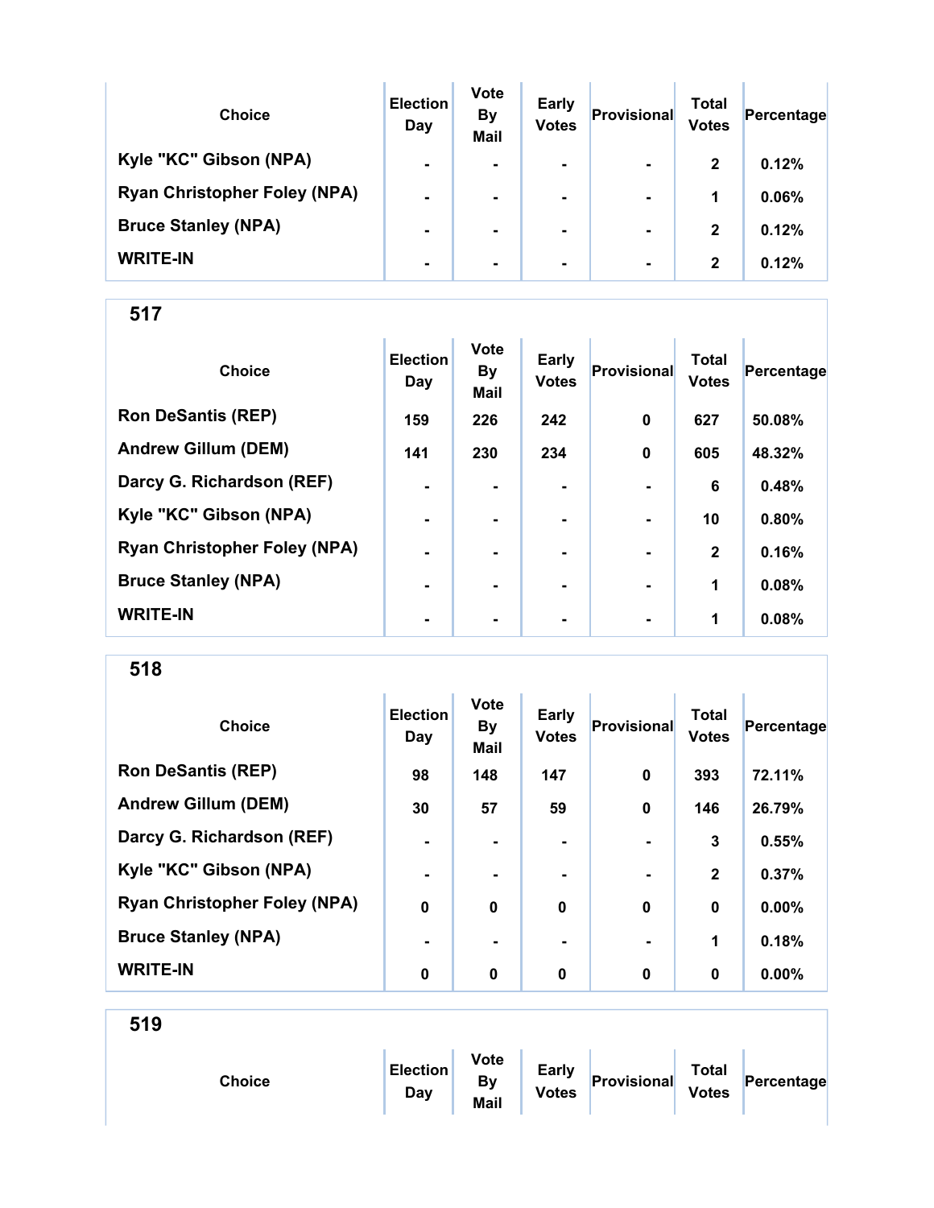| Choice | Election Day | Vote By Mail | Early Votes | Provisional | Total Votes | Percentage |
|---|---|---|---|---|---|---|
| Kyle "KC" Gibson (NPA) | - | - | - | - | 2 | 0.12% |
| Ryan Christopher Foley (NPA) | - | - | - | - | 1 | 0.06% |
| Bruce Stanley (NPA) | - | - | - | - | 2 | 0.12% |
| WRITE-IN | - | - | - | - | 2 | 0.12% |

## 517

| Choice | Election Day | Vote By Mail | Early Votes | Provisional | Total Votes | Percentage |
|---|---|---|---|---|---|---|
| Ron DeSantis (REP) | 159 | 226 | 242 | 0 | 627 | 50.08% |
| Andrew Gillum (DEM) | 141 | 230 | 234 | 0 | 605 | 48.32% |
| Darcy G. Richardson (REF) | - | - | - | - | 6 | 0.48% |
| Kyle "KC" Gibson (NPA) | - | - | - | - | 10 | 0.80% |
| Ryan Christopher Foley (NPA) | - | - | - | - | 2 | 0.16% |
| Bruce Stanley (NPA) | - | - | - | - | 1 | 0.08% |
| WRITE-IN | - | - | - | - | 1 | 0.08% |

## 518

| Choice | Election Day | Vote By Mail | Early Votes | Provisional | Total Votes | Percentage |
|---|---|---|---|---|---|---|
| Ron DeSantis (REP) | 98 | 148 | 147 | 0 | 393 | 72.11% |
| Andrew Gillum (DEM) | 30 | 57 | 59 | 0 | 146 | 26.79% |
| Darcy G. Richardson (REF) | - | - | - | - | 3 | 0.55% |
| Kyle "KC" Gibson (NPA) | - | - | - | - | 2 | 0.37% |
| Ryan Christopher Foley (NPA) | 0 | 0 | 0 | 0 | 0 | 0.00% |
| Bruce Stanley (NPA) | - | - | - | - | 1 | 0.18% |
| WRITE-IN | 0 | 0 | 0 | 0 | 0 | 0.00% |

## 519

| Choice | Election Day | Vote By Mail | Early Votes | Provisional | Total Votes | Percentage |
|---|---|---|---|---|---|---|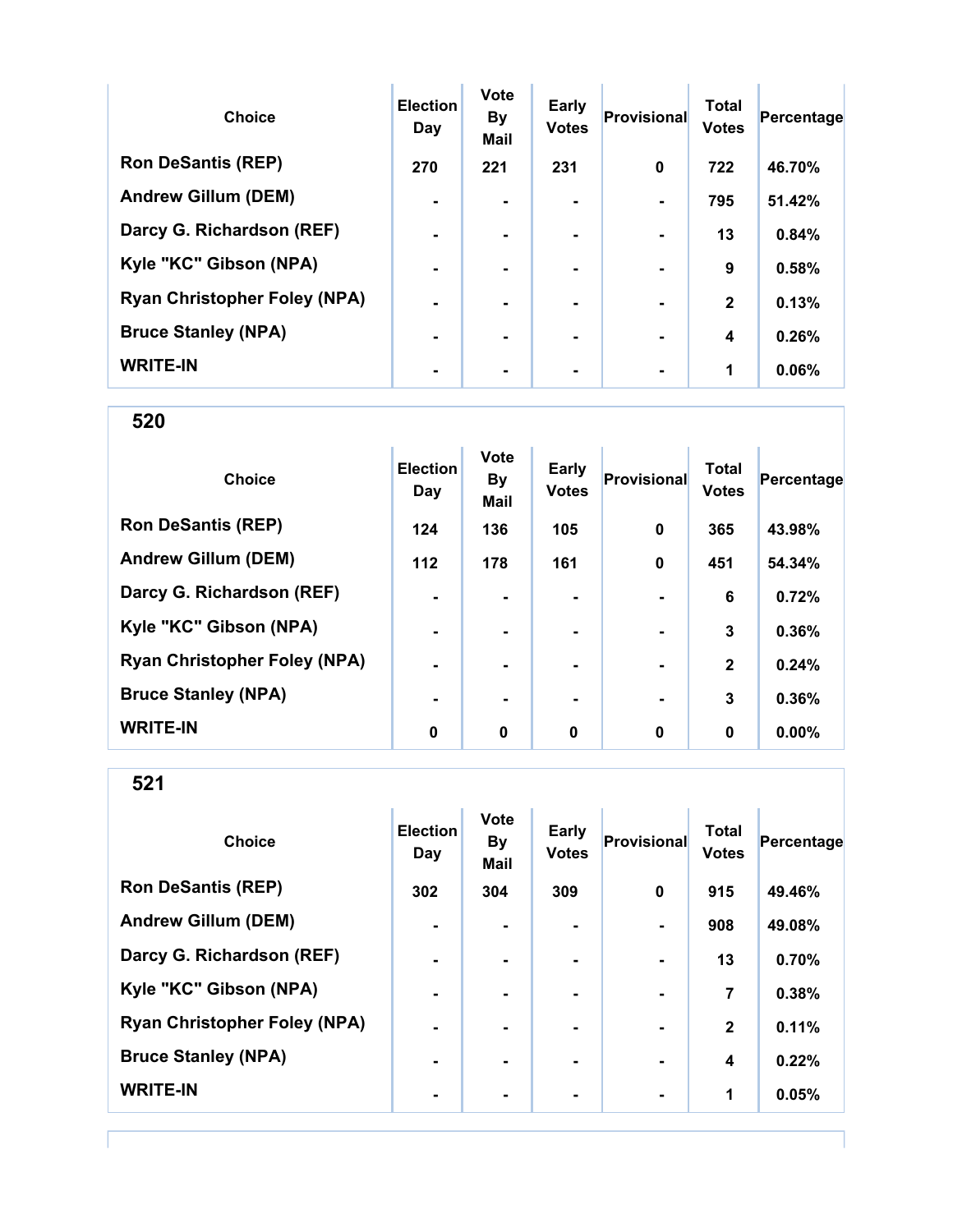| Choice | Election Day | Vote By Mail | Early Votes | Provisional | Total Votes | Percentage |
|---|---|---|---|---|---|---|
| Ron DeSantis (REP) | 270 | 221 | 231 | 0 | 722 | 46.70% |
| Andrew Gillum (DEM) | - | - | - | - | 795 | 51.42% |
| Darcy G. Richardson (REF) | - | - | - | - | 13 | 0.84% |
| Kyle "KC" Gibson (NPA) | - | - | - | - | 9 | 0.58% |
| Ryan Christopher Foley (NPA) | - | - | - | - | 2 | 0.13% |
| Bruce Stanley (NPA) | - | - | - | - | 4 | 0.26% |
| WRITE-IN | - | - | - | - | 1 | 0.06% |

## 520

| Choice | Election Day | Vote By Mail | Early Votes | Provisional | Total Votes | Percentage |
|---|---|---|---|---|---|---|
| Ron DeSantis (REP) | 124 | 136 | 105 | 0 | 365 | 43.98% |
| Andrew Gillum (DEM) | 112 | 178 | 161 | 0 | 451 | 54.34% |
| Darcy G. Richardson (REF) | - | - | - | - | 6 | 0.72% |
| Kyle "KC" Gibson (NPA) | - | - | - | - | 3 | 0.36% |
| Ryan Christopher Foley (NPA) | - | - | - | - | 2 | 0.24% |
| Bruce Stanley (NPA) | - | - | - | - | 3 | 0.36% |
| WRITE-IN | 0 | 0 | 0 | 0 | 0 | 0.00% |

## 521

| Choice | Election Day | Vote By Mail | Early Votes | Provisional | Total Votes | Percentage |
|---|---|---|---|---|---|---|
| Ron DeSantis (REP) | 302 | 304 | 309 | 0 | 915 | 49.46% |
| Andrew Gillum (DEM) | - | - | - | - | 908 | 49.08% |
| Darcy G. Richardson (REF) | - | - | - | - | 13 | 0.70% |
| Kyle "KC" Gibson (NPA) | - | - | - | - | 7 | 0.38% |
| Ryan Christopher Foley (NPA) | - | - | - | - | 2 | 0.11% |
| Bruce Stanley (NPA) | - | - | - | - | 4 | 0.22% |
| WRITE-IN | - | - | - | - | 1 | 0.05% |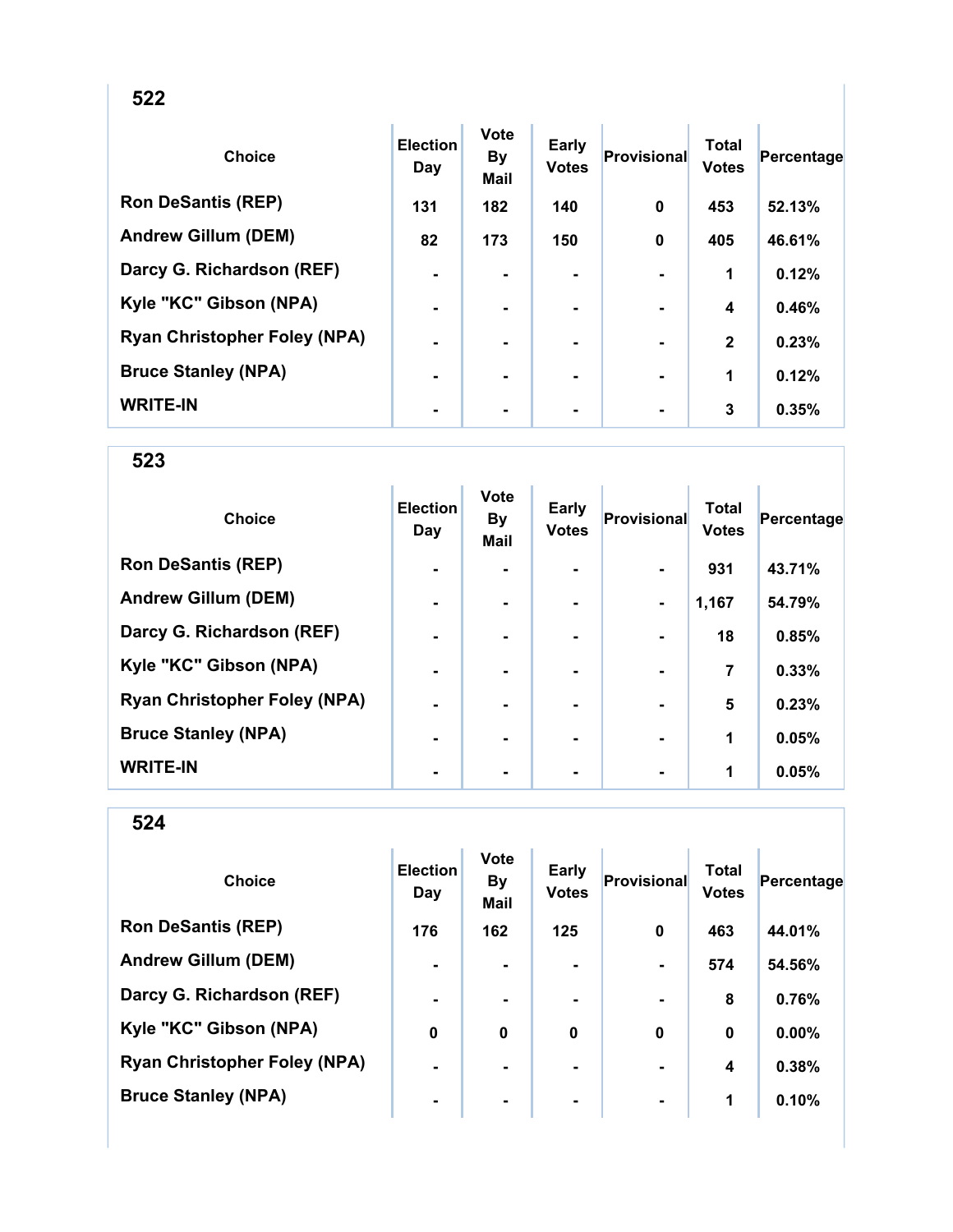## 522

| Choice | Election Day | Vote By Mail | Early Votes | Provisional | Total Votes | Percentage |
|---|---|---|---|---|---|---|
| Ron DeSantis (REP) | 131 | 182 | 140 | 0 | 453 | 52.13% |
| Andrew Gillum (DEM) | 82 | 173 | 150 | 0 | 405 | 46.61% |
| Darcy G. Richardson (REF) | - | - | - | - | 1 | 0.12% |
| Kyle "KC" Gibson (NPA) | - | - | - | - | 4 | 0.46% |
| Ryan Christopher Foley (NPA) | - | - | - | - | 2 | 0.23% |
| Bruce Stanley (NPA) | - | - | - | - | 1 | 0.12% |
| WRITE-IN | - | - | - | - | 3 | 0.35% |

## 523

| Choice | Election Day | Vote By Mail | Early Votes | Provisional | Total Votes | Percentage |
|---|---|---|---|---|---|---|
| Ron DeSantis (REP) | - | - | - | - | 931 | 43.71% |
| Andrew Gillum (DEM) | - | - | - | - | 1,167 | 54.79% |
| Darcy G. Richardson (REF) | - | - | - | - | 18 | 0.85% |
| Kyle "KC" Gibson (NPA) | - | - | - | - | 7 | 0.33% |
| Ryan Christopher Foley (NPA) | - | - | - | - | 5 | 0.23% |
| Bruce Stanley (NPA) | - | - | - | - | 1 | 0.05% |
| WRITE-IN | - | - | - | - | 1 | 0.05% |

## 524

| Choice | Election Day | Vote By Mail | Early Votes | Provisional | Total Votes | Percentage |
|---|---|---|---|---|---|---|
| Ron DeSantis (REP) | 176 | 162 | 125 | 0 | 463 | 44.01% |
| Andrew Gillum (DEM) | - | - | - | - | 574 | 54.56% |
| Darcy G. Richardson (REF) | - | - | - | - | 8 | 0.76% |
| Kyle "KC" Gibson (NPA) | 0 | 0 | 0 | 0 | 0 | 0.00% |
| Ryan Christopher Foley (NPA) | - | - | - | - | 4 | 0.38% |
| Bruce Stanley (NPA) | - | - | - | - | 1 | 0.10% |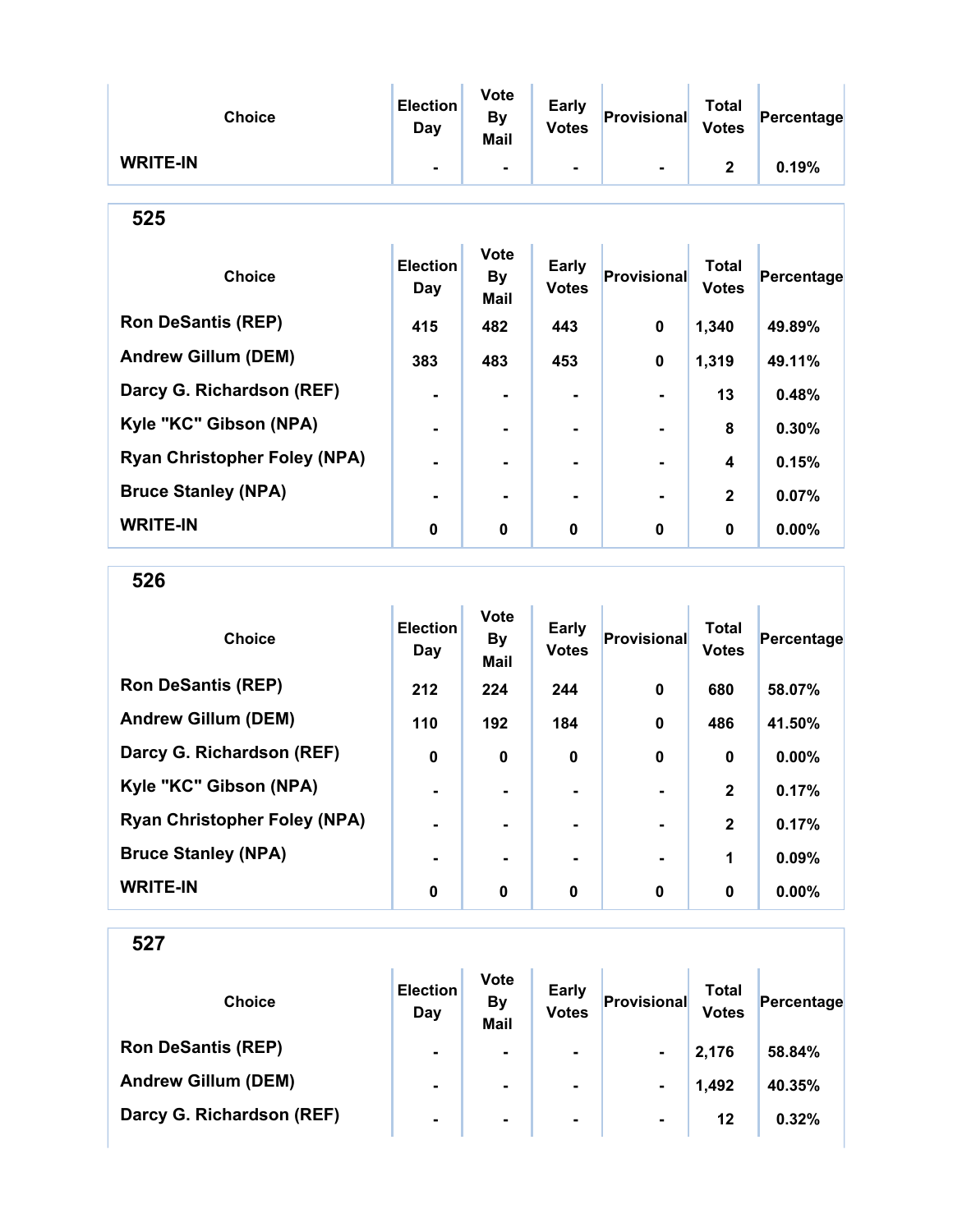| Choice | Election Day | Vote By Mail | Early Votes | Provisional | Total Votes | Percentage |
|---|---|---|---|---|---|---|
| WRITE-IN | - | - | - | - | 2 | 0.19% |

## 525

| Choice | Election Day | Vote By Mail | Early Votes | Provisional | Total Votes | Percentage |
|---|---|---|---|---|---|---|
| Ron DeSantis (REP) | 415 | 482 | 443 | 0 | 1,340 | 49.89% |
| Andrew Gillum (DEM) | 383 | 483 | 453 | 0 | 1,319 | 49.11% |
| Darcy G. Richardson (REF) | - | - | - | - | 13 | 0.48% |
| Kyle "KC" Gibson (NPA) | - | - | - | - | 8 | 0.30% |
| Ryan Christopher Foley (NPA) | - | - | - | - | 4 | 0.15% |
| Bruce Stanley (NPA) | - | - | - | - | 2 | 0.07% |
| WRITE-IN | 0 | 0 | 0 | 0 | 0 | 0.00% |

## 526

| Choice | Election Day | Vote By Mail | Early Votes | Provisional | Total Votes | Percentage |
|---|---|---|---|---|---|---|
| Ron DeSantis (REP) | 212 | 224 | 244 | 0 | 680 | 58.07% |
| Andrew Gillum (DEM) | 110 | 192 | 184 | 0 | 486 | 41.50% |
| Darcy G. Richardson (REF) | 0 | 0 | 0 | 0 | 0 | 0.00% |
| Kyle "KC" Gibson (NPA) | - | - | - | - | 2 | 0.17% |
| Ryan Christopher Foley (NPA) | - | - | - | - | 2 | 0.17% |
| Bruce Stanley (NPA) | - | - | - | - | 1 | 0.09% |
| WRITE-IN | 0 | 0 | 0 | 0 | 0 | 0.00% |

## 527

| Choice | Election Day | Vote By Mail | Early Votes | Provisional | Total Votes | Percentage |
|---|---|---|---|---|---|---|
| Ron DeSantis (REP) | - | - | - | - | 2,176 | 58.84% |
| Andrew Gillum (DEM) | - | - | - | - | 1,492 | 40.35% |
| Darcy G. Richardson (REF) | - | - | - | - | 12 | 0.32% |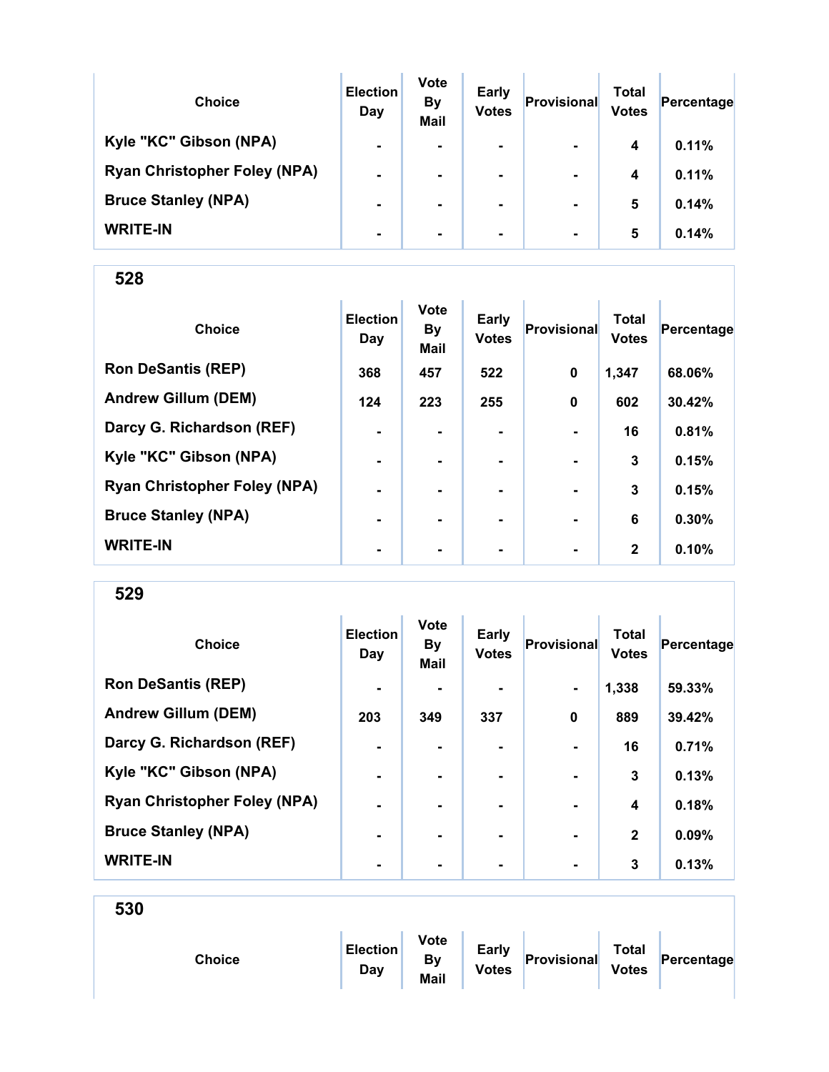| Choice | Election Day | Vote By Mail | Early Votes | Provisional | Total Votes | Percentage |
|---|---|---|---|---|---|---|
| Kyle "KC" Gibson (NPA) | - | - | - | - | 4 | 0.11% |
| Ryan Christopher Foley (NPA) | - | - | - | - | 4 | 0.11% |
| Bruce Stanley (NPA) | - | - | - | - | 5 | 0.14% |
| WRITE-IN | - | - | - | - | 5 | 0.14% |

## 528

| Choice | Election Day | Vote By Mail | Early Votes | Provisional | Total Votes | Percentage |
|---|---|---|---|---|---|---|
| Ron DeSantis (REP) | 368 | 457 | 522 | 0 | 1,347 | 68.06% |
| Andrew Gillum (DEM) | 124 | 223 | 255 | 0 | 602 | 30.42% |
| Darcy G. Richardson (REF) | - | - | - | - | 16 | 0.81% |
| Kyle "KC" Gibson (NPA) | - | - | - | - | 3 | 0.15% |
| Ryan Christopher Foley (NPA) | - | - | - | - | 3 | 0.15% |
| Bruce Stanley (NPA) | - | - | - | - | 6 | 0.30% |
| WRITE-IN | - | - | - | - | 2 | 0.10% |

## 529

| Choice | Election Day | Vote By Mail | Early Votes | Provisional | Total Votes | Percentage |
|---|---|---|---|---|---|---|
| Ron DeSantis (REP) | - | - | - | - | 1,338 | 59.33% |
| Andrew Gillum (DEM) | 203 | 349 | 337 | 0 | 889 | 39.42% |
| Darcy G. Richardson (REF) | - | - | - | - | 16 | 0.71% |
| Kyle "KC" Gibson (NPA) | - | - | - | - | 3 | 0.13% |
| Ryan Christopher Foley (NPA) | - | - | - | - | 4 | 0.18% |
| Bruce Stanley (NPA) | - | - | - | - | 2 | 0.09% |
| WRITE-IN | - | - | - | - | 3 | 0.13% |

## 530

| Choice | Election Day | Vote By Mail | Early Votes | Provisional | Total Votes | Percentage |
|---|---|---|---|---|---|---|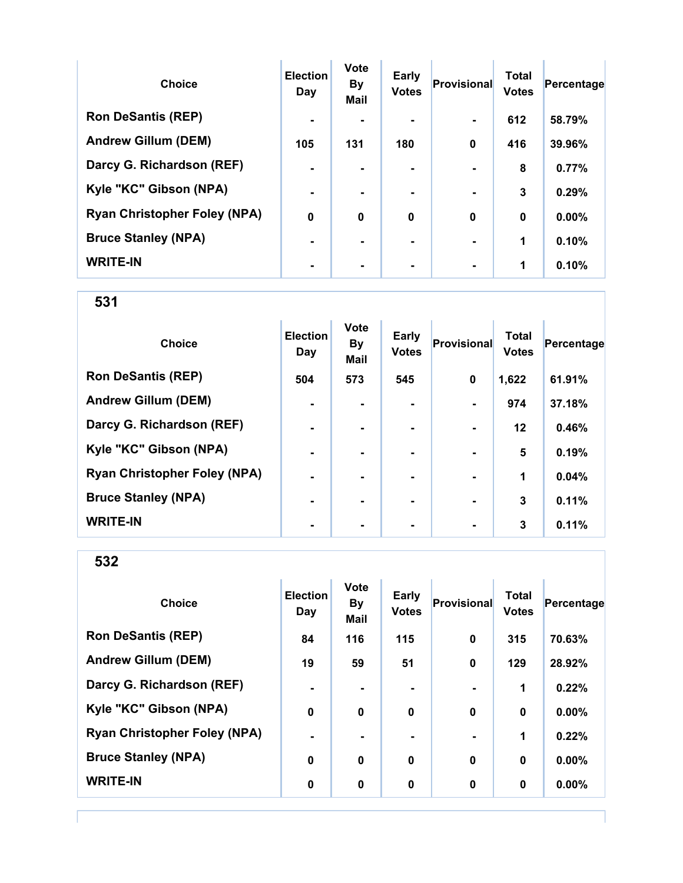| Choice | Election Day | Vote By Mail | Early Votes | Provisional | Total Votes | Percentage |
|---|---|---|---|---|---|---|
| Ron DeSantis (REP) | - | - | - | - | 612 | 58.79% |
| Andrew Gillum (DEM) | 105 | 131 | 180 | 0 | 416 | 39.96% |
| Darcy G. Richardson (REF) | - | - | - | - | 8 | 0.77% |
| Kyle "KC" Gibson (NPA) | - | - | - | - | 3 | 0.29% |
| Ryan Christopher Foley (NPA) | 0 | 0 | 0 | 0 | 0 | 0.00% |
| Bruce Stanley (NPA) | - | - | - | - | 1 | 0.10% |
| WRITE-IN | - | - | - | - | 1 | 0.10% |

## 531

| Choice | Election Day | Vote By Mail | Early Votes | Provisional | Total Votes | Percentage |
|---|---|---|---|---|---|---|
| Ron DeSantis (REP) | 504 | 573 | 545 | 0 | 1,622 | 61.91% |
| Andrew Gillum (DEM) | - | - | - | - | 974 | 37.18% |
| Darcy G. Richardson (REF) | - | - | - | - | 12 | 0.46% |
| Kyle "KC" Gibson (NPA) | - | - | - | - | 5 | 0.19% |
| Ryan Christopher Foley (NPA) | - | - | - | - | 1 | 0.04% |
| Bruce Stanley (NPA) | - | - | - | - | 3 | 0.11% |
| WRITE-IN | - | - | - | - | 3 | 0.11% |

## 532

| Choice | Election Day | Vote By Mail | Early Votes | Provisional | Total Votes | Percentage |
|---|---|---|---|---|---|---|
| Ron DeSantis (REP) | 84 | 116 | 115 | 0 | 315 | 70.63% |
| Andrew Gillum (DEM) | 19 | 59 | 51 | 0 | 129 | 28.92% |
| Darcy G. Richardson (REF) | - | - | - | - | 1 | 0.22% |
| Kyle "KC" Gibson (NPA) | 0 | 0 | 0 | 0 | 0 | 0.00% |
| Ryan Christopher Foley (NPA) | - | - | - | - | 1 | 0.22% |
| Bruce Stanley (NPA) | 0 | 0 | 0 | 0 | 0 | 0.00% |
| WRITE-IN | 0 | 0 | 0 | 0 | 0 | 0.00% |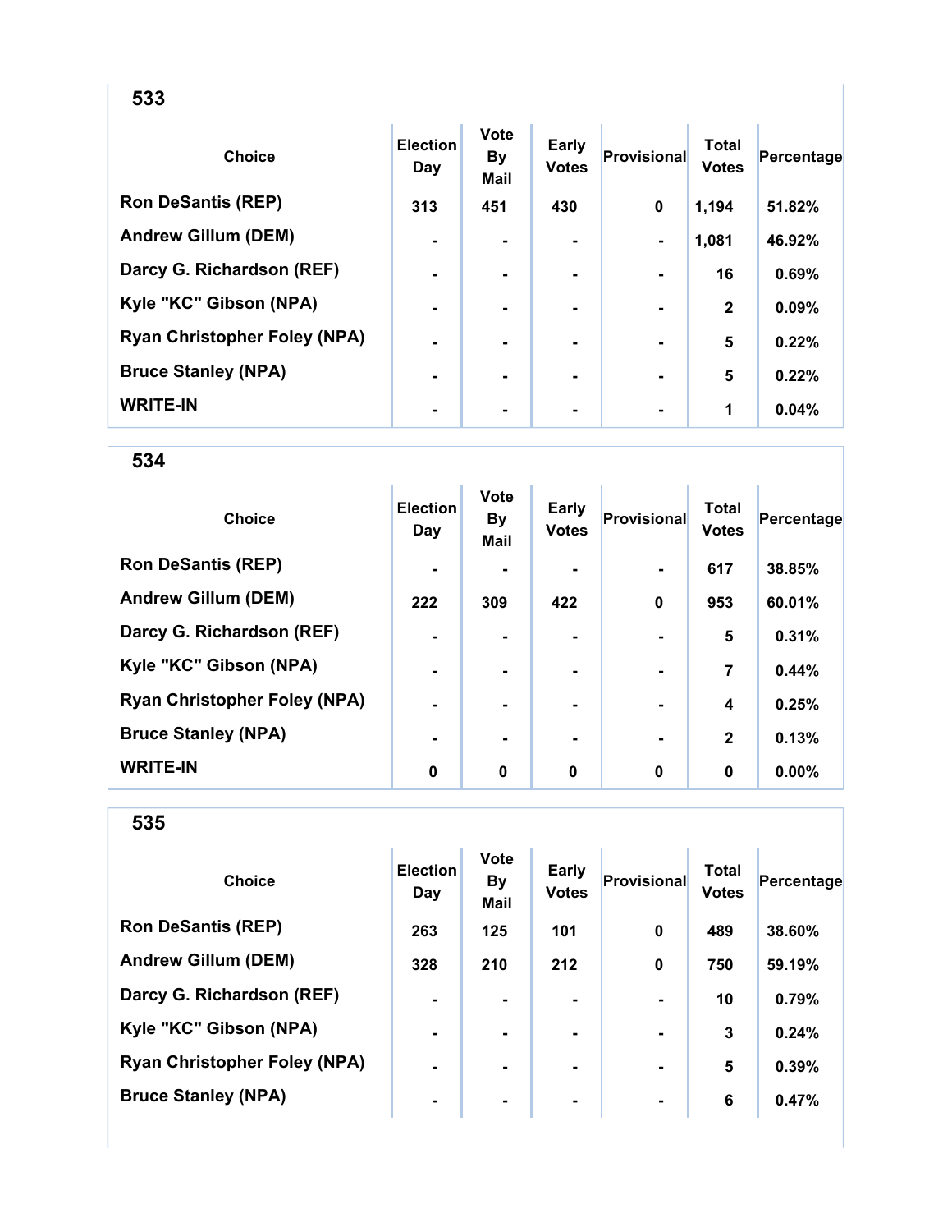## 533

| Choice | Election Day | Vote By Mail | Early Votes | Provisional | Total Votes | Percentage |
|---|---|---|---|---|---|---|
| Ron DeSantis (REP) | 313 | 451 | 430 | 0 | 1,194 | 51.82% |
| Andrew Gillum (DEM) | - | - | - | - | 1,081 | 46.92% |
| Darcy G. Richardson (REF) | - | - | - | - | 16 | 0.69% |
| Kyle "KC" Gibson (NPA) | - | - | - | - | 2 | 0.09% |
| Ryan Christopher Foley (NPA) | - | - | - | - | 5 | 0.22% |
| Bruce Stanley (NPA) | - | - | - | - | 5 | 0.22% |
| WRITE-IN | - | - | - | - | 1 | 0.04% |

## 534

| Choice | Election Day | Vote By Mail | Early Votes | Provisional | Total Votes | Percentage |
|---|---|---|---|---|---|---|
| Ron DeSantis (REP) | - | - | - | - | 617 | 38.85% |
| Andrew Gillum (DEM) | 222 | 309 | 422 | 0 | 953 | 60.01% |
| Darcy G. Richardson (REF) | - | - | - | - | 5 | 0.31% |
| Kyle "KC" Gibson (NPA) | - | - | - | - | 7 | 0.44% |
| Ryan Christopher Foley (NPA) | - | - | - | - | 4 | 0.25% |
| Bruce Stanley (NPA) | - | - | - | - | 2 | 0.13% |
| WRITE-IN | 0 | 0 | 0 | 0 | 0 | 0.00% |

## 535

| Choice | Election Day | Vote By Mail | Early Votes | Provisional | Total Votes | Percentage |
|---|---|---|---|---|---|---|
| Ron DeSantis (REP) | 263 | 125 | 101 | 0 | 489 | 38.60% |
| Andrew Gillum (DEM) | 328 | 210 | 212 | 0 | 750 | 59.19% |
| Darcy G. Richardson (REF) | - | - | - | - | 10 | 0.79% |
| Kyle "KC" Gibson (NPA) | - | - | - | - | 3 | 0.24% |
| Ryan Christopher Foley (NPA) | - | - | - | - | 5 | 0.39% |
| Bruce Stanley (NPA) | - | - | - | - | 6 | 0.47% |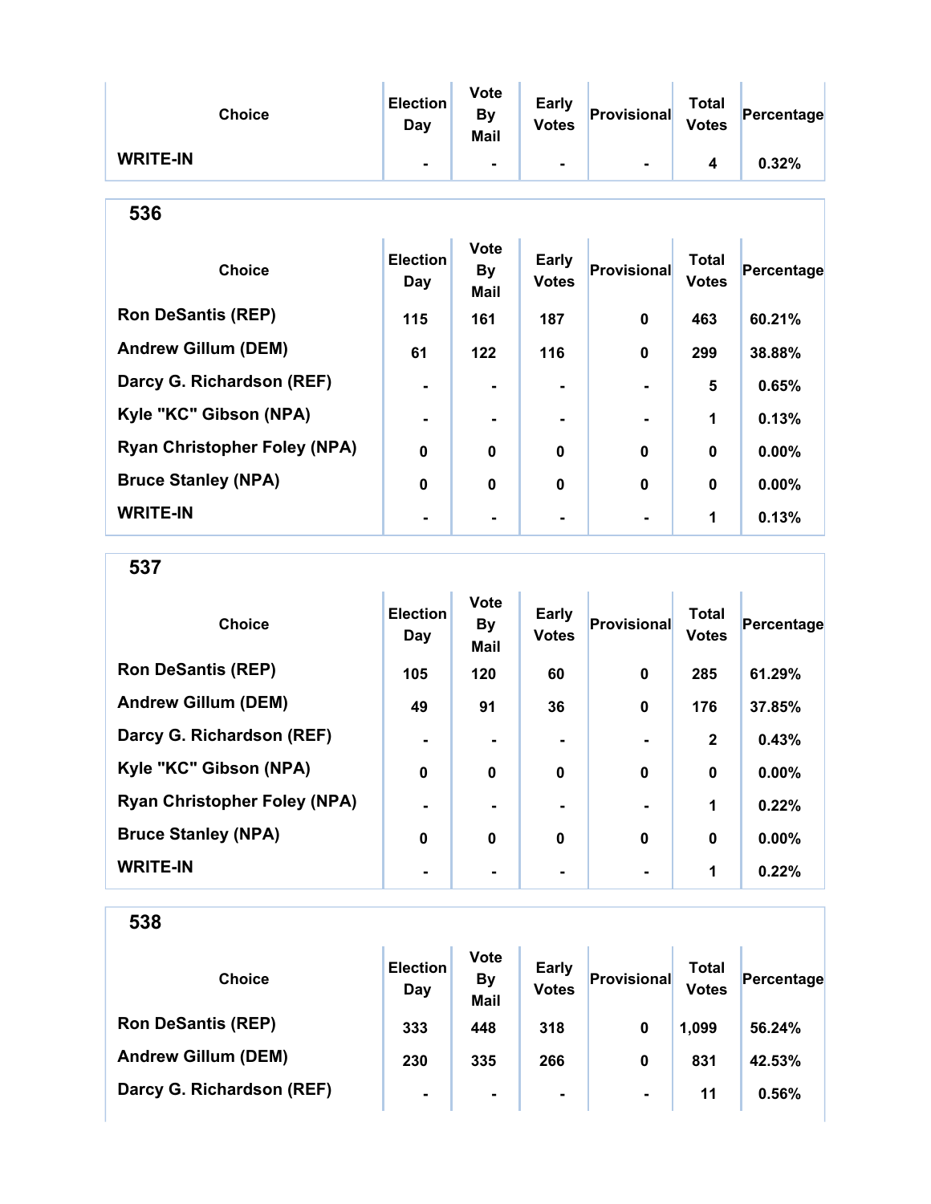| Choice | Election Day | Vote By Mail | Early Votes | Provisional | Total Votes | Percentage |
|---|---|---|---|---|---|---|
| WRITE-IN | - | - | - | - | 4 | 0.32% |

## 536

| Choice | Election Day | Vote By Mail | Early Votes | Provisional | Total Votes | Percentage |
|---|---|---|---|---|---|---|
| Ron DeSantis (REP) | 115 | 161 | 187 | 0 | 463 | 60.21% |
| Andrew Gillum (DEM) | 61 | 122 | 116 | 0 | 299 | 38.88% |
| Darcy G. Richardson (REF) | - | - | - | - | 5 | 0.65% |
| Kyle "KC" Gibson (NPA) | - | - | - | - | 1 | 0.13% |
| Ryan Christopher Foley (NPA) | 0 | 0 | 0 | 0 | 0 | 0.00% |
| Bruce Stanley (NPA) | 0 | 0 | 0 | 0 | 0 | 0.00% |
| WRITE-IN | - | - | - | - | 1 | 0.13% |

## 537

| Choice | Election Day | Vote By Mail | Early Votes | Provisional | Total Votes | Percentage |
|---|---|---|---|---|---|---|
| Ron DeSantis (REP) | 105 | 120 | 60 | 0 | 285 | 61.29% |
| Andrew Gillum (DEM) | 49 | 91 | 36 | 0 | 176 | 37.85% |
| Darcy G. Richardson (REF) | - | - | - | - | 2 | 0.43% |
| Kyle "KC" Gibson (NPA) | 0 | 0 | 0 | 0 | 0 | 0.00% |
| Ryan Christopher Foley (NPA) | - | - | - | - | 1 | 0.22% |
| Bruce Stanley (NPA) | 0 | 0 | 0 | 0 | 0 | 0.00% |
| WRITE-IN | - | - | - | - | 1 | 0.22% |

## 538

| Choice | Election Day | Vote By Mail | Early Votes | Provisional | Total Votes | Percentage |
|---|---|---|---|---|---|---|
| Ron DeSantis (REP) | 333 | 448 | 318 | 0 | 1,099 | 56.24% |
| Andrew Gillum (DEM) | 230 | 335 | 266 | 0 | 831 | 42.53% |
| Darcy G. Richardson (REF) | - | - | - | - | 11 | 0.56% |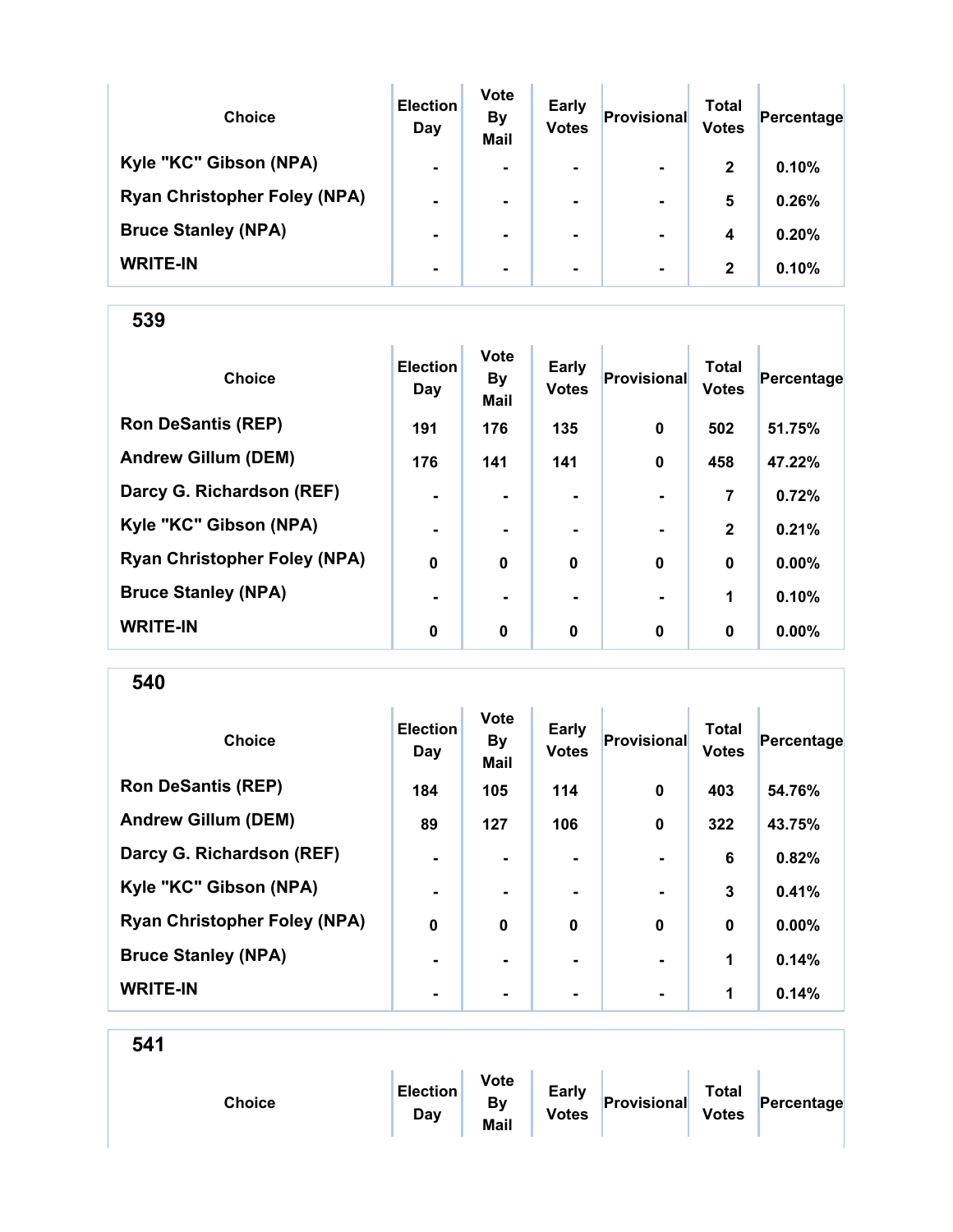| Choice | Election Day | Vote By Mail | Early Votes | Provisional | Total Votes | Percentage |
|---|---|---|---|---|---|---|
| Kyle "KC" Gibson (NPA) | - | - | - | - | 2 | 0.10% |
| Ryan Christopher Foley (NPA) | - | - | - | - | 5 | 0.26% |
| Bruce Stanley (NPA) | - | - | - | - | 4 | 0.20% |
| WRITE-IN | - | - | - | - | 2 | 0.10% |

## 539

| Choice | Election Day | Vote By Mail | Early Votes | Provisional | Total Votes | Percentage |
|---|---|---|---|---|---|---|
| Ron DeSantis (REP) | 191 | 176 | 135 | 0 | 502 | 51.75% |
| Andrew Gillum (DEM) | 176 | 141 | 141 | 0 | 458 | 47.22% |
| Darcy G. Richardson (REF) | - | - | - | - | 7 | 0.72% |
| Kyle "KC" Gibson (NPA) | - | - | - | - | 2 | 0.21% |
| Ryan Christopher Foley (NPA) | 0 | 0 | 0 | 0 | 0 | 0.00% |
| Bruce Stanley (NPA) | - | - | - | - | 1 | 0.10% |
| WRITE-IN | 0 | 0 | 0 | 0 | 0 | 0.00% |

## 540

| Choice | Election Day | Vote By Mail | Early Votes | Provisional | Total Votes | Percentage |
|---|---|---|---|---|---|---|
| Ron DeSantis (REP) | 184 | 105 | 114 | 0 | 403 | 54.76% |
| Andrew Gillum (DEM) | 89 | 127 | 106 | 0 | 322 | 43.75% |
| Darcy G. Richardson (REF) | - | - | - | - | 6 | 0.82% |
| Kyle "KC" Gibson (NPA) | - | - | - | - | 3 | 0.41% |
| Ryan Christopher Foley (NPA) | 0 | 0 | 0 | 0 | 0 | 0.00% |
| Bruce Stanley (NPA) | - | - | - | - | 1 | 0.14% |
| WRITE-IN | - | - | - | - | 1 | 0.14% |

## 541

| Choice | Election Day | Vote By Mail | Early Votes | Provisional | Total Votes | Percentage |
|---|---|---|---|---|---|---|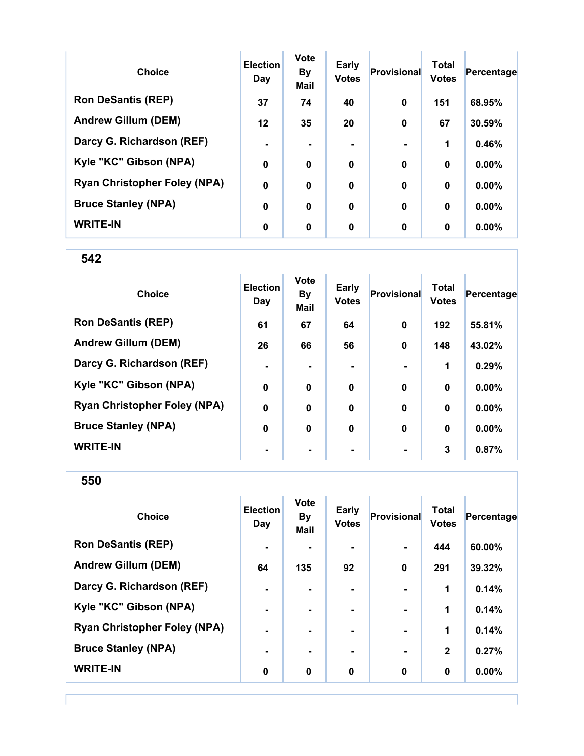| Choice | Election Day | Vote By Mail | Early Votes | Provisional | Total Votes | Percentage |
|---|---|---|---|---|---|---|
| Ron DeSantis (REP) | 37 | 74 | 40 | 0 | 151 | 68.95% |
| Andrew Gillum (DEM) | 12 | 35 | 20 | 0 | 67 | 30.59% |
| Darcy G. Richardson (REF) | - | - | - | - | 1 | 0.46% |
| Kyle "KC" Gibson (NPA) | 0 | 0 | 0 | 0 | 0 | 0.00% |
| Ryan Christopher Foley (NPA) | 0 | 0 | 0 | 0 | 0 | 0.00% |
| Bruce Stanley (NPA) | 0 | 0 | 0 | 0 | 0 | 0.00% |
| WRITE-IN | 0 | 0 | 0 | 0 | 0 | 0.00% |

## 542

| Choice | Election Day | Vote By Mail | Early Votes | Provisional | Total Votes | Percentage |
|---|---|---|---|---|---|---|
| Ron DeSantis (REP) | 61 | 67 | 64 | 0 | 192 | 55.81% |
| Andrew Gillum (DEM) | 26 | 66 | 56 | 0 | 148 | 43.02% |
| Darcy G. Richardson (REF) | - | - | - | - | 1 | 0.29% |
| Kyle "KC" Gibson (NPA) | 0 | 0 | 0 | 0 | 0 | 0.00% |
| Ryan Christopher Foley (NPA) | 0 | 0 | 0 | 0 | 0 | 0.00% |
| Bruce Stanley (NPA) | 0 | 0 | 0 | 0 | 0 | 0.00% |
| WRITE-IN | - | - | - | - | 3 | 0.87% |

## 550

| Choice | Election Day | Vote By Mail | Early Votes | Provisional | Total Votes | Percentage |
|---|---|---|---|---|---|---|
| Ron DeSantis (REP) | - | - | - | - | 444 | 60.00% |
| Andrew Gillum (DEM) | 64 | 135 | 92 | 0 | 291 | 39.32% |
| Darcy G. Richardson (REF) | - | - | - | - | 1 | 0.14% |
| Kyle "KC" Gibson (NPA) | - | - | - | - | 1 | 0.14% |
| Ryan Christopher Foley (NPA) | - | - | - | - | 1 | 0.14% |
| Bruce Stanley (NPA) | - | - | - | - | 2 | 0.27% |
| WRITE-IN | 0 | 0 | 0 | 0 | 0 | 0.00% |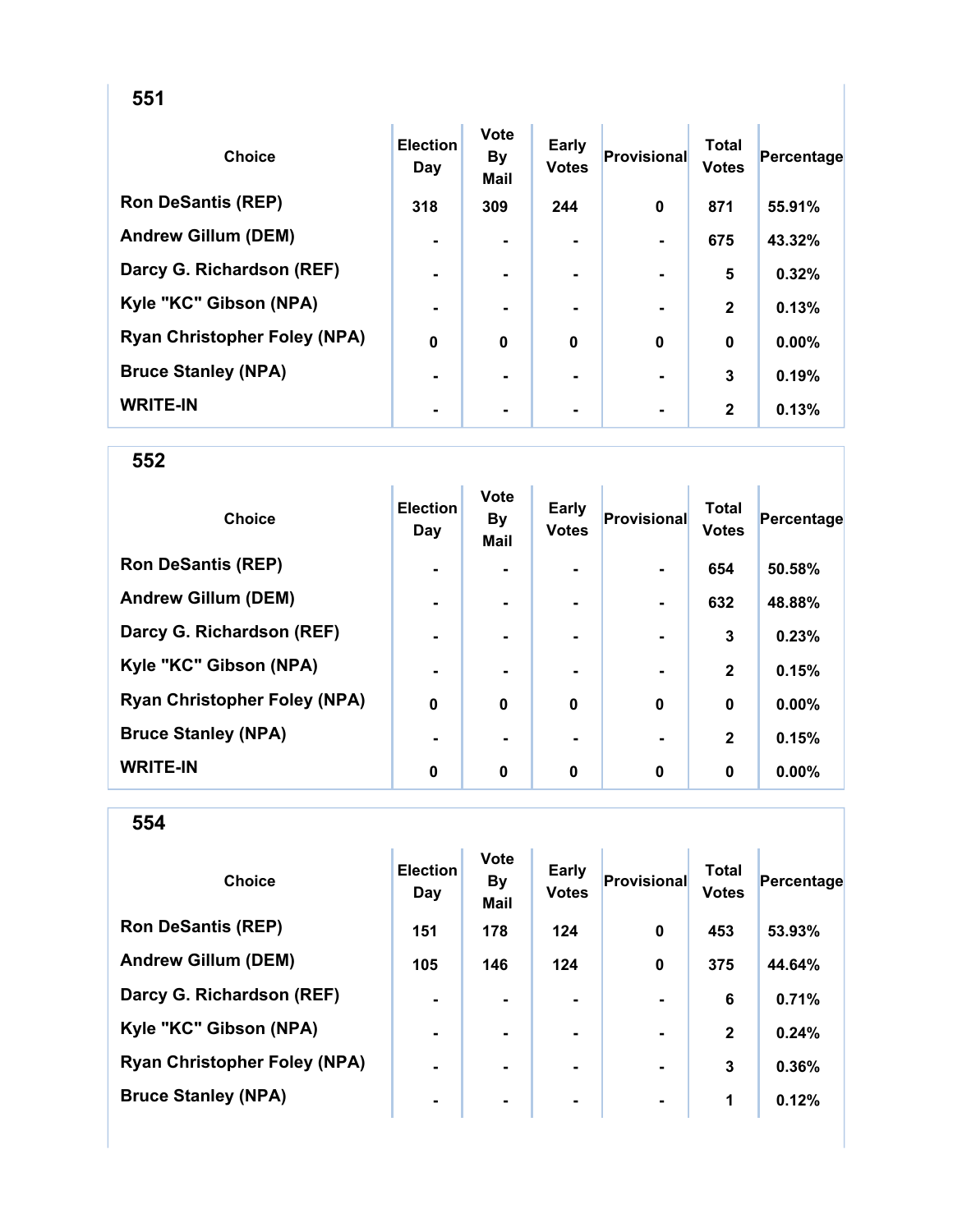## 551

| Choice | Election Day | Vote By Mail | Early Votes | Provisional | Total Votes | Percentage |
|---|---|---|---|---|---|---|
| Ron DeSantis (REP) | 318 | 309 | 244 | 0 | 871 | 55.91% |
| Andrew Gillum (DEM) | - | - | - | - | 675 | 43.32% |
| Darcy G. Richardson (REF) | - | - | - | - | 5 | 0.32% |
| Kyle "KC" Gibson (NPA) | - | - | - | - | 2 | 0.13% |
| Ryan Christopher Foley (NPA) | 0 | 0 | 0 | 0 | 0 | 0.00% |
| Bruce Stanley (NPA) | - | - | - | - | 3 | 0.19% |
| WRITE-IN | - | - | - | - | 2 | 0.13% |

## 552

| Choice | Election Day | Vote By Mail | Early Votes | Provisional | Total Votes | Percentage |
|---|---|---|---|---|---|---|
| Ron DeSantis (REP) | - | - | - | - | 654 | 50.58% |
| Andrew Gillum (DEM) | - | - | - | - | 632 | 48.88% |
| Darcy G. Richardson (REF) | - | - | - | - | 3 | 0.23% |
| Kyle "KC" Gibson (NPA) | - | - | - | - | 2 | 0.15% |
| Ryan Christopher Foley (NPA) | 0 | 0 | 0 | 0 | 0 | 0.00% |
| Bruce Stanley (NPA) | - | - | - | - | 2 | 0.15% |
| WRITE-IN | 0 | 0 | 0 | 0 | 0 | 0.00% |

## 554

| Choice | Election Day | Vote By Mail | Early Votes | Provisional | Total Votes | Percentage |
|---|---|---|---|---|---|---|
| Ron DeSantis (REP) | 151 | 178 | 124 | 0 | 453 | 53.93% |
| Andrew Gillum (DEM) | 105 | 146 | 124 | 0 | 375 | 44.64% |
| Darcy G. Richardson (REF) | - | - | - | - | 6 | 0.71% |
| Kyle "KC" Gibson (NPA) | - | - | - | - | 2 | 0.24% |
| Ryan Christopher Foley (NPA) | - | - | - | - | 3 | 0.36% |
| Bruce Stanley (NPA) | - | - | - | - | 1 | 0.12% |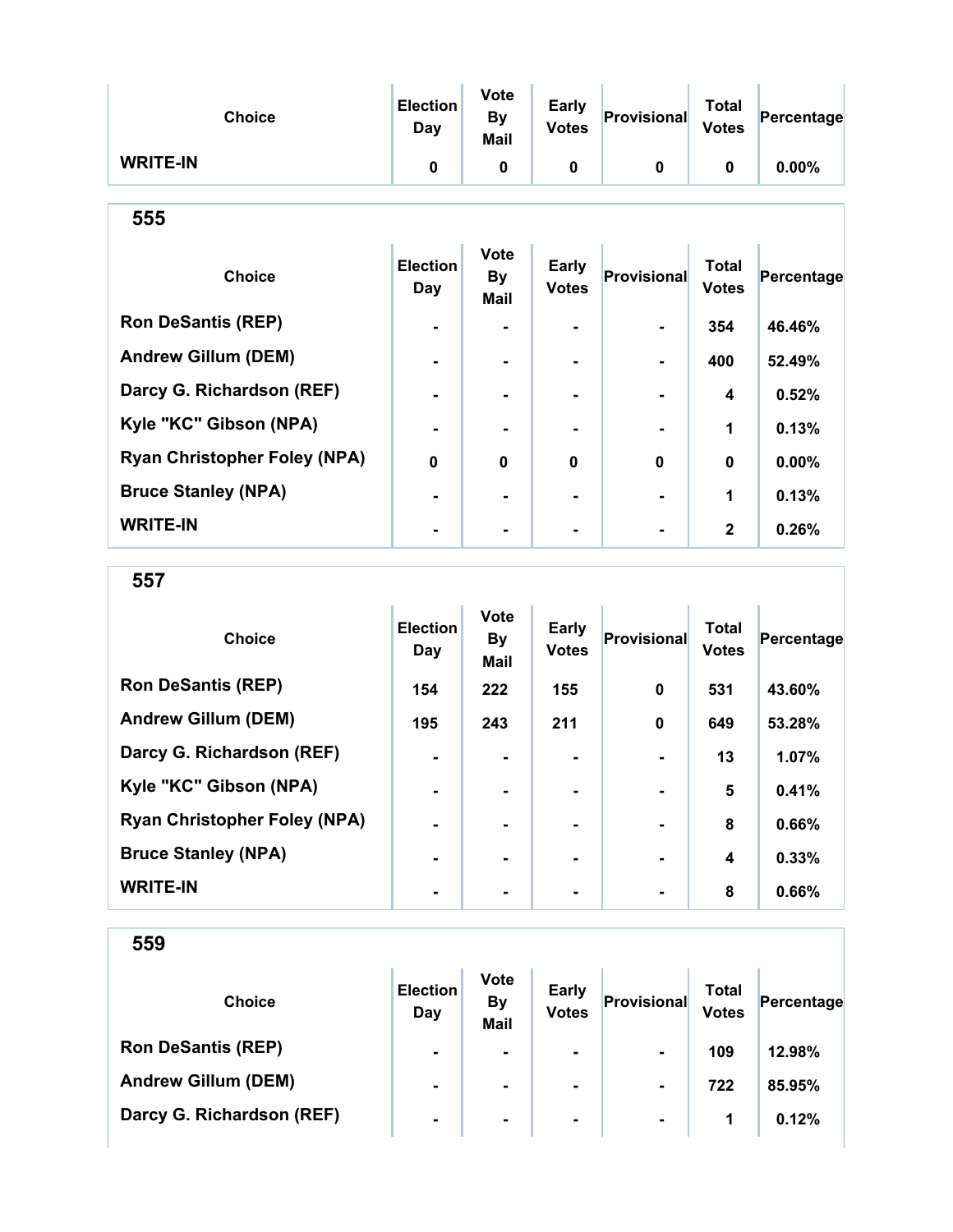| Choice | Election Day | Vote By Mail | Early Votes | Provisional | Total Votes | Percentage |
|---|---|---|---|---|---|---|
| WRITE-IN | 0 | 0 | 0 | 0 | 0 | 0.00% |

## 555

| Choice | Election Day | Vote By Mail | Early Votes | Provisional | Total Votes | Percentage |
|---|---|---|---|---|---|---|
| Ron DeSantis (REP) | - | - | - | - | 354 | 46.46% |
| Andrew Gillum (DEM) | - | - | - | - | 400 | 52.49% |
| Darcy G. Richardson (REF) | - | - | - | - | 4 | 0.52% |
| Kyle "KC" Gibson (NPA) | - | - | - | - | 1 | 0.13% |
| Ryan Christopher Foley (NPA) | 0 | 0 | 0 | 0 | 0 | 0.00% |
| Bruce Stanley (NPA) | - | - | - | - | 1 | 0.13% |
| WRITE-IN | - | - | - | - | 2 | 0.26% |

## 557

| Choice | Election Day | Vote By Mail | Early Votes | Provisional | Total Votes | Percentage |
|---|---|---|---|---|---|---|
| Ron DeSantis (REP) | 154 | 222 | 155 | 0 | 531 | 43.60% |
| Andrew Gillum (DEM) | 195 | 243 | 211 | 0 | 649 | 53.28% |
| Darcy G. Richardson (REF) | - | - | - | - | 13 | 1.07% |
| Kyle "KC" Gibson (NPA) | - | - | - | - | 5 | 0.41% |
| Ryan Christopher Foley (NPA) | - | - | - | - | 8 | 0.66% |
| Bruce Stanley (NPA) | - | - | - | - | 4 | 0.33% |
| WRITE-IN | - | - | - | - | 8 | 0.66% |

## 559

| Choice | Election Day | Vote By Mail | Early Votes | Provisional | Total Votes | Percentage |
|---|---|---|---|---|---|---|
| Ron DeSantis (REP) | - | - | - | - | 109 | 12.98% |
| Andrew Gillum (DEM) | - | - | - | - | 722 | 85.95% |
| Darcy G. Richardson (REF) | - | - | - | - | 1 | 0.12% |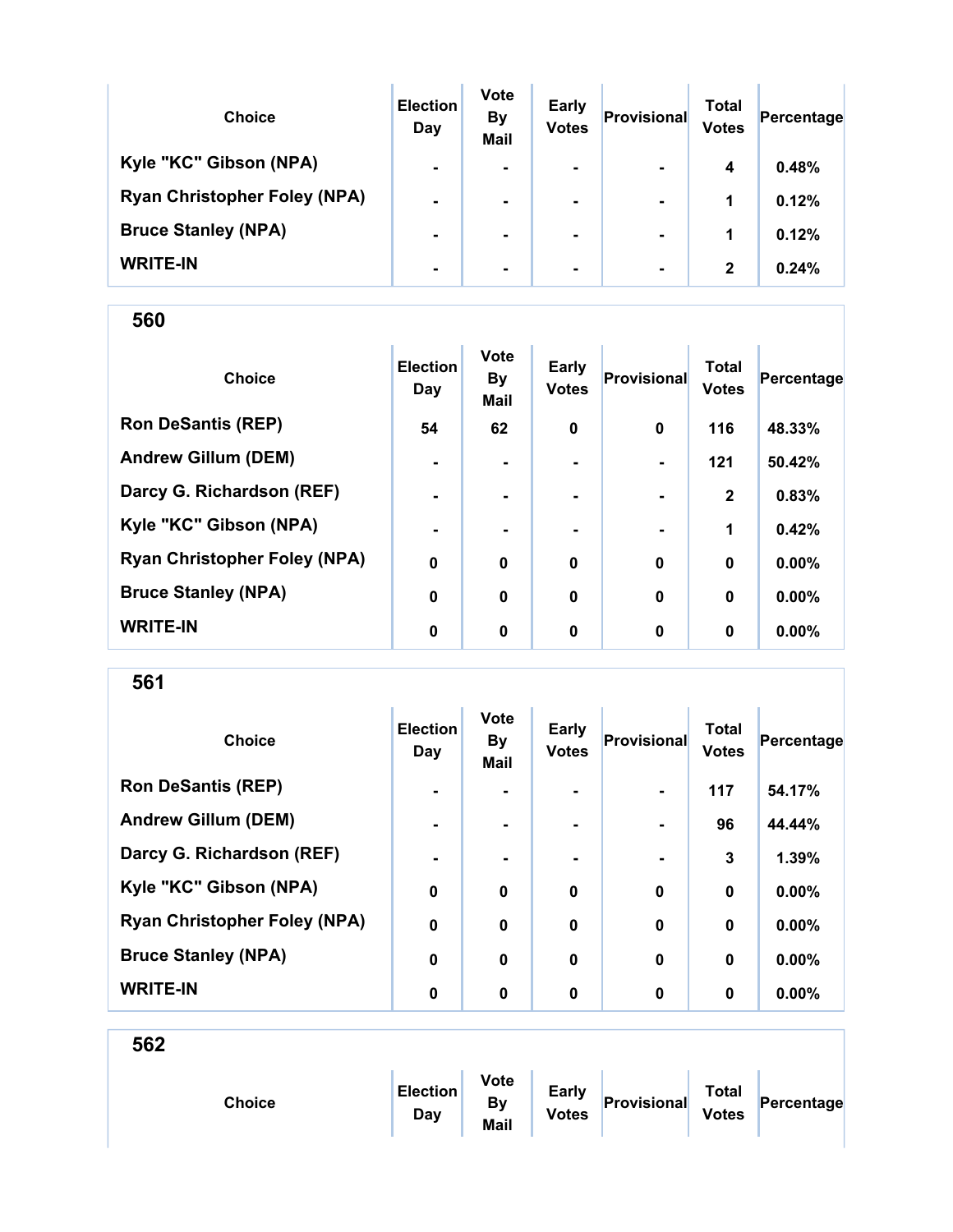| Choice | Election Day | Vote By Mail | Early Votes | Provisional | Total Votes | Percentage |
|---|---|---|---|---|---|---|
| Kyle "KC" Gibson (NPA) | - | - | - | - | 4 | 0.48% |
| Ryan Christopher Foley (NPA) | - | - | - | - | 1 | 0.12% |
| Bruce Stanley (NPA) | - | - | - | - | 1 | 0.12% |
| WRITE-IN | - | - | - | - | 2 | 0.24% |

## 560

| Choice | Election Day | Vote By Mail | Early Votes | Provisional | Total Votes | Percentage |
|---|---|---|---|---|---|---|
| Ron DeSantis (REP) | 54 | 62 | 0 | 0 | 116 | 48.33% |
| Andrew Gillum (DEM) | - | - | - | - | 121 | 50.42% |
| Darcy G. Richardson (REF) | - | - | - | - | 2 | 0.83% |
| Kyle "KC" Gibson (NPA) | - | - | - | - | 1 | 0.42% |
| Ryan Christopher Foley (NPA) | 0 | 0 | 0 | 0 | 0 | 0.00% |
| Bruce Stanley (NPA) | 0 | 0 | 0 | 0 | 0 | 0.00% |
| WRITE-IN | 0 | 0 | 0 | 0 | 0 | 0.00% |

## 561

| Choice | Election Day | Vote By Mail | Early Votes | Provisional | Total Votes | Percentage |
|---|---|---|---|---|---|---|
| Ron DeSantis (REP) | - | - | - | - | 117 | 54.17% |
| Andrew Gillum (DEM) | - | - | - | - | 96 | 44.44% |
| Darcy G. Richardson (REF) | - | - | - | - | 3 | 1.39% |
| Kyle "KC" Gibson (NPA) | 0 | 0 | 0 | 0 | 0 | 0.00% |
| Ryan Christopher Foley (NPA) | 0 | 0 | 0 | 0 | 0 | 0.00% |
| Bruce Stanley (NPA) | 0 | 0 | 0 | 0 | 0 | 0.00% |
| WRITE-IN | 0 | 0 | 0 | 0 | 0 | 0.00% |

## 562

| Choice | Election Day | Vote By Mail | Early Votes | Provisional | Total Votes | Percentage |
|---|---|---|---|---|---|---|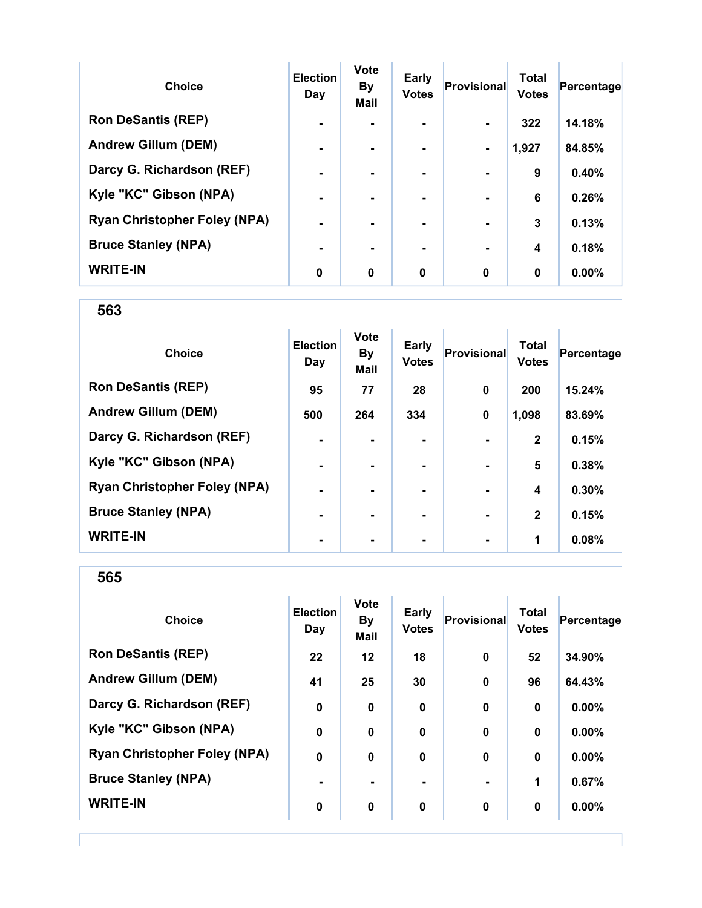| Choice | Election Day | Vote By Mail | Early Votes | Provisional | Total Votes | Percentage |
| --- | --- | --- | --- | --- | --- | --- |
| Ron DeSantis (REP) | - | - | - | - | 322 | 14.18% |
| Andrew Gillum (DEM) | - | - | - | - | 1,927 | 84.85% |
| Darcy G. Richardson (REF) | - | - | - | - | 9 | 0.40% |
| Kyle "KC" Gibson (NPA) | - | - | - | - | 6 | 0.26% |
| Ryan Christopher Foley (NPA) | - | - | - | - | 3 | 0.13% |
| Bruce Stanley (NPA) | - | - | - | - | 4 | 0.18% |
| WRITE-IN | 0 | 0 | 0 | 0 | 0 | 0.00% |

## 563

| Choice | Election Day | Vote By Mail | Early Votes | Provisional | Total Votes | Percentage |
| --- | --- | --- | --- | --- | --- | --- |
| Ron DeSantis (REP) | 95 | 77 | 28 | 0 | 200 | 15.24% |
| Andrew Gillum (DEM) | 500 | 264 | 334 | 0 | 1,098 | 83.69% |
| Darcy G. Richardson (REF) | - | - | - | - | 2 | 0.15% |
| Kyle "KC" Gibson (NPA) | - | - | - | - | 5 | 0.38% |
| Ryan Christopher Foley (NPA) | - | - | - | - | 4 | 0.30% |
| Bruce Stanley (NPA) | - | - | - | - | 2 | 0.15% |
| WRITE-IN | - | - | - | - | 1 | 0.08% |

## 565

| Choice | Election Day | Vote By Mail | Early Votes | Provisional | Total Votes | Percentage |
| --- | --- | --- | --- | --- | --- | --- |
| Ron DeSantis (REP) | 22 | 12 | 18 | 0 | 52 | 34.90% |
| Andrew Gillum (DEM) | 41 | 25 | 30 | 0 | 96 | 64.43% |
| Darcy G. Richardson (REF) | 0 | 0 | 0 | 0 | 0 | 0.00% |
| Kyle "KC" Gibson (NPA) | 0 | 0 | 0 | 0 | 0 | 0.00% |
| Ryan Christopher Foley (NPA) | 0 | 0 | 0 | 0 | 0 | 0.00% |
| Bruce Stanley (NPA) | - | - | - | - | 1 | 0.67% |
| WRITE-IN | 0 | 0 | 0 | 0 | 0 | 0.00% |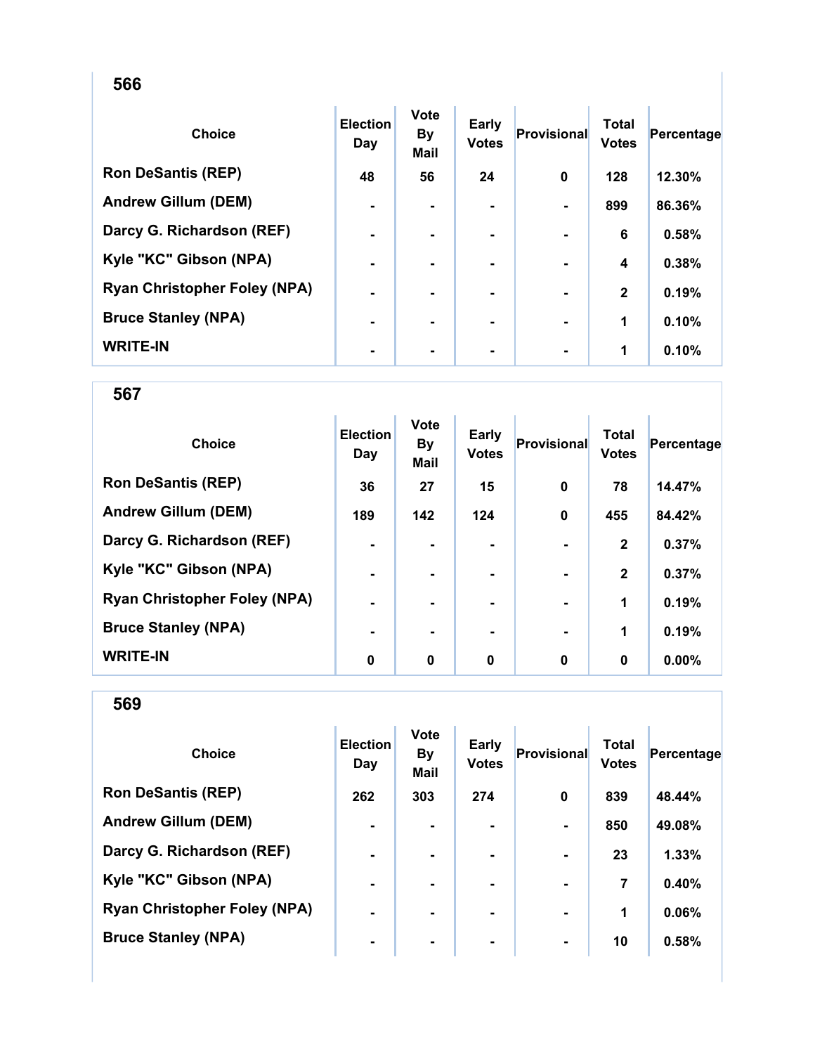## 566

| Choice | Election Day | Vote By Mail | Early Votes | Provisional | Total Votes | Percentage |
|---|---|---|---|---|---|---|
| Ron DeSantis (REP) | 48 | 56 | 24 | 0 | 128 | 12.30% |
| Andrew Gillum (DEM) | - | - | - | - | 899 | 86.36% |
| Darcy G. Richardson (REF) | - | - | - | - | 6 | 0.58% |
| Kyle "KC" Gibson (NPA) | - | - | - | - | 4 | 0.38% |
| Ryan Christopher Foley (NPA) | - | - | - | - | 2 | 0.19% |
| Bruce Stanley (NPA) | - | - | - | - | 1 | 0.10% |
| WRITE-IN | - | - | - | - | 1 | 0.10% |

## 567

| Choice | Election Day | Vote By Mail | Early Votes | Provisional | Total Votes | Percentage |
|---|---|---|---|---|---|---|
| Ron DeSantis (REP) | 36 | 27 | 15 | 0 | 78 | 14.47% |
| Andrew Gillum (DEM) | 189 | 142 | 124 | 0 | 455 | 84.42% |
| Darcy G. Richardson (REF) | - | - | - | - | 2 | 0.37% |
| Kyle "KC" Gibson (NPA) | - | - | - | - | 2 | 0.37% |
| Ryan Christopher Foley (NPA) | - | - | - | - | 1 | 0.19% |
| Bruce Stanley (NPA) | - | - | - | - | 1 | 0.19% |
| WRITE-IN | 0 | 0 | 0 | 0 | 0 | 0.00% |

## 569

| Choice | Election Day | Vote By Mail | Early Votes | Provisional | Total Votes | Percentage |
|---|---|---|---|---|---|---|
| Ron DeSantis (REP) | 262 | 303 | 274 | 0 | 839 | 48.44% |
| Andrew Gillum (DEM) | - | - | - | - | 850 | 49.08% |
| Darcy G. Richardson (REF) | - | - | - | - | 23 | 1.33% |
| Kyle "KC" Gibson (NPA) | - | - | - | - | 7 | 0.40% |
| Ryan Christopher Foley (NPA) | - | - | - | - | 1 | 0.06% |
| Bruce Stanley (NPA) | - | - | - | - | 10 | 0.58% |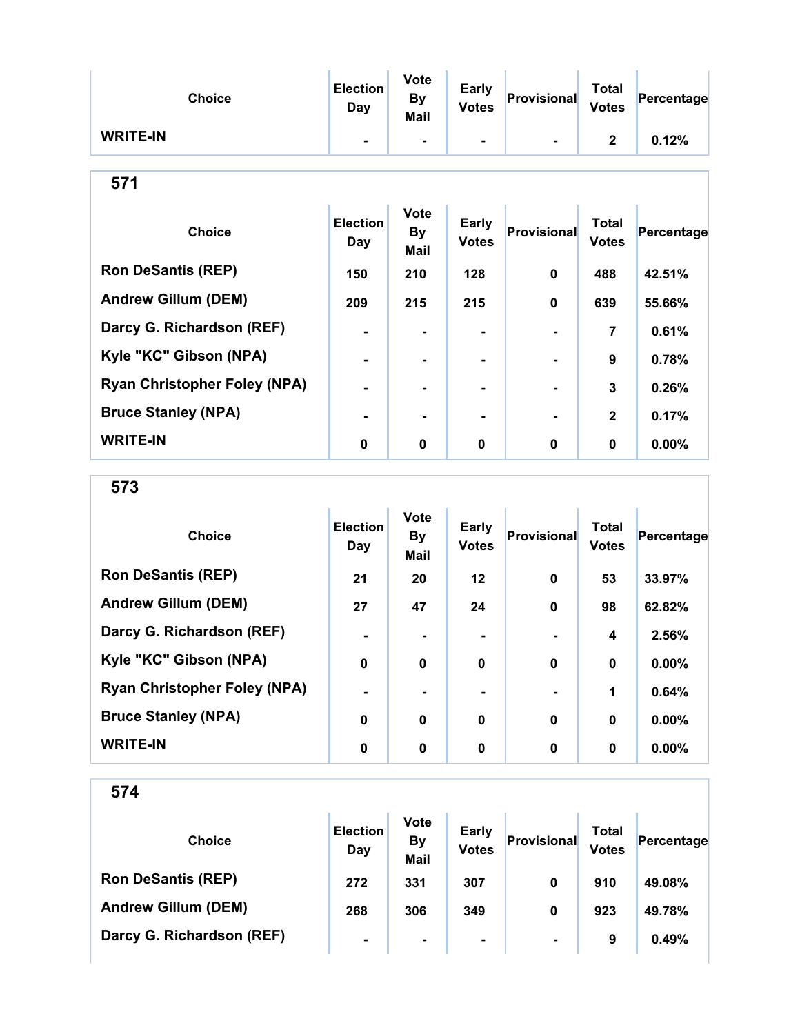| Choice | Election Day | Vote By Mail | Early Votes | Provisional | Total Votes | Percentage |
| --- | --- | --- | --- | --- | --- | --- |
| WRITE-IN | - | - | - | - | 2 | 0.12% |

## 571

| Choice | Election Day | Vote By Mail | Early Votes | Provisional | Total Votes | Percentage |
| --- | --- | --- | --- | --- | --- | --- |
| Ron DeSantis (REP) | 150 | 210 | 128 | 0 | 488 | 42.51% |
| Andrew Gillum (DEM) | 209 | 215 | 215 | 0 | 639 | 55.66% |
| Darcy G. Richardson (REF) | - | - | - | - | 7 | 0.61% |
| Kyle "KC" Gibson (NPA) | - | - | - | - | 9 | 0.78% |
| Ryan Christopher Foley (NPA) | - | - | - | - | 3 | 0.26% |
| Bruce Stanley (NPA) | - | - | - | - | 2 | 0.17% |
| WRITE-IN | 0 | 0 | 0 | 0 | 0 | 0.00% |

## 573

| Choice | Election Day | Vote By Mail | Early Votes | Provisional | Total Votes | Percentage |
| --- | --- | --- | --- | --- | --- | --- |
| Ron DeSantis (REP) | 21 | 20 | 12 | 0 | 53 | 33.97% |
| Andrew Gillum (DEM) | 27 | 47 | 24 | 0 | 98 | 62.82% |
| Darcy G. Richardson (REF) | - | - | - | - | 4 | 2.56% |
| Kyle "KC" Gibson (NPA) | 0 | 0 | 0 | 0 | 0 | 0.00% |
| Ryan Christopher Foley (NPA) | - | - | - | - | 1 | 0.64% |
| Bruce Stanley (NPA) | 0 | 0 | 0 | 0 | 0 | 0.00% |
| WRITE-IN | 0 | 0 | 0 | 0 | 0 | 0.00% |

## 574

| Choice | Election Day | Vote By Mail | Early Votes | Provisional | Total Votes | Percentage |
| --- | --- | --- | --- | --- | --- | --- |
| Ron DeSantis (REP) | 272 | 331 | 307 | 0 | 910 | 49.08% |
| Andrew Gillum (DEM) | 268 | 306 | 349 | 0 | 923 | 49.78% |
| Darcy G. Richardson (REF) | - | - | - | - | 9 | 0.49% |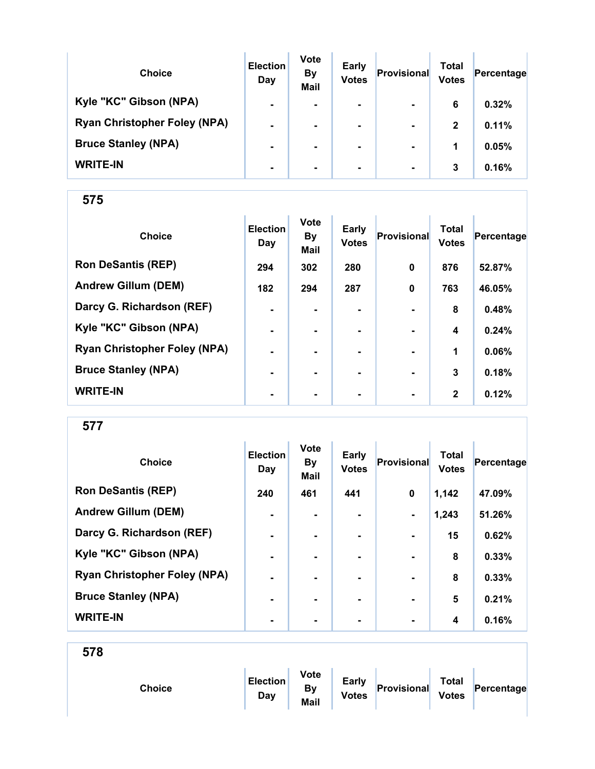| Choice | Election Day | Vote By Mail | Early Votes | Provisional | Total Votes | Percentage |
|---|---|---|---|---|---|---|
| Kyle "KC" Gibson (NPA) | - | - | - | - | 6 | 0.32% |
| Ryan Christopher Foley (NPA) | - | - | - | - | 2 | 0.11% |
| Bruce Stanley (NPA) | - | - | - | - | 1 | 0.05% |
| WRITE-IN | - | - | - | - | 3 | 0.16% |

## 575

| Choice | Election Day | Vote By Mail | Early Votes | Provisional | Total Votes | Percentage |
|---|---|---|---|---|---|---|
| Ron DeSantis (REP) | 294 | 302 | 280 | 0 | 876 | 52.87% |
| Andrew Gillum (DEM) | 182 | 294 | 287 | 0 | 763 | 46.05% |
| Darcy G. Richardson (REF) | - | - | - | - | 8 | 0.48% |
| Kyle "KC" Gibson (NPA) | - | - | - | - | 4 | 0.24% |
| Ryan Christopher Foley (NPA) | - | - | - | - | 1 | 0.06% |
| Bruce Stanley (NPA) | - | - | - | - | 3 | 0.18% |
| WRITE-IN | - | - | - | - | 2 | 0.12% |

## 577

| Choice | Election Day | Vote By Mail | Early Votes | Provisional | Total Votes | Percentage |
|---|---|---|---|---|---|---|
| Ron DeSantis (REP) | 240 | 461 | 441 | 0 | 1,142 | 47.09% |
| Andrew Gillum (DEM) | - | - | - | - | 1,243 | 51.26% |
| Darcy G. Richardson (REF) | - | - | - | - | 15 | 0.62% |
| Kyle "KC" Gibson (NPA) | - | - | - | - | 8 | 0.33% |
| Ryan Christopher Foley (NPA) | - | - | - | - | 8 | 0.33% |
| Bruce Stanley (NPA) | - | - | - | - | 5 | 0.21% |
| WRITE-IN | - | - | - | - | 4 | 0.16% |

## 578

| Choice | Election Day | Vote By Mail | Early Votes | Provisional | Total Votes | Percentage |
|---|---|---|---|---|---|---|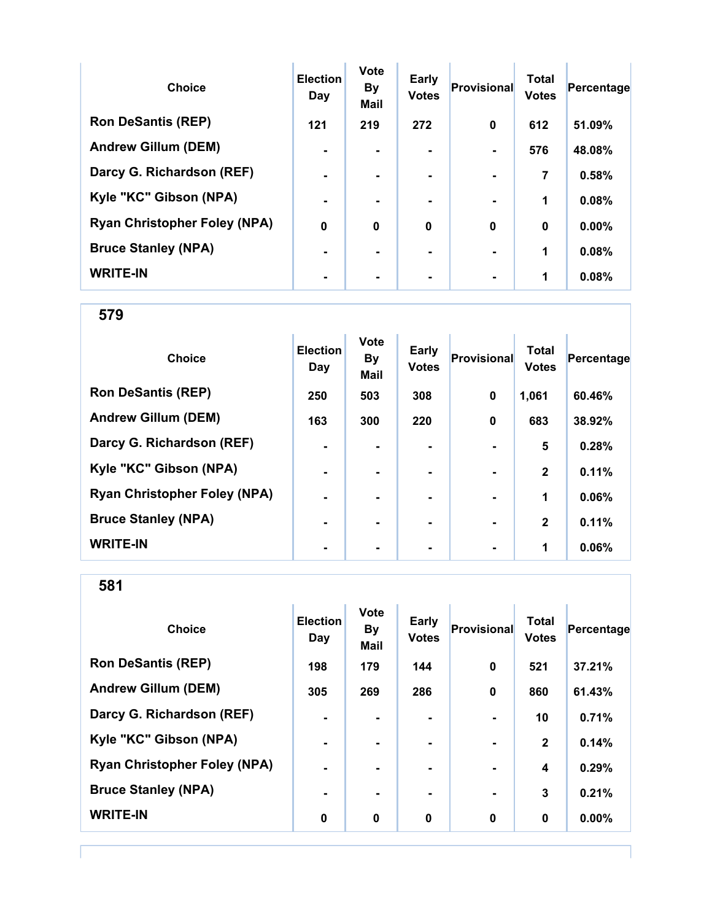| Choice | Election Day | Vote By Mail | Early Votes | Provisional | Total Votes | Percentage |
|---|---|---|---|---|---|---|
| Ron DeSantis (REP) | 121 | 219 | 272 | 0 | 612 | 51.09% |
| Andrew Gillum (DEM) | - | - | - | - | 576 | 48.08% |
| Darcy G. Richardson (REF) | - | - | - | - | 7 | 0.58% |
| Kyle "KC" Gibson (NPA) | - | - | - | - | 1 | 0.08% |
| Ryan Christopher Foley (NPA) | 0 | 0 | 0 | 0 | 0 | 0.00% |
| Bruce Stanley (NPA) | - | - | - | - | 1 | 0.08% |
| WRITE-IN | - | - | - | - | 1 | 0.08% |

## 579

| Choice | Election Day | Vote By Mail | Early Votes | Provisional | Total Votes | Percentage |
|---|---|---|---|---|---|---|
| Ron DeSantis (REP) | 250 | 503 | 308 | 0 | 1,061 | 60.46% |
| Andrew Gillum (DEM) | 163 | 300 | 220 | 0 | 683 | 38.92% |
| Darcy G. Richardson (REF) | - | - | - | - | 5 | 0.28% |
| Kyle "KC" Gibson (NPA) | - | - | - | - | 2 | 0.11% |
| Ryan Christopher Foley (NPA) | - | - | - | - | 1 | 0.06% |
| Bruce Stanley (NPA) | - | - | - | - | 2 | 0.11% |
| WRITE-IN | - | - | - | - | 1 | 0.06% |

## 581

| Choice | Election Day | Vote By Mail | Early Votes | Provisional | Total Votes | Percentage |
|---|---|---|---|---|---|---|
| Ron DeSantis (REP) | 198 | 179 | 144 | 0 | 521 | 37.21% |
| Andrew Gillum (DEM) | 305 | 269 | 286 | 0 | 860 | 61.43% |
| Darcy G. Richardson (REF) | - | - | - | - | 10 | 0.71% |
| Kyle "KC" Gibson (NPA) | - | - | - | - | 2 | 0.14% |
| Ryan Christopher Foley (NPA) | - | - | - | - | 4 | 0.29% |
| Bruce Stanley (NPA) | - | - | - | - | 3 | 0.21% |
| WRITE-IN | 0 | 0 | 0 | 0 | 0 | 0.00% |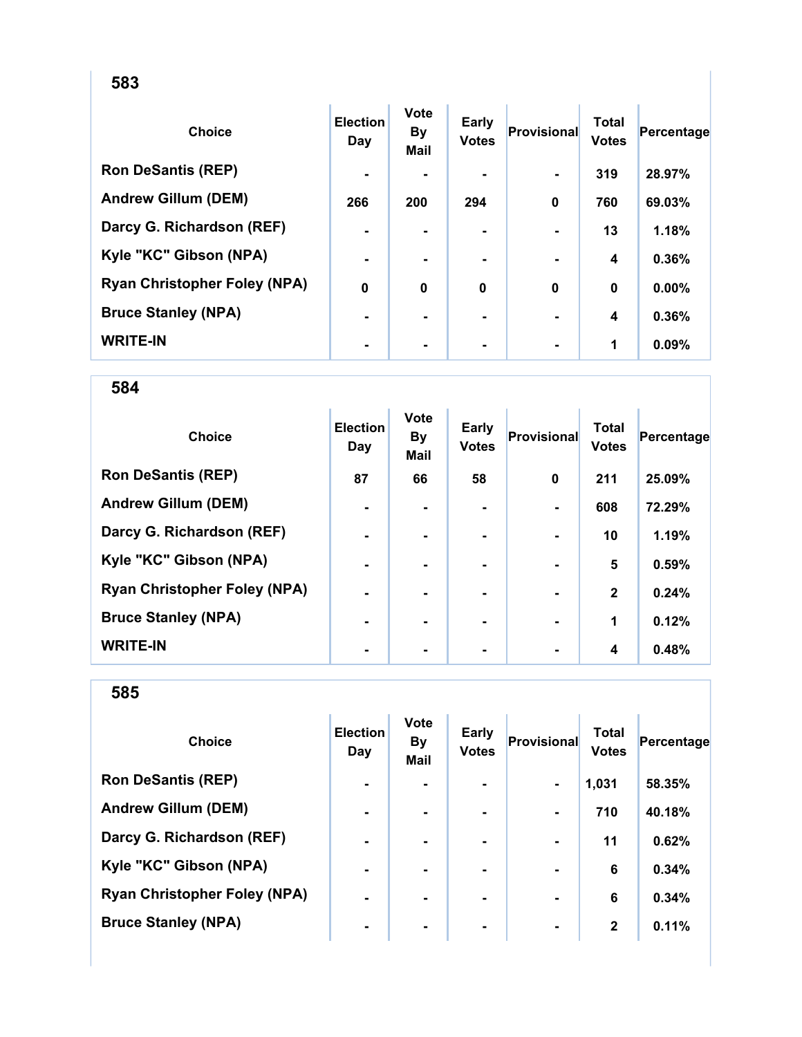## 583

| Choice | Election Day | Vote By Mail | Early Votes | Provisional | Total Votes | Percentage |
|---|---|---|---|---|---|---|
| Ron DeSantis (REP) | - | - | - | - | 319 | 28.97% |
| Andrew Gillum (DEM) | 266 | 200 | 294 | 0 | 760 | 69.03% |
| Darcy G. Richardson (REF) | - | - | - | - | 13 | 1.18% |
| Kyle "KC" Gibson (NPA) | - | - | - | - | 4 | 0.36% |
| Ryan Christopher Foley (NPA) | 0 | 0 | 0 | 0 | 0 | 0.00% |
| Bruce Stanley (NPA) | - | - | - | - | 4 | 0.36% |
| WRITE-IN | - | - | - | - | 1 | 0.09% |

## 584

| Choice | Election Day | Vote By Mail | Early Votes | Provisional | Total Votes | Percentage |
|---|---|---|---|---|---|---|
| Ron DeSantis (REP) | 87 | 66 | 58 | 0 | 211 | 25.09% |
| Andrew Gillum (DEM) | - | - | - | - | 608 | 72.29% |
| Darcy G. Richardson (REF) | - | - | - | - | 10 | 1.19% |
| Kyle "KC" Gibson (NPA) | - | - | - | - | 5 | 0.59% |
| Ryan Christopher Foley (NPA) | - | - | - | - | 2 | 0.24% |
| Bruce Stanley (NPA) | - | - | - | - | 1 | 0.12% |
| WRITE-IN | - | - | - | - | 4 | 0.48% |

## 585

| Choice | Election Day | Vote By Mail | Early Votes | Provisional | Total Votes | Percentage |
|---|---|---|---|---|---|---|
| Ron DeSantis (REP) | - | - | - | - | 1,031 | 58.35% |
| Andrew Gillum (DEM) | - | - | - | - | 710 | 40.18% |
| Darcy G. Richardson (REF) | - | - | - | - | 11 | 0.62% |
| Kyle "KC" Gibson (NPA) | - | - | - | - | 6 | 0.34% |
| Ryan Christopher Foley (NPA) | - | - | - | - | 6 | 0.34% |
| Bruce Stanley (NPA) | - | - | - | - | 2 | 0.11% |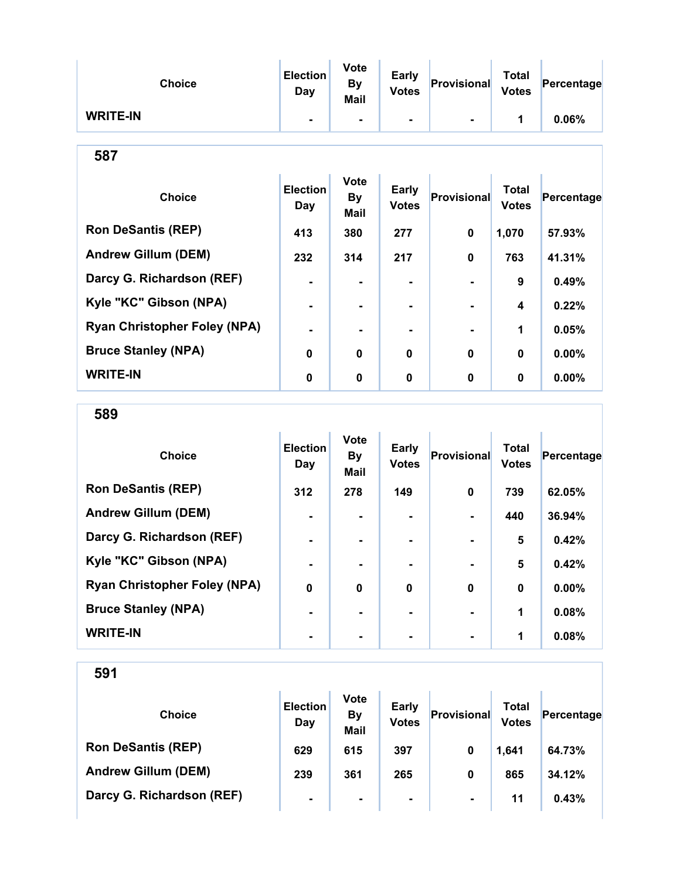| Choice | Election Day | Vote By Mail | Early Votes | Provisional | Total Votes | Percentage |
|---|---|---|---|---|---|---|
| WRITE-IN | - | - | - | - | 1 | 0.06% |

## 587

| Choice | Election Day | Vote By Mail | Early Votes | Provisional | Total Votes | Percentage |
|---|---|---|---|---|---|---|
| Ron DeSantis (REP) | 413 | 380 | 277 | 0 | 1,070 | 57.93% |
| Andrew Gillum (DEM) | 232 | 314 | 217 | 0 | 763 | 41.31% |
| Darcy G. Richardson (REF) | - | - | - | - | 9 | 0.49% |
| Kyle "KC" Gibson (NPA) | - | - | - | - | 4 | 0.22% |
| Ryan Christopher Foley (NPA) | - | - | - | - | 1 | 0.05% |
| Bruce Stanley (NPA) | 0 | 0 | 0 | 0 | 0 | 0.00% |
| WRITE-IN | 0 | 0 | 0 | 0 | 0 | 0.00% |

## 589

| Choice | Election Day | Vote By Mail | Early Votes | Provisional | Total Votes | Percentage |
|---|---|---|---|---|---|---|
| Ron DeSantis (REP) | 312 | 278 | 149 | 0 | 739 | 62.05% |
| Andrew Gillum (DEM) | - | - | - | - | 440 | 36.94% |
| Darcy G. Richardson (REF) | - | - | - | - | 5 | 0.42% |
| Kyle "KC" Gibson (NPA) | - | - | - | - | 5 | 0.42% |
| Ryan Christopher Foley (NPA) | 0 | 0 | 0 | 0 | 0 | 0.00% |
| Bruce Stanley (NPA) | - | - | - | - | 1 | 0.08% |
| WRITE-IN | - | - | - | - | 1 | 0.08% |

## 591

| Choice | Election Day | Vote By Mail | Early Votes | Provisional | Total Votes | Percentage |
|---|---|---|---|---|---|---|
| Ron DeSantis (REP) | 629 | 615 | 397 | 0 | 1,641 | 64.73% |
| Andrew Gillum (DEM) | 239 | 361 | 265 | 0 | 865 | 34.12% |
| Darcy G. Richardson (REF) | - | - | - | - | 11 | 0.43% |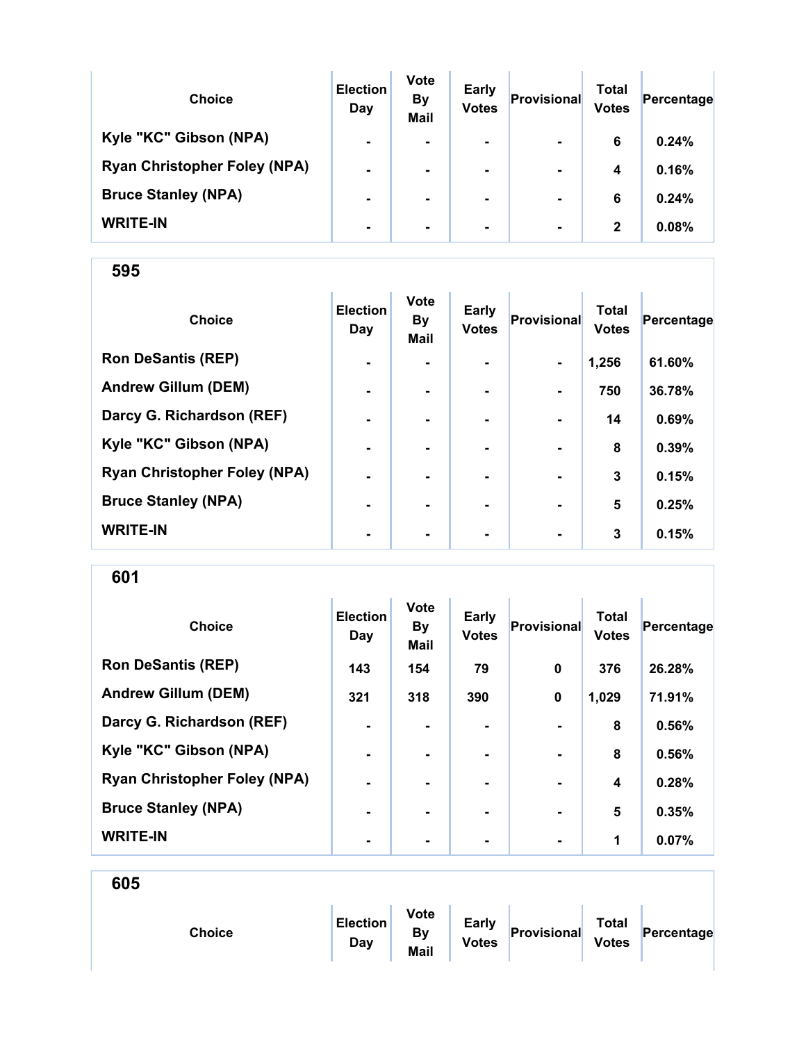| Choice | Election Day | Vote By Mail | Early Votes | Provisional | Total Votes | Percentage |
|---|---|---|---|---|---|---|
| Kyle "KC" Gibson (NPA) | - | - | - | - | 6 | 0.24% |
| Ryan Christopher Foley (NPA) | - | - | - | - | 4 | 0.16% |
| Bruce Stanley (NPA) | - | - | - | - | 6 | 0.24% |
| WRITE-IN | - | - | - | - | 2 | 0.08% |

## 595

| Choice | Election Day | Vote By Mail | Early Votes | Provisional | Total Votes | Percentage |
|---|---|---|---|---|---|---|
| Ron DeSantis (REP) | - | - | - | - | 1,256 | 61.60% |
| Andrew Gillum (DEM) | - | - | - | - | 750 | 36.78% |
| Darcy G. Richardson (REF) | - | - | - | - | 14 | 0.69% |
| Kyle "KC" Gibson (NPA) | - | - | - | - | 8 | 0.39% |
| Ryan Christopher Foley (NPA) | - | - | - | - | 3 | 0.15% |
| Bruce Stanley (NPA) | - | - | - | - | 5 | 0.25% |
| WRITE-IN | - | - | - | - | 3 | 0.15% |

## 601

| Choice | Election Day | Vote By Mail | Early Votes | Provisional | Total Votes | Percentage |
|---|---|---|---|---|---|---|
| Ron DeSantis (REP) | 143 | 154 | 79 | 0 | 376 | 26.28% |
| Andrew Gillum (DEM) | 321 | 318 | 390 | 0 | 1,029 | 71.91% |
| Darcy G. Richardson (REF) | - | - | - | - | 8 | 0.56% |
| Kyle "KC" Gibson (NPA) | - | - | - | - | 8 | 0.56% |
| Ryan Christopher Foley (NPA) | - | - | - | - | 4 | 0.28% |
| Bruce Stanley (NPA) | - | - | - | - | 5 | 0.35% |
| WRITE-IN | - | - | - | - | 1 | 0.07% |

## 605

| Choice | Election Day | Vote By Mail | Early Votes | Provisional | Total Votes | Percentage |
|---|---|---|---|---|---|---|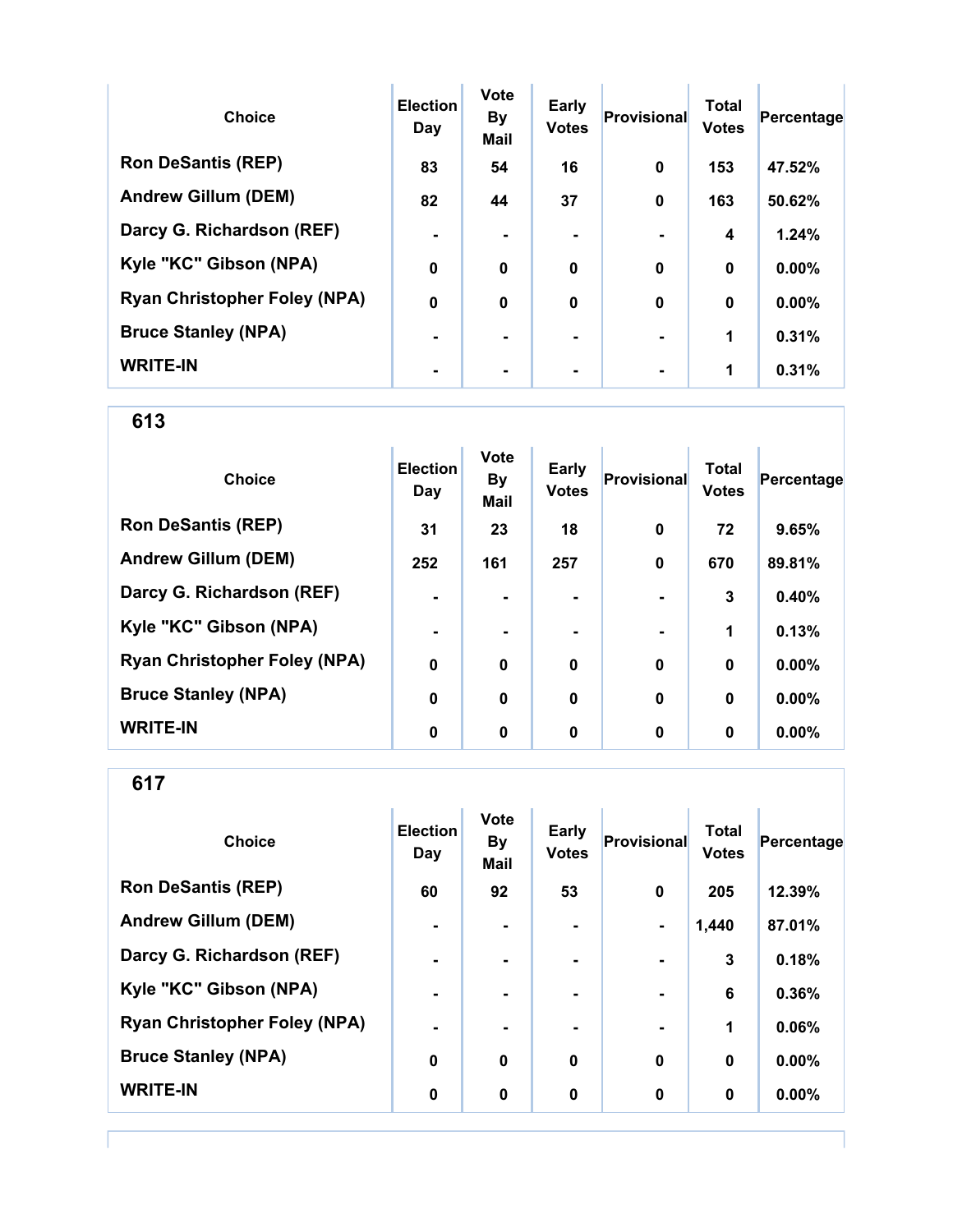| Choice | Election Day | Vote By Mail | Early Votes | Provisional | Total Votes | Percentage |
|---|---|---|---|---|---|---|
| Ron DeSantis (REP) | 83 | 54 | 16 | 0 | 153 | 47.52% |
| Andrew Gillum (DEM) | 82 | 44 | 37 | 0 | 163 | 50.62% |
| Darcy G. Richardson (REF) | - | - | - | - | 4 | 1.24% |
| Kyle "KC" Gibson (NPA) | 0 | 0 | 0 | 0 | 0 | 0.00% |
| Ryan Christopher Foley (NPA) | 0 | 0 | 0 | 0 | 0 | 0.00% |
| Bruce Stanley (NPA) | - | - | - | - | 1 | 0.31% |
| WRITE-IN | - | - | - | - | 1 | 0.31% |

## 613

| Choice | Election Day | Vote By Mail | Early Votes | Provisional | Total Votes | Percentage |
|---|---|---|---|---|---|---|
| Ron DeSantis (REP) | 31 | 23 | 18 | 0 | 72 | 9.65% |
| Andrew Gillum (DEM) | 252 | 161 | 257 | 0 | 670 | 89.81% |
| Darcy G. Richardson (REF) | - | - | - | - | 3 | 0.40% |
| Kyle "KC" Gibson (NPA) | - | - | - | - | 1 | 0.13% |
| Ryan Christopher Foley (NPA) | 0 | 0 | 0 | 0 | 0 | 0.00% |
| Bruce Stanley (NPA) | 0 | 0 | 0 | 0 | 0 | 0.00% |
| WRITE-IN | 0 | 0 | 0 | 0 | 0 | 0.00% |

## 617

| Choice | Election Day | Vote By Mail | Early Votes | Provisional | Total Votes | Percentage |
|---|---|---|---|---|---|---|
| Ron DeSantis (REP) | 60 | 92 | 53 | 0 | 205 | 12.39% |
| Andrew Gillum (DEM) | - | - | - | - | 1,440 | 87.01% |
| Darcy G. Richardson (REF) | - | - | - | - | 3 | 0.18% |
| Kyle "KC" Gibson (NPA) | - | - | - | - | 6 | 0.36% |
| Ryan Christopher Foley (NPA) | - | - | - | - | 1 | 0.06% |
| Bruce Stanley (NPA) | 0 | 0 | 0 | 0 | 0 | 0.00% |
| WRITE-IN | 0 | 0 | 0 | 0 | 0 | 0.00% |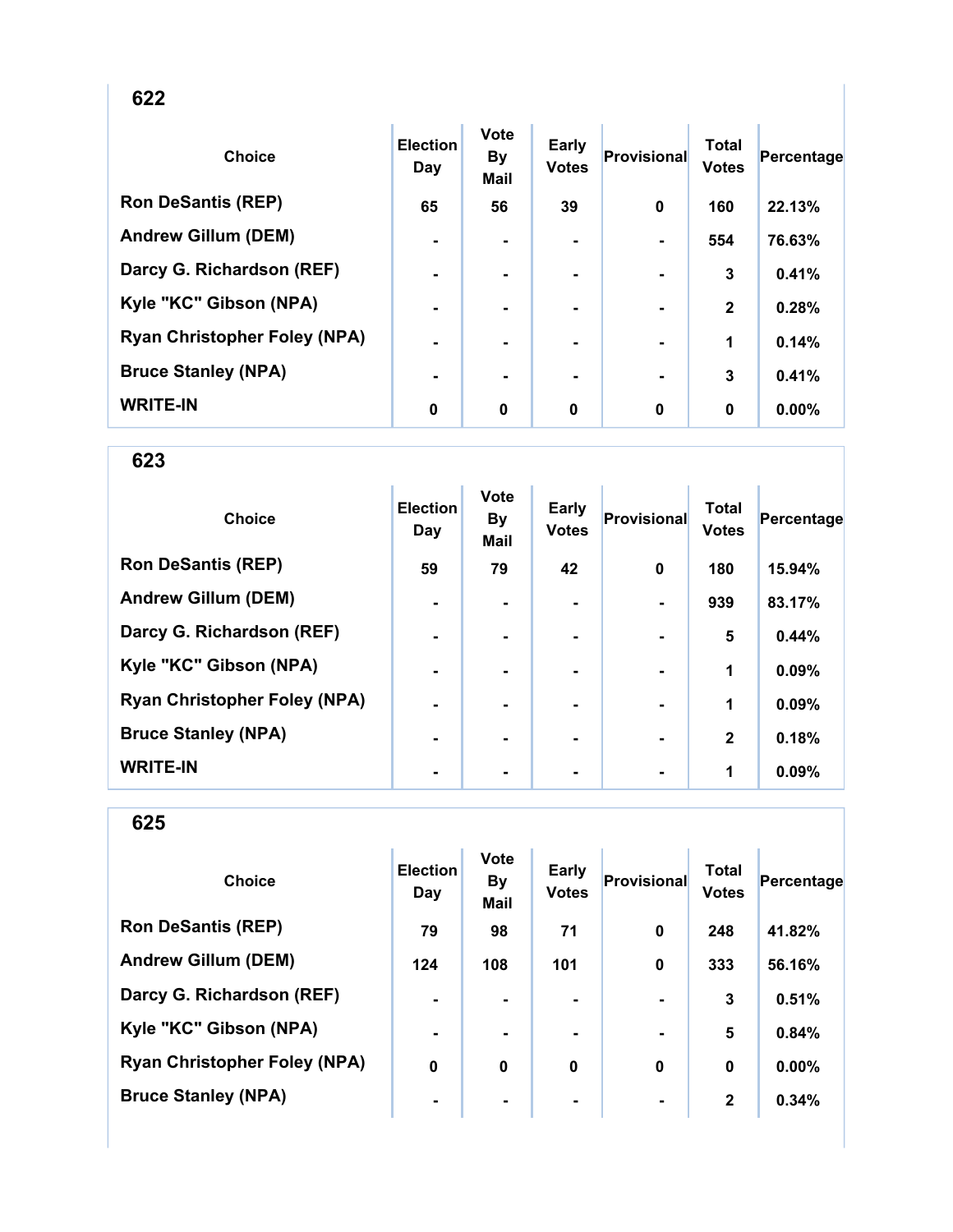## 622

| Choice | Election Day | Vote By Mail | Early Votes | Provisional | Total Votes | Percentage |
|---|---|---|---|---|---|---|
| Ron DeSantis (REP) | 65 | 56 | 39 | 0 | 160 | 22.13% |
| Andrew Gillum (DEM) | - | - | - | - | 554 | 76.63% |
| Darcy G. Richardson (REF) | - | - | - | - | 3 | 0.41% |
| Kyle "KC" Gibson (NPA) | - | - | - | - | 2 | 0.28% |
| Ryan Christopher Foley (NPA) | - | - | - | - | 1 | 0.14% |
| Bruce Stanley (NPA) | - | - | - | - | 3 | 0.41% |
| WRITE-IN | 0 | 0 | 0 | 0 | 0 | 0.00% |

## 623

| Choice | Election Day | Vote By Mail | Early Votes | Provisional | Total Votes | Percentage |
|---|---|---|---|---|---|---|
| Ron DeSantis (REP) | 59 | 79 | 42 | 0 | 180 | 15.94% |
| Andrew Gillum (DEM) | - | - | - | - | 939 | 83.17% |
| Darcy G. Richardson (REF) | - | - | - | - | 5 | 0.44% |
| Kyle "KC" Gibson (NPA) | - | - | - | - | 1 | 0.09% |
| Ryan Christopher Foley (NPA) | - | - | - | - | 1 | 0.09% |
| Bruce Stanley (NPA) | - | - | - | - | 2 | 0.18% |
| WRITE-IN | - | - | - | - | 1 | 0.09% |

## 625

| Choice | Election Day | Vote By Mail | Early Votes | Provisional | Total Votes | Percentage |
|---|---|---|---|---|---|---|
| Ron DeSantis (REP) | 79 | 98 | 71 | 0 | 248 | 41.82% |
| Andrew Gillum (DEM) | 124 | 108 | 101 | 0 | 333 | 56.16% |
| Darcy G. Richardson (REF) | - | - | - | - | 3 | 0.51% |
| Kyle "KC" Gibson (NPA) | - | - | - | - | 5 | 0.84% |
| Ryan Christopher Foley (NPA) | 0 | 0 | 0 | 0 | 0 | 0.00% |
| Bruce Stanley (NPA) | - | - | - | - | 2 | 0.34% |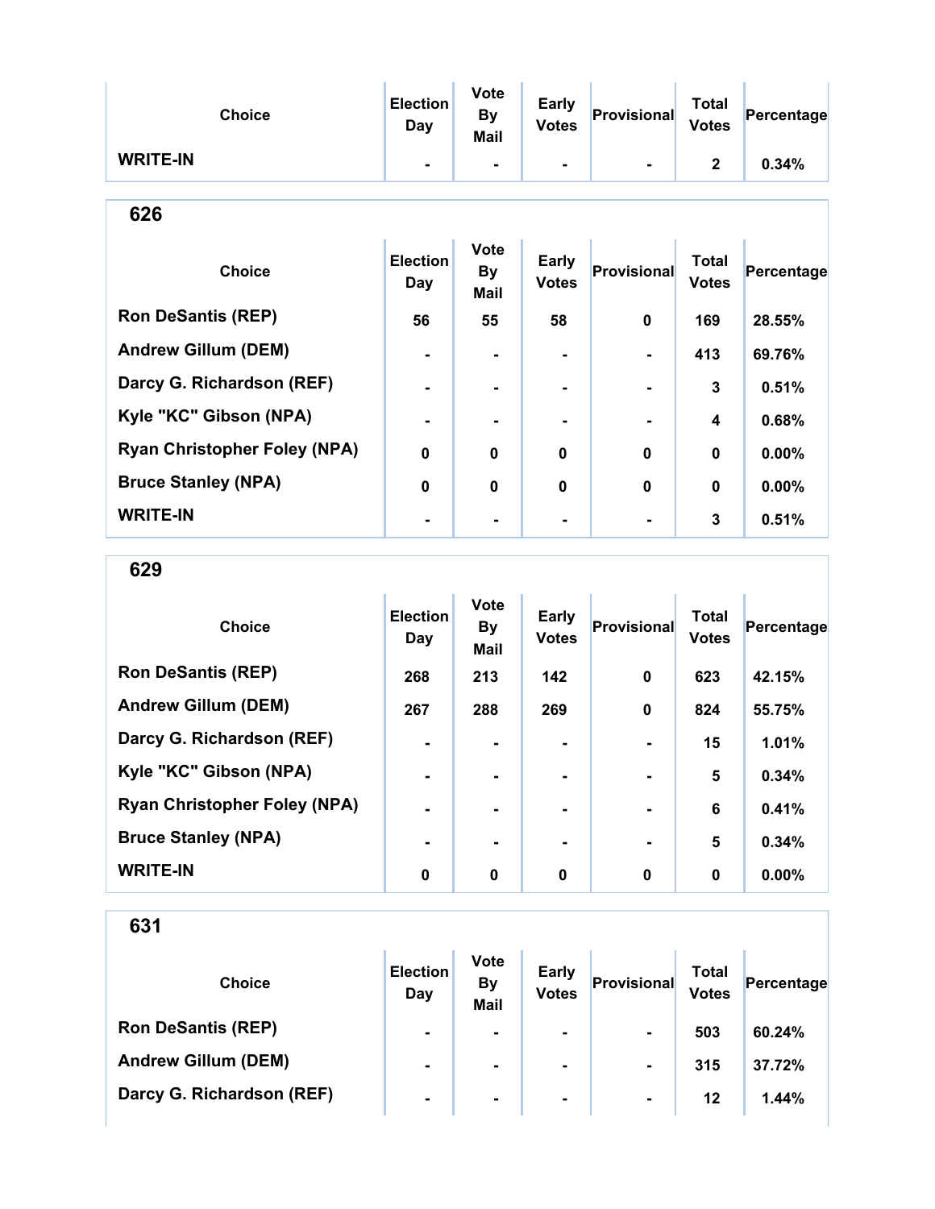| Choice | Election Day | Vote By Mail | Early Votes | Provisional | Total Votes | Percentage |
|---|---|---|---|---|---|---|
| WRITE-IN | - | - | - | - | 2 | 0.34% |

## 626

| Choice | Election Day | Vote By Mail | Early Votes | Provisional | Total Votes | Percentage |
|---|---|---|---|---|---|---|
| Ron DeSantis (REP) | 56 | 55 | 58 | 0 | 169 | 28.55% |
| Andrew Gillum (DEM) | - | - | - | - | 413 | 69.76% |
| Darcy G. Richardson (REF) | - | - | - | - | 3 | 0.51% |
| Kyle "KC" Gibson (NPA) | - | - | - | - | 4 | 0.68% |
| Ryan Christopher Foley (NPA) | 0 | 0 | 0 | 0 | 0 | 0.00% |
| Bruce Stanley (NPA) | 0 | 0 | 0 | 0 | 0 | 0.00% |
| WRITE-IN | - | - | - | - | 3 | 0.51% |

## 629

| Choice | Election Day | Vote By Mail | Early Votes | Provisional | Total Votes | Percentage |
|---|---|---|---|---|---|---|
| Ron DeSantis (REP) | 268 | 213 | 142 | 0 | 623 | 42.15% |
| Andrew Gillum (DEM) | 267 | 288 | 269 | 0 | 824 | 55.75% |
| Darcy G. Richardson (REF) | - | - | - | - | 15 | 1.01% |
| Kyle "KC" Gibson (NPA) | - | - | - | - | 5 | 0.34% |
| Ryan Christopher Foley (NPA) | - | - | - | - | 6 | 0.41% |
| Bruce Stanley (NPA) | - | - | - | - | 5 | 0.34% |
| WRITE-IN | 0 | 0 | 0 | 0 | 0 | 0.00% |

## 631

| Choice | Election Day | Vote By Mail | Early Votes | Provisional | Total Votes | Percentage |
|---|---|---|---|---|---|---|
| Ron DeSantis (REP) | - | - | - | - | 503 | 60.24% |
| Andrew Gillum (DEM) | - | - | - | - | 315 | 37.72% |
| Darcy G. Richardson (REF) | - | - | - | - | 12 | 1.44% |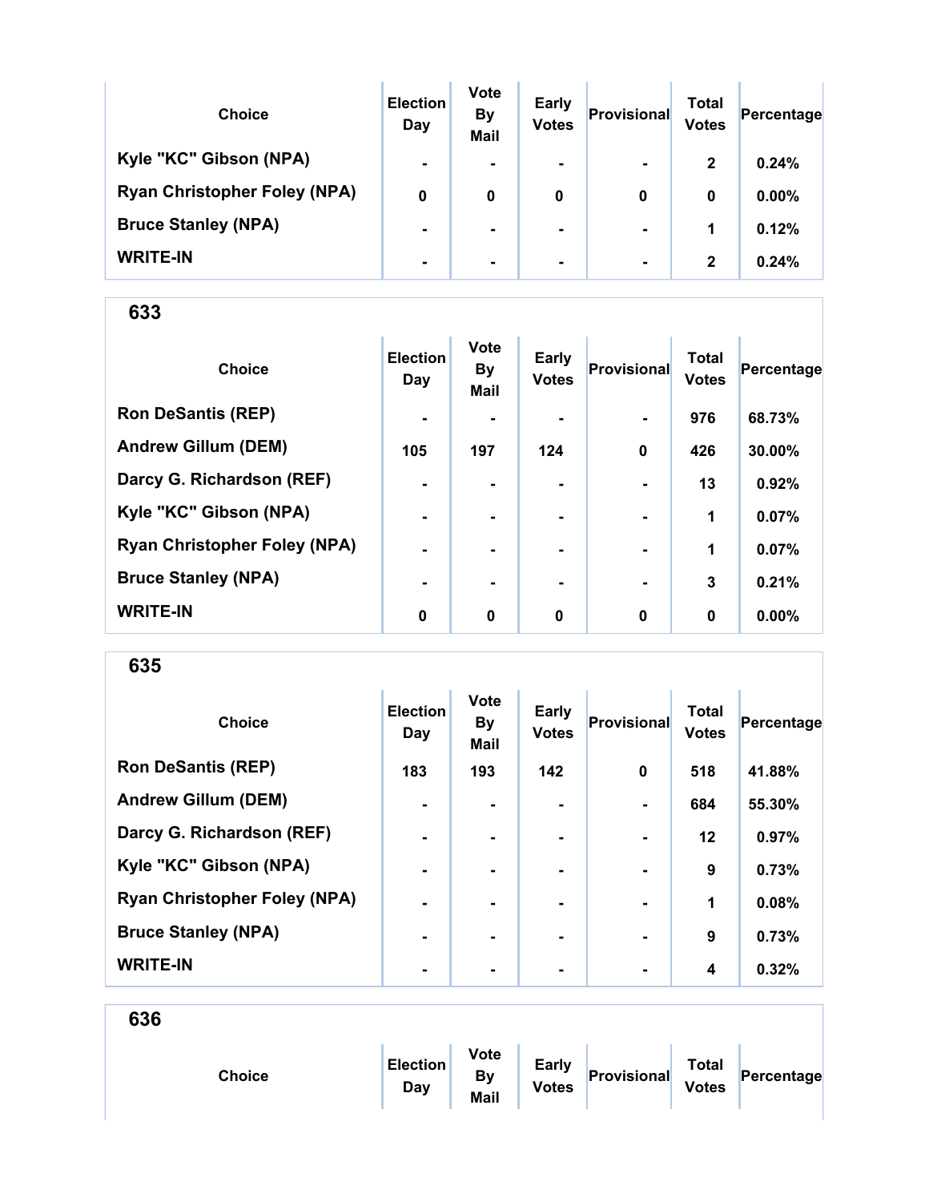| Choice | Election Day | Vote By Mail | Early Votes | Provisional | Total Votes | Percentage |
|---|---|---|---|---|---|---|
| Kyle "KC" Gibson (NPA) | - | - | - | - | 2 | 0.24% |
| Ryan Christopher Foley (NPA) | 0 | 0 | 0 | 0 | 0 | 0.00% |
| Bruce Stanley (NPA) | - | - | - | - | 1 | 0.12% |
| WRITE-IN | - | - | - | - | 2 | 0.24% |

## 633

| Choice | Election Day | Vote By Mail | Early Votes | Provisional | Total Votes | Percentage |
|---|---|---|---|---|---|---|
| Ron DeSantis (REP) | - | - | - | - | 976 | 68.73% |
| Andrew Gillum (DEM) | 105 | 197 | 124 | 0 | 426 | 30.00% |
| Darcy G. Richardson (REF) | - | - | - | - | 13 | 0.92% |
| Kyle "KC" Gibson (NPA) | - | - | - | - | 1 | 0.07% |
| Ryan Christopher Foley (NPA) | - | - | - | - | 1 | 0.07% |
| Bruce Stanley (NPA) | - | - | - | - | 3 | 0.21% |
| WRITE-IN | 0 | 0 | 0 | 0 | 0 | 0.00% |

## 635

| Choice | Election Day | Vote By Mail | Early Votes | Provisional | Total Votes | Percentage |
|---|---|---|---|---|---|---|
| Ron DeSantis (REP) | 183 | 193 | 142 | 0 | 518 | 41.88% |
| Andrew Gillum (DEM) | - | - | - | - | 684 | 55.30% |
| Darcy G. Richardson (REF) | - | - | - | - | 12 | 0.97% |
| Kyle "KC" Gibson (NPA) | - | - | - | - | 9 | 0.73% |
| Ryan Christopher Foley (NPA) | - | - | - | - | 1 | 0.08% |
| Bruce Stanley (NPA) | - | - | - | - | 9 | 0.73% |
| WRITE-IN | - | - | - | - | 4 | 0.32% |

## 636

| Choice | Election Day | Vote By Mail | Early Votes | Provisional | Total Votes | Percentage |
|---|---|---|---|---|---|---|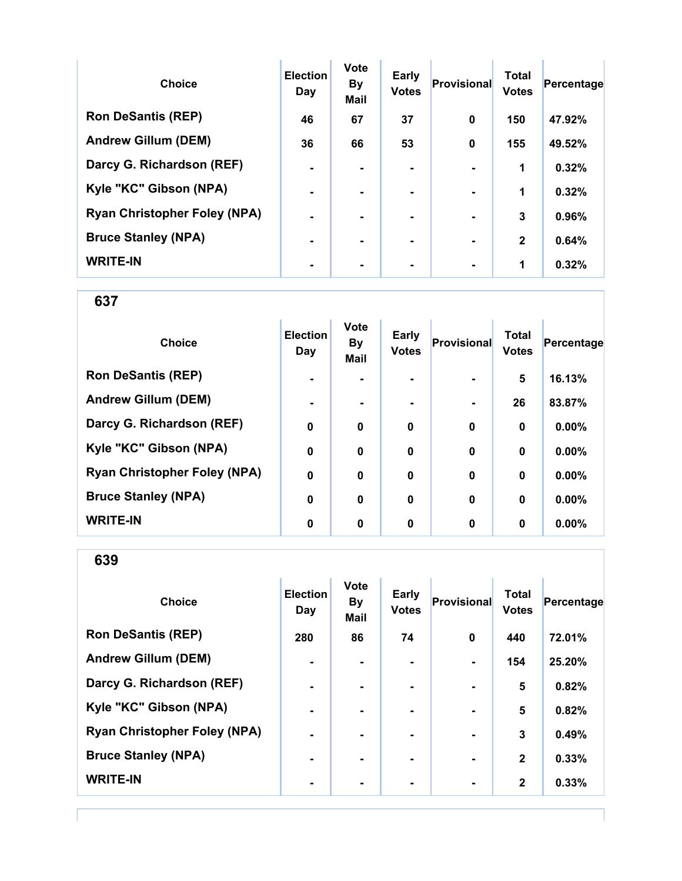| Choice | Election Day | Vote By Mail | Early Votes | Provisional | Total Votes | Percentage |
|---|---|---|---|---|---|---|
| Ron DeSantis (REP) | 46 | 67 | 37 | 0 | 150 | 47.92% |
| Andrew Gillum (DEM) | 36 | 66 | 53 | 0 | 155 | 49.52% |
| Darcy G. Richardson (REF) | - | - | - | - | 1 | 0.32% |
| Kyle "KC" Gibson (NPA) | - | - | - | - | 1 | 0.32% |
| Ryan Christopher Foley (NPA) | - | - | - | - | 3 | 0.96% |
| Bruce Stanley (NPA) | - | - | - | - | 2 | 0.64% |
| WRITE-IN | - | - | - | - | 1 | 0.32% |

## 637

| Choice | Election Day | Vote By Mail | Early Votes | Provisional | Total Votes | Percentage |
|---|---|---|---|---|---|---|
| Ron DeSantis (REP) | - | - | - | - | 5 | 16.13% |
| Andrew Gillum (DEM) | - | - | - | - | 26 | 83.87% |
| Darcy G. Richardson (REF) | 0 | 0 | 0 | 0 | 0 | 0.00% |
| Kyle "KC" Gibson (NPA) | 0 | 0 | 0 | 0 | 0 | 0.00% |
| Ryan Christopher Foley (NPA) | 0 | 0 | 0 | 0 | 0 | 0.00% |
| Bruce Stanley (NPA) | 0 | 0 | 0 | 0 | 0 | 0.00% |
| WRITE-IN | 0 | 0 | 0 | 0 | 0 | 0.00% |

## 639

| Choice | Election Day | Vote By Mail | Early Votes | Provisional | Total Votes | Percentage |
|---|---|---|---|---|---|---|
| Ron DeSantis (REP) | 280 | 86 | 74 | 0 | 440 | 72.01% |
| Andrew Gillum (DEM) | - | - | - | - | 154 | 25.20% |
| Darcy G. Richardson (REF) | - | - | - | - | 5 | 0.82% |
| Kyle "KC" Gibson (NPA) | - | - | - | - | 5 | 0.82% |
| Ryan Christopher Foley (NPA) | - | - | - | - | 3 | 0.49% |
| Bruce Stanley (NPA) | - | - | - | - | 2 | 0.33% |
| WRITE-IN | - | - | - | - | 2 | 0.33% |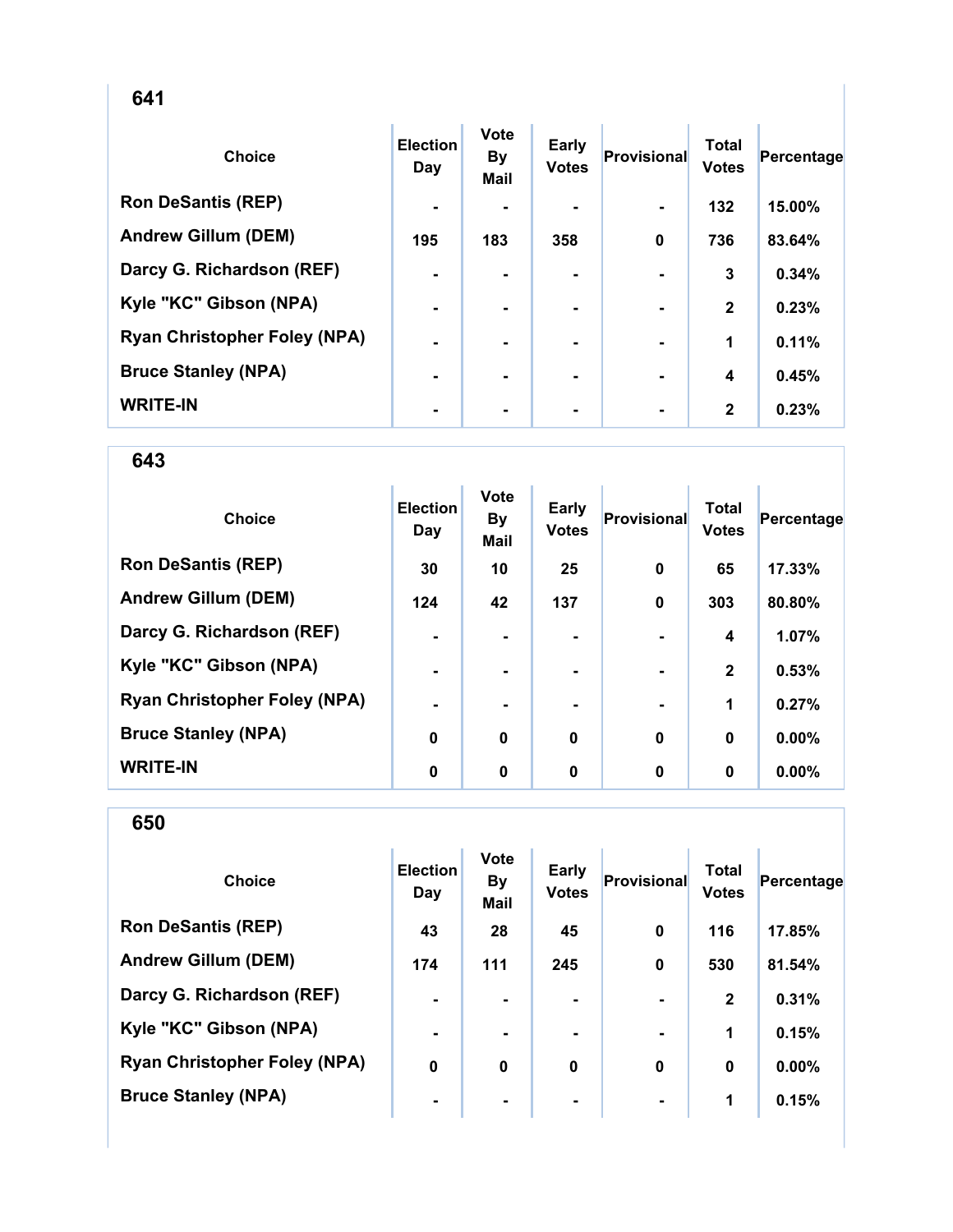## 641

| Choice | Election Day | Vote By Mail | Early Votes | Provisional | Total Votes | Percentage |
|---|---|---|---|---|---|---|
| Ron DeSantis (REP) | - | - | - | - | 132 | 15.00% |
| Andrew Gillum (DEM) | 195 | 183 | 358 | 0 | 736 | 83.64% |
| Darcy G. Richardson (REF) | - | - | - | - | 3 | 0.34% |
| Kyle "KC" Gibson (NPA) | - | - | - | - | 2 | 0.23% |
| Ryan Christopher Foley (NPA) | - | - | - | - | 1 | 0.11% |
| Bruce Stanley (NPA) | - | - | - | - | 4 | 0.45% |
| WRITE-IN | - | - | - | - | 2 | 0.23% |

## 643

| Choice | Election Day | Vote By Mail | Early Votes | Provisional | Total Votes | Percentage |
|---|---|---|---|---|---|---|
| Ron DeSantis (REP) | 30 | 10 | 25 | 0 | 65 | 17.33% |
| Andrew Gillum (DEM) | 124 | 42 | 137 | 0 | 303 | 80.80% |
| Darcy G. Richardson (REF) | - | - | - | - | 4 | 1.07% |
| Kyle "KC" Gibson (NPA) | - | - | - | - | 2 | 0.53% |
| Ryan Christopher Foley (NPA) | - | - | - | - | 1 | 0.27% |
| Bruce Stanley (NPA) | 0 | 0 | 0 | 0 | 0 | 0.00% |
| WRITE-IN | 0 | 0 | 0 | 0 | 0 | 0.00% |

## 650

| Choice | Election Day | Vote By Mail | Early Votes | Provisional | Total Votes | Percentage |
|---|---|---|---|---|---|---|
| Ron DeSantis (REP) | 43 | 28 | 45 | 0 | 116 | 17.85% |
| Andrew Gillum (DEM) | 174 | 111 | 245 | 0 | 530 | 81.54% |
| Darcy G. Richardson (REF) | - | - | - | - | 2 | 0.31% |
| Kyle "KC" Gibson (NPA) | - | - | - | - | 1 | 0.15% |
| Ryan Christopher Foley (NPA) | 0 | 0 | 0 | 0 | 0 | 0.00% |
| Bruce Stanley (NPA) | - | - | - | - | 1 | 0.15% |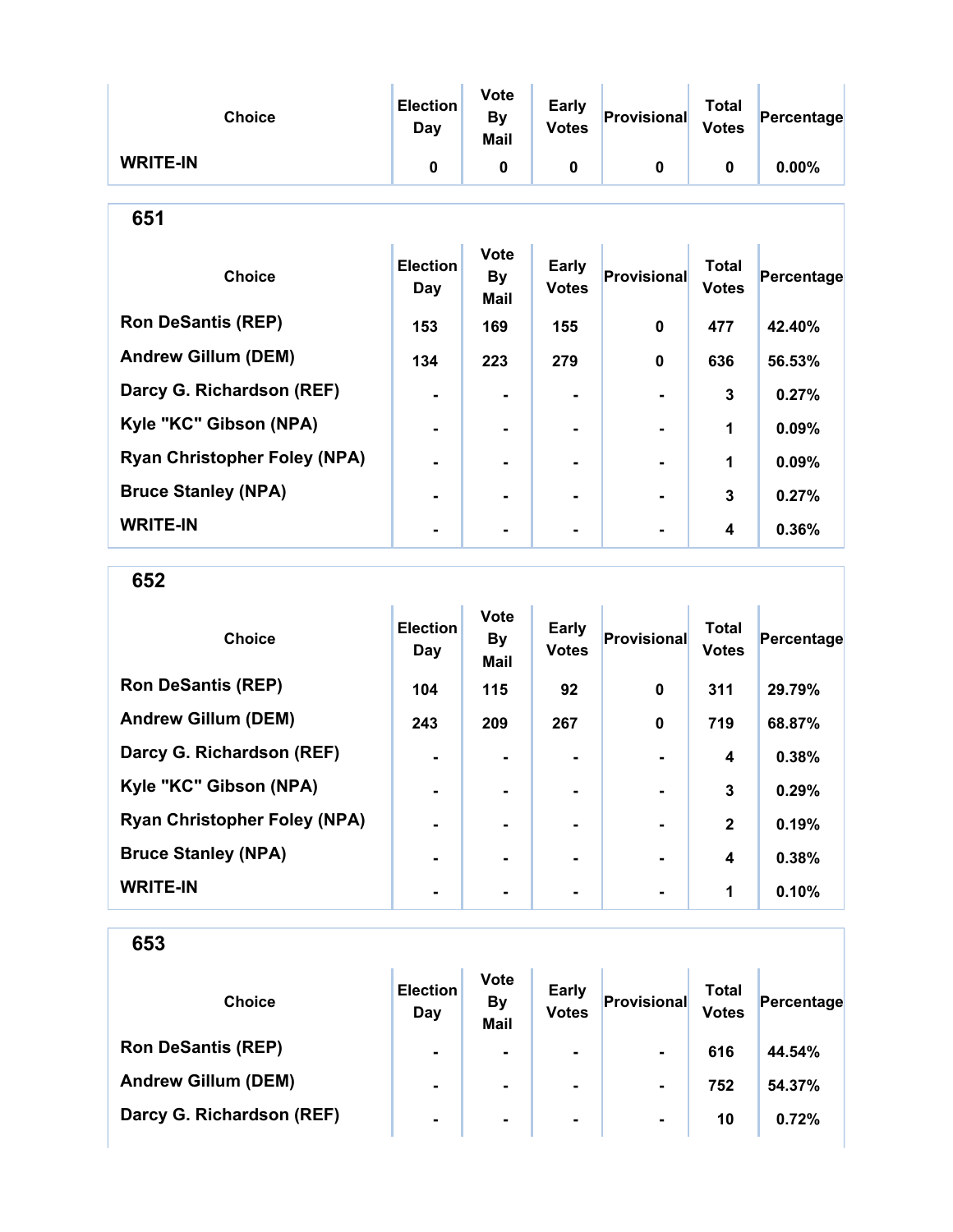| Choice | Election Day | Vote By Mail | Early Votes | Provisional | Total Votes | Percentage |
|---|---|---|---|---|---|---|
| WRITE-IN | 0 | 0 | 0 | 0 | 0 | 0.00% |

## 651

| Choice | Election Day | Vote By Mail | Early Votes | Provisional | Total Votes | Percentage |
|---|---|---|---|---|---|---|
| Ron DeSantis (REP) | 153 | 169 | 155 | 0 | 477 | 42.40% |
| Andrew Gillum (DEM) | 134 | 223 | 279 | 0 | 636 | 56.53% |
| Darcy G. Richardson (REF) | - | - | - | - | 3 | 0.27% |
| Kyle "KC" Gibson (NPA) | - | - | - | - | 1 | 0.09% |
| Ryan Christopher Foley (NPA) | - | - | - | - | 1 | 0.09% |
| Bruce Stanley (NPA) | - | - | - | - | 3 | 0.27% |
| WRITE-IN | - | - | - | - | 4 | 0.36% |

## 652

| Choice | Election Day | Vote By Mail | Early Votes | Provisional | Total Votes | Percentage |
|---|---|---|---|---|---|---|
| Ron DeSantis (REP) | 104 | 115 | 92 | 0 | 311 | 29.79% |
| Andrew Gillum (DEM) | 243 | 209 | 267 | 0 | 719 | 68.87% |
| Darcy G. Richardson (REF) | - | - | - | - | 4 | 0.38% |
| Kyle "KC" Gibson (NPA) | - | - | - | - | 3 | 0.29% |
| Ryan Christopher Foley (NPA) | - | - | - | - | 2 | 0.19% |
| Bruce Stanley (NPA) | - | - | - | - | 4 | 0.38% |
| WRITE-IN | - | - | - | - | 1 | 0.10% |

## 653

| Choice | Election Day | Vote By Mail | Early Votes | Provisional | Total Votes | Percentage |
|---|---|---|---|---|---|---|
| Ron DeSantis (REP) | - | - | - | - | 616 | 44.54% |
| Andrew Gillum (DEM) | - | - | - | - | 752 | 54.37% |
| Darcy G. Richardson (REF) | - | - | - | - | 10 | 0.72% |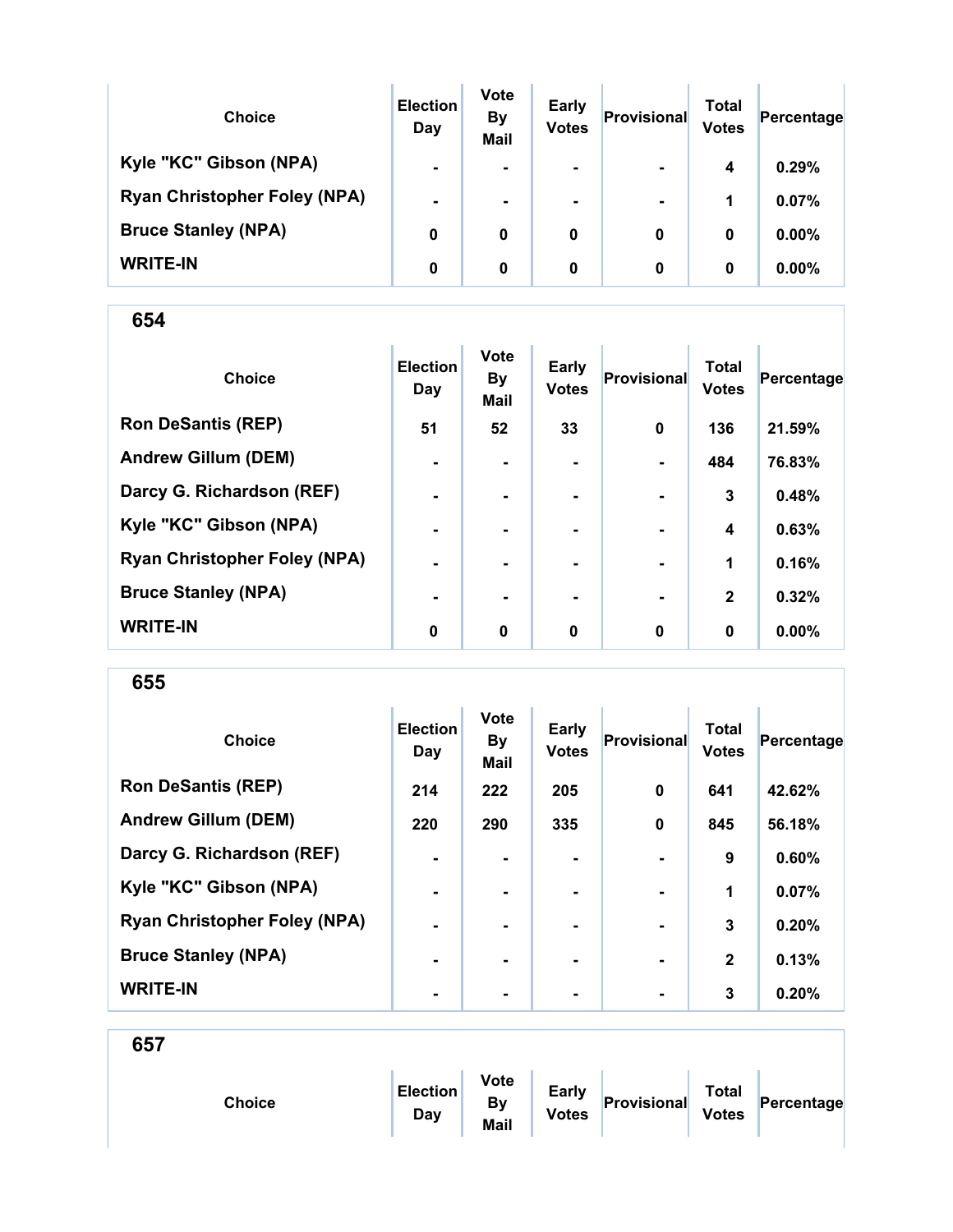| Choice | Election Day | Vote By Mail | Early Votes | Provisional | Total Votes | Percentage |
|---|---|---|---|---|---|---|
| Kyle "KC" Gibson (NPA) | - | - | - | - | 4 | 0.29% |
| Ryan Christopher Foley (NPA) | - | - | - | - | 1 | 0.07% |
| Bruce Stanley (NPA) | 0 | 0 | 0 | 0 | 0 | 0.00% |
| WRITE-IN | 0 | 0 | 0 | 0 | 0 | 0.00% |

## 654

| Choice | Election Day | Vote By Mail | Early Votes | Provisional | Total Votes | Percentage |
|---|---|---|---|---|---|---|
| Ron DeSantis (REP) | 51 | 52 | 33 | 0 | 136 | 21.59% |
| Andrew Gillum (DEM) | - | - | - | - | 484 | 76.83% |
| Darcy G. Richardson (REF) | - | - | - | - | 3 | 0.48% |
| Kyle "KC" Gibson (NPA) | - | - | - | - | 4 | 0.63% |
| Ryan Christopher Foley (NPA) | - | - | - | - | 1 | 0.16% |
| Bruce Stanley (NPA) | - | - | - | - | 2 | 0.32% |
| WRITE-IN | 0 | 0 | 0 | 0 | 0 | 0.00% |

## 655

| Choice | Election Day | Vote By Mail | Early Votes | Provisional | Total Votes | Percentage |
|---|---|---|---|---|---|---|
| Ron DeSantis (REP) | 214 | 222 | 205 | 0 | 641 | 42.62% |
| Andrew Gillum (DEM) | 220 | 290 | 335 | 0 | 845 | 56.18% |
| Darcy G. Richardson (REF) | - | - | - | - | 9 | 0.60% |
| Kyle "KC" Gibson (NPA) | - | - | - | - | 1 | 0.07% |
| Ryan Christopher Foley (NPA) | - | - | - | - | 3 | 0.20% |
| Bruce Stanley (NPA) | - | - | - | - | 2 | 0.13% |
| WRITE-IN | - | - | - | - | 3 | 0.20% |

## 657

| Choice | Election Day | Vote By Mail | Early Votes | Provisional | Total Votes | Percentage |
|---|---|---|---|---|---|---|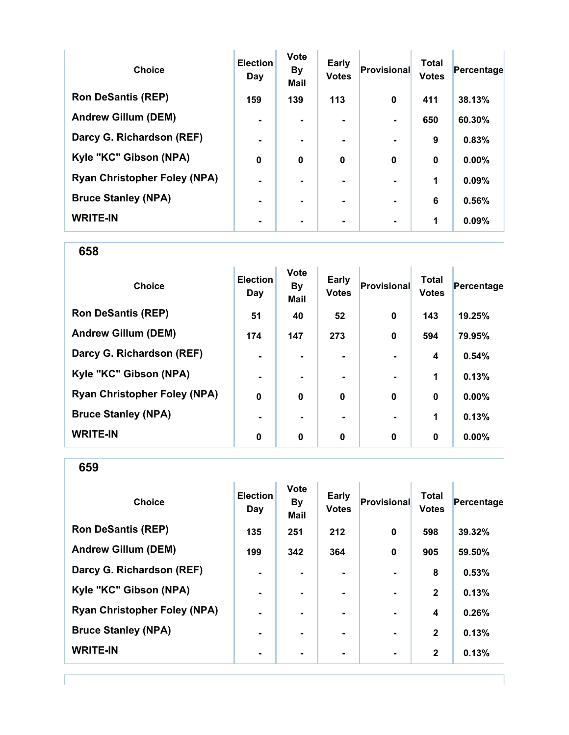| Choice | Election Day | Vote By Mail | Early Votes | Provisional | Total Votes | Percentage |
| --- | --- | --- | --- | --- | --- | --- |
| Ron DeSantis (REP) | 159 | 139 | 113 | 0 | 411 | 38.13% |
| Andrew Gillum (DEM) | - | - | - | - | 650 | 60.30% |
| Darcy G. Richardson (REF) | - | - | - | - | 9 | 0.83% |
| Kyle "KC" Gibson (NPA) | 0 | 0 | 0 | 0 | 0 | 0.00% |
| Ryan Christopher Foley (NPA) | - | - | - | - | 1 | 0.09% |
| Bruce Stanley (NPA) | - | - | - | - | 6 | 0.56% |
| WRITE-IN | - | - | - | - | 1 | 0.09% |

## 658

| Choice | Election Day | Vote By Mail | Early Votes | Provisional | Total Votes | Percentage |
| --- | --- | --- | --- | --- | --- | --- |
| Ron DeSantis (REP) | 51 | 40 | 52 | 0 | 143 | 19.25% |
| Andrew Gillum (DEM) | 174 | 147 | 273 | 0 | 594 | 79.95% |
| Darcy G. Richardson (REF) | - | - | - | - | 4 | 0.54% |
| Kyle "KC" Gibson (NPA) | - | - | - | - | 1 | 0.13% |
| Ryan Christopher Foley (NPA) | 0 | 0 | 0 | 0 | 0 | 0.00% |
| Bruce Stanley (NPA) | - | - | - | - | 1 | 0.13% |
| WRITE-IN | 0 | 0 | 0 | 0 | 0 | 0.00% |

## 659

| Choice | Election Day | Vote By Mail | Early Votes | Provisional | Total Votes | Percentage |
| --- | --- | --- | --- | --- | --- | --- |
| Ron DeSantis (REP) | 135 | 251 | 212 | 0 | 598 | 39.32% |
| Andrew Gillum (DEM) | 199 | 342 | 364 | 0 | 905 | 59.50% |
| Darcy G. Richardson (REF) | - | - | - | - | 8 | 0.53% |
| Kyle "KC" Gibson (NPA) | - | - | - | - | 2 | 0.13% |
| Ryan Christopher Foley (NPA) | - | - | - | - | 4 | 0.26% |
| Bruce Stanley (NPA) | - | - | - | - | 2 | 0.13% |
| WRITE-IN | - | - | - | - | 2 | 0.13% |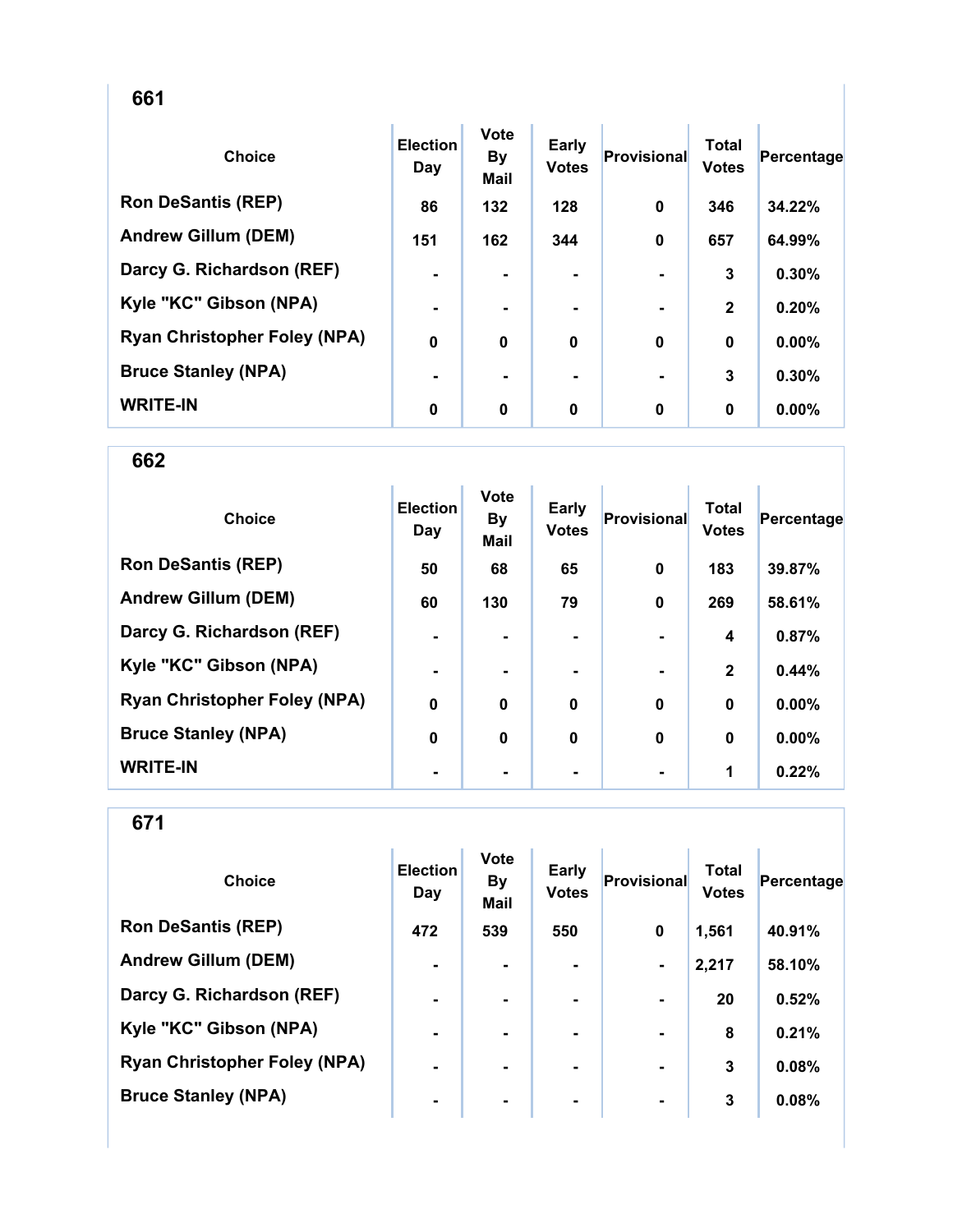## 661

| Choice | Election Day | Vote By Mail | Early Votes | Provisional | Total Votes | Percentage |
|---|---|---|---|---|---|---|
| Ron DeSantis (REP) | 86 | 132 | 128 | 0 | 346 | 34.22% |
| Andrew Gillum (DEM) | 151 | 162 | 344 | 0 | 657 | 64.99% |
| Darcy G. Richardson (REF) | - | - | - | - | 3 | 0.30% |
| Kyle "KC" Gibson (NPA) | - | - | - | - | 2 | 0.20% |
| Ryan Christopher Foley (NPA) | 0 | 0 | 0 | 0 | 0 | 0.00% |
| Bruce Stanley (NPA) | - | - | - | - | 3 | 0.30% |
| WRITE-IN | 0 | 0 | 0 | 0 | 0 | 0.00% |

## 662

| Choice | Election Day | Vote By Mail | Early Votes | Provisional | Total Votes | Percentage |
|---|---|---|---|---|---|---|
| Ron DeSantis (REP) | 50 | 68 | 65 | 0 | 183 | 39.87% |
| Andrew Gillum (DEM) | 60 | 130 | 79 | 0 | 269 | 58.61% |
| Darcy G. Richardson (REF) | - | - | - | - | 4 | 0.87% |
| Kyle "KC" Gibson (NPA) | - | - | - | - | 2 | 0.44% |
| Ryan Christopher Foley (NPA) | 0 | 0 | 0 | 0 | 0 | 0.00% |
| Bruce Stanley (NPA) | 0 | 0 | 0 | 0 | 0 | 0.00% |
| WRITE-IN | - | - | - | - | 1 | 0.22% |

## 671

| Choice | Election Day | Vote By Mail | Early Votes | Provisional | Total Votes | Percentage |
|---|---|---|---|---|---|---|
| Ron DeSantis (REP) | 472 | 539 | 550 | 0 | 1,561 | 40.91% |
| Andrew Gillum (DEM) | - | - | - | - | 2,217 | 58.10% |
| Darcy G. Richardson (REF) | - | - | - | - | 20 | 0.52% |
| Kyle "KC" Gibson (NPA) | - | - | - | - | 8 | 0.21% |
| Ryan Christopher Foley (NPA) | - | - | - | - | 3 | 0.08% |
| Bruce Stanley (NPA) | - | - | - | - | 3 | 0.08% |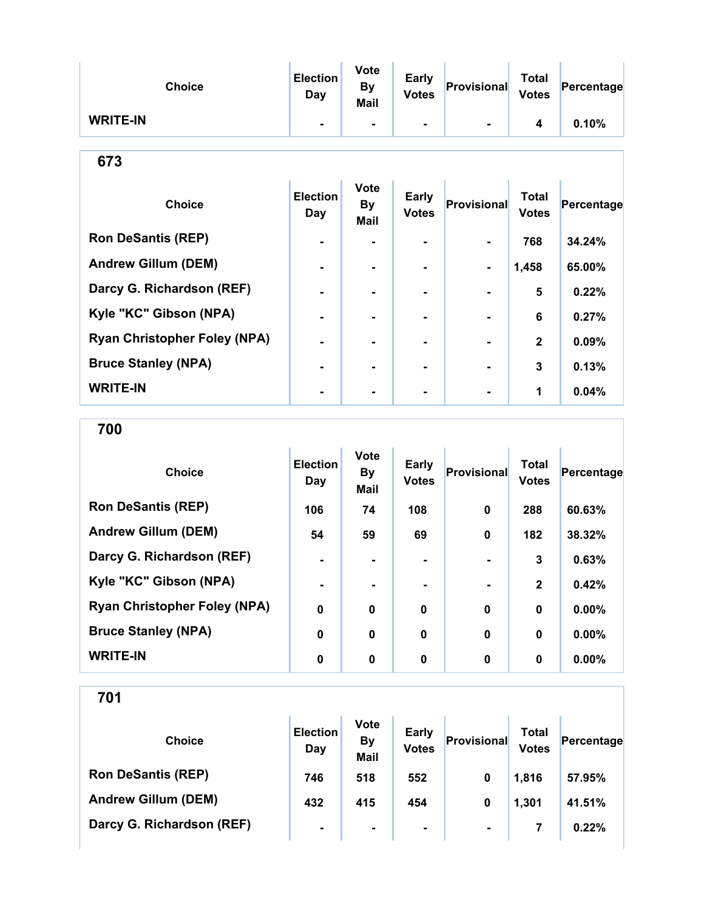| Choice | Election Day | Vote By Mail | Early Votes | Provisional | Total Votes | Percentage |
|---|---|---|---|---|---|---|
| WRITE-IN | - | - | - | - | 4 | 0.10% |

## 673

| Choice | Election Day | Vote By Mail | Early Votes | Provisional | Total Votes | Percentage |
|---|---|---|---|---|---|---|
| Ron DeSantis (REP) | - | - | - | - | 768 | 34.24% |
| Andrew Gillum (DEM) | - | - | - | - | 1,458 | 65.00% |
| Darcy G. Richardson (REF) | - | - | - | - | 5 | 0.22% |
| Kyle "KC" Gibson (NPA) | - | - | - | - | 6 | 0.27% |
| Ryan Christopher Foley (NPA) | - | - | - | - | 2 | 0.09% |
| Bruce Stanley (NPA) | - | - | - | - | 3 | 0.13% |
| WRITE-IN | - | - | - | - | 1 | 0.04% |

## 700

| Choice | Election Day | Vote By Mail | Early Votes | Provisional | Total Votes | Percentage |
|---|---|---|---|---|---|---|
| Ron DeSantis (REP) | 106 | 74 | 108 | 0 | 288 | 60.63% |
| Andrew Gillum (DEM) | 54 | 59 | 69 | 0 | 182 | 38.32% |
| Darcy G. Richardson (REF) | - | - | - | - | 3 | 0.63% |
| Kyle "KC" Gibson (NPA) | - | - | - | - | 2 | 0.42% |
| Ryan Christopher Foley (NPA) | 0 | 0 | 0 | 0 | 0 | 0.00% |
| Bruce Stanley (NPA) | 0 | 0 | 0 | 0 | 0 | 0.00% |
| WRITE-IN | 0 | 0 | 0 | 0 | 0 | 0.00% |

## 701

| Choice | Election Day | Vote By Mail | Early Votes | Provisional | Total Votes | Percentage |
|---|---|---|---|---|---|---|
| Ron DeSantis (REP) | 746 | 518 | 552 | 0 | 1,816 | 57.95% |
| Andrew Gillum (DEM) | 432 | 415 | 454 | 0 | 1,301 | 41.51% |
| Darcy G. Richardson (REF) | - | - | - | - | 7 | 0.22% |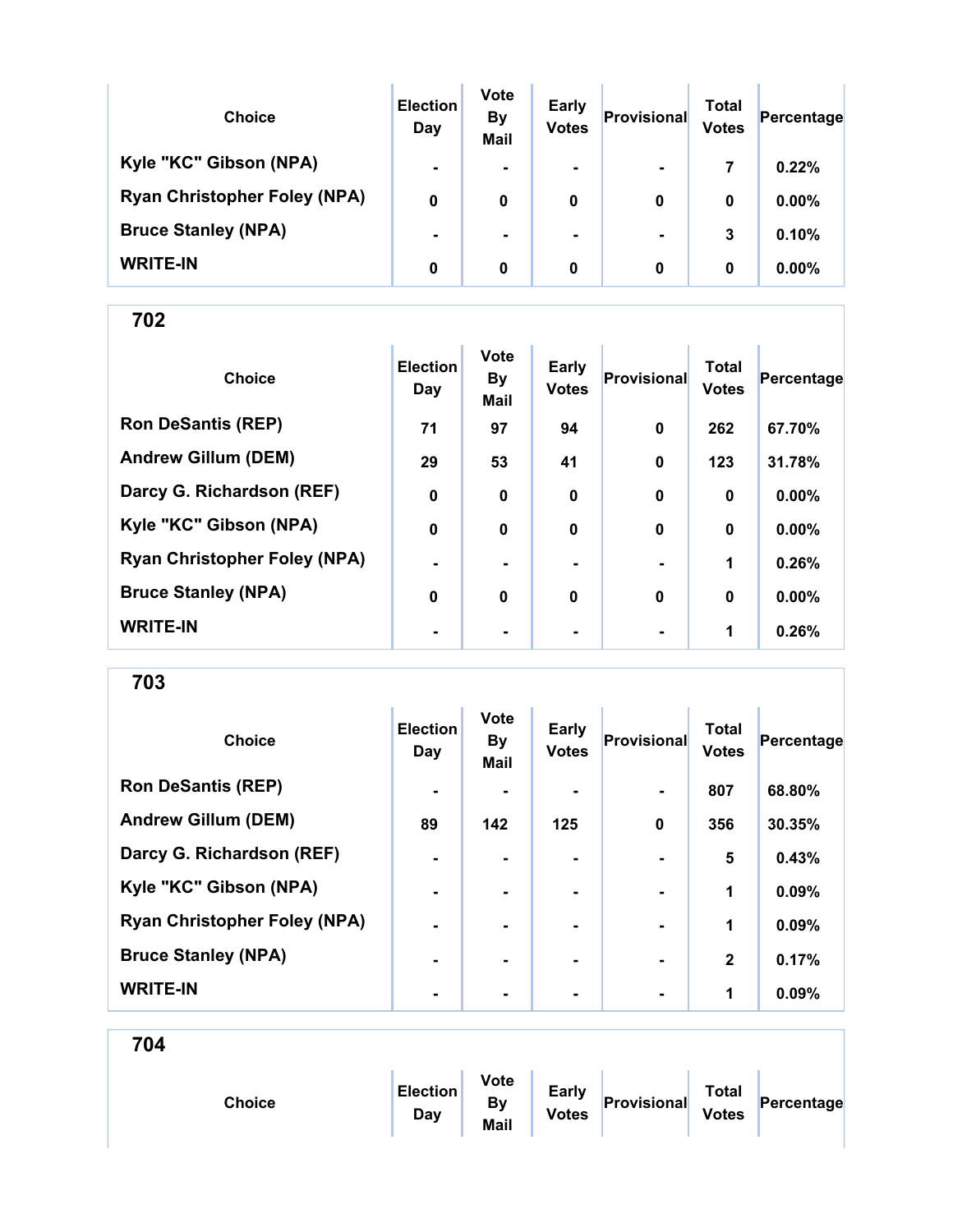| Choice | Election Day | Vote By Mail | Early Votes | Provisional | Total Votes | Percentage |
|---|---|---|---|---|---|---|
| Kyle "KC" Gibson (NPA) | - | - | - | - | 7 | 0.22% |
| Ryan Christopher Foley (NPA) | 0 | 0 | 0 | 0 | 0 | 0.00% |
| Bruce Stanley (NPA) | - | - | - | - | 3 | 0.10% |
| WRITE-IN | 0 | 0 | 0 | 0 | 0 | 0.00% |

## 702

| Choice | Election Day | Vote By Mail | Early Votes | Provisional | Total Votes | Percentage |
|---|---|---|---|---|---|---|
| Ron DeSantis (REP) | 71 | 97 | 94 | 0 | 262 | 67.70% |
| Andrew Gillum (DEM) | 29 | 53 | 41 | 0 | 123 | 31.78% |
| Darcy G. Richardson (REF) | 0 | 0 | 0 | 0 | 0 | 0.00% |
| Kyle "KC" Gibson (NPA) | 0 | 0 | 0 | 0 | 0 | 0.00% |
| Ryan Christopher Foley (NPA) | - | - | - | - | 1 | 0.26% |
| Bruce Stanley (NPA) | 0 | 0 | 0 | 0 | 0 | 0.00% |
| WRITE-IN | - | - | - | - | 1 | 0.26% |

## 703

| Choice | Election Day | Vote By Mail | Early Votes | Provisional | Total Votes | Percentage |
|---|---|---|---|---|---|---|
| Ron DeSantis (REP) | - | - | - | - | 807 | 68.80% |
| Andrew Gillum (DEM) | 89 | 142 | 125 | 0 | 356 | 30.35% |
| Darcy G. Richardson (REF) | - | - | - | - | 5 | 0.43% |
| Kyle "KC" Gibson (NPA) | - | - | - | - | 1 | 0.09% |
| Ryan Christopher Foley (NPA) | - | - | - | - | 1 | 0.09% |
| Bruce Stanley (NPA) | - | - | - | - | 2 | 0.17% |
| WRITE-IN | - | - | - | - | 1 | 0.09% |

## 704

| Choice | Election Day | Vote By Mail | Early Votes | Provisional | Total Votes | Percentage |
|---|---|---|---|---|---|---|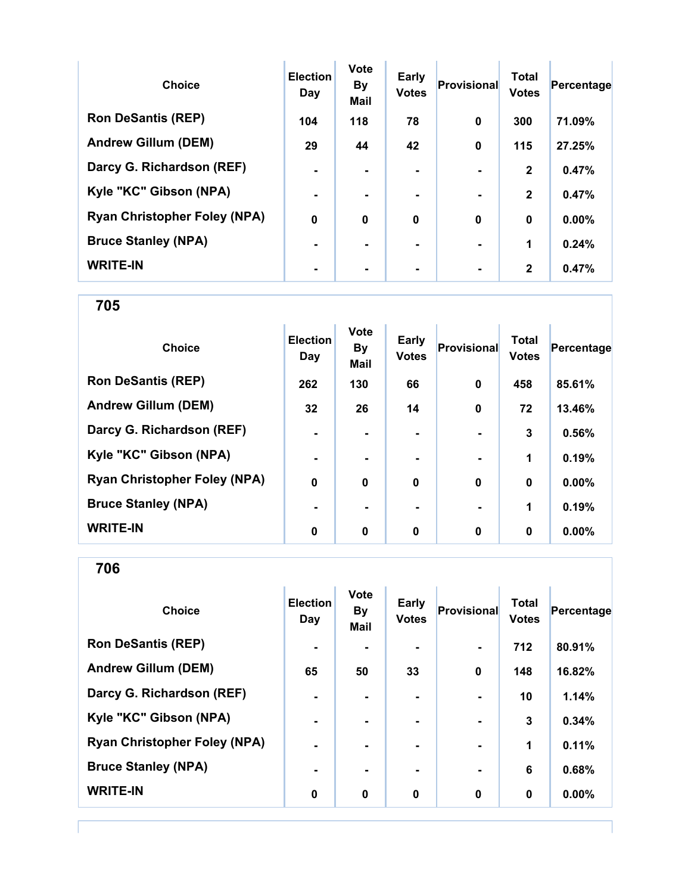| Choice | Election Day | Vote By Mail | Early Votes | Provisional | Total Votes | Percentage |
|---|---|---|---|---|---|---|
| Ron DeSantis (REP) | 104 | 118 | 78 | 0 | 300 | 71.09% |
| Andrew Gillum (DEM) | 29 | 44 | 42 | 0 | 115 | 27.25% |
| Darcy G. Richardson (REF) | - | - | - | - | 2 | 0.47% |
| Kyle "KC" Gibson (NPA) | - | - | - | - | 2 | 0.47% |
| Ryan Christopher Foley (NPA) | 0 | 0 | 0 | 0 | 0 | 0.00% |
| Bruce Stanley (NPA) | - | - | - | - | 1 | 0.24% |
| WRITE-IN | - | - | - | - | 2 | 0.47% |

## 705

| Choice | Election Day | Vote By Mail | Early Votes | Provisional | Total Votes | Percentage |
|---|---|---|---|---|---|---|
| Ron DeSantis (REP) | 262 | 130 | 66 | 0 | 458 | 85.61% |
| Andrew Gillum (DEM) | 32 | 26 | 14 | 0 | 72 | 13.46% |
| Darcy G. Richardson (REF) | - | - | - | - | 3 | 0.56% |
| Kyle "KC" Gibson (NPA) | - | - | - | - | 1 | 0.19% |
| Ryan Christopher Foley (NPA) | 0 | 0 | 0 | 0 | 0 | 0.00% |
| Bruce Stanley (NPA) | - | - | - | - | 1 | 0.19% |
| WRITE-IN | 0 | 0 | 0 | 0 | 0 | 0.00% |

## 706

| Choice | Election Day | Vote By Mail | Early Votes | Provisional | Total Votes | Percentage |
|---|---|---|---|---|---|---|
| Ron DeSantis (REP) | - | - | - | - | 712 | 80.91% |
| Andrew Gillum (DEM) | 65 | 50 | 33 | 0 | 148 | 16.82% |
| Darcy G. Richardson (REF) | - | - | - | - | 10 | 1.14% |
| Kyle "KC" Gibson (NPA) | - | - | - | - | 3 | 0.34% |
| Ryan Christopher Foley (NPA) | - | - | - | - | 1 | 0.11% |
| Bruce Stanley (NPA) | - | - | - | - | 6 | 0.68% |
| WRITE-IN | 0 | 0 | 0 | 0 | 0 | 0.00% |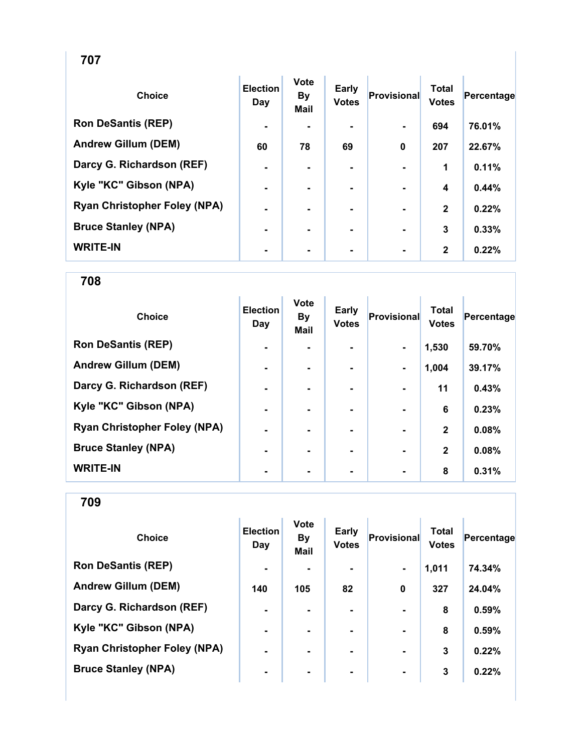## 707

| Choice | Election Day | Vote By Mail | Early Votes | Provisional | Total Votes | Percentage |
|---|---|---|---|---|---|---|
| Ron DeSantis (REP) | - | - | - | - | 694 | 76.01% |
| Andrew Gillum (DEM) | 60 | 78 | 69 | 0 | 207 | 22.67% |
| Darcy G. Richardson (REF) | - | - | - | - | 1 | 0.11% |
| Kyle "KC" Gibson (NPA) | - | - | - | - | 4 | 0.44% |
| Ryan Christopher Foley (NPA) | - | - | - | - | 2 | 0.22% |
| Bruce Stanley (NPA) | - | - | - | - | 3 | 0.33% |
| WRITE-IN | - | - | - | - | 2 | 0.22% |

## 708

| Choice | Election Day | Vote By Mail | Early Votes | Provisional | Total Votes | Percentage |
|---|---|---|---|---|---|---|
| Ron DeSantis (REP) | - | - | - | - | 1,530 | 59.70% |
| Andrew Gillum (DEM) | - | - | - | - | 1,004 | 39.17% |
| Darcy G. Richardson (REF) | - | - | - | - | 11 | 0.43% |
| Kyle "KC" Gibson (NPA) | - | - | - | - | 6 | 0.23% |
| Ryan Christopher Foley (NPA) | - | - | - | - | 2 | 0.08% |
| Bruce Stanley (NPA) | - | - | - | - | 2 | 0.08% |
| WRITE-IN | - | - | - | - | 8 | 0.31% |

## 709

| Choice | Election Day | Vote By Mail | Early Votes | Provisional | Total Votes | Percentage |
|---|---|---|---|---|---|---|
| Ron DeSantis (REP) | - | - | - | - | 1,011 | 74.34% |
| Andrew Gillum (DEM) | 140 | 105 | 82 | 0 | 327 | 24.04% |
| Darcy G. Richardson (REF) | - | - | - | - | 8 | 0.59% |
| Kyle "KC" Gibson (NPA) | - | - | - | - | 8 | 0.59% |
| Ryan Christopher Foley (NPA) | - | - | - | - | 3 | 0.22% |
| Bruce Stanley (NPA) | - | - | - | - | 3 | 0.22% |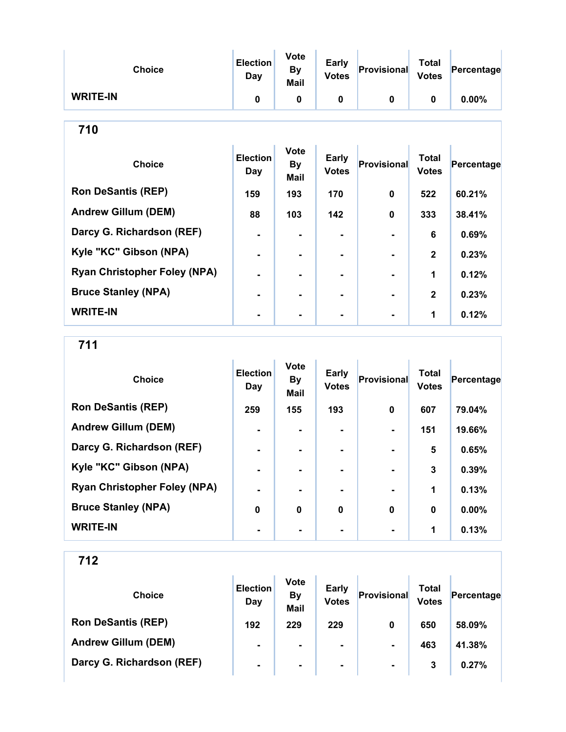| Choice | Election Day | Vote By Mail | Early Votes | Provisional | Total Votes | Percentage |
|---|---|---|---|---|---|---|
| WRITE-IN | 0 | 0 | 0 | 0 | 0 | 0.00% |

## 710

| Choice | Election Day | Vote By Mail | Early Votes | Provisional | Total Votes | Percentage |
|---|---|---|---|---|---|---|
| Ron DeSantis (REP) | 159 | 193 | 170 | 0 | 522 | 60.21% |
| Andrew Gillum (DEM) | 88 | 103 | 142 | 0 | 333 | 38.41% |
| Darcy G. Richardson (REF) | - | - | - | - | 6 | 0.69% |
| Kyle "KC" Gibson (NPA) | - | - | - | - | 2 | 0.23% |
| Ryan Christopher Foley (NPA) | - | - | - | - | 1 | 0.12% |
| Bruce Stanley (NPA) | - | - | - | - | 2 | 0.23% |
| WRITE-IN | - | - | - | - | 1 | 0.12% |

## 711

| Choice | Election Day | Vote By Mail | Early Votes | Provisional | Total Votes | Percentage |
|---|---|---|---|---|---|---|
| Ron DeSantis (REP) | 259 | 155 | 193 | 0 | 607 | 79.04% |
| Andrew Gillum (DEM) | - | - | - | - | 151 | 19.66% |
| Darcy G. Richardson (REF) | - | - | - | - | 5 | 0.65% |
| Kyle "KC" Gibson (NPA) | - | - | - | - | 3 | 0.39% |
| Ryan Christopher Foley (NPA) | - | - | - | - | 1 | 0.13% |
| Bruce Stanley (NPA) | 0 | 0 | 0 | 0 | 0 | 0.00% |
| WRITE-IN | - | - | - | - | 1 | 0.13% |

## 712

| Choice | Election Day | Vote By Mail | Early Votes | Provisional | Total Votes | Percentage |
|---|---|---|---|---|---|---|
| Ron DeSantis (REP) | 192 | 229 | 229 | 0 | 650 | 58.09% |
| Andrew Gillum (DEM) | - | - | - | - | 463 | 41.38% |
| Darcy G. Richardson (REF) | - | - | - | - | 3 | 0.27% |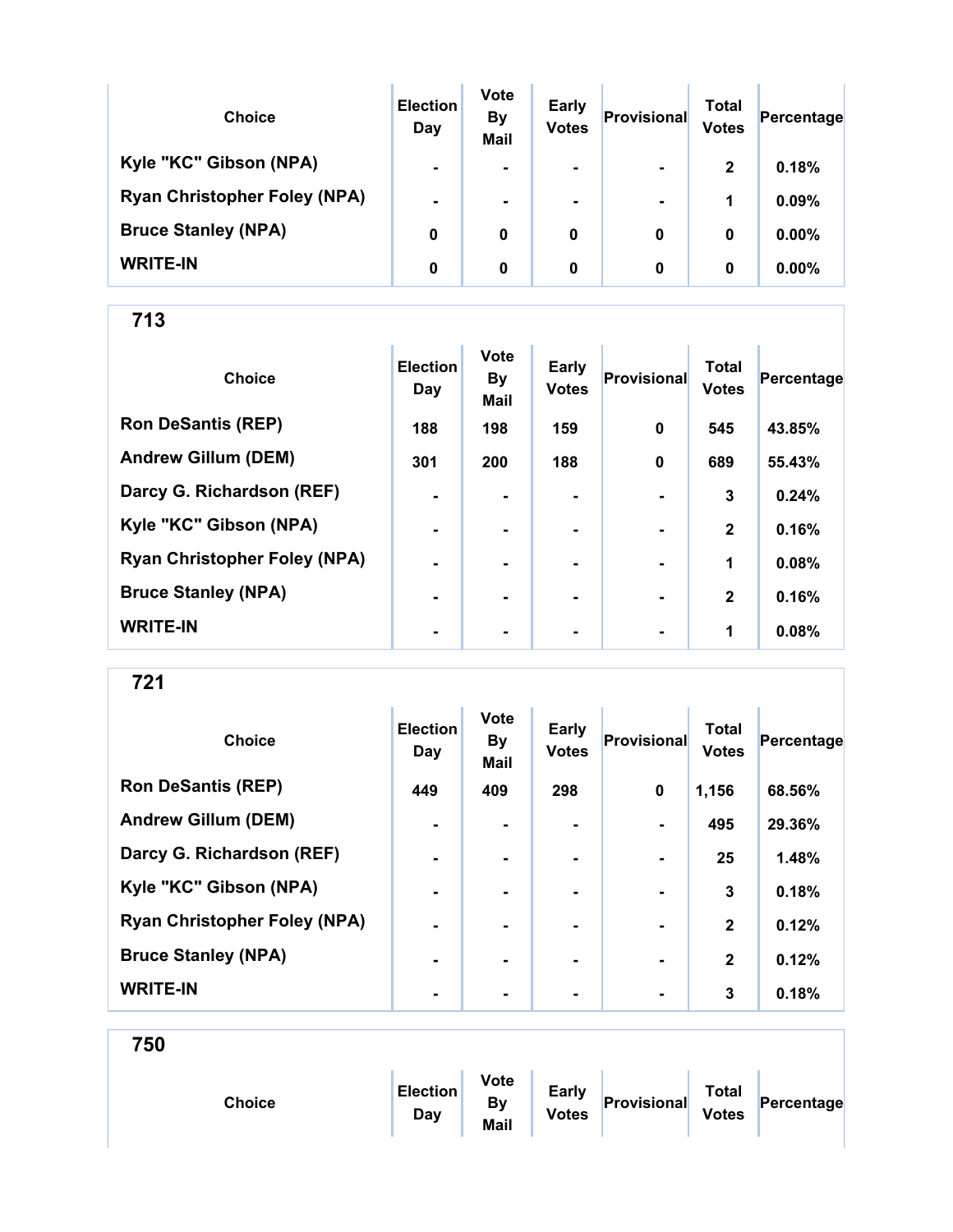| Choice | Election Day | Vote By Mail | Early Votes | Provisional | Total Votes | Percentage |
|---|---|---|---|---|---|---|
| Kyle "KC" Gibson (NPA) | - | - | - | - | 2 | 0.18% |
| Ryan Christopher Foley (NPA) | - | - | - | - | 1 | 0.09% |
| Bruce Stanley (NPA) | 0 | 0 | 0 | 0 | 0 | 0.00% |
| WRITE-IN | 0 | 0 | 0 | 0 | 0 | 0.00% |

## 713

| Choice | Election Day | Vote By Mail | Early Votes | Provisional | Total Votes | Percentage |
|---|---|---|---|---|---|---|
| Ron DeSantis (REP) | 188 | 198 | 159 | 0 | 545 | 43.85% |
| Andrew Gillum (DEM) | 301 | 200 | 188 | 0 | 689 | 55.43% |
| Darcy G. Richardson (REF) | - | - | - | - | 3 | 0.24% |
| Kyle "KC" Gibson (NPA) | - | - | - | - | 2 | 0.16% |
| Ryan Christopher Foley (NPA) | - | - | - | - | 1 | 0.08% |
| Bruce Stanley (NPA) | - | - | - | - | 2 | 0.16% |
| WRITE-IN | - | - | - | - | 1 | 0.08% |

## 721

| Choice | Election Day | Vote By Mail | Early Votes | Provisional | Total Votes | Percentage |
|---|---|---|---|---|---|---|
| Ron DeSantis (REP) | 449 | 409 | 298 | 0 | 1,156 | 68.56% |
| Andrew Gillum (DEM) | - | - | - | - | 495 | 29.36% |
| Darcy G. Richardson (REF) | - | - | - | - | 25 | 1.48% |
| Kyle "KC" Gibson (NPA) | - | - | - | - | 3 | 0.18% |
| Ryan Christopher Foley (NPA) | - | - | - | - | 2 | 0.12% |
| Bruce Stanley (NPA) | - | - | - | - | 2 | 0.12% |
| WRITE-IN | - | - | - | - | 3 | 0.18% |

## 750

| Choice | Election Day | Vote By Mail | Early Votes | Provisional | Total Votes | Percentage |
|---|---|---|---|---|---|---|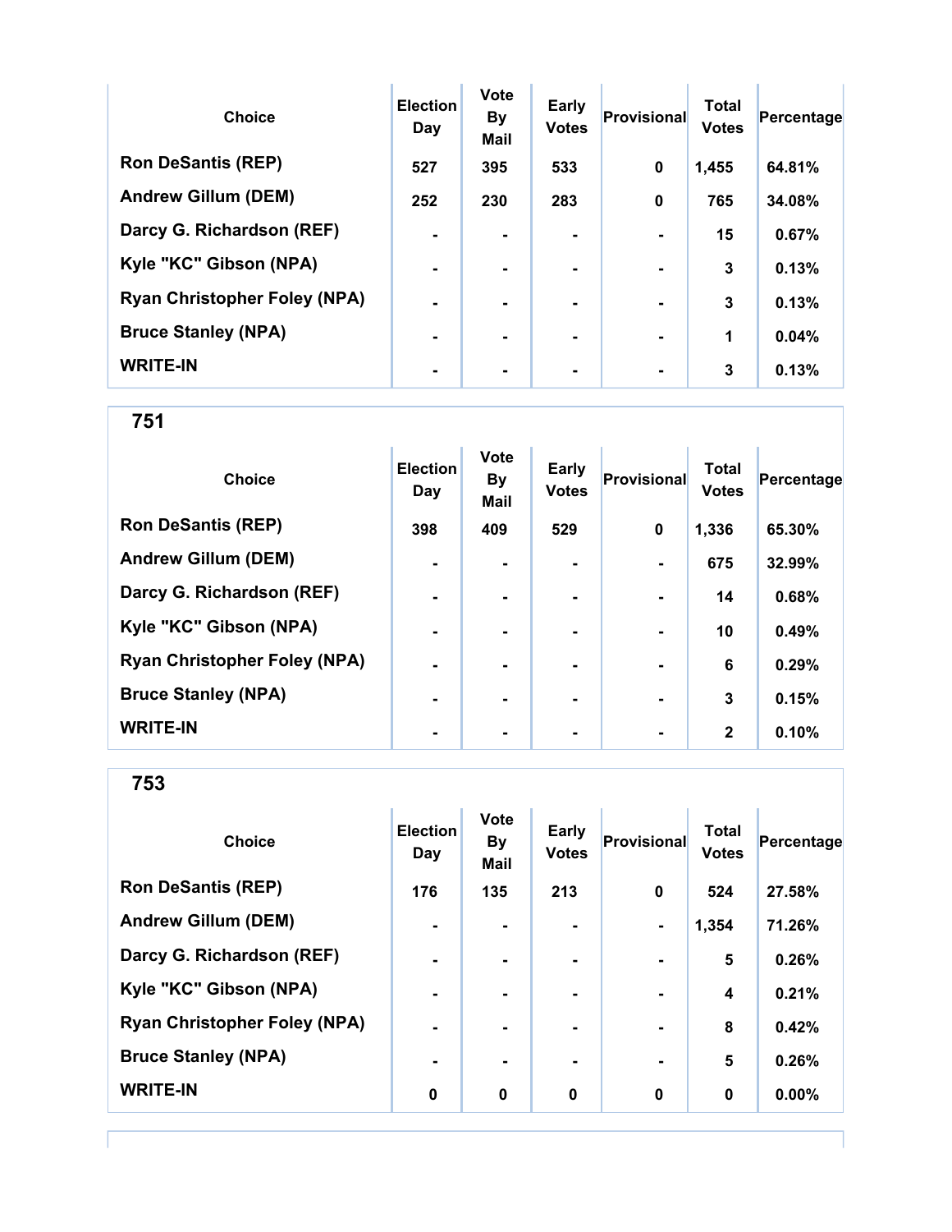| Choice | Election Day | Vote By Mail | Early Votes | Provisional | Total Votes | Percentage |
|---|---|---|---|---|---|---|
| Ron DeSantis (REP) | 527 | 395 | 533 | 0 | 1,455 | 64.81% |
| Andrew Gillum (DEM) | 252 | 230 | 283 | 0 | 765 | 34.08% |
| Darcy G. Richardson (REF) | - | - | - | - | 15 | 0.67% |
| Kyle "KC" Gibson (NPA) | - | - | - | - | 3 | 0.13% |
| Ryan Christopher Foley (NPA) | - | - | - | - | 3 | 0.13% |
| Bruce Stanley (NPA) | - | - | - | - | 1 | 0.04% |
| WRITE-IN | - | - | - | - | 3 | 0.13% |

## 751

| Choice | Election Day | Vote By Mail | Early Votes | Provisional | Total Votes | Percentage |
|---|---|---|---|---|---|---|
| Ron DeSantis (REP) | 398 | 409 | 529 | 0 | 1,336 | 65.30% |
| Andrew Gillum (DEM) | - | - | - | - | 675 | 32.99% |
| Darcy G. Richardson (REF) | - | - | - | - | 14 | 0.68% |
| Kyle "KC" Gibson (NPA) | - | - | - | - | 10 | 0.49% |
| Ryan Christopher Foley (NPA) | - | - | - | - | 6 | 0.29% |
| Bruce Stanley (NPA) | - | - | - | - | 3 | 0.15% |
| WRITE-IN | - | - | - | - | 2 | 0.10% |

## 753

| Choice | Election Day | Vote By Mail | Early Votes | Provisional | Total Votes | Percentage |
|---|---|---|---|---|---|---|
| Ron DeSantis (REP) | 176 | 135 | 213 | 0 | 524 | 27.58% |
| Andrew Gillum (DEM) | - | - | - | - | 1,354 | 71.26% |
| Darcy G. Richardson (REF) | - | - | - | - | 5 | 0.26% |
| Kyle "KC" Gibson (NPA) | - | - | - | - | 4 | 0.21% |
| Ryan Christopher Foley (NPA) | - | - | - | - | 8 | 0.42% |
| Bruce Stanley (NPA) | - | - | - | - | 5 | 0.26% |
| WRITE-IN | 0 | 0 | 0 | 0 | 0 | 0.00% |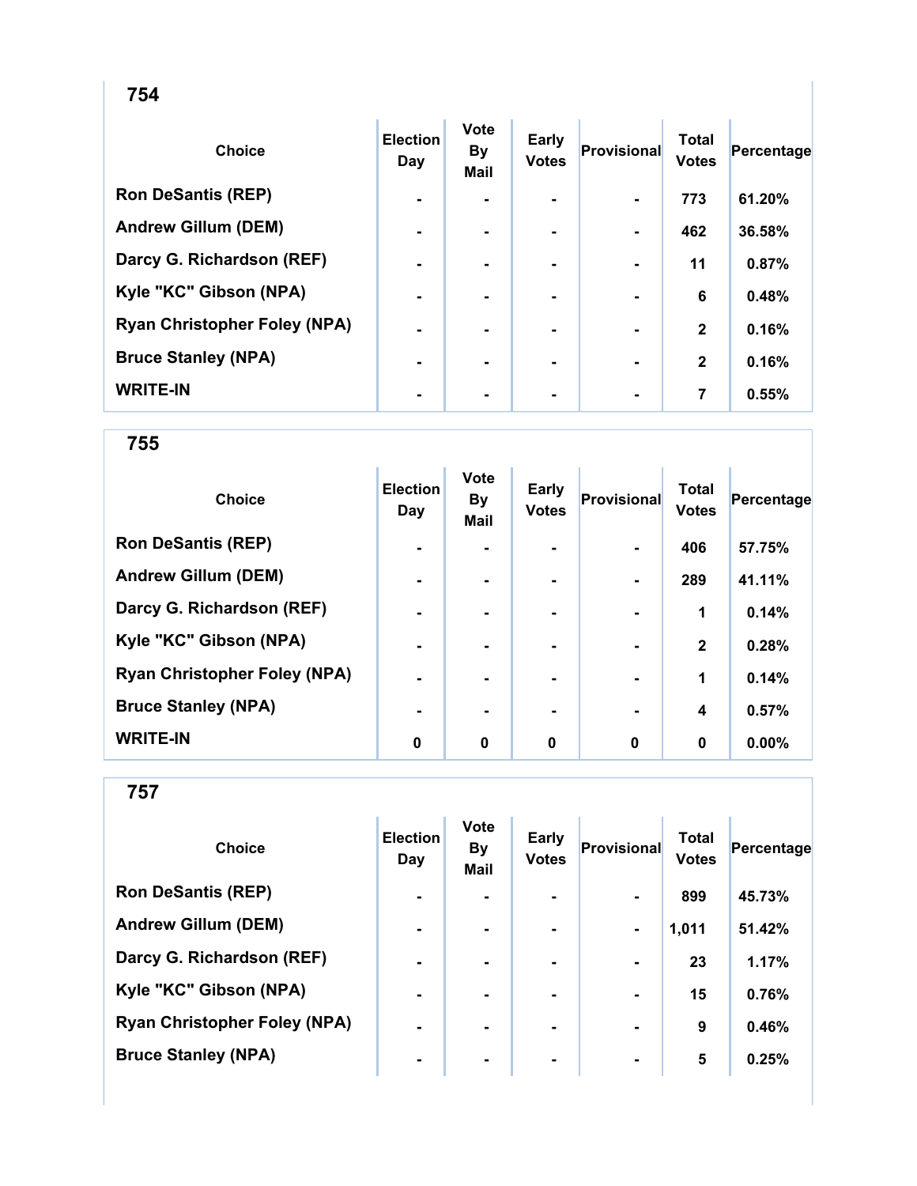## 754

| Choice | Election Day | Vote By Mail | Early Votes | Provisional | Total Votes | Percentage |
|---|---|---|---|---|---|---|
| Ron DeSantis (REP) | - | - | - | - | 773 | 61.20% |
| Andrew Gillum (DEM) | - | - | - | - | 462 | 36.58% |
| Darcy G. Richardson (REF) | - | - | - | - | 11 | 0.87% |
| Kyle "KC" Gibson (NPA) | - | - | - | - | 6 | 0.48% |
| Ryan Christopher Foley (NPA) | - | - | - | - | 2 | 0.16% |
| Bruce Stanley (NPA) | - | - | - | - | 2 | 0.16% |
| WRITE-IN | - | - | - | - | 7 | 0.55% |

## 755

| Choice | Election Day | Vote By Mail | Early Votes | Provisional | Total Votes | Percentage |
|---|---|---|---|---|---|---|
| Ron DeSantis (REP) | - | - | - | - | 406 | 57.75% |
| Andrew Gillum (DEM) | - | - | - | - | 289 | 41.11% |
| Darcy G. Richardson (REF) | - | - | - | - | 1 | 0.14% |
| Kyle "KC" Gibson (NPA) | - | - | - | - | 2 | 0.28% |
| Ryan Christopher Foley (NPA) | - | - | - | - | 1 | 0.14% |
| Bruce Stanley (NPA) | - | - | - | - | 4 | 0.57% |
| WRITE-IN | 0 | 0 | 0 | 0 | 0 | 0.00% |

## 757

| Choice | Election Day | Vote By Mail | Early Votes | Provisional | Total Votes | Percentage |
|---|---|---|---|---|---|---|
| Ron DeSantis (REP) | - | - | - | - | 899 | 45.73% |
| Andrew Gillum (DEM) | - | - | - | - | 1,011 | 51.42% |
| Darcy G. Richardson (REF) | - | - | - | - | 23 | 1.17% |
| Kyle "KC" Gibson (NPA) | - | - | - | - | 15 | 0.76% |
| Ryan Christopher Foley (NPA) | - | - | - | - | 9 | 0.46% |
| Bruce Stanley (NPA) | - | - | - | - | 5 | 0.25% |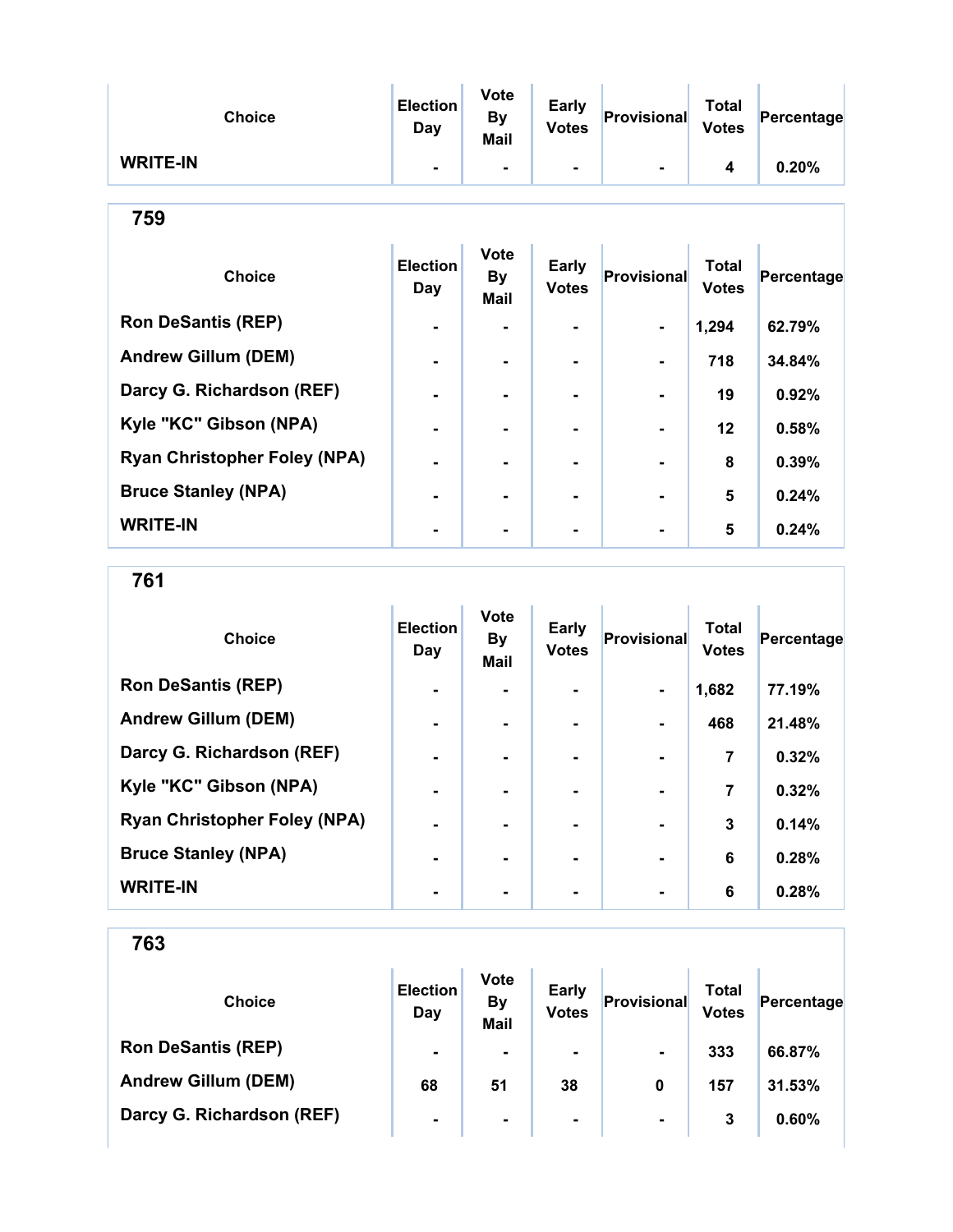| Choice | Election Day | Vote By Mail | Early Votes | Provisional | Total Votes | Percentage |
|---|---|---|---|---|---|---|
| WRITE-IN | - | - | - | - | 4 | 0.20% |

## 759

| Choice | Election Day | Vote By Mail | Early Votes | Provisional | Total Votes | Percentage |
|---|---|---|---|---|---|---|
| Ron DeSantis (REP) | - | - | - | - | 1,294 | 62.79% |
| Andrew Gillum (DEM) | - | - | - | - | 718 | 34.84% |
| Darcy G. Richardson (REF) | - | - | - | - | 19 | 0.92% |
| Kyle "KC" Gibson (NPA) | - | - | - | - | 12 | 0.58% |
| Ryan Christopher Foley (NPA) | - | - | - | - | 8 | 0.39% |
| Bruce Stanley (NPA) | - | - | - | - | 5 | 0.24% |
| WRITE-IN | - | - | - | - | 5 | 0.24% |

## 761

| Choice | Election Day | Vote By Mail | Early Votes | Provisional | Total Votes | Percentage |
|---|---|---|---|---|---|---|
| Ron DeSantis (REP) | - | - | - | - | 1,682 | 77.19% |
| Andrew Gillum (DEM) | - | - | - | - | 468 | 21.48% |
| Darcy G. Richardson (REF) | - | - | - | - | 7 | 0.32% |
| Kyle "KC" Gibson (NPA) | - | - | - | - | 7 | 0.32% |
| Ryan Christopher Foley (NPA) | - | - | - | - | 3 | 0.14% |
| Bruce Stanley (NPA) | - | - | - | - | 6 | 0.28% |
| WRITE-IN | - | - | - | - | 6 | 0.28% |

## 763

| Choice | Election Day | Vote By Mail | Early Votes | Provisional | Total Votes | Percentage |
|---|---|---|---|---|---|---|
| Ron DeSantis (REP) | - | - | - | - | 333 | 66.87% |
| Andrew Gillum (DEM) | 68 | 51 | 38 | 0 | 157 | 31.53% |
| Darcy G. Richardson (REF) | - | - | - | - | 3 | 0.60% |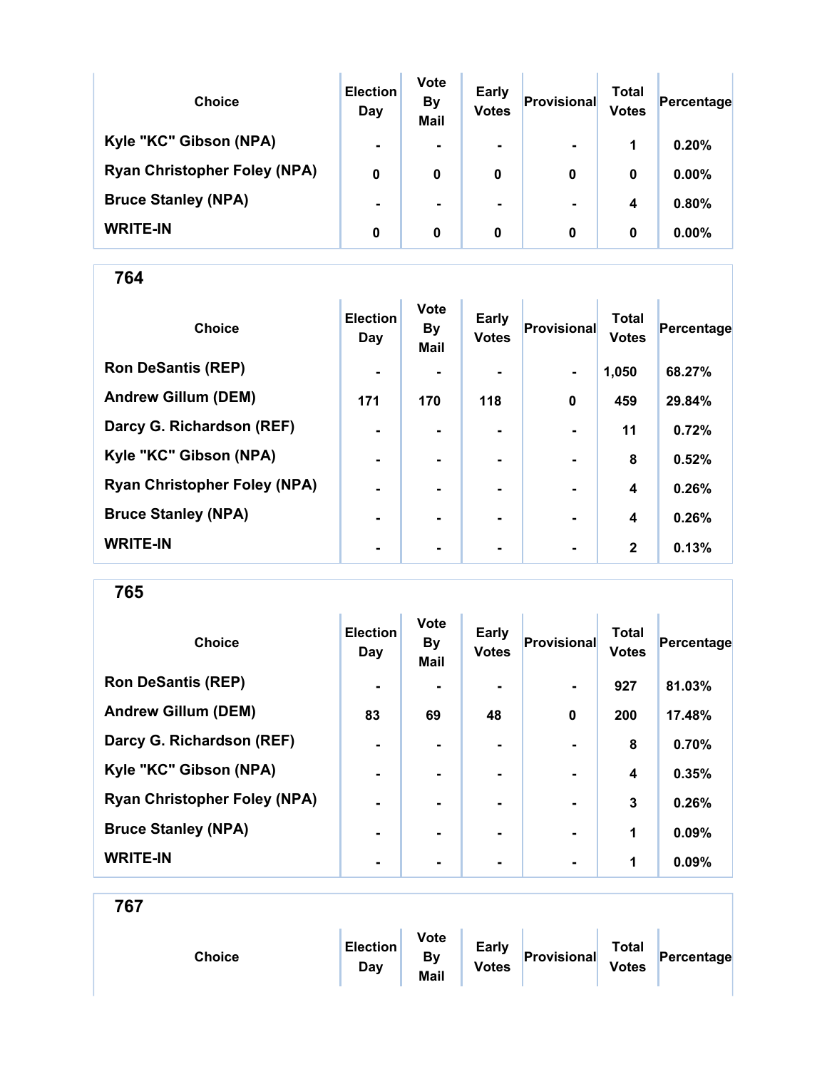| Choice | Election Day | Vote By Mail | Early Votes | Provisional | Total Votes | Percentage |
|---|---|---|---|---|---|---|
| Kyle "KC" Gibson (NPA) | - | - | - | - | 1 | 0.20% |
| Ryan Christopher Foley (NPA) | 0 | 0 | 0 | 0 | 0 | 0.00% |
| Bruce Stanley (NPA) | - | - | - | - | 4 | 0.80% |
| WRITE-IN | 0 | 0 | 0 | 0 | 0 | 0.00% |

## 764

| Choice | Election Day | Vote By Mail | Early Votes | Provisional | Total Votes | Percentage |
|---|---|---|---|---|---|---|
| Ron DeSantis (REP) | - | - | - | - | 1,050 | 68.27% |
| Andrew Gillum (DEM) | 171 | 170 | 118 | 0 | 459 | 29.84% |
| Darcy G. Richardson (REF) | - | - | - | - | 11 | 0.72% |
| Kyle "KC" Gibson (NPA) | - | - | - | - | 8 | 0.52% |
| Ryan Christopher Foley (NPA) | - | - | - | - | 4 | 0.26% |
| Bruce Stanley (NPA) | - | - | - | - | 4 | 0.26% |
| WRITE-IN | - | - | - | - | 2 | 0.13% |

## 765

| Choice | Election Day | Vote By Mail | Early Votes | Provisional | Total Votes | Percentage |
|---|---|---|---|---|---|---|
| Ron DeSantis (REP) | - | - | - | - | 927 | 81.03% |
| Andrew Gillum (DEM) | 83 | 69 | 48 | 0 | 200 | 17.48% |
| Darcy G. Richardson (REF) | - | - | - | - | 8 | 0.70% |
| Kyle "KC" Gibson (NPA) | - | - | - | - | 4 | 0.35% |
| Ryan Christopher Foley (NPA) | - | - | - | - | 3 | 0.26% |
| Bruce Stanley (NPA) | - | - | - | - | 1 | 0.09% |
| WRITE-IN | - | - | - | - | 1 | 0.09% |

## 767

| Choice | Election Day | Vote By Mail | Early Votes | Provisional | Total Votes | Percentage |
|---|---|---|---|---|---|---|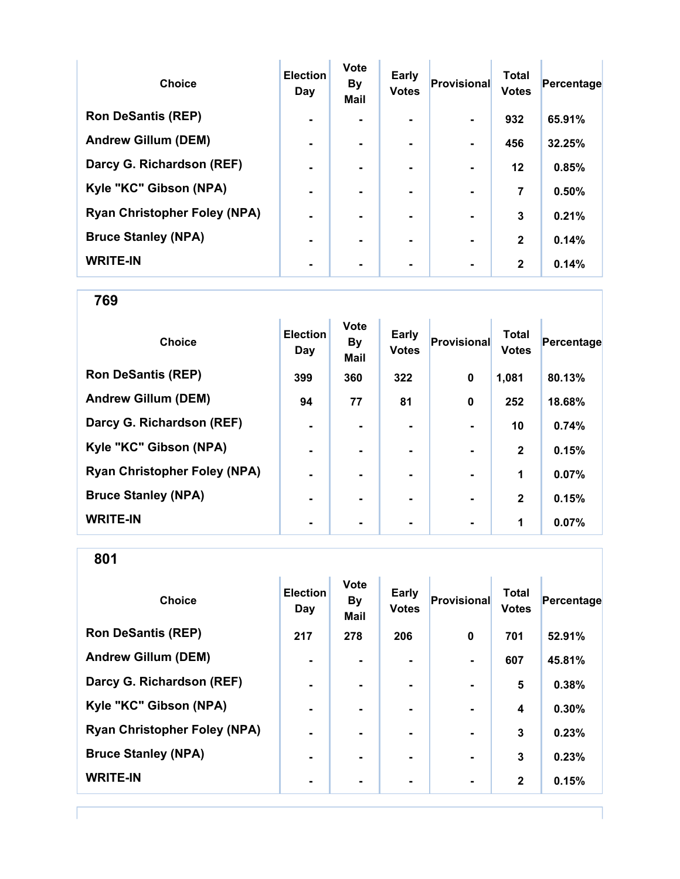| Choice | Election Day | Vote By Mail | Early Votes | Provisional | Total Votes | Percentage |
|---|---|---|---|---|---|---|
| Ron DeSantis (REP) | - | - | - | - | 932 | 65.91% |
| Andrew Gillum (DEM) | - | - | - | - | 456 | 32.25% |
| Darcy G. Richardson (REF) | - | - | - | - | 12 | 0.85% |
| Kyle "KC" Gibson (NPA) | - | - | - | - | 7 | 0.50% |
| Ryan Christopher Foley (NPA) | - | - | - | - | 3 | 0.21% |
| Bruce Stanley (NPA) | - | - | - | - | 2 | 0.14% |
| WRITE-IN | - | - | - | - | 2 | 0.14% |

## 769

| Choice | Election Day | Vote By Mail | Early Votes | Provisional | Total Votes | Percentage |
|---|---|---|---|---|---|---|
| Ron DeSantis (REP) | 399 | 360 | 322 | 0 | 1,081 | 80.13% |
| Andrew Gillum (DEM) | 94 | 77 | 81 | 0 | 252 | 18.68% |
| Darcy G. Richardson (REF) | - | - | - | - | 10 | 0.74% |
| Kyle "KC" Gibson (NPA) | - | - | - | - | 2 | 0.15% |
| Ryan Christopher Foley (NPA) | - | - | - | - | 1 | 0.07% |
| Bruce Stanley (NPA) | - | - | - | - | 2 | 0.15% |
| WRITE-IN | - | - | - | - | 1 | 0.07% |

## 801

| Choice | Election Day | Vote By Mail | Early Votes | Provisional | Total Votes | Percentage |
|---|---|---|---|---|---|---|
| Ron DeSantis (REP) | 217 | 278 | 206 | 0 | 701 | 52.91% |
| Andrew Gillum (DEM) | - | - | - | - | 607 | 45.81% |
| Darcy G. Richardson (REF) | - | - | - | - | 5 | 0.38% |
| Kyle "KC" Gibson (NPA) | - | - | - | - | 4 | 0.30% |
| Ryan Christopher Foley (NPA) | - | - | - | - | 3 | 0.23% |
| Bruce Stanley (NPA) | - | - | - | - | 3 | 0.23% |
| WRITE-IN | - | - | - | - | 2 | 0.15% |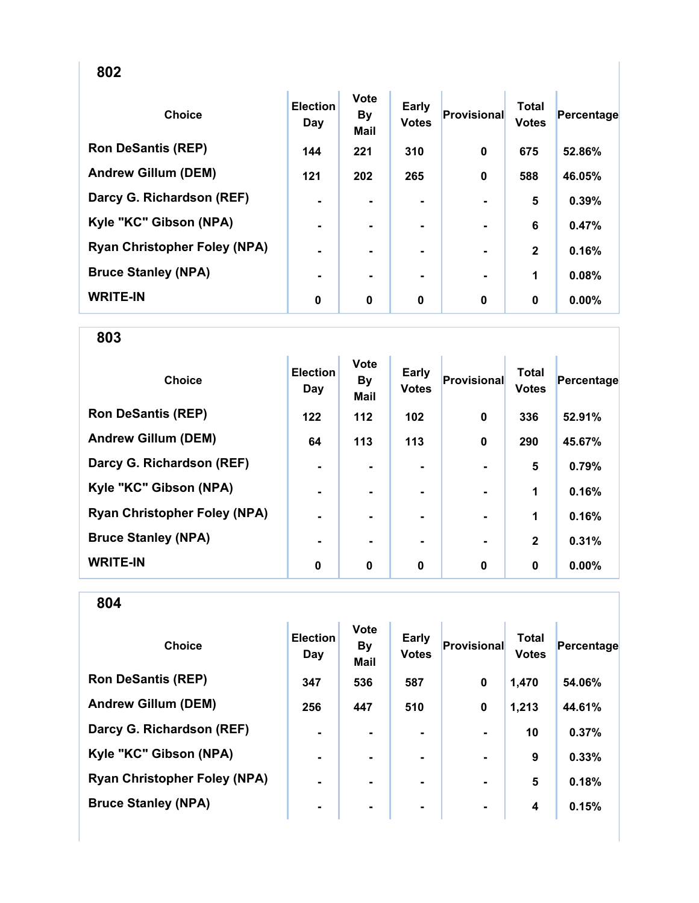## 802

| Choice | Election Day | Vote By Mail | Early Votes | Provisional | Total Votes | Percentage |
|---|---|---|---|---|---|---|
| Ron DeSantis (REP) | 144 | 221 | 310 | 0 | 675 | 52.86% |
| Andrew Gillum (DEM) | 121 | 202 | 265 | 0 | 588 | 46.05% |
| Darcy G. Richardson (REF) | - | - | - | - | 5 | 0.39% |
| Kyle "KC" Gibson (NPA) | - | - | - | - | 6 | 0.47% |
| Ryan Christopher Foley (NPA) | - | - | - | - | 2 | 0.16% |
| Bruce Stanley (NPA) | - | - | - | - | 1 | 0.08% |
| WRITE-IN | 0 | 0 | 0 | 0 | 0 | 0.00% |

## 803

| Choice | Election Day | Vote By Mail | Early Votes | Provisional | Total Votes | Percentage |
|---|---|---|---|---|---|---|
| Ron DeSantis (REP) | 122 | 112 | 102 | 0 | 336 | 52.91% |
| Andrew Gillum (DEM) | 64 | 113 | 113 | 0 | 290 | 45.67% |
| Darcy G. Richardson (REF) | - | - | - | - | 5 | 0.79% |
| Kyle "KC" Gibson (NPA) | - | - | - | - | 1 | 0.16% |
| Ryan Christopher Foley (NPA) | - | - | - | - | 1 | 0.16% |
| Bruce Stanley (NPA) | - | - | - | - | 2 | 0.31% |
| WRITE-IN | 0 | 0 | 0 | 0 | 0 | 0.00% |

## 804

| Choice | Election Day | Vote By Mail | Early Votes | Provisional | Total Votes | Percentage |
|---|---|---|---|---|---|---|
| Ron DeSantis (REP) | 347 | 536 | 587 | 0 | 1,470 | 54.06% |
| Andrew Gillum (DEM) | 256 | 447 | 510 | 0 | 1,213 | 44.61% |
| Darcy G. Richardson (REF) | - | - | - | - | 10 | 0.37% |
| Kyle "KC" Gibson (NPA) | - | - | - | - | 9 | 0.33% |
| Ryan Christopher Foley (NPA) | - | - | - | - | 5 | 0.18% |
| Bruce Stanley (NPA) | - | - | - | - | 4 | 0.15% |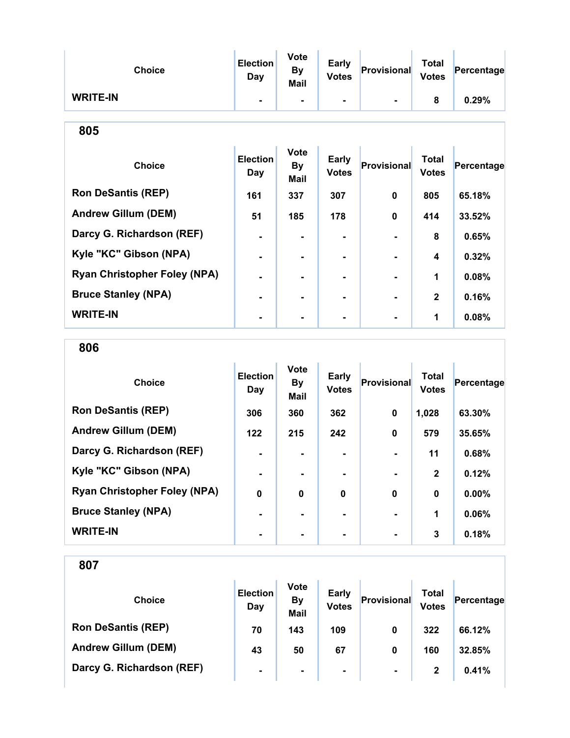| Choice | Election Day | Vote By Mail | Early Votes | Provisional | Total Votes | Percentage |
|---|---|---|---|---|---|---|
| WRITE-IN | - | - | - | - | 8 | 0.29% |

## 805

| Choice | Election Day | Vote By Mail | Early Votes | Provisional | Total Votes | Percentage |
|---|---|---|---|---|---|---|
| Ron DeSantis (REP) | 161 | 337 | 307 | 0 | 805 | 65.18% |
| Andrew Gillum (DEM) | 51 | 185 | 178 | 0 | 414 | 33.52% |
| Darcy G. Richardson (REF) | - | - | - | - | 8 | 0.65% |
| Kyle "KC" Gibson (NPA) | - | - | - | - | 4 | 0.32% |
| Ryan Christopher Foley (NPA) | - | - | - | - | 1 | 0.08% |
| Bruce Stanley (NPA) | - | - | - | - | 2 | 0.16% |
| WRITE-IN | - | - | - | - | 1 | 0.08% |

## 806

| Choice | Election Day | Vote By Mail | Early Votes | Provisional | Total Votes | Percentage |
|---|---|---|---|---|---|---|
| Ron DeSantis (REP) | 306 | 360 | 362 | 0 | 1,028 | 63.30% |
| Andrew Gillum (DEM) | 122 | 215 | 242 | 0 | 579 | 35.65% |
| Darcy G. Richardson (REF) | - | - | - | - | 11 | 0.68% |
| Kyle "KC" Gibson (NPA) | - | - | - | - | 2 | 0.12% |
| Ryan Christopher Foley (NPA) | 0 | 0 | 0 | 0 | 0 | 0.00% |
| Bruce Stanley (NPA) | - | - | - | - | 1 | 0.06% |
| WRITE-IN | - | - | - | - | 3 | 0.18% |

## 807

| Choice | Election Day | Vote By Mail | Early Votes | Provisional | Total Votes | Percentage |
|---|---|---|---|---|---|---|
| Ron DeSantis (REP) | 70 | 143 | 109 | 0 | 322 | 66.12% |
| Andrew Gillum (DEM) | 43 | 50 | 67 | 0 | 160 | 32.85% |
| Darcy G. Richardson (REF) | - | - | - | - | 2 | 0.41% |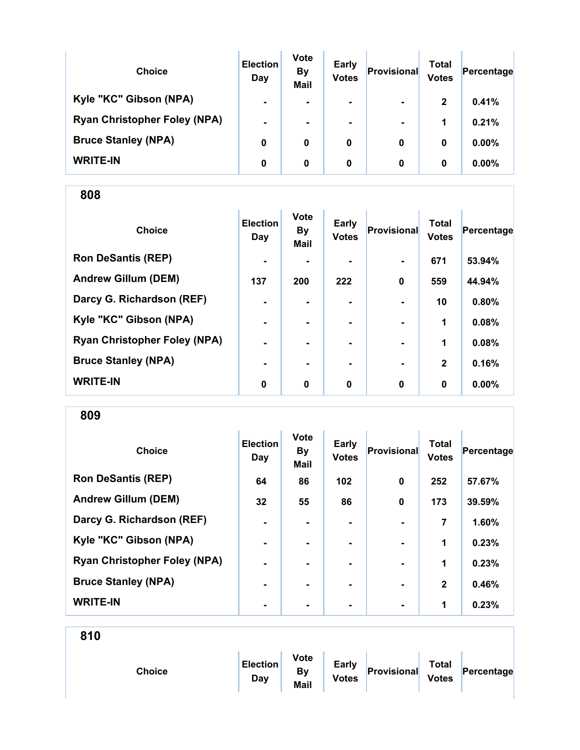| Choice | Election Day | Vote By Mail | Early Votes | Provisional | Total Votes | Percentage |
|---|---|---|---|---|---|---|
| Kyle "KC" Gibson (NPA) | - | - | - | - | 2 | 0.41% |
| Ryan Christopher Foley (NPA) | - | - | - | - | 1 | 0.21% |
| Bruce Stanley (NPA) | 0 | 0 | 0 | 0 | 0 | 0.00% |
| WRITE-IN | 0 | 0 | 0 | 0 | 0 | 0.00% |

## 808

| Choice | Election Day | Vote By Mail | Early Votes | Provisional | Total Votes | Percentage |
|---|---|---|---|---|---|---|
| Ron DeSantis (REP) | - | - | - | - | 671 | 53.94% |
| Andrew Gillum (DEM) | 137 | 200 | 222 | 0 | 559 | 44.94% |
| Darcy G. Richardson (REF) | - | - | - | - | 10 | 0.80% |
| Kyle "KC" Gibson (NPA) | - | - | - | - | 1 | 0.08% |
| Ryan Christopher Foley (NPA) | - | - | - | - | 1 | 0.08% |
| Bruce Stanley (NPA) | - | - | - | - | 2 | 0.16% |
| WRITE-IN | 0 | 0 | 0 | 0 | 0 | 0.00% |

## 809

| Choice | Election Day | Vote By Mail | Early Votes | Provisional | Total Votes | Percentage |
|---|---|---|---|---|---|---|
| Ron DeSantis (REP) | 64 | 86 | 102 | 0 | 252 | 57.67% |
| Andrew Gillum (DEM) | 32 | 55 | 86 | 0 | 173 | 39.59% |
| Darcy G. Richardson (REF) | - | - | - | - | 7 | 1.60% |
| Kyle "KC" Gibson (NPA) | - | - | - | - | 1 | 0.23% |
| Ryan Christopher Foley (NPA) | - | - | - | - | 1 | 0.23% |
| Bruce Stanley (NPA) | - | - | - | - | 2 | 0.46% |
| WRITE-IN | - | - | - | - | 1 | 0.23% |

## 810

| Choice | Election Day | Vote By Mail | Early Votes | Provisional | Total Votes | Percentage |
|---|---|---|---|---|---|---|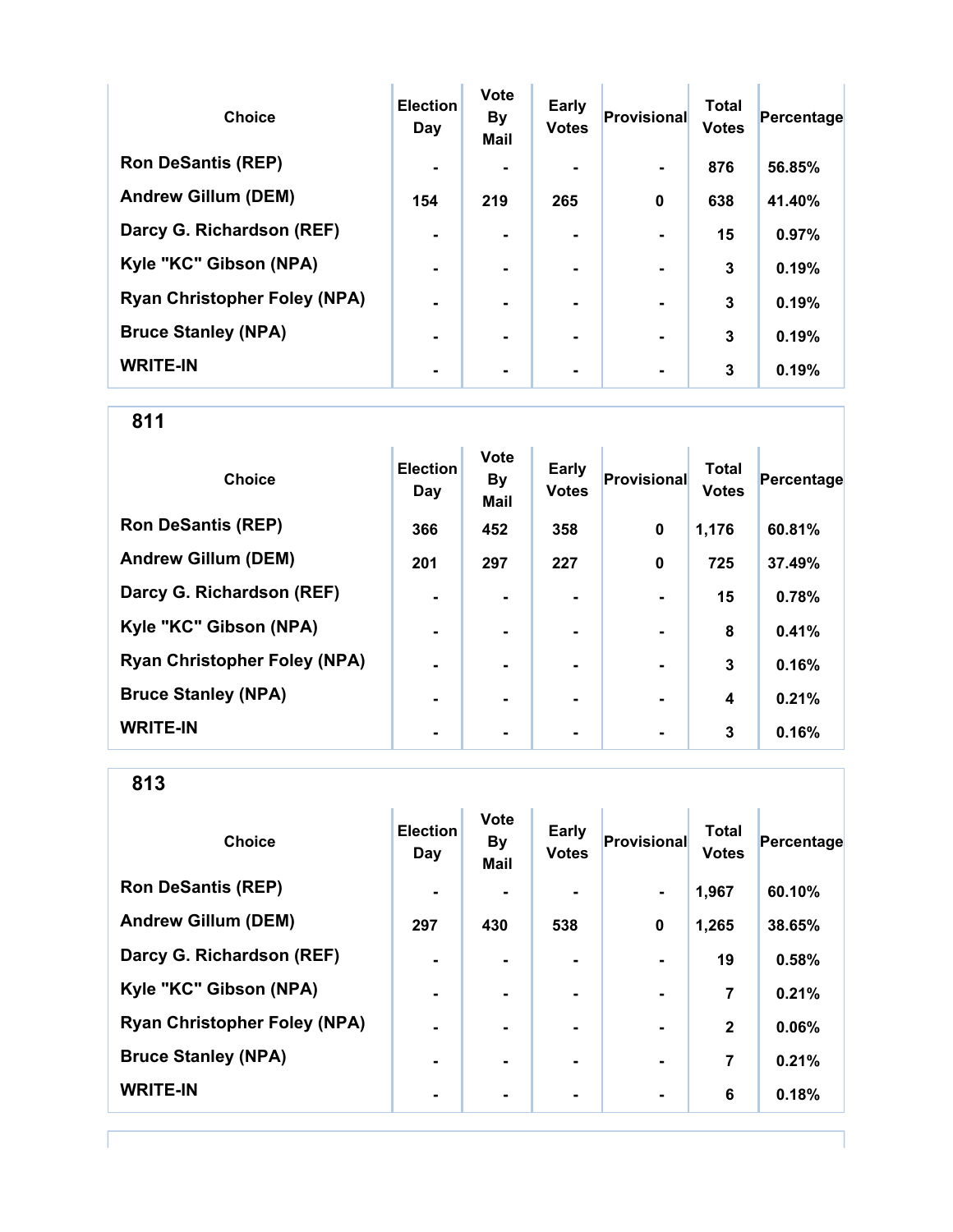| Choice | Election Day | Vote By Mail | Early Votes | Provisional | Total Votes | Percentage |
|---|---|---|---|---|---|---|
| Ron DeSantis (REP) | - | - | - | - | 876 | 56.85% |
| Andrew Gillum (DEM) | 154 | 219 | 265 | 0 | 638 | 41.40% |
| Darcy G. Richardson (REF) | - | - | - | - | 15 | 0.97% |
| Kyle "KC" Gibson (NPA) | - | - | - | - | 3 | 0.19% |
| Ryan Christopher Foley (NPA) | - | - | - | - | 3 | 0.19% |
| Bruce Stanley (NPA) | - | - | - | - | 3 | 0.19% |
| WRITE-IN | - | - | - | - | 3 | 0.19% |

## 811

| Choice | Election Day | Vote By Mail | Early Votes | Provisional | Total Votes | Percentage |
|---|---|---|---|---|---|---|
| Ron DeSantis (REP) | 366 | 452 | 358 | 0 | 1,176 | 60.81% |
| Andrew Gillum (DEM) | 201 | 297 | 227 | 0 | 725 | 37.49% |
| Darcy G. Richardson (REF) | - | - | - | - | 15 | 0.78% |
| Kyle "KC" Gibson (NPA) | - | - | - | - | 8 | 0.41% |
| Ryan Christopher Foley (NPA) | - | - | - | - | 3 | 0.16% |
| Bruce Stanley (NPA) | - | - | - | - | 4 | 0.21% |
| WRITE-IN | - | - | - | - | 3 | 0.16% |

## 813

| Choice | Election Day | Vote By Mail | Early Votes | Provisional | Total Votes | Percentage |
|---|---|---|---|---|---|---|
| Ron DeSantis (REP) | - | - | - | - | 1,967 | 60.10% |
| Andrew Gillum (DEM) | 297 | 430 | 538 | 0 | 1,265 | 38.65% |
| Darcy G. Richardson (REF) | - | - | - | - | 19 | 0.58% |
| Kyle "KC" Gibson (NPA) | - | - | - | - | 7 | 0.21% |
| Ryan Christopher Foley (NPA) | - | - | - | - | 2 | 0.06% |
| Bruce Stanley (NPA) | - | - | - | - | 7 | 0.21% |
| WRITE-IN | - | - | - | - | 6 | 0.18% |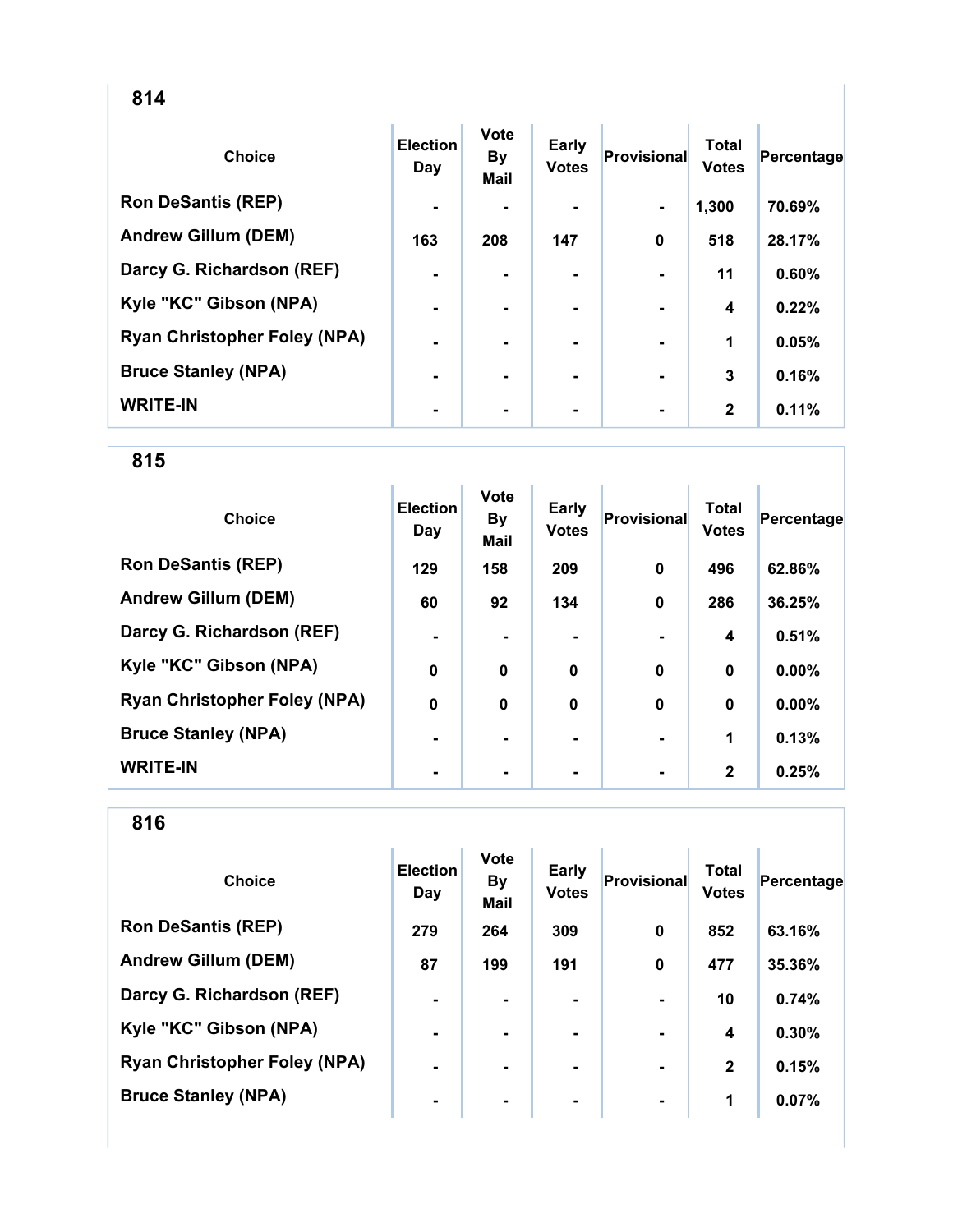## 814

| Choice | Election Day | Vote By Mail | Early Votes | Provisional | Total Votes | Percentage |
|---|---|---|---|---|---|---|
| Ron DeSantis (REP) | - | - | - | - | 1,300 | 70.69% |
| Andrew Gillum (DEM) | 163 | 208 | 147 | 0 | 518 | 28.17% |
| Darcy G. Richardson (REF) | - | - | - | - | 11 | 0.60% |
| Kyle "KC" Gibson (NPA) | - | - | - | - | 4 | 0.22% |
| Ryan Christopher Foley (NPA) | - | - | - | - | 1 | 0.05% |
| Bruce Stanley (NPA) | - | - | - | - | 3 | 0.16% |
| WRITE-IN | - | - | - | - | 2 | 0.11% |

## 815

| Choice | Election Day | Vote By Mail | Early Votes | Provisional | Total Votes | Percentage |
|---|---|---|---|---|---|---|
| Ron DeSantis (REP) | 129 | 158 | 209 | 0 | 496 | 62.86% |
| Andrew Gillum (DEM) | 60 | 92 | 134 | 0 | 286 | 36.25% |
| Darcy G. Richardson (REF) | - | - | - | - | 4 | 0.51% |
| Kyle "KC" Gibson (NPA) | 0 | 0 | 0 | 0 | 0 | 0.00% |
| Ryan Christopher Foley (NPA) | 0 | 0 | 0 | 0 | 0 | 0.00% |
| Bruce Stanley (NPA) | - | - | - | - | 1 | 0.13% |
| WRITE-IN | - | - | - | - | 2 | 0.25% |

## 816

| Choice | Election Day | Vote By Mail | Early Votes | Provisional | Total Votes | Percentage |
|---|---|---|---|---|---|---|
| Ron DeSantis (REP) | 279 | 264 | 309 | 0 | 852 | 63.16% |
| Andrew Gillum (DEM) | 87 | 199 | 191 | 0 | 477 | 35.36% |
| Darcy G. Richardson (REF) | - | - | - | - | 10 | 0.74% |
| Kyle "KC" Gibson (NPA) | - | - | - | - | 4 | 0.30% |
| Ryan Christopher Foley (NPA) | - | - | - | - | 2 | 0.15% |
| Bruce Stanley (NPA) | - | - | - | - | 1 | 0.07% |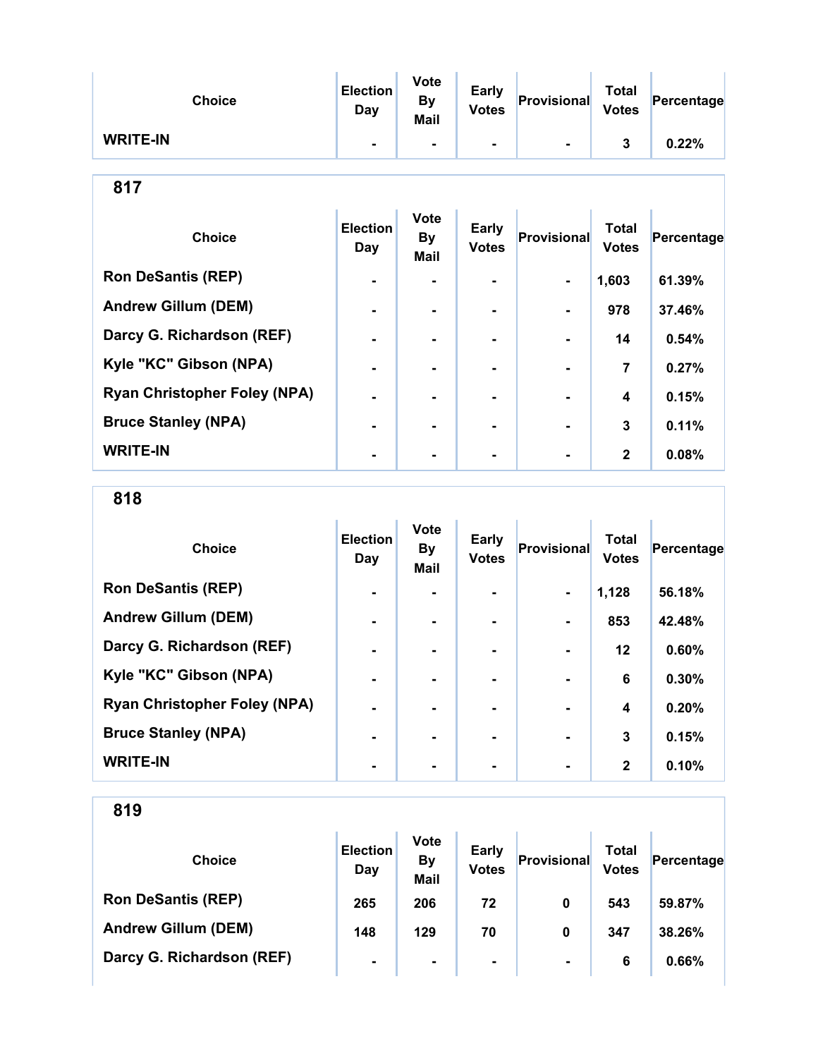| Choice | Election Day | Vote By Mail | Early Votes | Provisional | Total Votes | Percentage |
|---|---|---|---|---|---|---|
| WRITE-IN | - | - | - | - | 3 | 0.22% |

## 817

| Choice | Election Day | Vote By Mail | Early Votes | Provisional | Total Votes | Percentage |
|---|---|---|---|---|---|---|
| Ron DeSantis (REP) | - | - | - | - | 1,603 | 61.39% |
| Andrew Gillum (DEM) | - | - | - | - | 978 | 37.46% |
| Darcy G. Richardson (REF) | - | - | - | - | 14 | 0.54% |
| Kyle "KC" Gibson (NPA) | - | - | - | - | 7 | 0.27% |
| Ryan Christopher Foley (NPA) | - | - | - | - | 4 | 0.15% |
| Bruce Stanley (NPA) | - | - | - | - | 3 | 0.11% |
| WRITE-IN | - | - | - | - | 2 | 0.08% |

## 818

| Choice | Election Day | Vote By Mail | Early Votes | Provisional | Total Votes | Percentage |
|---|---|---|---|---|---|---|
| Ron DeSantis (REP) | - | - | - | - | 1,128 | 56.18% |
| Andrew Gillum (DEM) | - | - | - | - | 853 | 42.48% |
| Darcy G. Richardson (REF) | - | - | - | - | 12 | 0.60% |
| Kyle "KC" Gibson (NPA) | - | - | - | - | 6 | 0.30% |
| Ryan Christopher Foley (NPA) | - | - | - | - | 4 | 0.20% |
| Bruce Stanley (NPA) | - | - | - | - | 3 | 0.15% |
| WRITE-IN | - | - | - | - | 2 | 0.10% |

## 819

| Choice | Election Day | Vote By Mail | Early Votes | Provisional | Total Votes | Percentage |
|---|---|---|---|---|---|---|
| Ron DeSantis (REP) | 265 | 206 | 72 | 0 | 543 | 59.87% |
| Andrew Gillum (DEM) | 148 | 129 | 70 | 0 | 347 | 38.26% |
| Darcy G. Richardson (REF) | - | - | - | - | 6 | 0.66% |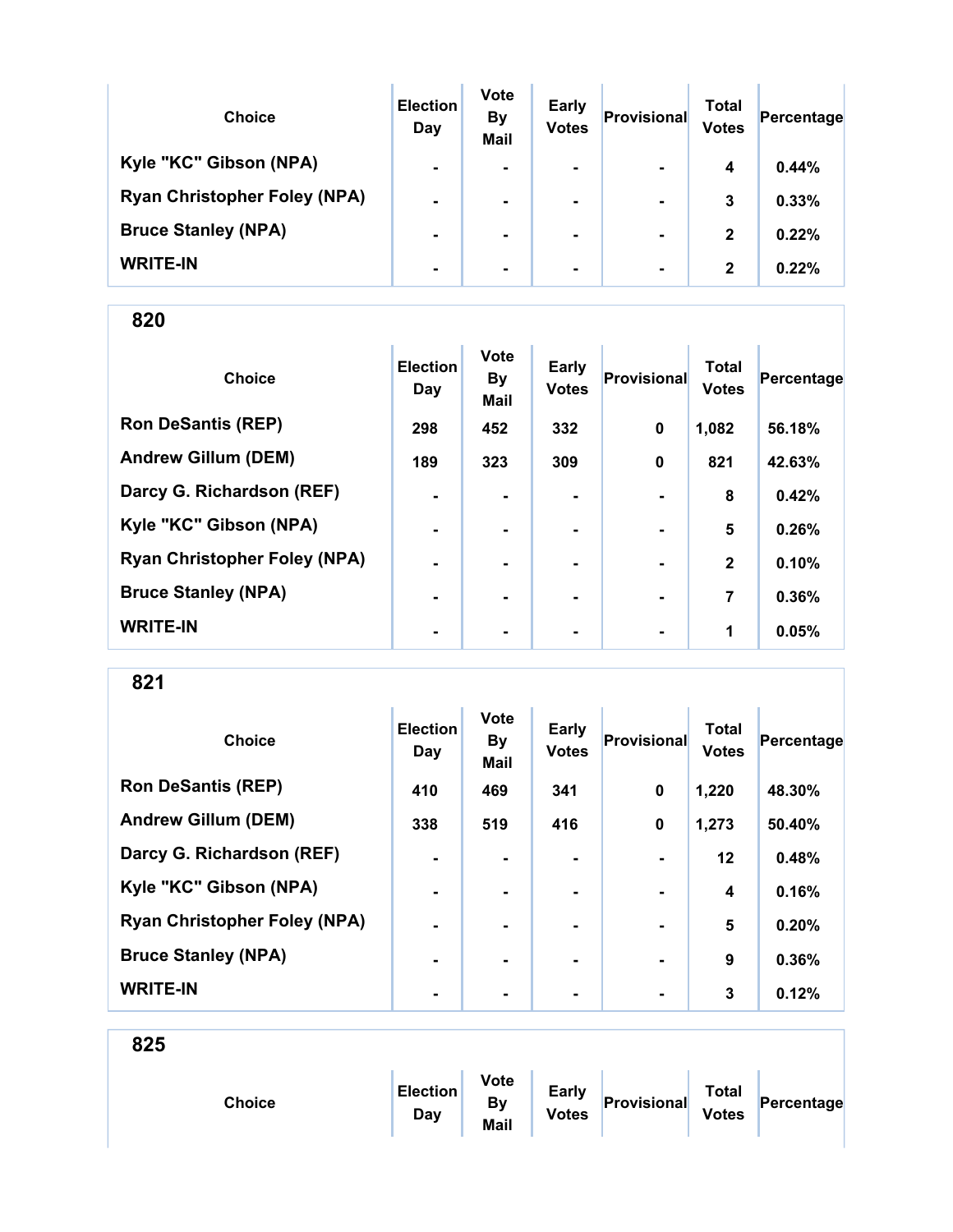| Choice | Election Day | Vote By Mail | Early Votes | Provisional | Total Votes | Percentage |
|---|---|---|---|---|---|---|
| Kyle "KC" Gibson (NPA) | - | - | - | - | 4 | 0.44% |
| Ryan Christopher Foley (NPA) | - | - | - | - | 3 | 0.33% |
| Bruce Stanley (NPA) | - | - | - | - | 2 | 0.22% |
| WRITE-IN | - | - | - | - | 2 | 0.22% |

## 820

| Choice | Election Day | Vote By Mail | Early Votes | Provisional | Total Votes | Percentage |
|---|---|---|---|---|---|---|
| Ron DeSantis (REP) | 298 | 452 | 332 | 0 | 1,082 | 56.18% |
| Andrew Gillum (DEM) | 189 | 323 | 309 | 0 | 821 | 42.63% |
| Darcy G. Richardson (REF) | - | - | - | - | 8 | 0.42% |
| Kyle "KC" Gibson (NPA) | - | - | - | - | 5 | 0.26% |
| Ryan Christopher Foley (NPA) | - | - | - | - | 2 | 0.10% |
| Bruce Stanley (NPA) | - | - | - | - | 7 | 0.36% |
| WRITE-IN | - | - | - | - | 1 | 0.05% |

## 821

| Choice | Election Day | Vote By Mail | Early Votes | Provisional | Total Votes | Percentage |
|---|---|---|---|---|---|---|
| Ron DeSantis (REP) | 410 | 469 | 341 | 0 | 1,220 | 48.30% |
| Andrew Gillum (DEM) | 338 | 519 | 416 | 0 | 1,273 | 50.40% |
| Darcy G. Richardson (REF) | - | - | - | - | 12 | 0.48% |
| Kyle "KC" Gibson (NPA) | - | - | - | - | 4 | 0.16% |
| Ryan Christopher Foley (NPA) | - | - | - | - | 5 | 0.20% |
| Bruce Stanley (NPA) | - | - | - | - | 9 | 0.36% |
| WRITE-IN | - | - | - | - | 3 | 0.12% |

## 825

| Choice | Election Day | Vote By Mail | Early Votes | Provisional | Total Votes | Percentage |
|---|---|---|---|---|---|---|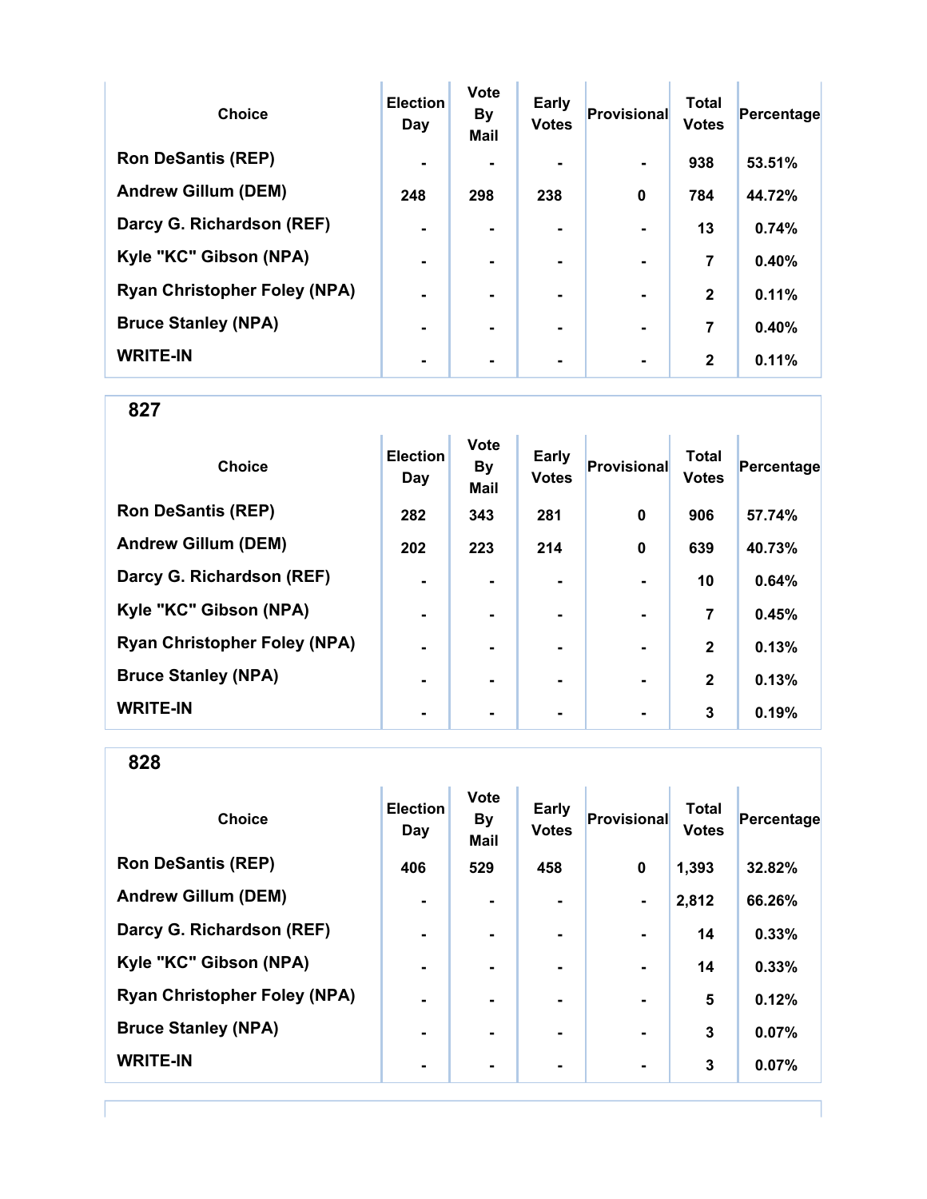| Choice | Election Day | Vote By Mail | Early Votes | Provisional | Total Votes | Percentage |
|---|---|---|---|---|---|---|
| Ron DeSantis (REP) | - | - | - | - | 938 | 53.51% |
| Andrew Gillum (DEM) | 248 | 298 | 238 | 0 | 784 | 44.72% |
| Darcy G. Richardson (REF) | - | - | - | - | 13 | 0.74% |
| Kyle "KC" Gibson (NPA) | - | - | - | - | 7 | 0.40% |
| Ryan Christopher Foley (NPA) | - | - | - | - | 2 | 0.11% |
| Bruce Stanley (NPA) | - | - | - | - | 7 | 0.40% |
| WRITE-IN | - | - | - | - | 2 | 0.11% |

## 827

| Choice | Election Day | Vote By Mail | Early Votes | Provisional | Total Votes | Percentage |
|---|---|---|---|---|---|---|
| Ron DeSantis (REP) | 282 | 343 | 281 | 0 | 906 | 57.74% |
| Andrew Gillum (DEM) | 202 | 223 | 214 | 0 | 639 | 40.73% |
| Darcy G. Richardson (REF) | - | - | - | - | 10 | 0.64% |
| Kyle "KC" Gibson (NPA) | - | - | - | - | 7 | 0.45% |
| Ryan Christopher Foley (NPA) | - | - | - | - | 2 | 0.13% |
| Bruce Stanley (NPA) | - | - | - | - | 2 | 0.13% |
| WRITE-IN | - | - | - | - | 3 | 0.19% |

## 828

| Choice | Election Day | Vote By Mail | Early Votes | Provisional | Total Votes | Percentage |
|---|---|---|---|---|---|---|
| Ron DeSantis (REP) | 406 | 529 | 458 | 0 | 1,393 | 32.82% |
| Andrew Gillum (DEM) | - | - | - | - | 2,812 | 66.26% |
| Darcy G. Richardson (REF) | - | - | - | - | 14 | 0.33% |
| Kyle "KC" Gibson (NPA) | - | - | - | - | 14 | 0.33% |
| Ryan Christopher Foley (NPA) | - | - | - | - | 5 | 0.12% |
| Bruce Stanley (NPA) | - | - | - | - | 3 | 0.07% |
| WRITE-IN | - | - | - | - | 3 | 0.07% |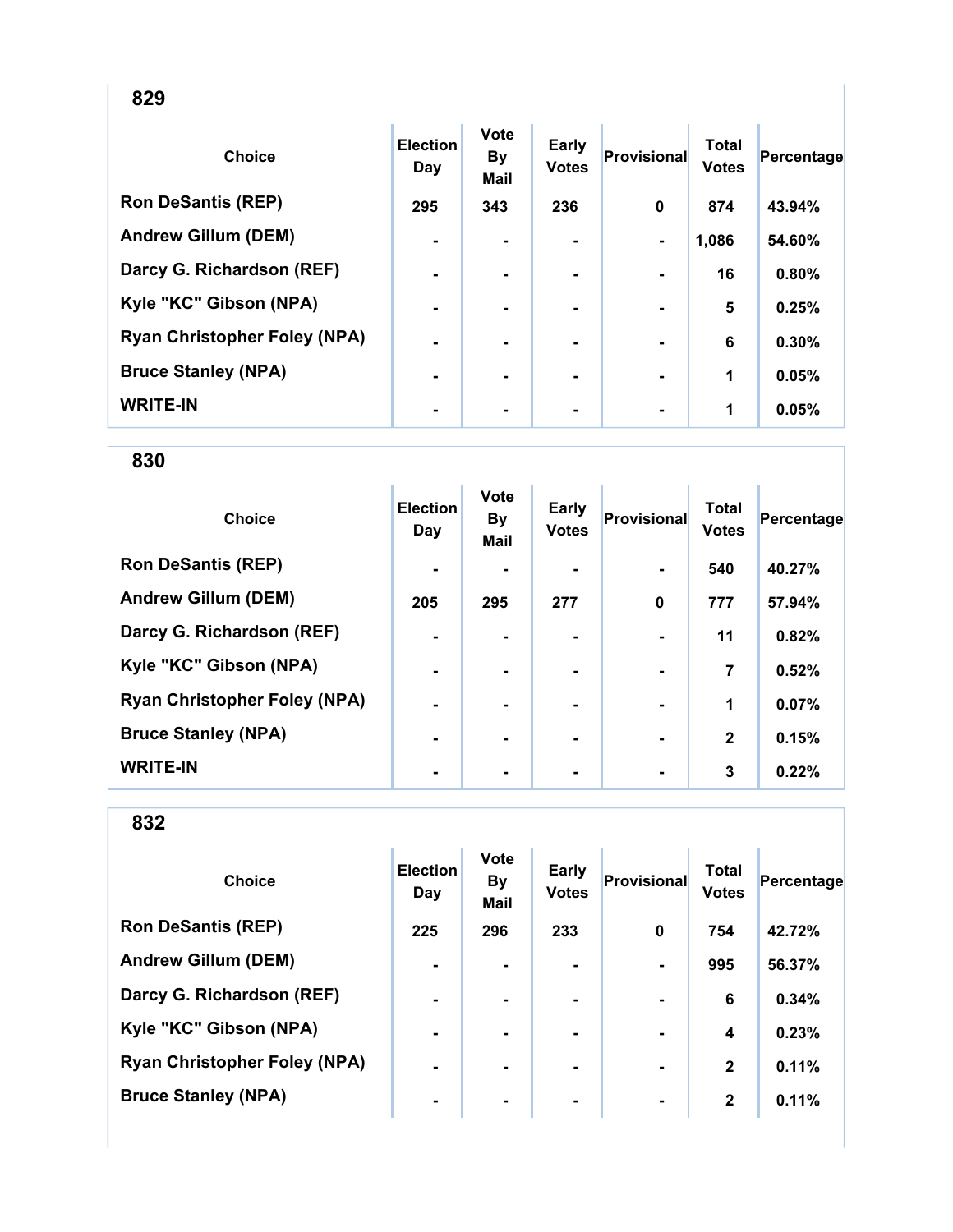## 829

| Choice | Election Day | Vote By Mail | Early Votes | Provisional | Total Votes | Percentage |
|---|---|---|---|---|---|---|
| Ron DeSantis (REP) | 295 | 343 | 236 | 0 | 874 | 43.94% |
| Andrew Gillum (DEM) | - | - | - | - | 1,086 | 54.60% |
| Darcy G. Richardson (REF) | - | - | - | - | 16 | 0.80% |
| Kyle "KC" Gibson (NPA) | - | - | - | - | 5 | 0.25% |
| Ryan Christopher Foley (NPA) | - | - | - | - | 6 | 0.30% |
| Bruce Stanley (NPA) | - | - | - | - | 1 | 0.05% |
| WRITE-IN | - | - | - | - | 1 | 0.05% |

## 830

| Choice | Election Day | Vote By Mail | Early Votes | Provisional | Total Votes | Percentage |
|---|---|---|---|---|---|---|
| Ron DeSantis (REP) | - | - | - | - | 540 | 40.27% |
| Andrew Gillum (DEM) | 205 | 295 | 277 | 0 | 777 | 57.94% |
| Darcy G. Richardson (REF) | - | - | - | - | 11 | 0.82% |
| Kyle "KC" Gibson (NPA) | - | - | - | - | 7 | 0.52% |
| Ryan Christopher Foley (NPA) | - | - | - | - | 1 | 0.07% |
| Bruce Stanley (NPA) | - | - | - | - | 2 | 0.15% |
| WRITE-IN | - | - | - | - | 3 | 0.22% |

## 832

| Choice | Election Day | Vote By Mail | Early Votes | Provisional | Total Votes | Percentage |
|---|---|---|---|---|---|---|
| Ron DeSantis (REP) | 225 | 296 | 233 | 0 | 754 | 42.72% |
| Andrew Gillum (DEM) | - | - | - | - | 995 | 56.37% |
| Darcy G. Richardson (REF) | - | - | - | - | 6 | 0.34% |
| Kyle "KC" Gibson (NPA) | - | - | - | - | 4 | 0.23% |
| Ryan Christopher Foley (NPA) | - | - | - | - | 2 | 0.11% |
| Bruce Stanley (NPA) | - | - | - | - | 2 | 0.11% |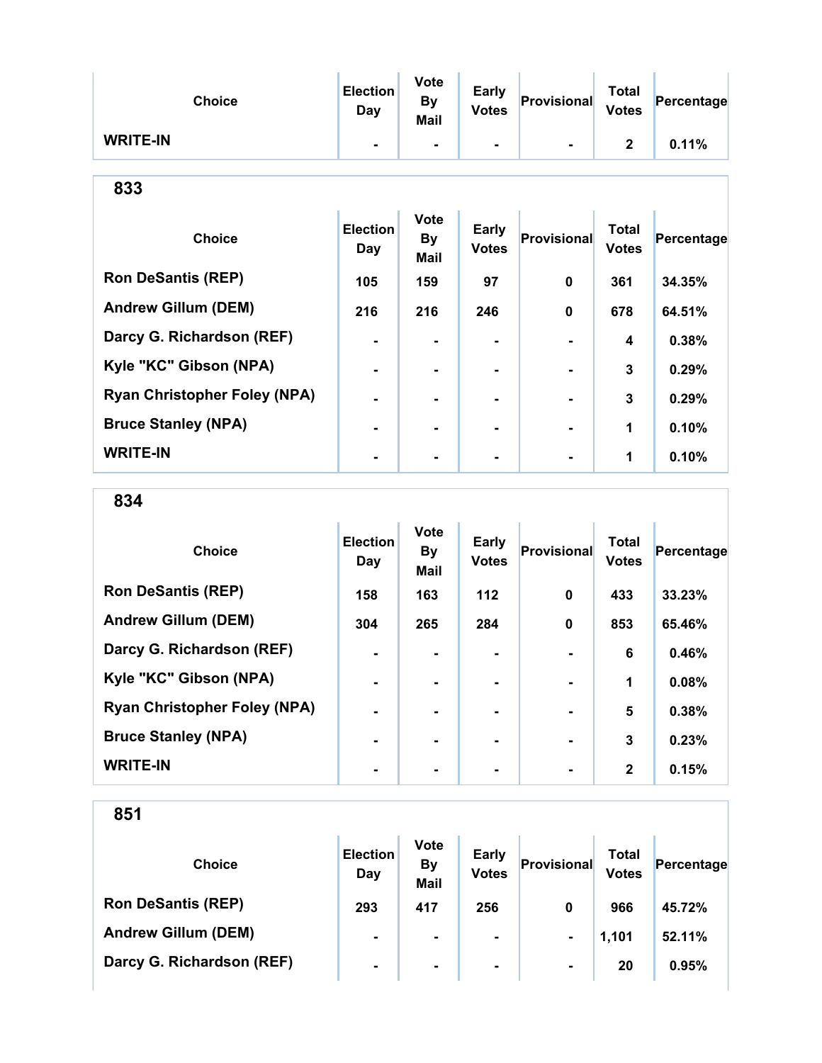| Choice | Election Day | Vote By Mail | Early Votes | Provisional | Total Votes | Percentage |
|---|---|---|---|---|---|---|
| WRITE-IN | - | - | - | - | 2 | 0.11% |

## 833

| Choice | Election Day | Vote By Mail | Early Votes | Provisional | Total Votes | Percentage |
|---|---|---|---|---|---|---|
| Ron DeSantis (REP) | 105 | 159 | 97 | 0 | 361 | 34.35% |
| Andrew Gillum (DEM) | 216 | 216 | 246 | 0 | 678 | 64.51% |
| Darcy G. Richardson (REF) | - | - | - | - | 4 | 0.38% |
| Kyle "KC" Gibson (NPA) | - | - | - | - | 3 | 0.29% |
| Ryan Christopher Foley (NPA) | - | - | - | - | 3 | 0.29% |
| Bruce Stanley (NPA) | - | - | - | - | 1 | 0.10% |
| WRITE-IN | - | - | - | - | 1 | 0.10% |

## 834

| Choice | Election Day | Vote By Mail | Early Votes | Provisional | Total Votes | Percentage |
|---|---|---|---|---|---|---|
| Ron DeSantis (REP) | 158 | 163 | 112 | 0 | 433 | 33.23% |
| Andrew Gillum (DEM) | 304 | 265 | 284 | 0 | 853 | 65.46% |
| Darcy G. Richardson (REF) | - | - | - | - | 6 | 0.46% |
| Kyle "KC" Gibson (NPA) | - | - | - | - | 1 | 0.08% |
| Ryan Christopher Foley (NPA) | - | - | - | - | 5 | 0.38% |
| Bruce Stanley (NPA) | - | - | - | - | 3 | 0.23% |
| WRITE-IN | - | - | - | - | 2 | 0.15% |

## 851

| Choice | Election Day | Vote By Mail | Early Votes | Provisional | Total Votes | Percentage |
|---|---|---|---|---|---|---|
| Ron DeSantis (REP) | 293 | 417 | 256 | 0 | 966 | 45.72% |
| Andrew Gillum (DEM) | - | - | - | - | 1,101 | 52.11% |
| Darcy G. Richardson (REF) | - | - | - | - | 20 | 0.95% |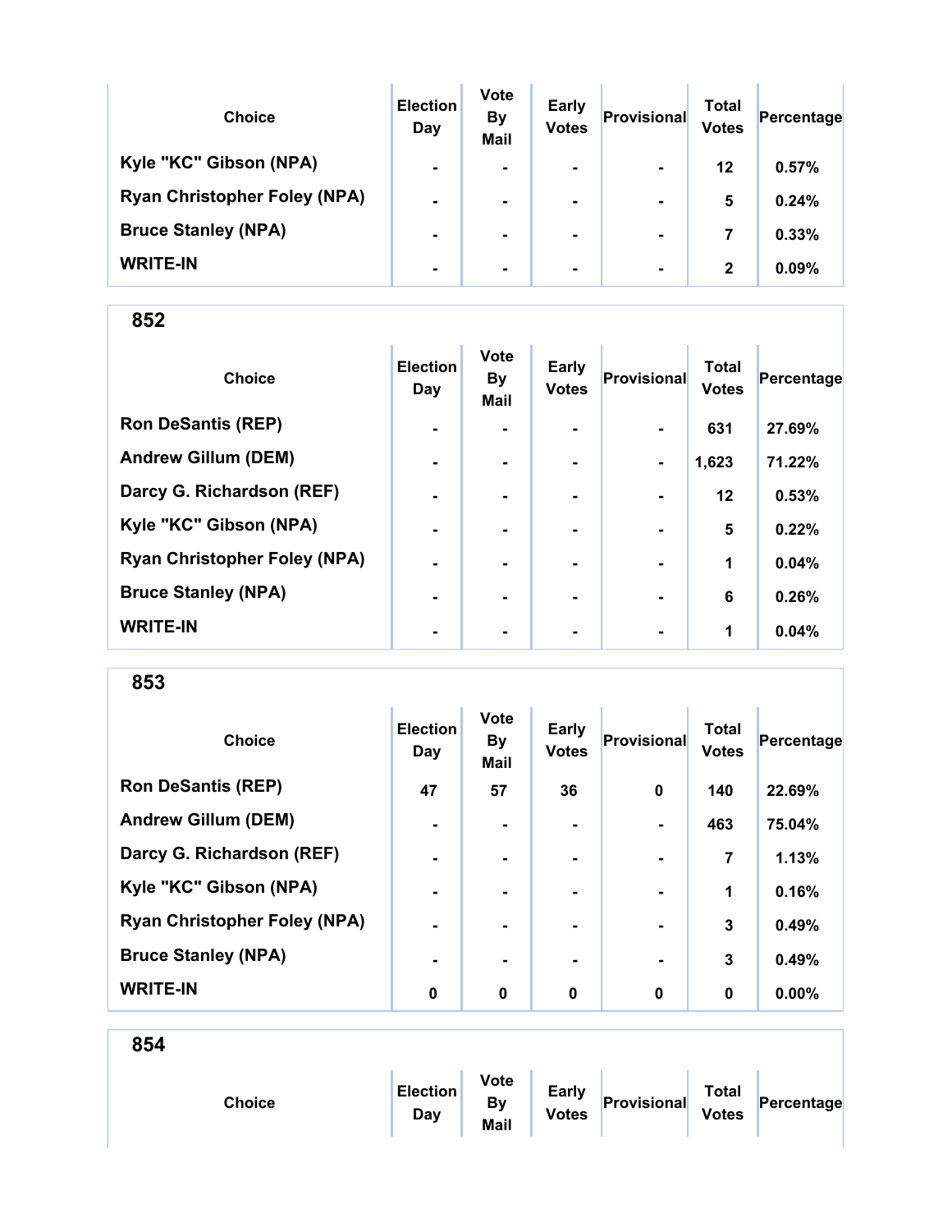| Choice | Election Day | Vote By Mail | Early Votes | Provisional | Total Votes | Percentage |
|---|---|---|---|---|---|---|
| Kyle "KC" Gibson (NPA) | - | - | - | - | 12 | 0.57% |
| Ryan Christopher Foley (NPA) | - | - | - | - | 5 | 0.24% |
| Bruce Stanley (NPA) | - | - | - | - | 7 | 0.33% |
| WRITE-IN | - | - | - | - | 2 | 0.09% |

## 852

| Choice | Election Day | Vote By Mail | Early Votes | Provisional | Total Votes | Percentage |
|---|---|---|---|---|---|---|
| Ron DeSantis (REP) | - | - | - | - | 631 | 27.69% |
| Andrew Gillum (DEM) | - | - | - | - | 1,623 | 71.22% |
| Darcy G. Richardson (REF) | - | - | - | - | 12 | 0.53% |
| Kyle "KC" Gibson (NPA) | - | - | - | - | 5 | 0.22% |
| Ryan Christopher Foley (NPA) | - | - | - | - | 1 | 0.04% |
| Bruce Stanley (NPA) | - | - | - | - | 6 | 0.26% |
| WRITE-IN | - | - | - | - | 1 | 0.04% |

## 853

| Choice | Election Day | Vote By Mail | Early Votes | Provisional | Total Votes | Percentage |
|---|---|---|---|---|---|---|
| Ron DeSantis (REP) | 47 | 57 | 36 | 0 | 140 | 22.69% |
| Andrew Gillum (DEM) | - | - | - | - | 463 | 75.04% |
| Darcy G. Richardson (REF) | - | - | - | - | 7 | 1.13% |
| Kyle "KC" Gibson (NPA) | - | - | - | - | 1 | 0.16% |
| Ryan Christopher Foley (NPA) | - | - | - | - | 3 | 0.49% |
| Bruce Stanley (NPA) | - | - | - | - | 3 | 0.49% |
| WRITE-IN | 0 | 0 | 0 | 0 | 0 | 0.00% |

## 854

| Choice | Election Day | Vote By Mail | Early Votes | Provisional | Total Votes | Percentage |
|---|---|---|---|---|---|---|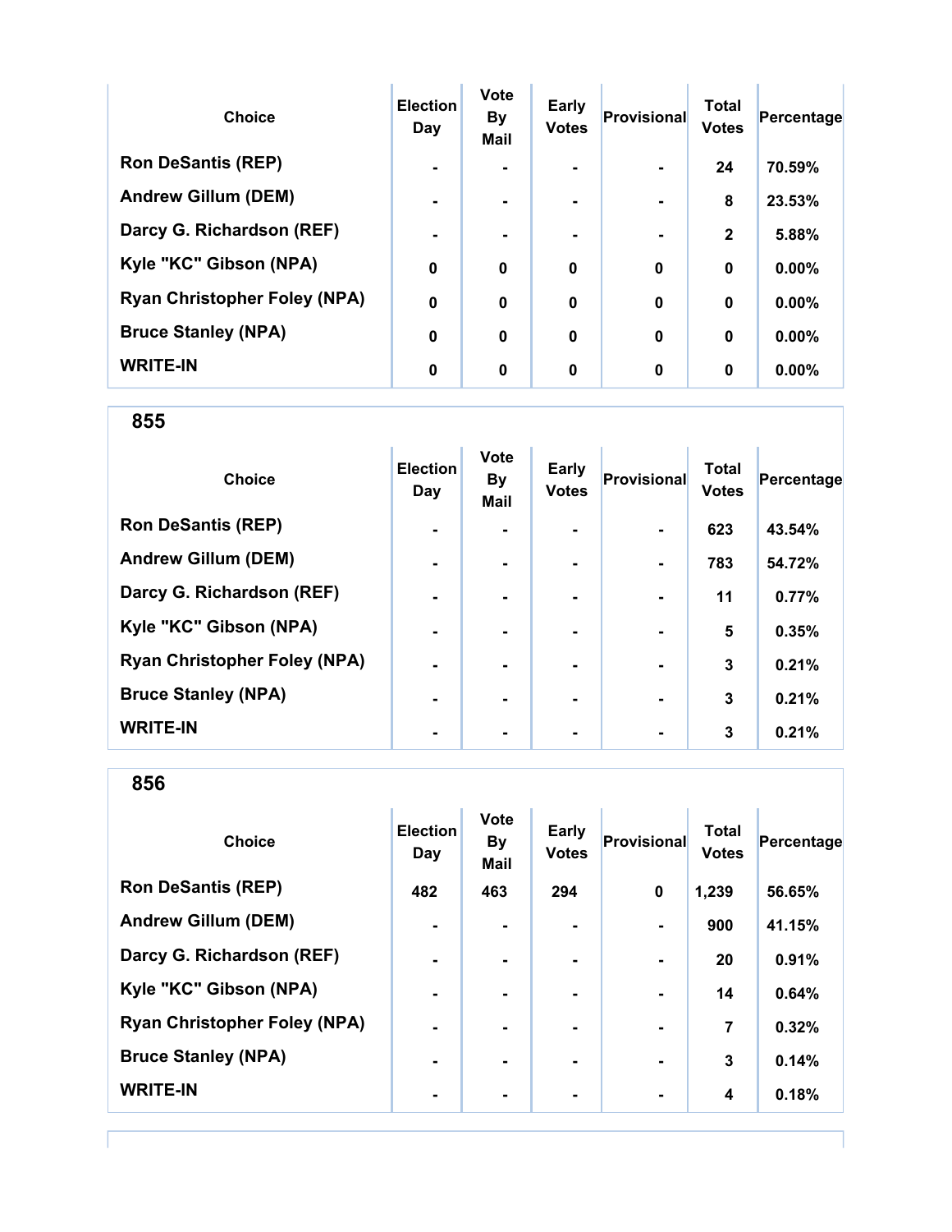| Choice | Election Day | Vote By Mail | Early Votes | Provisional | Total Votes | Percentage |
|---|---|---|---|---|---|---|
| Ron DeSantis (REP) | - | - | - | - | 24 | 70.59% |
| Andrew Gillum (DEM) | - | - | - | - | 8 | 23.53% |
| Darcy G. Richardson (REF) | - | - | - | - | 2 | 5.88% |
| Kyle "KC" Gibson (NPA) | 0 | 0 | 0 | 0 | 0 | 0.00% |
| Ryan Christopher Foley (NPA) | 0 | 0 | 0 | 0 | 0 | 0.00% |
| Bruce Stanley (NPA) | 0 | 0 | 0 | 0 | 0 | 0.00% |
| WRITE-IN | 0 | 0 | 0 | 0 | 0 | 0.00% |

## 855

| Choice | Election Day | Vote By Mail | Early Votes | Provisional | Total Votes | Percentage |
|---|---|---|---|---|---|---|
| Ron DeSantis (REP) | - | - | - | - | 623 | 43.54% |
| Andrew Gillum (DEM) | - | - | - | - | 783 | 54.72% |
| Darcy G. Richardson (REF) | - | - | - | - | 11 | 0.77% |
| Kyle "KC" Gibson (NPA) | - | - | - | - | 5 | 0.35% |
| Ryan Christopher Foley (NPA) | - | - | - | - | 3 | 0.21% |
| Bruce Stanley (NPA) | - | - | - | - | 3 | 0.21% |
| WRITE-IN | - | - | - | - | 3 | 0.21% |

## 856

| Choice | Election Day | Vote By Mail | Early Votes | Provisional | Total Votes | Percentage |
|---|---|---|---|---|---|---|
| Ron DeSantis (REP) | 482 | 463 | 294 | 0 | 1,239 | 56.65% |
| Andrew Gillum (DEM) | - | - | - | - | 900 | 41.15% |
| Darcy G. Richardson (REF) | - | - | - | - | 20 | 0.91% |
| Kyle "KC" Gibson (NPA) | - | - | - | - | 14 | 0.64% |
| Ryan Christopher Foley (NPA) | - | - | - | - | 7 | 0.32% |
| Bruce Stanley (NPA) | - | - | - | - | 3 | 0.14% |
| WRITE-IN | - | - | - | - | 4 | 0.18% |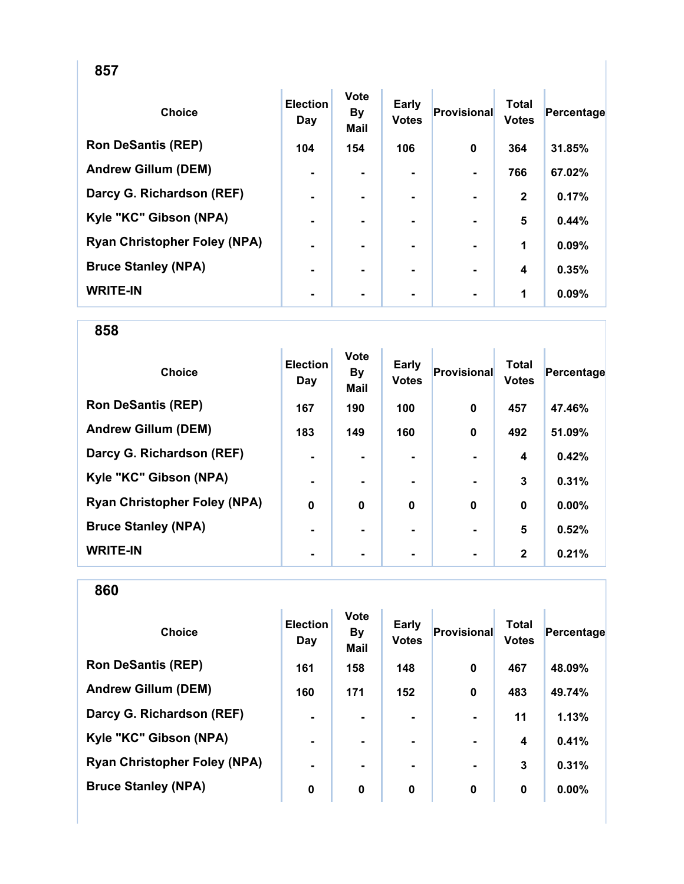## 857

| Choice | Election Day | Vote By Mail | Early Votes | Provisional | Total Votes | Percentage |
|---|---|---|---|---|---|---|
| Ron DeSantis (REP) | 104 | 154 | 106 | 0 | 364 | 31.85% |
| Andrew Gillum (DEM) | - | - | - | - | 766 | 67.02% |
| Darcy G. Richardson (REF) | - | - | - | - | 2 | 0.17% |
| Kyle "KC" Gibson (NPA) | - | - | - | - | 5 | 0.44% |
| Ryan Christopher Foley (NPA) | - | - | - | - | 1 | 0.09% |
| Bruce Stanley (NPA) | - | - | - | - | 4 | 0.35% |
| WRITE-IN | - | - | - | - | 1 | 0.09% |

## 858

| Choice | Election Day | Vote By Mail | Early Votes | Provisional | Total Votes | Percentage |
|---|---|---|---|---|---|---|
| Ron DeSantis (REP) | 167 | 190 | 100 | 0 | 457 | 47.46% |
| Andrew Gillum (DEM) | 183 | 149 | 160 | 0 | 492 | 51.09% |
| Darcy G. Richardson (REF) | - | - | - | - | 4 | 0.42% |
| Kyle "KC" Gibson (NPA) | - | - | - | - | 3 | 0.31% |
| Ryan Christopher Foley (NPA) | 0 | 0 | 0 | 0 | 0 | 0.00% |
| Bruce Stanley (NPA) | - | - | - | - | 5 | 0.52% |
| WRITE-IN | - | - | - | - | 2 | 0.21% |

## 860

| Choice | Election Day | Vote By Mail | Early Votes | Provisional | Total Votes | Percentage |
|---|---|---|---|---|---|---|
| Ron DeSantis (REP) | 161 | 158 | 148 | 0 | 467 | 48.09% |
| Andrew Gillum (DEM) | 160 | 171 | 152 | 0 | 483 | 49.74% |
| Darcy G. Richardson (REF) | - | - | - | - | 11 | 1.13% |
| Kyle "KC" Gibson (NPA) | - | - | - | - | 4 | 0.41% |
| Ryan Christopher Foley (NPA) | - | - | - | - | 3 | 0.31% |
| Bruce Stanley (NPA) | 0 | 0 | 0 | 0 | 0 | 0.00% |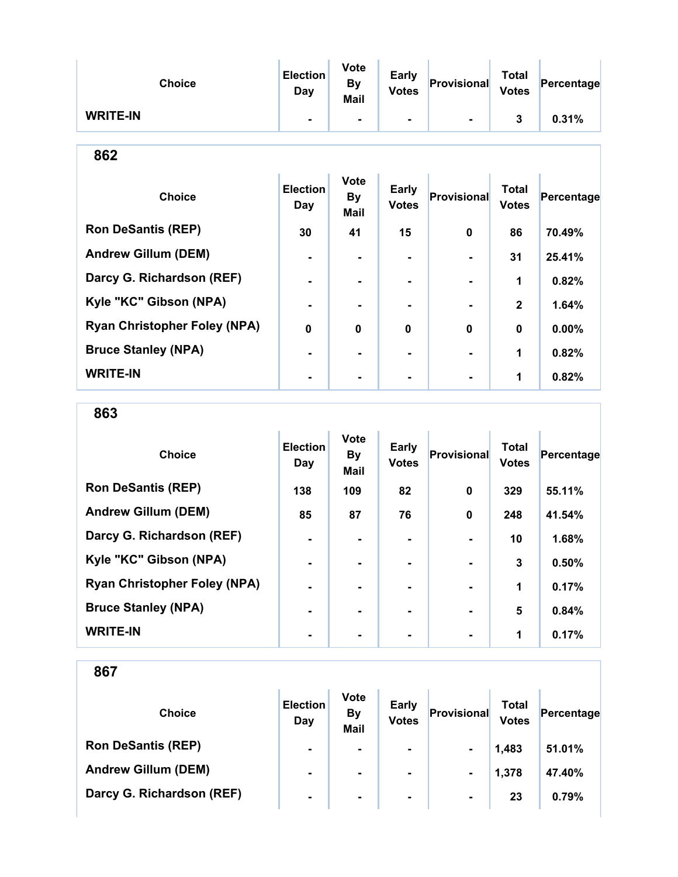| Choice | Election Day | Vote By Mail | Early Votes | Provisional | Total Votes | Percentage |
|---|---|---|---|---|---|---|
| WRITE-IN | - | - | - | - | 3 | 0.31% |

## 862

| Choice | Election Day | Vote By Mail | Early Votes | Provisional | Total Votes | Percentage |
|---|---|---|---|---|---|---|
| Ron DeSantis (REP) | 30 | 41 | 15 | 0 | 86 | 70.49% |
| Andrew Gillum (DEM) | - | - | - | - | 31 | 25.41% |
| Darcy G. Richardson (REF) | - | - | - | - | 1 | 0.82% |
| Kyle "KC" Gibson (NPA) | - | - | - | - | 2 | 1.64% |
| Ryan Christopher Foley (NPA) | 0 | 0 | 0 | 0 | 0 | 0.00% |
| Bruce Stanley (NPA) | - | - | - | - | 1 | 0.82% |
| WRITE-IN | - | - | - | - | 1 | 0.82% |

## 863

| Choice | Election Day | Vote By Mail | Early Votes | Provisional | Total Votes | Percentage |
|---|---|---|---|---|---|---|
| Ron DeSantis (REP) | 138 | 109 | 82 | 0 | 329 | 55.11% |
| Andrew Gillum (DEM) | 85 | 87 | 76 | 0 | 248 | 41.54% |
| Darcy G. Richardson (REF) | - | - | - | - | 10 | 1.68% |
| Kyle "KC" Gibson (NPA) | - | - | - | - | 3 | 0.50% |
| Ryan Christopher Foley (NPA) | - | - | - | - | 1 | 0.17% |
| Bruce Stanley (NPA) | - | - | - | - | 5 | 0.84% |
| WRITE-IN | - | - | - | - | 1 | 0.17% |

## 867

| Choice | Election Day | Vote By Mail | Early Votes | Provisional | Total Votes | Percentage |
|---|---|---|---|---|---|---|
| Ron DeSantis (REP) | - | - | - | - | 1,483 | 51.01% |
| Andrew Gillum (DEM) | - | - | - | - | 1,378 | 47.40% |
| Darcy G. Richardson (REF) | - | - | - | - | 23 | 0.79% |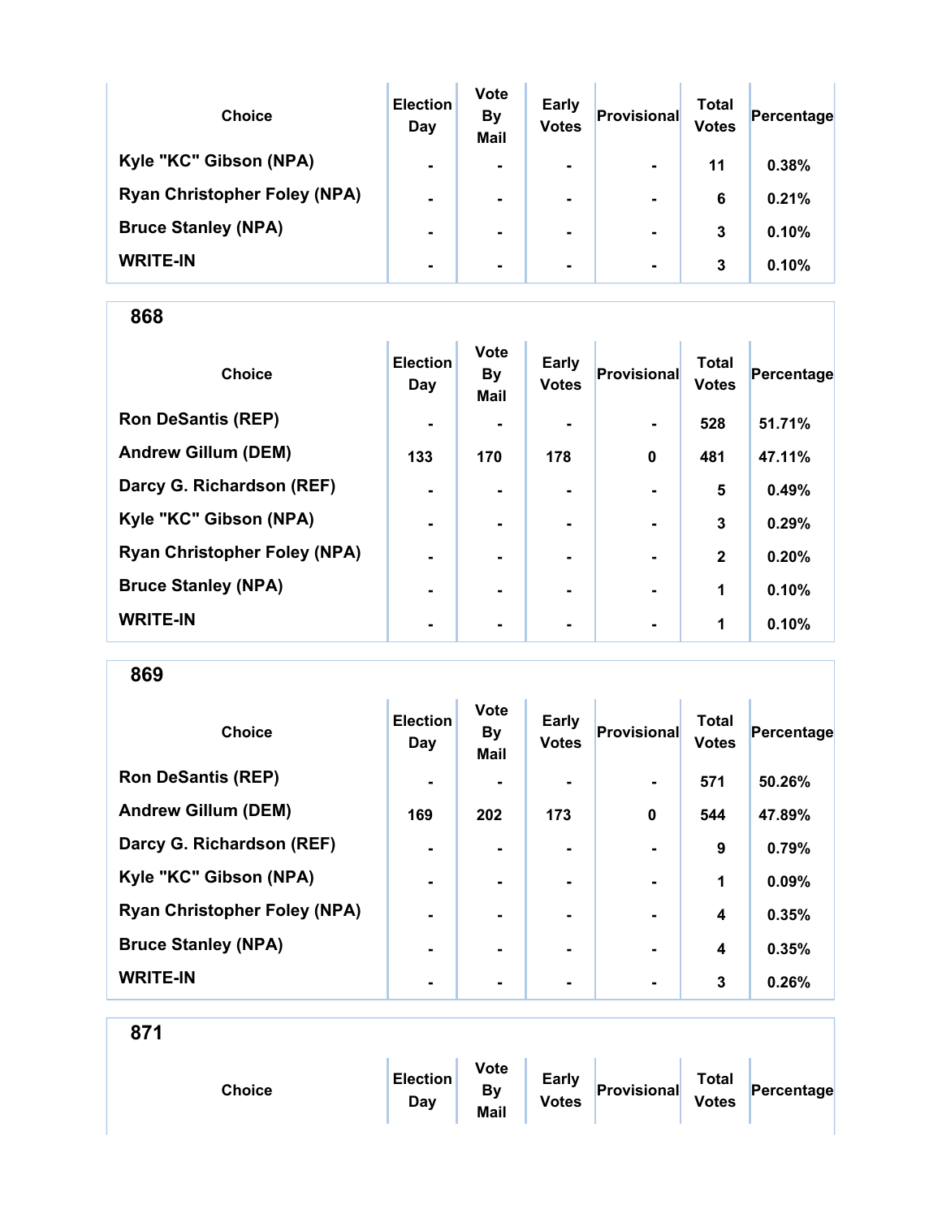| Choice | Election Day | Vote By Mail | Early Votes | Provisional | Total Votes | Percentage |
|---|---|---|---|---|---|---|
| Kyle "KC" Gibson (NPA) | - | - | - | - | 11 | 0.38% |
| Ryan Christopher Foley (NPA) | - | - | - | - | 6 | 0.21% |
| Bruce Stanley (NPA) | - | - | - | - | 3 | 0.10% |
| WRITE-IN | - | - | - | - | 3 | 0.10% |

## 868

| Choice | Election Day | Vote By Mail | Early Votes | Provisional | Total Votes | Percentage |
|---|---|---|---|---|---|---|
| Ron DeSantis (REP) | - | - | - | - | 528 | 51.71% |
| Andrew Gillum (DEM) | 133 | 170 | 178 | 0 | 481 | 47.11% |
| Darcy G. Richardson (REF) | - | - | - | - | 5 | 0.49% |
| Kyle "KC" Gibson (NPA) | - | - | - | - | 3 | 0.29% |
| Ryan Christopher Foley (NPA) | - | - | - | - | 2 | 0.20% |
| Bruce Stanley (NPA) | - | - | - | - | 1 | 0.10% |
| WRITE-IN | - | - | - | - | 1 | 0.10% |

## 869

| Choice | Election Day | Vote By Mail | Early Votes | Provisional | Total Votes | Percentage |
|---|---|---|---|---|---|---|
| Ron DeSantis (REP) | - | - | - | - | 571 | 50.26% |
| Andrew Gillum (DEM) | 169 | 202 | 173 | 0 | 544 | 47.89% |
| Darcy G. Richardson (REF) | - | - | - | - | 9 | 0.79% |
| Kyle "KC" Gibson (NPA) | - | - | - | - | 1 | 0.09% |
| Ryan Christopher Foley (NPA) | - | - | - | - | 4 | 0.35% |
| Bruce Stanley (NPA) | - | - | - | - | 4 | 0.35% |
| WRITE-IN | - | - | - | - | 3 | 0.26% |

## 871

| Choice | Election Day | Vote By Mail | Early Votes | Provisional | Total Votes | Percentage |
|---|---|---|---|---|---|---|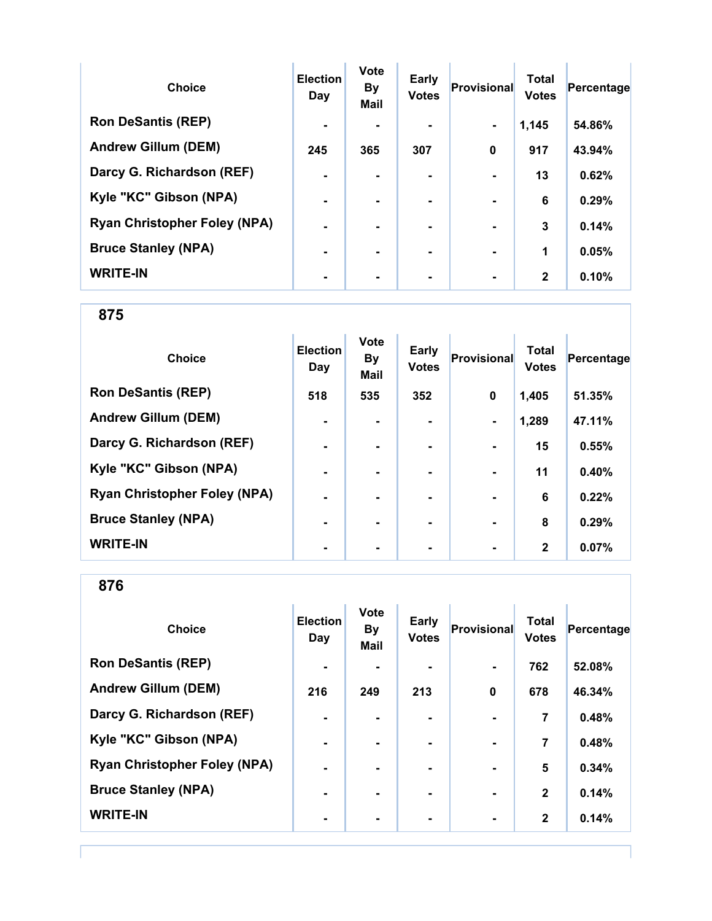| Choice | Election Day | Vote By Mail | Early Votes | Provisional | Total Votes | Percentage |
|---|---|---|---|---|---|---|
| Ron DeSantis (REP) | - | - | - | - | 1,145 | 54.86% |
| Andrew Gillum (DEM) | 245 | 365 | 307 | 0 | 917 | 43.94% |
| Darcy G. Richardson (REF) | - | - | - | - | 13 | 0.62% |
| Kyle "KC" Gibson (NPA) | - | - | - | - | 6 | 0.29% |
| Ryan Christopher Foley (NPA) | - | - | - | - | 3 | 0.14% |
| Bruce Stanley (NPA) | - | - | - | - | 1 | 0.05% |
| WRITE-IN | - | - | - | - | 2 | 0.10% |

## 875

| Choice | Election Day | Vote By Mail | Early Votes | Provisional | Total Votes | Percentage |
|---|---|---|---|---|---|---|
| Ron DeSantis (REP) | 518 | 535 | 352 | 0 | 1,405 | 51.35% |
| Andrew Gillum (DEM) | - | - | - | - | 1,289 | 47.11% |
| Darcy G. Richardson (REF) | - | - | - | - | 15 | 0.55% |
| Kyle "KC" Gibson (NPA) | - | - | - | - | 11 | 0.40% |
| Ryan Christopher Foley (NPA) | - | - | - | - | 6 | 0.22% |
| Bruce Stanley (NPA) | - | - | - | - | 8 | 0.29% |
| WRITE-IN | - | - | - | - | 2 | 0.07% |

## 876

| Choice | Election Day | Vote By Mail | Early Votes | Provisional | Total Votes | Percentage |
|---|---|---|---|---|---|---|
| Ron DeSantis (REP) | - | - | - | - | 762 | 52.08% |
| Andrew Gillum (DEM) | 216 | 249 | 213 | 0 | 678 | 46.34% |
| Darcy G. Richardson (REF) | - | - | - | - | 7 | 0.48% |
| Kyle "KC" Gibson (NPA) | - | - | - | - | 7 | 0.48% |
| Ryan Christopher Foley (NPA) | - | - | - | - | 5 | 0.34% |
| Bruce Stanley (NPA) | - | - | - | - | 2 | 0.14% |
| WRITE-IN | - | - | - | - | 2 | 0.14% |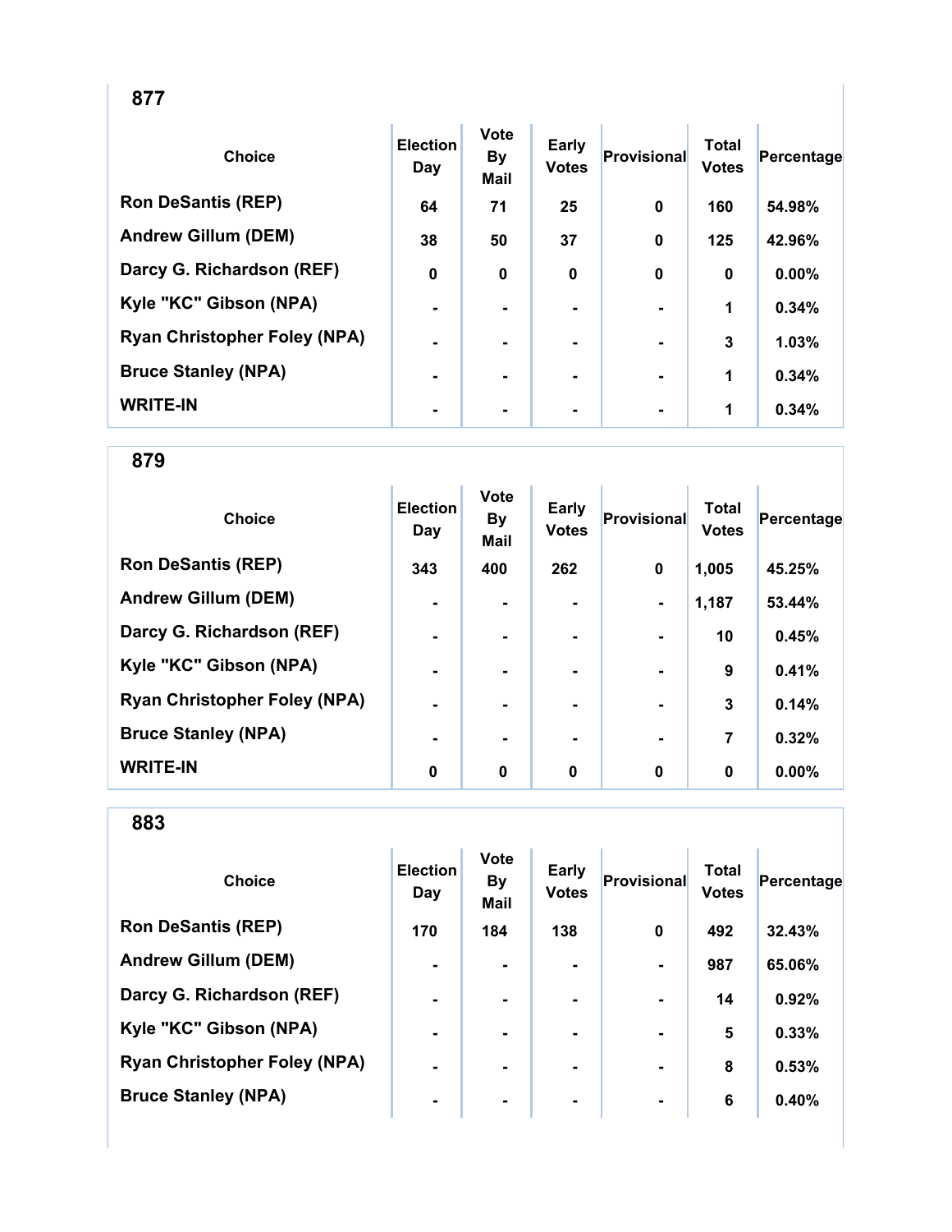## 877

| Choice | Election Day | Vote By Mail | Early Votes | Provisional | Total Votes | Percentage |
|---|---|---|---|---|---|---|
| Ron DeSantis (REP) | 64 | 71 | 25 | 0 | 160 | 54.98% |
| Andrew Gillum (DEM) | 38 | 50 | 37 | 0 | 125 | 42.96% |
| Darcy G. Richardson (REF) | 0 | 0 | 0 | 0 | 0 | 0.00% |
| Kyle "KC" Gibson (NPA) | - | - | - | - | 1 | 0.34% |
| Ryan Christopher Foley (NPA) | - | - | - | - | 3 | 1.03% |
| Bruce Stanley (NPA) | - | - | - | - | 1 | 0.34% |
| WRITE-IN | - | - | - | - | 1 | 0.34% |

## 879

| Choice | Election Day | Vote By Mail | Early Votes | Provisional | Total Votes | Percentage |
|---|---|---|---|---|---|---|
| Ron DeSantis (REP) | 343 | 400 | 262 | 0 | 1,005 | 45.25% |
| Andrew Gillum (DEM) | - | - | - | - | 1,187 | 53.44% |
| Darcy G. Richardson (REF) | - | - | - | - | 10 | 0.45% |
| Kyle "KC" Gibson (NPA) | - | - | - | - | 9 | 0.41% |
| Ryan Christopher Foley (NPA) | - | - | - | - | 3 | 0.14% |
| Bruce Stanley (NPA) | - | - | - | - | 7 | 0.32% |
| WRITE-IN | 0 | 0 | 0 | 0 | 0 | 0.00% |

## 883

| Choice | Election Day | Vote By Mail | Early Votes | Provisional | Total Votes | Percentage |
|---|---|---|---|---|---|---|
| Ron DeSantis (REP) | 170 | 184 | 138 | 0 | 492 | 32.43% |
| Andrew Gillum (DEM) | - | - | - | - | 987 | 65.06% |
| Darcy G. Richardson (REF) | - | - | - | - | 14 | 0.92% |
| Kyle "KC" Gibson (NPA) | - | - | - | - | 5 | 0.33% |
| Ryan Christopher Foley (NPA) | - | - | - | - | 8 | 0.53% |
| Bruce Stanley (NPA) | - | - | - | - | 6 | 0.40% |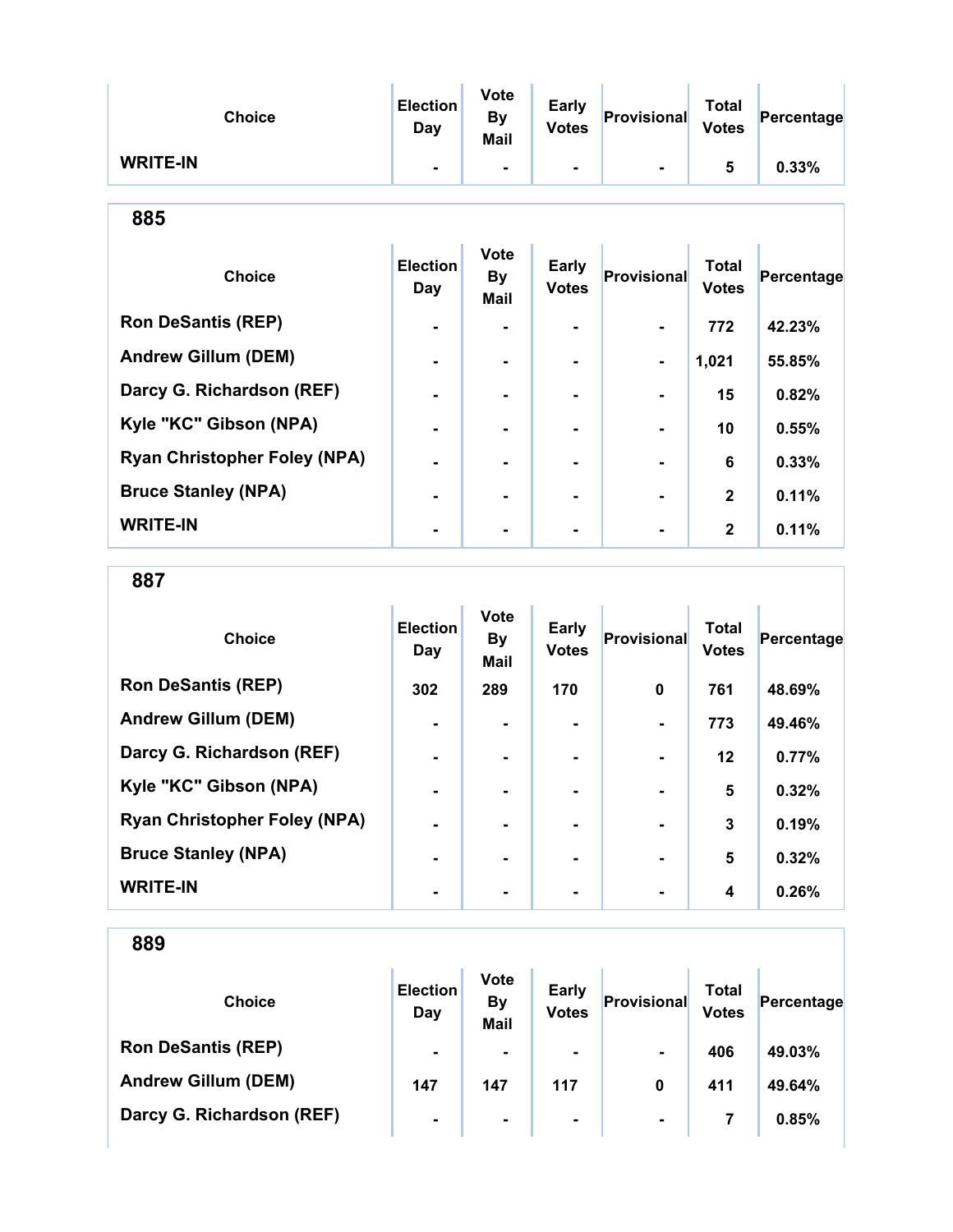| Choice | Election Day | Vote By Mail | Early Votes | Provisional | Total Votes | Percentage |
|---|---|---|---|---|---|---|
| WRITE-IN | - | - | - | - | 5 | 0.33% |

## 885

| Choice | Election Day | Vote By Mail | Early Votes | Provisional | Total Votes | Percentage |
|---|---|---|---|---|---|---|
| Ron DeSantis (REP) | - | - | - | - | 772 | 42.23% |
| Andrew Gillum (DEM) | - | - | - | - | 1,021 | 55.85% |
| Darcy G. Richardson (REF) | - | - | - | - | 15 | 0.82% |
| Kyle "KC" Gibson (NPA) | - | - | - | - | 10 | 0.55% |
| Ryan Christopher Foley (NPA) | - | - | - | - | 6 | 0.33% |
| Bruce Stanley (NPA) | - | - | - | - | 2 | 0.11% |
| WRITE-IN | - | - | - | - | 2 | 0.11% |

## 887

| Choice | Election Day | Vote By Mail | Early Votes | Provisional | Total Votes | Percentage |
|---|---|---|---|---|---|---|
| Ron DeSantis (REP) | 302 | 289 | 170 | 0 | 761 | 48.69% |
| Andrew Gillum (DEM) | - | - | - | - | 773 | 49.46% |
| Darcy G. Richardson (REF) | - | - | - | - | 12 | 0.77% |
| Kyle "KC" Gibson (NPA) | - | - | - | - | 5 | 0.32% |
| Ryan Christopher Foley (NPA) | - | - | - | - | 3 | 0.19% |
| Bruce Stanley (NPA) | - | - | - | - | 5 | 0.32% |
| WRITE-IN | - | - | - | - | 4 | 0.26% |

## 889

| Choice | Election Day | Vote By Mail | Early Votes | Provisional | Total Votes | Percentage |
|---|---|---|---|---|---|---|
| Ron DeSantis (REP) | - | - | - | - | 406 | 49.03% |
| Andrew Gillum (DEM) | 147 | 147 | 117 | 0 | 411 | 49.64% |
| Darcy G. Richardson (REF) | - | - | - | - | 7 | 0.85% |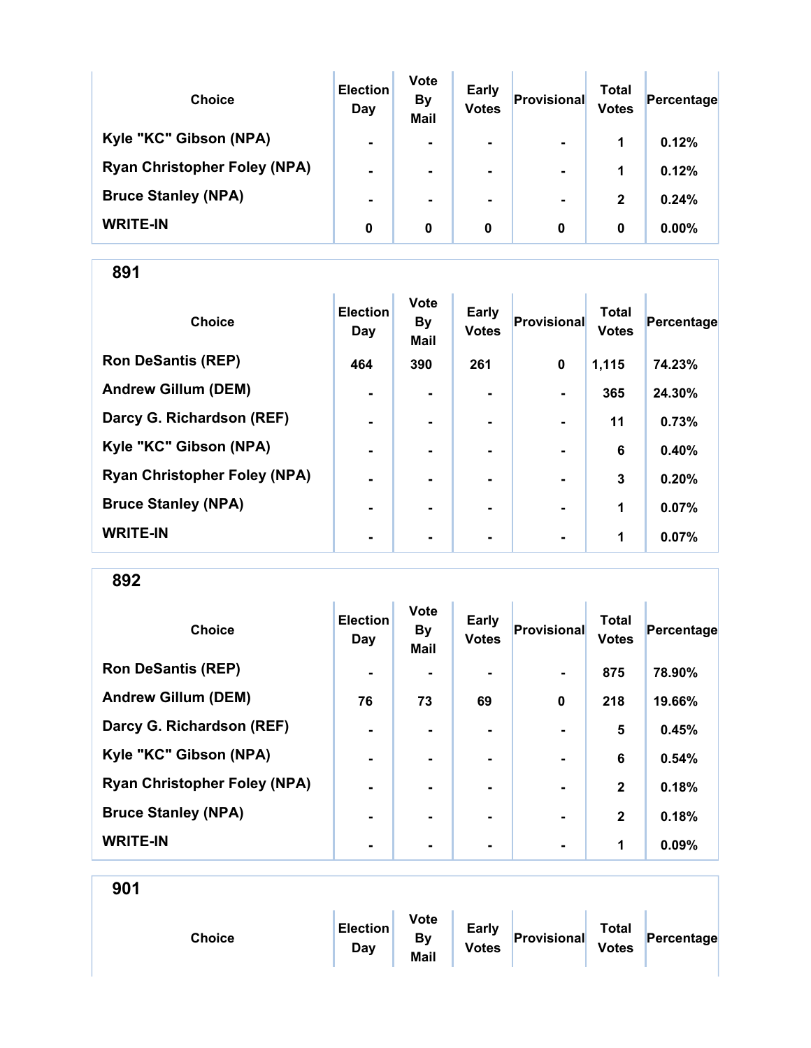| Choice | Election Day | Vote By Mail | Early Votes | Provisional | Total Votes | Percentage |
|---|---|---|---|---|---|---|
| Kyle "KC" Gibson (NPA) | - | - | - | - | 1 | 0.12% |
| Ryan Christopher Foley (NPA) | - | - | - | - | 1 | 0.12% |
| Bruce Stanley (NPA) | - | - | - | - | 2 | 0.24% |
| WRITE-IN | 0 | 0 | 0 | 0 | 0 | 0.00% |

## 891

| Choice | Election Day | Vote By Mail | Early Votes | Provisional | Total Votes | Percentage |
|---|---|---|---|---|---|---|
| Ron DeSantis (REP) | 464 | 390 | 261 | 0 | 1,115 | 74.23% |
| Andrew Gillum (DEM) | - | - | - | - | 365 | 24.30% |
| Darcy G. Richardson (REF) | - | - | - | - | 11 | 0.73% |
| Kyle "KC" Gibson (NPA) | - | - | - | - | 6 | 0.40% |
| Ryan Christopher Foley (NPA) | - | - | - | - | 3 | 0.20% |
| Bruce Stanley (NPA) | - | - | - | - | 1 | 0.07% |
| WRITE-IN | - | - | - | - | 1 | 0.07% |

## 892

| Choice | Election Day | Vote By Mail | Early Votes | Provisional | Total Votes | Percentage |
|---|---|---|---|---|---|---|
| Ron DeSantis (REP) | - | - | - | - | 875 | 78.90% |
| Andrew Gillum (DEM) | 76 | 73 | 69 | 0 | 218 | 19.66% |
| Darcy G. Richardson (REF) | - | - | - | - | 5 | 0.45% |
| Kyle "KC" Gibson (NPA) | - | - | - | - | 6 | 0.54% |
| Ryan Christopher Foley (NPA) | - | - | - | - | 2 | 0.18% |
| Bruce Stanley (NPA) | - | - | - | - | 2 | 0.18% |
| WRITE-IN | - | - | - | - | 1 | 0.09% |

## 901

| Choice | Election Day | Vote By Mail | Early Votes | Provisional | Total Votes | Percentage |
|---|---|---|---|---|---|---|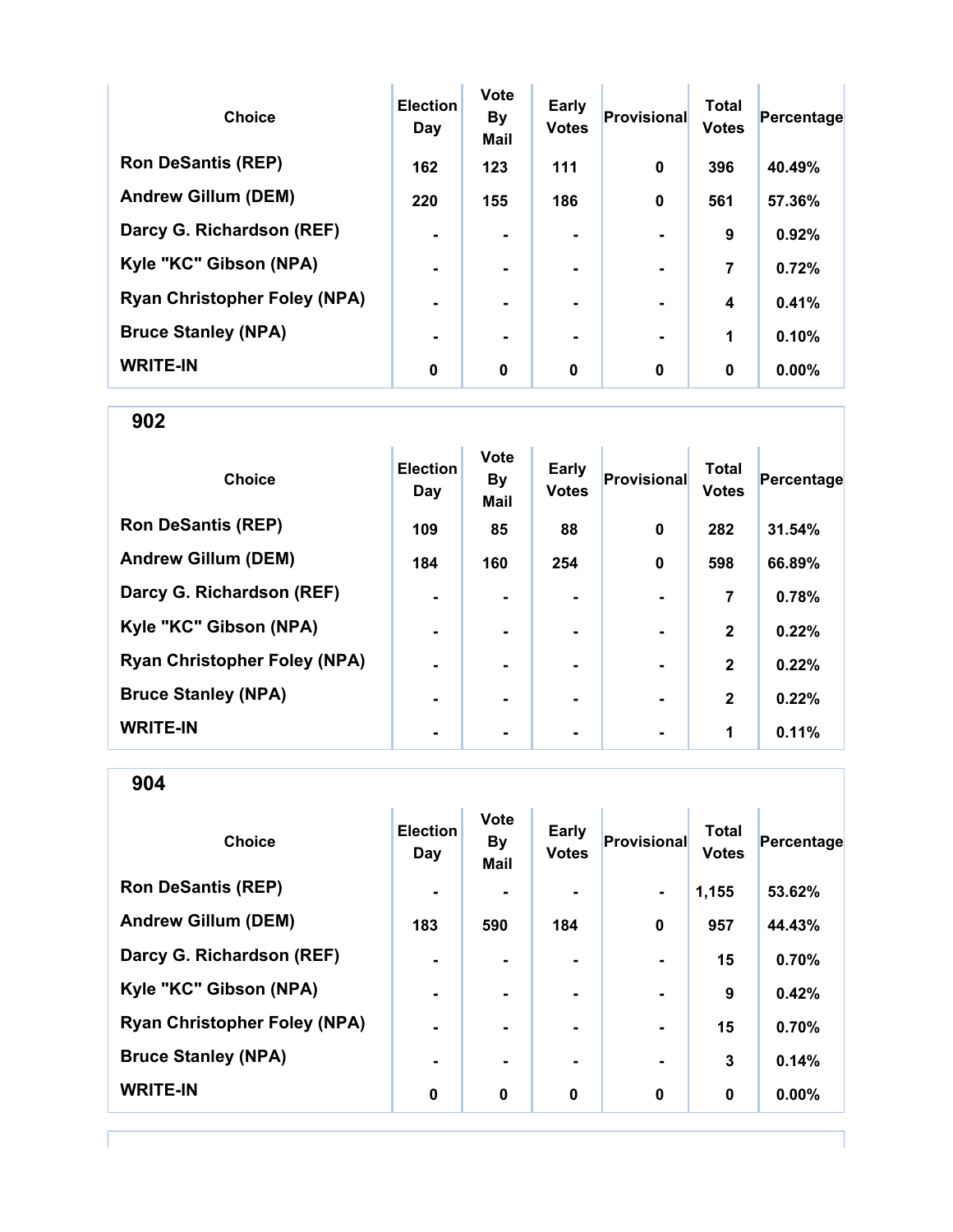| Choice | Election Day | Vote By Mail | Early Votes | Provisional | Total Votes | Percentage |
|---|---|---|---|---|---|---|
| Ron DeSantis (REP) | 162 | 123 | 111 | 0 | 396 | 40.49% |
| Andrew Gillum (DEM) | 220 | 155 | 186 | 0 | 561 | 57.36% |
| Darcy G. Richardson (REF) | - | - | - | - | 9 | 0.92% |
| Kyle "KC" Gibson (NPA) | - | - | - | - | 7 | 0.72% |
| Ryan Christopher Foley (NPA) | - | - | - | - | 4 | 0.41% |
| Bruce Stanley (NPA) | - | - | - | - | 1 | 0.10% |
| WRITE-IN | 0 | 0 | 0 | 0 | 0 | 0.00% |

## 902

| Choice | Election Day | Vote By Mail | Early Votes | Provisional | Total Votes | Percentage |
|---|---|---|---|---|---|---|
| Ron DeSantis (REP) | 109 | 85 | 88 | 0 | 282 | 31.54% |
| Andrew Gillum (DEM) | 184 | 160 | 254 | 0 | 598 | 66.89% |
| Darcy G. Richardson (REF) | - | - | - | - | 7 | 0.78% |
| Kyle "KC" Gibson (NPA) | - | - | - | - | 2 | 0.22% |
| Ryan Christopher Foley (NPA) | - | - | - | - | 2 | 0.22% |
| Bruce Stanley (NPA) | - | - | - | - | 2 | 0.22% |
| WRITE-IN | - | - | - | - | 1 | 0.11% |

## 904

| Choice | Election Day | Vote By Mail | Early Votes | Provisional | Total Votes | Percentage |
|---|---|---|---|---|---|---|
| Ron DeSantis (REP) | - | - | - | - | 1,155 | 53.62% |
| Andrew Gillum (DEM) | 183 | 590 | 184 | 0 | 957 | 44.43% |
| Darcy G. Richardson (REF) | - | - | - | - | 15 | 0.70% |
| Kyle "KC" Gibson (NPA) | - | - | - | - | 9 | 0.42% |
| Ryan Christopher Foley (NPA) | - | - | - | - | 15 | 0.70% |
| Bruce Stanley (NPA) | - | - | - | - | 3 | 0.14% |
| WRITE-IN | 0 | 0 | 0 | 0 | 0 | 0.00% |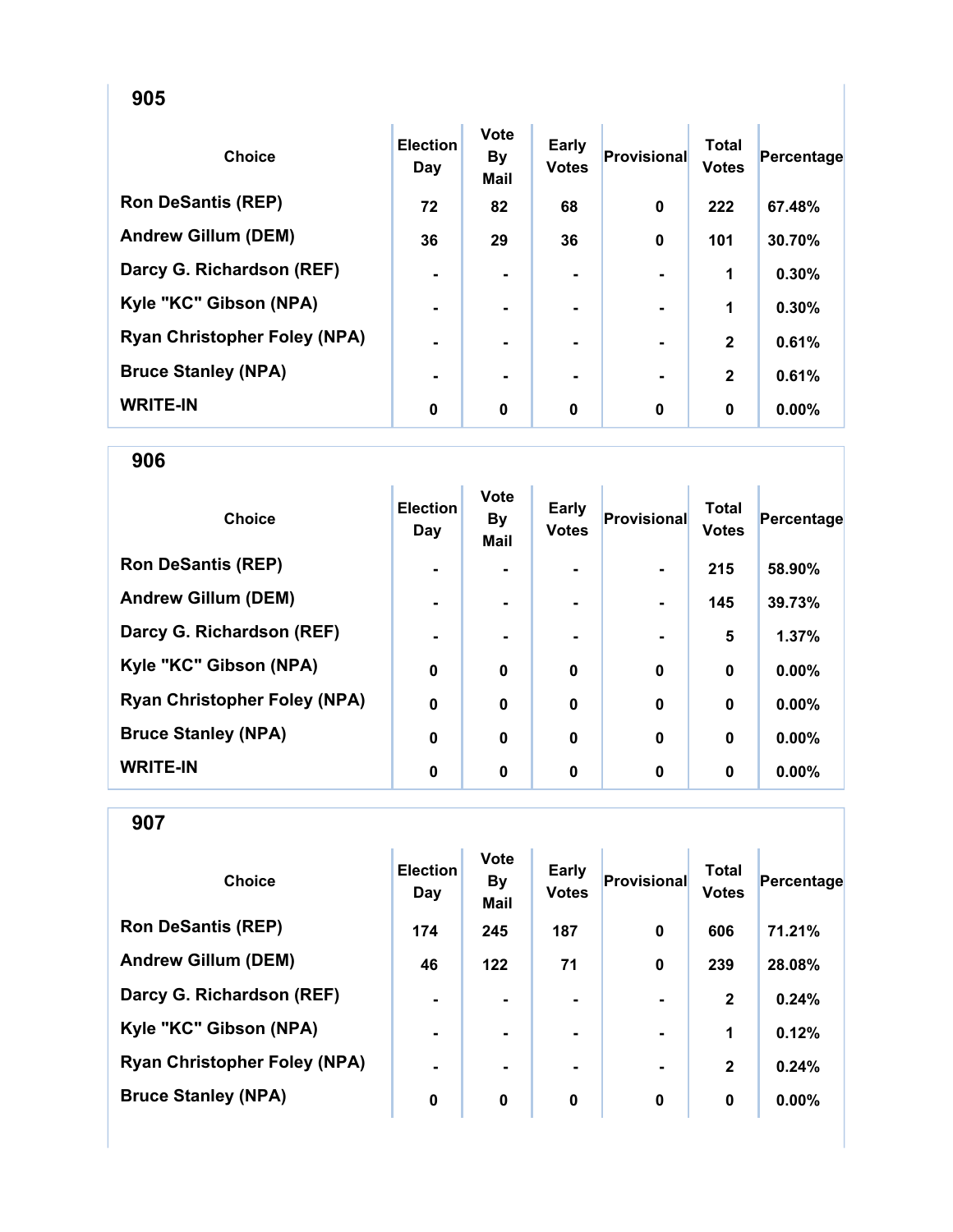## 905

| Choice | Election Day | Vote By Mail | Early Votes | Provisional | Total Votes | Percentage |
|---|---|---|---|---|---|---|
| Ron DeSantis (REP) | 72 | 82 | 68 | 0 | 222 | 67.48% |
| Andrew Gillum (DEM) | 36 | 29 | 36 | 0 | 101 | 30.70% |
| Darcy G. Richardson (REF) | - | - | - | - | 1 | 0.30% |
| Kyle "KC" Gibson (NPA) | - | - | - | - | 1 | 0.30% |
| Ryan Christopher Foley (NPA) | - | - | - | - | 2 | 0.61% |
| Bruce Stanley (NPA) | - | - | - | - | 2 | 0.61% |
| WRITE-IN | 0 | 0 | 0 | 0 | 0 | 0.00% |

## 906

| Choice | Election Day | Vote By Mail | Early Votes | Provisional | Total Votes | Percentage |
|---|---|---|---|---|---|---|
| Ron DeSantis (REP) | - | - | - | - | 215 | 58.90% |
| Andrew Gillum (DEM) | - | - | - | - | 145 | 39.73% |
| Darcy G. Richardson (REF) | - | - | - | - | 5 | 1.37% |
| Kyle "KC" Gibson (NPA) | 0 | 0 | 0 | 0 | 0 | 0.00% |
| Ryan Christopher Foley (NPA) | 0 | 0 | 0 | 0 | 0 | 0.00% |
| Bruce Stanley (NPA) | 0 | 0 | 0 | 0 | 0 | 0.00% |
| WRITE-IN | 0 | 0 | 0 | 0 | 0 | 0.00% |

## 907

| Choice | Election Day | Vote By Mail | Early Votes | Provisional | Total Votes | Percentage |
|---|---|---|---|---|---|---|
| Ron DeSantis (REP) | 174 | 245 | 187 | 0 | 606 | 71.21% |
| Andrew Gillum (DEM) | 46 | 122 | 71 | 0 | 239 | 28.08% |
| Darcy G. Richardson (REF) | - | - | - | - | 2 | 0.24% |
| Kyle "KC" Gibson (NPA) | - | - | - | - | 1 | 0.12% |
| Ryan Christopher Foley (NPA) | - | - | - | - | 2 | 0.24% |
| Bruce Stanley (NPA) | 0 | 0 | 0 | 0 | 0 | 0.00% |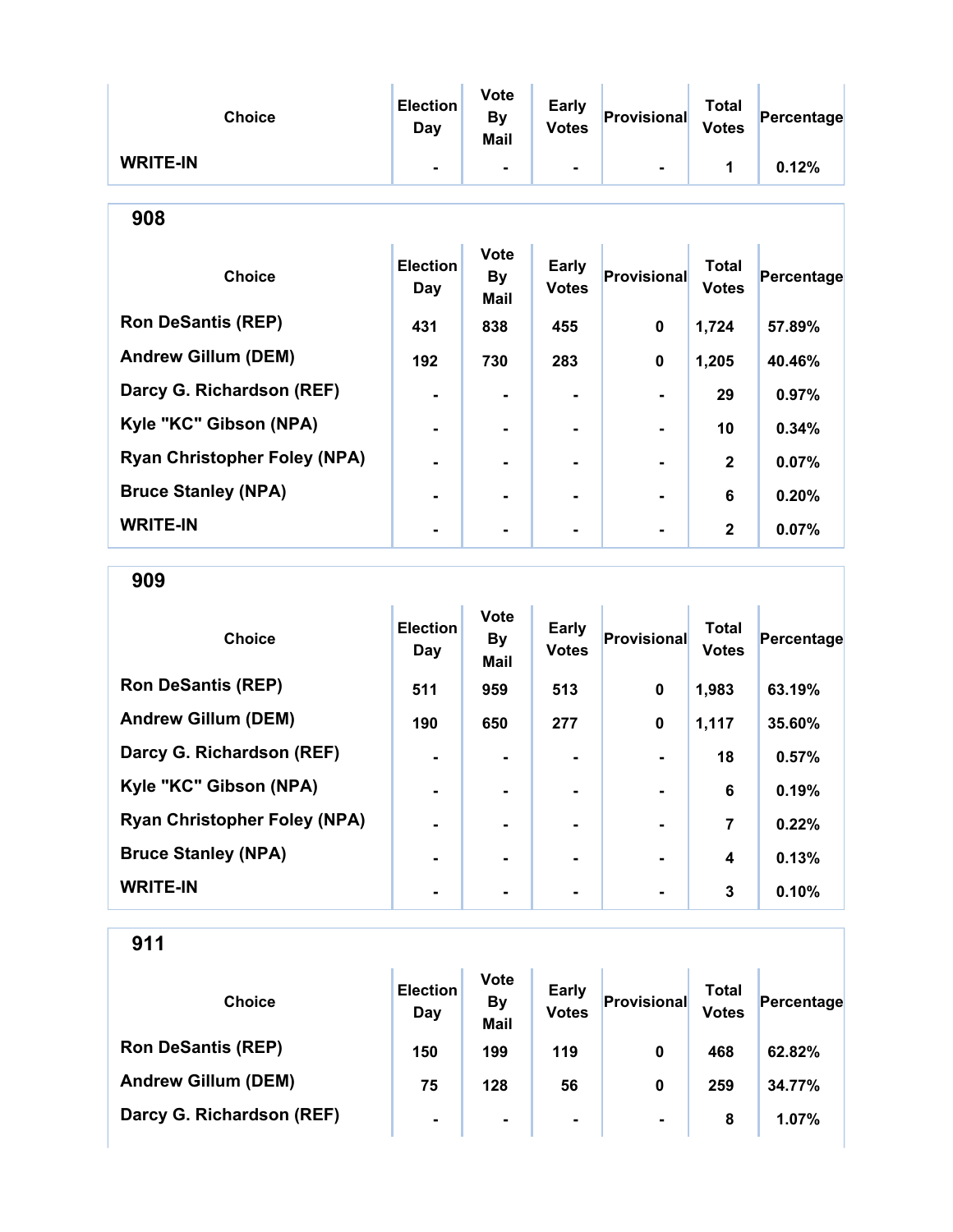| Choice | Election Day | Vote By Mail | Early Votes | Provisional | Total Votes | Percentage |
|---|---|---|---|---|---|---|
| WRITE-IN | - | - | - | - | 1 | 0.12% |

## 908

| Choice | Election Day | Vote By Mail | Early Votes | Provisional | Total Votes | Percentage |
|---|---|---|---|---|---|---|
| Ron DeSantis (REP) | 431 | 838 | 455 | 0 | 1,724 | 57.89% |
| Andrew Gillum (DEM) | 192 | 730 | 283 | 0 | 1,205 | 40.46% |
| Darcy G. Richardson (REF) | - | - | - | - | 29 | 0.97% |
| Kyle "KC" Gibson (NPA) | - | - | - | - | 10 | 0.34% |
| Ryan Christopher Foley (NPA) | - | - | - | - | 2 | 0.07% |
| Bruce Stanley (NPA) | - | - | - | - | 6 | 0.20% |
| WRITE-IN | - | - | - | - | 2 | 0.07% |

## 909

| Choice | Election Day | Vote By Mail | Early Votes | Provisional | Total Votes | Percentage |
|---|---|---|---|---|---|---|
| Ron DeSantis (REP) | 511 | 959 | 513 | 0 | 1,983 | 63.19% |
| Andrew Gillum (DEM) | 190 | 650 | 277 | 0 | 1,117 | 35.60% |
| Darcy G. Richardson (REF) | - | - | - | - | 18 | 0.57% |
| Kyle "KC" Gibson (NPA) | - | - | - | - | 6 | 0.19% |
| Ryan Christopher Foley (NPA) | - | - | - | - | 7 | 0.22% |
| Bruce Stanley (NPA) | - | - | - | - | 4 | 0.13% |
| WRITE-IN | - | - | - | - | 3 | 0.10% |

## 911

| Choice | Election Day | Vote By Mail | Early Votes | Provisional | Total Votes | Percentage |
|---|---|---|---|---|---|---|
| Ron DeSantis (REP) | 150 | 199 | 119 | 0 | 468 | 62.82% |
| Andrew Gillum (DEM) | 75 | 128 | 56 | 0 | 259 | 34.77% |
| Darcy G. Richardson (REF) | - | - | - | - | 8 | 1.07% |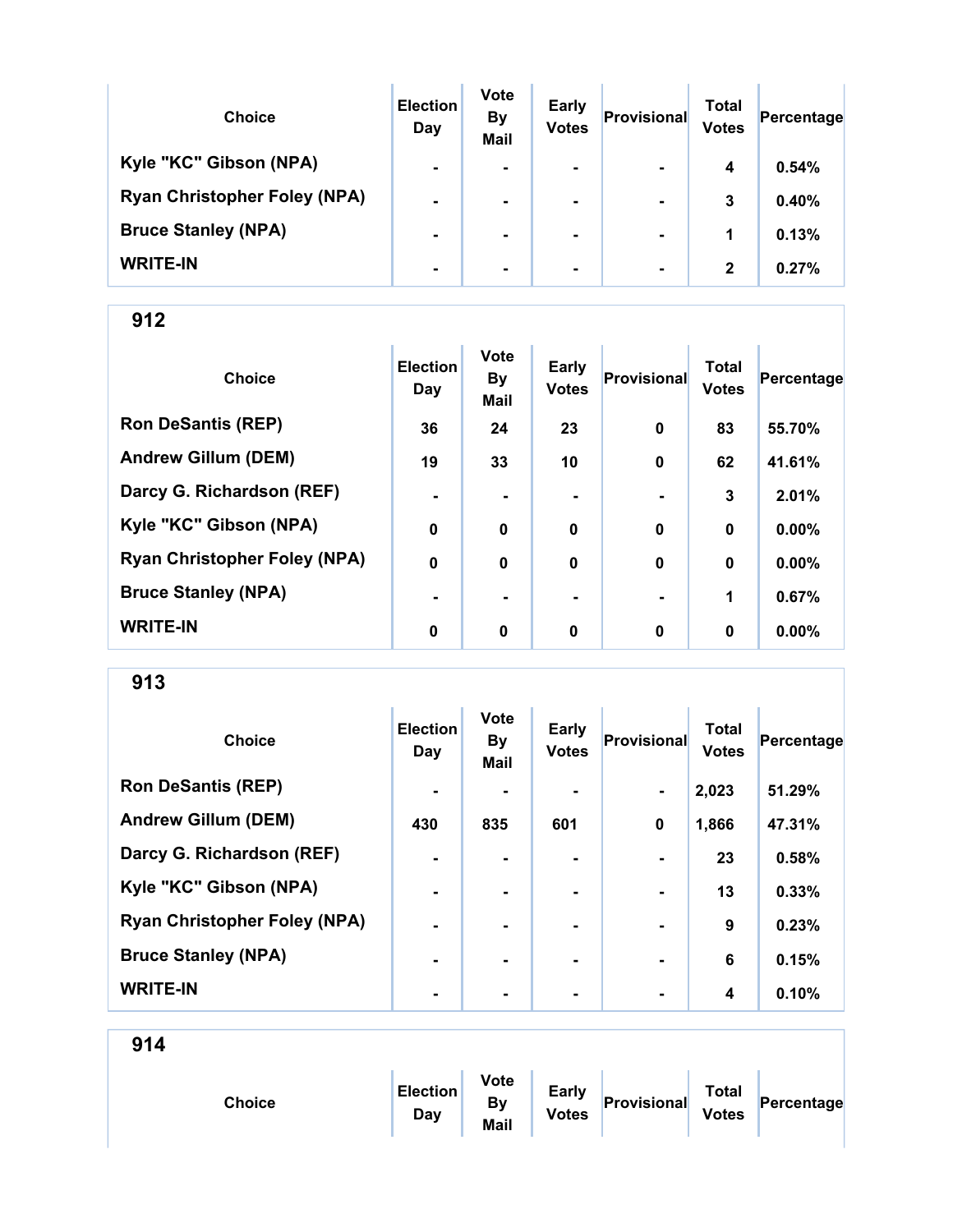| Choice | Election Day | Vote By Mail | Early Votes | Provisional | Total Votes | Percentage |
|---|---|---|---|---|---|---|
| Kyle "KC" Gibson (NPA) | - | - | - | - | 4 | 0.54% |
| Ryan Christopher Foley (NPA) | - | - | - | - | 3 | 0.40% |
| Bruce Stanley (NPA) | - | - | - | - | 1 | 0.13% |
| WRITE-IN | - | - | - | - | 2 | 0.27% |

## 912

| Choice | Election Day | Vote By Mail | Early Votes | Provisional | Total Votes | Percentage |
|---|---|---|---|---|---|---|
| Ron DeSantis (REP) | 36 | 24 | 23 | 0 | 83 | 55.70% |
| Andrew Gillum (DEM) | 19 | 33 | 10 | 0 | 62 | 41.61% |
| Darcy G. Richardson (REF) | - | - | - | - | 3 | 2.01% |
| Kyle "KC" Gibson (NPA) | 0 | 0 | 0 | 0 | 0 | 0.00% |
| Ryan Christopher Foley (NPA) | 0 | 0 | 0 | 0 | 0 | 0.00% |
| Bruce Stanley (NPA) | - | - | - | - | 1 | 0.67% |
| WRITE-IN | 0 | 0 | 0 | 0 | 0 | 0.00% |

## 913

| Choice | Election Day | Vote By Mail | Early Votes | Provisional | Total Votes | Percentage |
|---|---|---|---|---|---|---|
| Ron DeSantis (REP) | - | - | - | - | 2,023 | 51.29% |
| Andrew Gillum (DEM) | 430 | 835 | 601 | 0 | 1,866 | 47.31% |
| Darcy G. Richardson (REF) | - | - | - | - | 23 | 0.58% |
| Kyle "KC" Gibson (NPA) | - | - | - | - | 13 | 0.33% |
| Ryan Christopher Foley (NPA) | - | - | - | - | 9 | 0.23% |
| Bruce Stanley (NPA) | - | - | - | - | 6 | 0.15% |
| WRITE-IN | - | - | - | - | 4 | 0.10% |

## 914

| Choice | Election Day | Vote By Mail | Early Votes | Provisional | Total Votes | Percentage |
|---|---|---|---|---|---|---|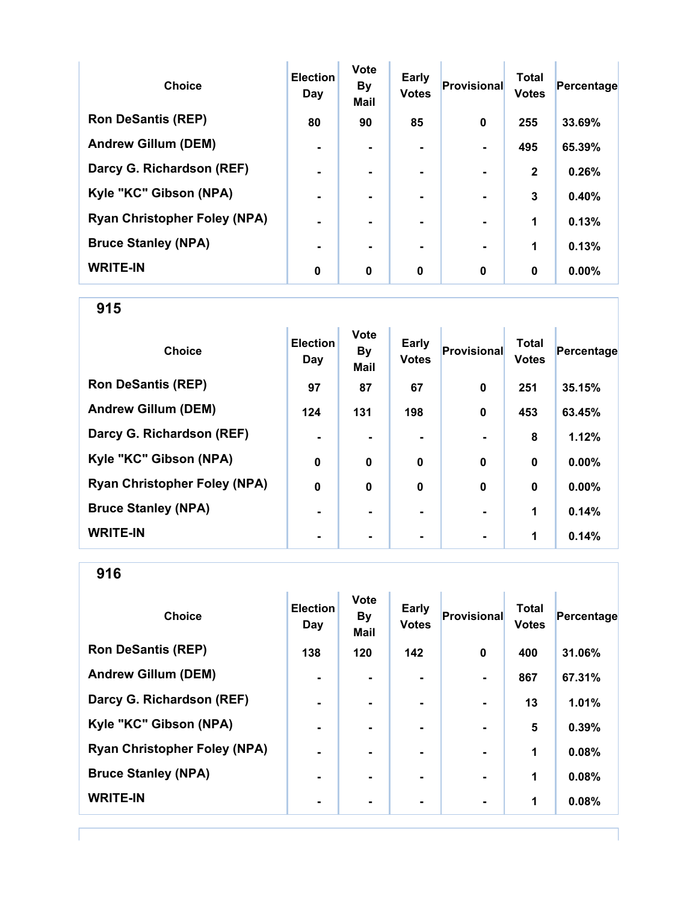| Choice | Election Day | Vote By Mail | Early Votes | Provisional | Total Votes | Percentage |
|---|---|---|---|---|---|---|
| Ron DeSantis (REP) | 80 | 90 | 85 | 0 | 255 | 33.69% |
| Andrew Gillum (DEM) | - | - | - | - | 495 | 65.39% |
| Darcy G. Richardson (REF) | - | - | - | - | 2 | 0.26% |
| Kyle "KC" Gibson (NPA) | - | - | - | - | 3 | 0.40% |
| Ryan Christopher Foley (NPA) | - | - | - | - | 1 | 0.13% |
| Bruce Stanley (NPA) | - | - | - | - | 1 | 0.13% |
| WRITE-IN | 0 | 0 | 0 | 0 | 0 | 0.00% |

## 915

| Choice | Election Day | Vote By Mail | Early Votes | Provisional | Total Votes | Percentage |
|---|---|---|---|---|---|---|
| Ron DeSantis (REP) | 97 | 87 | 67 | 0 | 251 | 35.15% |
| Andrew Gillum (DEM) | 124 | 131 | 198 | 0 | 453 | 63.45% |
| Darcy G. Richardson (REF) | - | - | - | - | 8 | 1.12% |
| Kyle "KC" Gibson (NPA) | 0 | 0 | 0 | 0 | 0 | 0.00% |
| Ryan Christopher Foley (NPA) | 0 | 0 | 0 | 0 | 0 | 0.00% |
| Bruce Stanley (NPA) | - | - | - | - | 1 | 0.14% |
| WRITE-IN | - | - | - | - | 1 | 0.14% |

## 916

| Choice | Election Day | Vote By Mail | Early Votes | Provisional | Total Votes | Percentage |
|---|---|---|---|---|---|---|
| Ron DeSantis (REP) | 138 | 120 | 142 | 0 | 400 | 31.06% |
| Andrew Gillum (DEM) | - | - | - | - | 867 | 67.31% |
| Darcy G. Richardson (REF) | - | - | - | - | 13 | 1.01% |
| Kyle "KC" Gibson (NPA) | - | - | - | - | 5 | 0.39% |
| Ryan Christopher Foley (NPA) | - | - | - | - | 1 | 0.08% |
| Bruce Stanley (NPA) | - | - | - | - | 1 | 0.08% |
| WRITE-IN | - | - | - | - | 1 | 0.08% |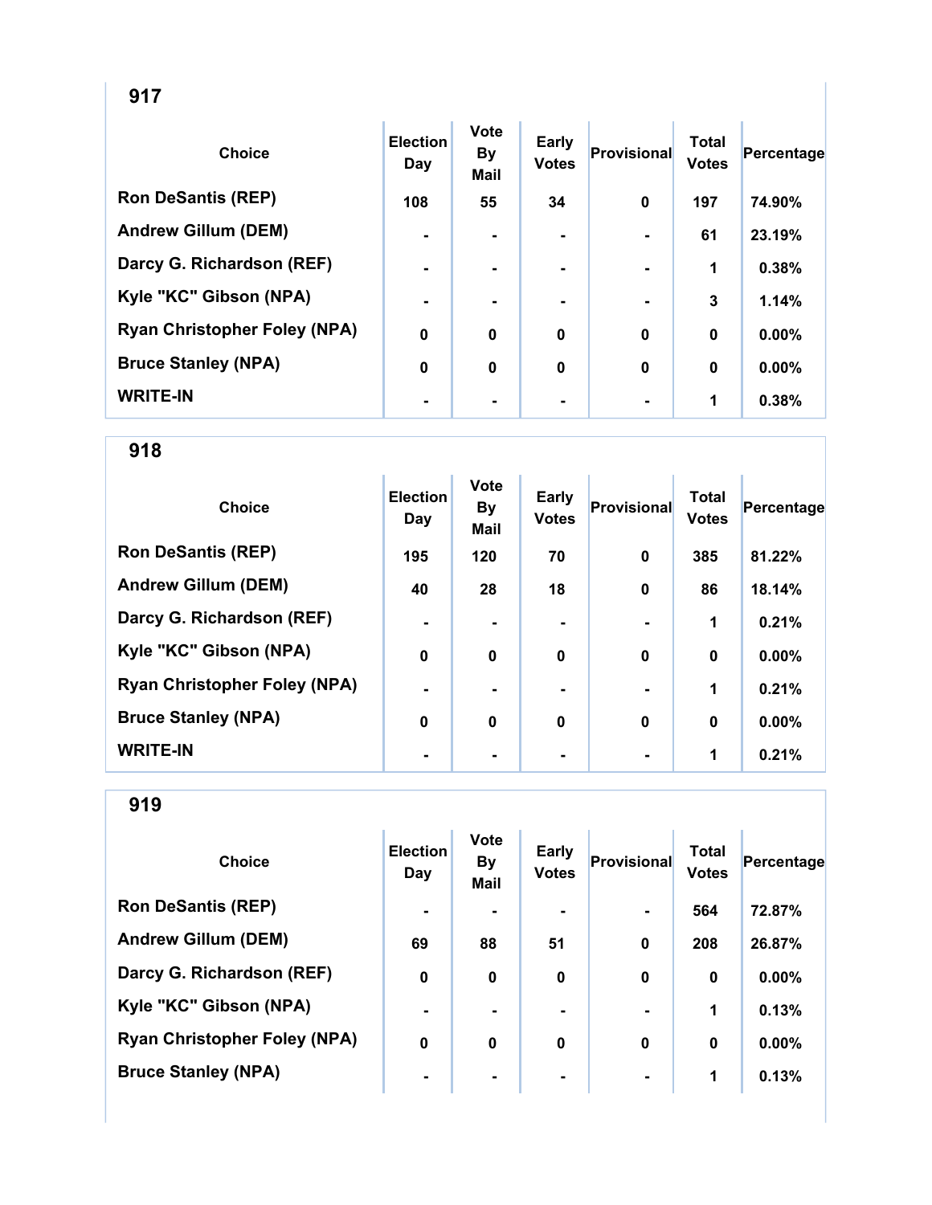## 917

| Choice | Election Day | Vote By Mail | Early Votes | Provisional | Total Votes | Percentage |
|---|---|---|---|---|---|---|
| Ron DeSantis (REP) | 108 | 55 | 34 | 0 | 197 | 74.90% |
| Andrew Gillum (DEM) | - | - | - | - | 61 | 23.19% |
| Darcy G. Richardson (REF) | - | - | - | - | 1 | 0.38% |
| Kyle "KC" Gibson (NPA) | - | - | - | - | 3 | 1.14% |
| Ryan Christopher Foley (NPA) | 0 | 0 | 0 | 0 | 0 | 0.00% |
| Bruce Stanley (NPA) | 0 | 0 | 0 | 0 | 0 | 0.00% |
| WRITE-IN | - | - | - | - | 1 | 0.38% |

## 918

| Choice | Election Day | Vote By Mail | Early Votes | Provisional | Total Votes | Percentage |
|---|---|---|---|---|---|---|
| Ron DeSantis (REP) | 195 | 120 | 70 | 0 | 385 | 81.22% |
| Andrew Gillum (DEM) | 40 | 28 | 18 | 0 | 86 | 18.14% |
| Darcy G. Richardson (REF) | - | - | - | - | 1 | 0.21% |
| Kyle "KC" Gibson (NPA) | 0 | 0 | 0 | 0 | 0 | 0.00% |
| Ryan Christopher Foley (NPA) | - | - | - | - | 1 | 0.21% |
| Bruce Stanley (NPA) | 0 | 0 | 0 | 0 | 0 | 0.00% |
| WRITE-IN | - | - | - | - | 1 | 0.21% |

## 919

| Choice | Election Day | Vote By Mail | Early Votes | Provisional | Total Votes | Percentage |
|---|---|---|---|---|---|---|
| Ron DeSantis (REP) | - | - | - | - | 564 | 72.87% |
| Andrew Gillum (DEM) | 69 | 88 | 51 | 0 | 208 | 26.87% |
| Darcy G. Richardson (REF) | 0 | 0 | 0 | 0 | 0 | 0.00% |
| Kyle "KC" Gibson (NPA) | - | - | - | - | 1 | 0.13% |
| Ryan Christopher Foley (NPA) | 0 | 0 | 0 | 0 | 0 | 0.00% |
| Bruce Stanley (NPA) | - | - | - | - | 1 | 0.13% |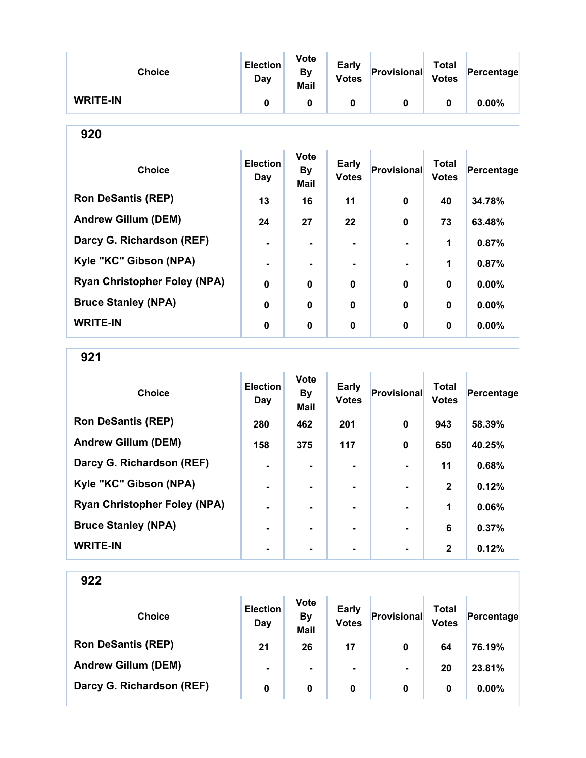| Choice | Election Day | Vote By Mail | Early Votes | Provisional | Total Votes | Percentage |
|---|---|---|---|---|---|---|
| WRITE-IN | 0 | 0 | 0 | 0 | 0 | 0.00% |

## 920

| Choice | Election Day | Vote By Mail | Early Votes | Provisional | Total Votes | Percentage |
|---|---|---|---|---|---|---|
| Ron DeSantis (REP) | 13 | 16 | 11 | 0 | 40 | 34.78% |
| Andrew Gillum (DEM) | 24 | 27 | 22 | 0 | 73 | 63.48% |
| Darcy G. Richardson (REF) | - | - | - | - | 1 | 0.87% |
| Kyle "KC" Gibson (NPA) | - | - | - | - | 1 | 0.87% |
| Ryan Christopher Foley (NPA) | 0 | 0 | 0 | 0 | 0 | 0.00% |
| Bruce Stanley (NPA) | 0 | 0 | 0 | 0 | 0 | 0.00% |
| WRITE-IN | 0 | 0 | 0 | 0 | 0 | 0.00% |

## 921

| Choice | Election Day | Vote By Mail | Early Votes | Provisional | Total Votes | Percentage |
|---|---|---|---|---|---|---|
| Ron DeSantis (REP) | 280 | 462 | 201 | 0 | 943 | 58.39% |
| Andrew Gillum (DEM) | 158 | 375 | 117 | 0 | 650 | 40.25% |
| Darcy G. Richardson (REF) | - | - | - | - | 11 | 0.68% |
| Kyle "KC" Gibson (NPA) | - | - | - | - | 2 | 0.12% |
| Ryan Christopher Foley (NPA) | - | - | - | - | 1 | 0.06% |
| Bruce Stanley (NPA) | - | - | - | - | 6 | 0.37% |
| WRITE-IN | - | - | - | - | 2 | 0.12% |

## 922

| Choice | Election Day | Vote By Mail | Early Votes | Provisional | Total Votes | Percentage |
|---|---|---|---|---|---|---|
| Ron DeSantis (REP) | 21 | 26 | 17 | 0 | 64 | 76.19% |
| Andrew Gillum (DEM) | - | - | - | - | 20 | 23.81% |
| Darcy G. Richardson (REF) | 0 | 0 | 0 | 0 | 0 | 0.00% |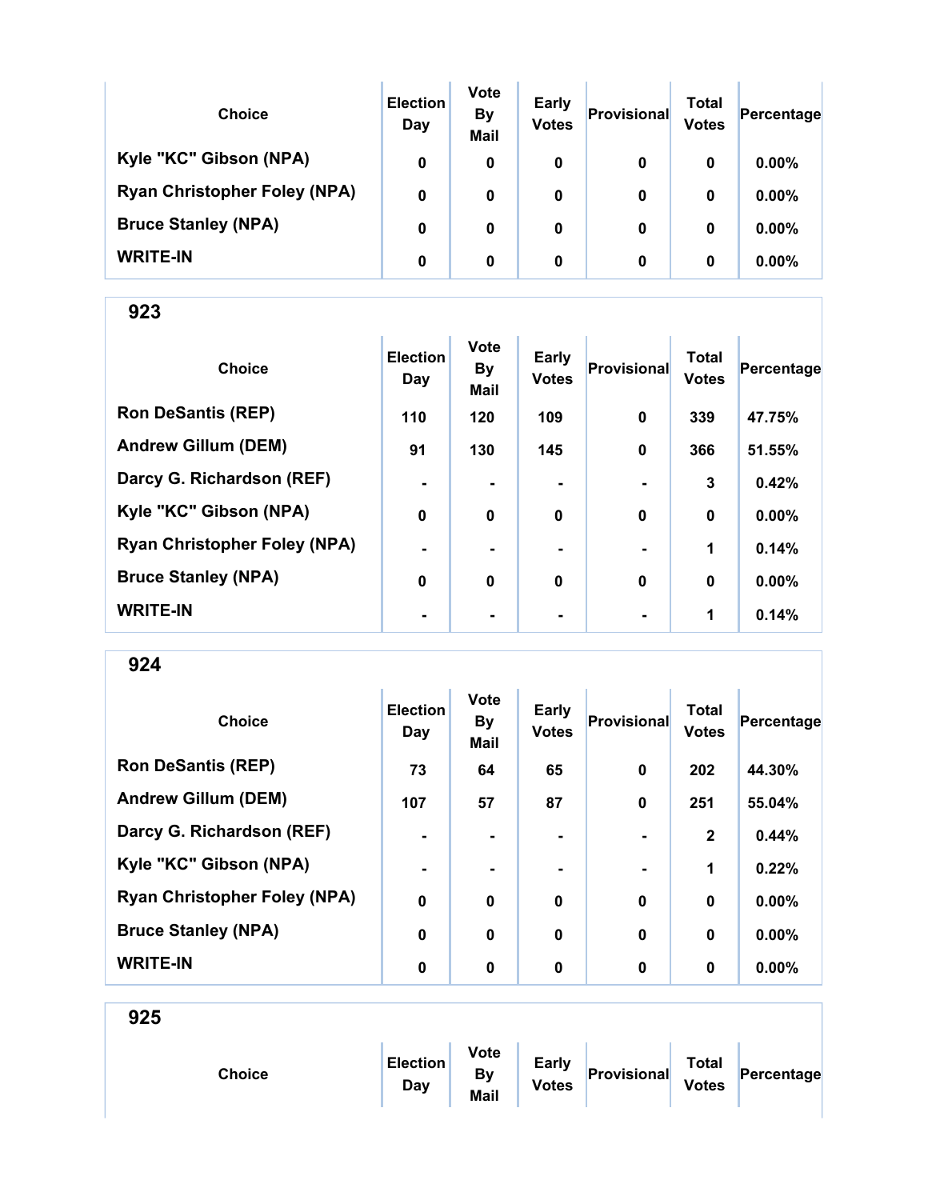| Choice | Election Day | Vote By Mail | Early Votes | Provisional | Total Votes | Percentage |
|---|---|---|---|---|---|---|
| Kyle "KC" Gibson (NPA) | 0 | 0 | 0 | 0 | 0 | 0.00% |
| Ryan Christopher Foley (NPA) | 0 | 0 | 0 | 0 | 0 | 0.00% |
| Bruce Stanley (NPA) | 0 | 0 | 0 | 0 | 0 | 0.00% |
| WRITE-IN | 0 | 0 | 0 | 0 | 0 | 0.00% |

## 923

| Choice | Election Day | Vote By Mail | Early Votes | Provisional | Total Votes | Percentage |
|---|---|---|---|---|---|---|
| Ron DeSantis (REP) | 110 | 120 | 109 | 0 | 339 | 47.75% |
| Andrew Gillum (DEM) | 91 | 130 | 145 | 0 | 366 | 51.55% |
| Darcy G. Richardson (REF) | - | - | - | - | 3 | 0.42% |
| Kyle "KC" Gibson (NPA) | 0 | 0 | 0 | 0 | 0 | 0.00% |
| Ryan Christopher Foley (NPA) | - | - | - | - | 1 | 0.14% |
| Bruce Stanley (NPA) | 0 | 0 | 0 | 0 | 0 | 0.00% |
| WRITE-IN | - | - | - | - | 1 | 0.14% |

## 924

| Choice | Election Day | Vote By Mail | Early Votes | Provisional | Total Votes | Percentage |
|---|---|---|---|---|---|---|
| Ron DeSantis (REP) | 73 | 64 | 65 | 0 | 202 | 44.30% |
| Andrew Gillum (DEM) | 107 | 57 | 87 | 0 | 251 | 55.04% |
| Darcy G. Richardson (REF) | - | - | - | - | 2 | 0.44% |
| Kyle "KC" Gibson (NPA) | - | - | - | - | 1 | 0.22% |
| Ryan Christopher Foley (NPA) | 0 | 0 | 0 | 0 | 0 | 0.00% |
| Bruce Stanley (NPA) | 0 | 0 | 0 | 0 | 0 | 0.00% |
| WRITE-IN | 0 | 0 | 0 | 0 | 0 | 0.00% |

## 925

| Choice | Election Day | Vote By Mail | Early Votes | Provisional | Total Votes | Percentage |
|---|---|---|---|---|---|---|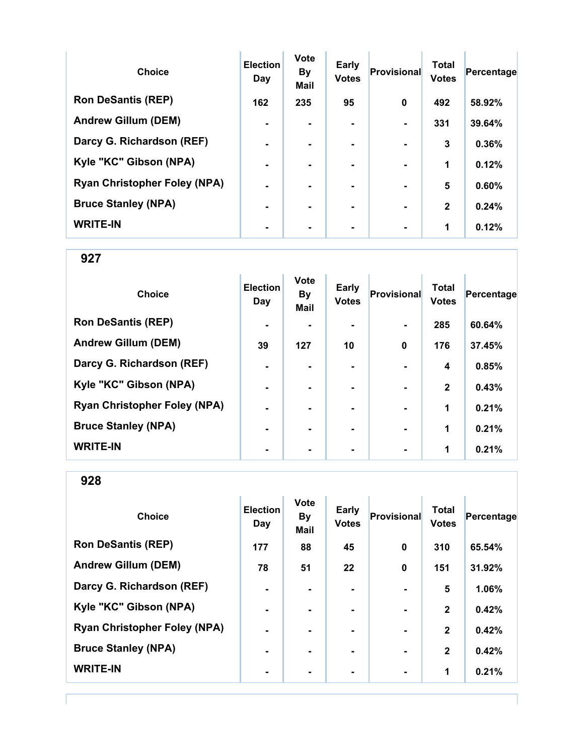| Choice | Election Day | Vote By Mail | Early Votes | Provisional | Total Votes | Percentage |
|---|---|---|---|---|---|---|
| Ron DeSantis (REP) | 162 | 235 | 95 | 0 | 492 | 58.92% |
| Andrew Gillum (DEM) | - | - | - | - | 331 | 39.64% |
| Darcy G. Richardson (REF) | - | - | - | - | 3 | 0.36% |
| Kyle "KC" Gibson (NPA) | - | - | - | - | 1 | 0.12% |
| Ryan Christopher Foley (NPA) | - | - | - | - | 5 | 0.60% |
| Bruce Stanley (NPA) | - | - | - | - | 2 | 0.24% |
| WRITE-IN | - | - | - | - | 1 | 0.12% |

## 927

| Choice | Election Day | Vote By Mail | Early Votes | Provisional | Total Votes | Percentage |
|---|---|---|---|---|---|---|
| Ron DeSantis (REP) | - | - | - | - | 285 | 60.64% |
| Andrew Gillum (DEM) | 39 | 127 | 10 | 0 | 176 | 37.45% |
| Darcy G. Richardson (REF) | - | - | - | - | 4 | 0.85% |
| Kyle "KC" Gibson (NPA) | - | - | - | - | 2 | 0.43% |
| Ryan Christopher Foley (NPA) | - | - | - | - | 1 | 0.21% |
| Bruce Stanley (NPA) | - | - | - | - | 1 | 0.21% |
| WRITE-IN | - | - | - | - | 1 | 0.21% |

## 928

| Choice | Election Day | Vote By Mail | Early Votes | Provisional | Total Votes | Percentage |
|---|---|---|---|---|---|---|
| Ron DeSantis (REP) | 177 | 88 | 45 | 0 | 310 | 65.54% |
| Andrew Gillum (DEM) | 78 | 51 | 22 | 0 | 151 | 31.92% |
| Darcy G. Richardson (REF) | - | - | - | - | 5 | 1.06% |
| Kyle "KC" Gibson (NPA) | - | - | - | - | 2 | 0.42% |
| Ryan Christopher Foley (NPA) | - | - | - | - | 2 | 0.42% |
| Bruce Stanley (NPA) | - | - | - | - | 2 | 0.42% |
| WRITE-IN | - | - | - | - | 1 | 0.21% |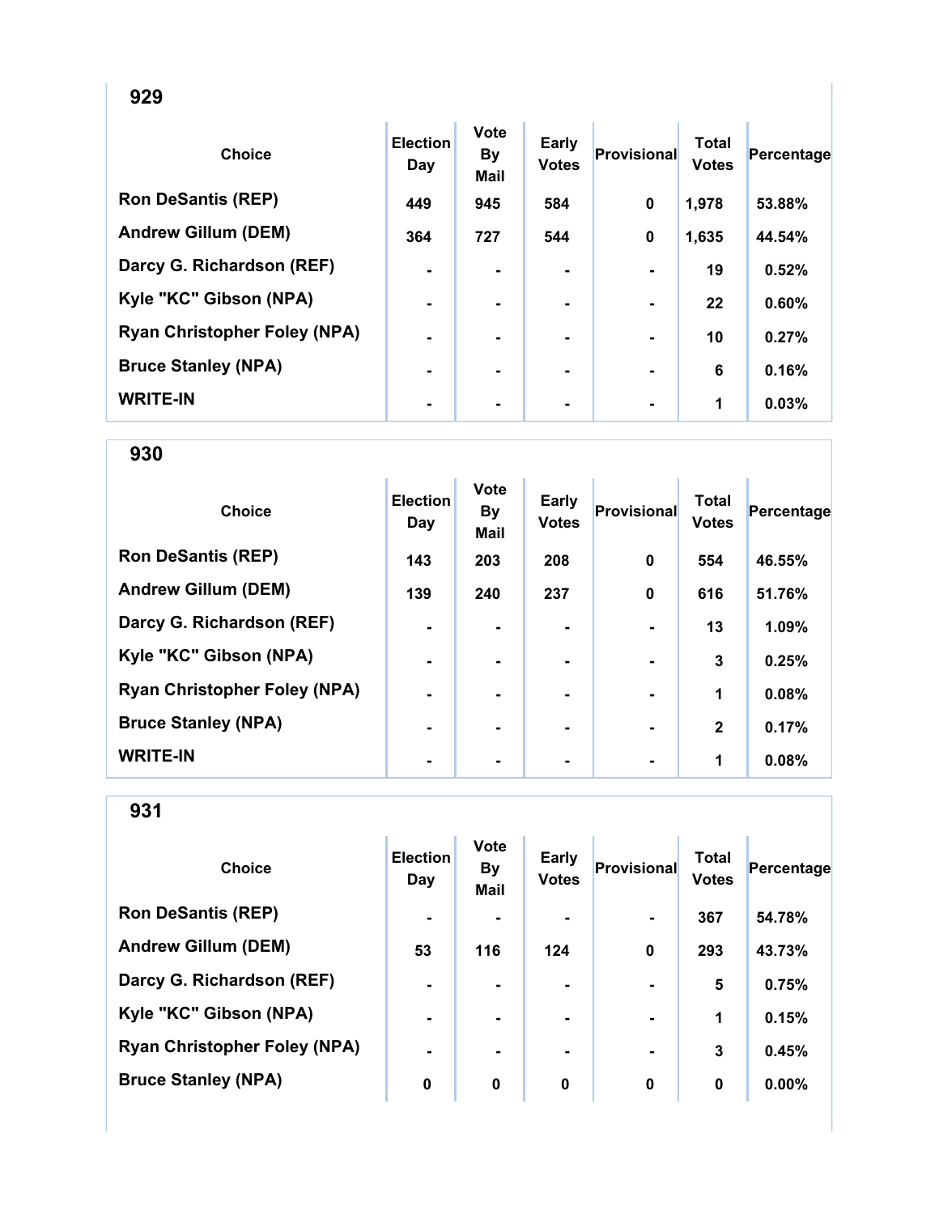## 929

| Choice | Election Day | Vote By Mail | Early Votes | Provisional | Total Votes | Percentage |
|---|---|---|---|---|---|---|
| Ron DeSantis (REP) | 449 | 945 | 584 | 0 | 1,978 | 53.88% |
| Andrew Gillum (DEM) | 364 | 727 | 544 | 0 | 1,635 | 44.54% |
| Darcy G. Richardson (REF) | - | - | - | - | 19 | 0.52% |
| Kyle "KC" Gibson (NPA) | - | - | - | - | 22 | 0.60% |
| Ryan Christopher Foley (NPA) | - | - | - | - | 10 | 0.27% |
| Bruce Stanley (NPA) | - | - | - | - | 6 | 0.16% |
| WRITE-IN | - | - | - | - | 1 | 0.03% |

## 930

| Choice | Election Day | Vote By Mail | Early Votes | Provisional | Total Votes | Percentage |
|---|---|---|---|---|---|---|
| Ron DeSantis (REP) | 143 | 203 | 208 | 0 | 554 | 46.55% |
| Andrew Gillum (DEM) | 139 | 240 | 237 | 0 | 616 | 51.76% |
| Darcy G. Richardson (REF) | - | - | - | - | 13 | 1.09% |
| Kyle "KC" Gibson (NPA) | - | - | - | - | 3 | 0.25% |
| Ryan Christopher Foley (NPA) | - | - | - | - | 1 | 0.08% |
| Bruce Stanley (NPA) | - | - | - | - | 2 | 0.17% |
| WRITE-IN | - | - | - | - | 1 | 0.08% |

## 931

| Choice | Election Day | Vote By Mail | Early Votes | Provisional | Total Votes | Percentage |
|---|---|---|---|---|---|---|
| Ron DeSantis (REP) | - | - | - | - | 367 | 54.78% |
| Andrew Gillum (DEM) | 53 | 116 | 124 | 0 | 293 | 43.73% |
| Darcy G. Richardson (REF) | - | - | - | - | 5 | 0.75% |
| Kyle "KC" Gibson (NPA) | - | - | - | - | 1 | 0.15% |
| Ryan Christopher Foley (NPA) | - | - | - | - | 3 | 0.45% |
| Bruce Stanley (NPA) | 0 | 0 | 0 | 0 | 0 | 0.00% |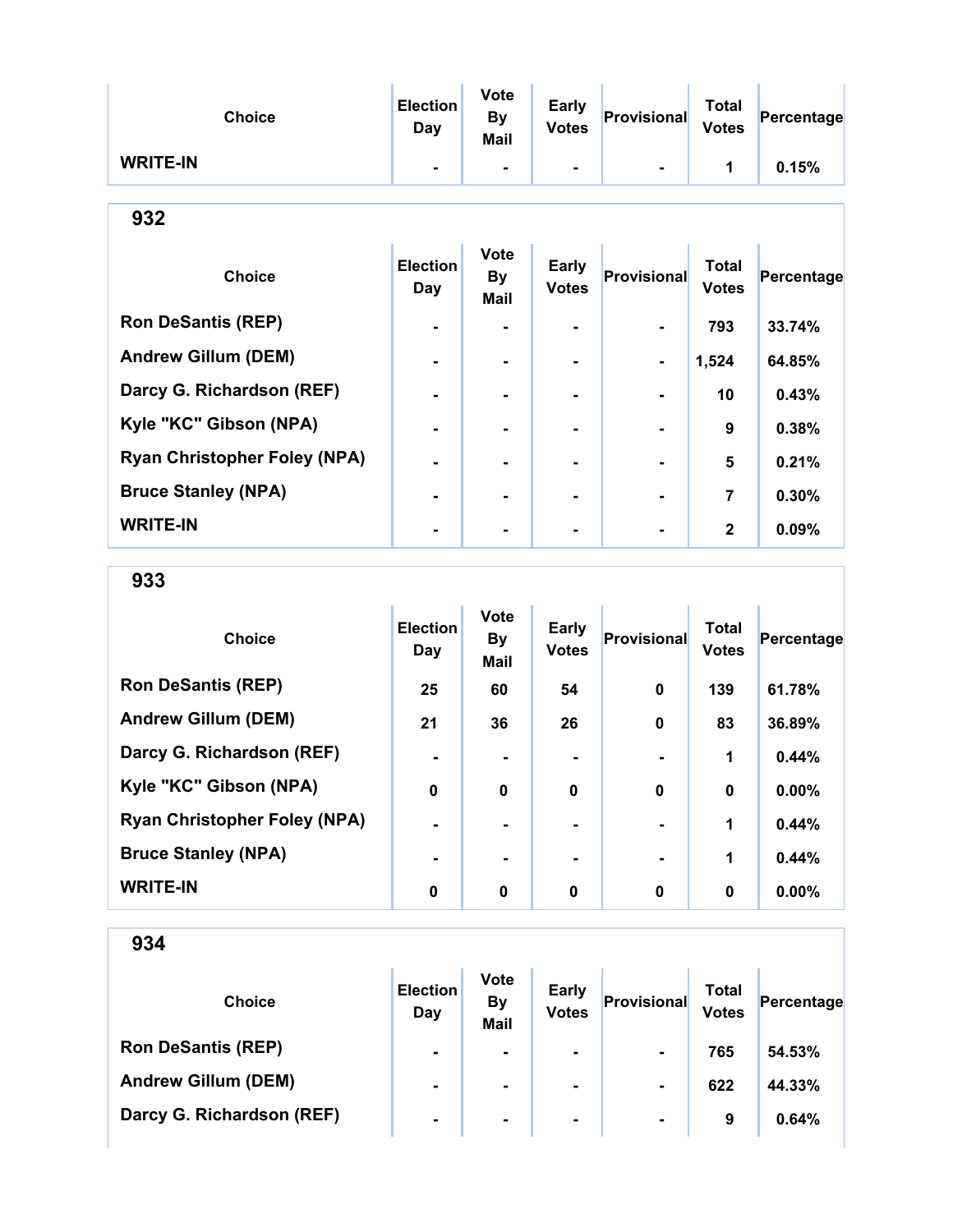| Choice | Election Day | Vote By Mail | Early Votes | Provisional | Total Votes | Percentage |
|---|---|---|---|---|---|---|
| WRITE-IN | - | - | - | - | 1 | 0.15% |

## 932

| Choice | Election Day | Vote By Mail | Early Votes | Provisional | Total Votes | Percentage |
|---|---|---|---|---|---|---|
| Ron DeSantis (REP) | - | - | - | - | 793 | 33.74% |
| Andrew Gillum (DEM) | - | - | - | - | 1,524 | 64.85% |
| Darcy G. Richardson (REF) | - | - | - | - | 10 | 0.43% |
| Kyle "KC" Gibson (NPA) | - | - | - | - | 9 | 0.38% |
| Ryan Christopher Foley (NPA) | - | - | - | - | 5 | 0.21% |
| Bruce Stanley (NPA) | - | - | - | - | 7 | 0.30% |
| WRITE-IN | - | - | - | - | 2 | 0.09% |

## 933

| Choice | Election Day | Vote By Mail | Early Votes | Provisional | Total Votes | Percentage |
|---|---|---|---|---|---|---|
| Ron DeSantis (REP) | 25 | 60 | 54 | 0 | 139 | 61.78% |
| Andrew Gillum (DEM) | 21 | 36 | 26 | 0 | 83 | 36.89% |
| Darcy G. Richardson (REF) | - | - | - | - | 1 | 0.44% |
| Kyle "KC" Gibson (NPA) | 0 | 0 | 0 | 0 | 0 | 0.00% |
| Ryan Christopher Foley (NPA) | - | - | - | - | 1 | 0.44% |
| Bruce Stanley (NPA) | - | - | - | - | 1 | 0.44% |
| WRITE-IN | 0 | 0 | 0 | 0 | 0 | 0.00% |

## 934

| Choice | Election Day | Vote By Mail | Early Votes | Provisional | Total Votes | Percentage |
|---|---|---|---|---|---|---|
| Ron DeSantis (REP) | - | - | - | - | 765 | 54.53% |
| Andrew Gillum (DEM) | - | - | - | - | 622 | 44.33% |
| Darcy G. Richardson (REF) | - | - | - | - | 9 | 0.64% |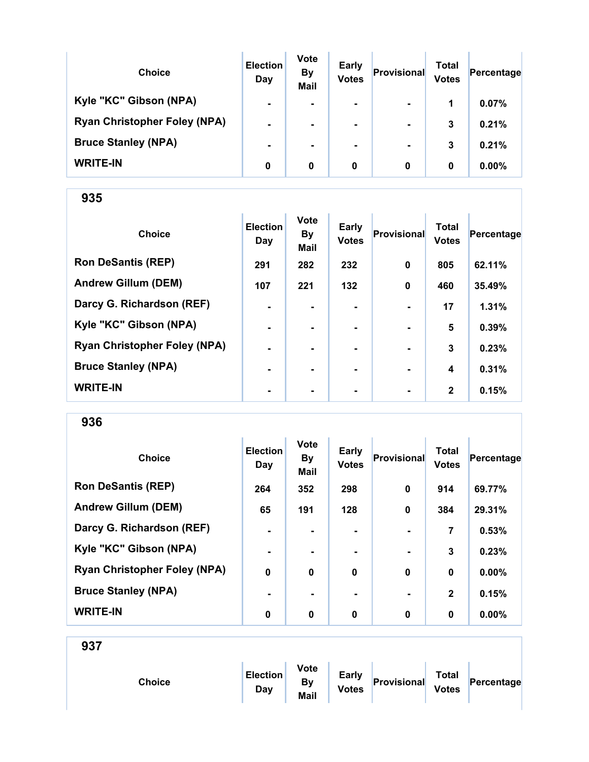| Choice | Election Day | Vote By Mail | Early Votes | Provisional | Total Votes | Percentage |
|---|---|---|---|---|---|---|
| Kyle "KC" Gibson (NPA) | - | - | - | - | 1 | 0.07% |
| Ryan Christopher Foley (NPA) | - | - | - | - | 3 | 0.21% |
| Bruce Stanley (NPA) | - | - | - | - | 3 | 0.21% |
| WRITE-IN | 0 | 0 | 0 | 0 | 0 | 0.00% |

## 935

| Choice | Election Day | Vote By Mail | Early Votes | Provisional | Total Votes | Percentage |
|---|---|---|---|---|---|---|
| Ron DeSantis (REP) | 291 | 282 | 232 | 0 | 805 | 62.11% |
| Andrew Gillum (DEM) | 107 | 221 | 132 | 0 | 460 | 35.49% |
| Darcy G. Richardson (REF) | - | - | - | - | 17 | 1.31% |
| Kyle "KC" Gibson (NPA) | - | - | - | - | 5 | 0.39% |
| Ryan Christopher Foley (NPA) | - | - | - | - | 3 | 0.23% |
| Bruce Stanley (NPA) | - | - | - | - | 4 | 0.31% |
| WRITE-IN | - | - | - | - | 2 | 0.15% |

## 936

| Choice | Election Day | Vote By Mail | Early Votes | Provisional | Total Votes | Percentage |
|---|---|---|---|---|---|---|
| Ron DeSantis (REP) | 264 | 352 | 298 | 0 | 914 | 69.77% |
| Andrew Gillum (DEM) | 65 | 191 | 128 | 0 | 384 | 29.31% |
| Darcy G. Richardson (REF) | - | - | - | - | 7 | 0.53% |
| Kyle "KC" Gibson (NPA) | - | - | - | - | 3 | 0.23% |
| Ryan Christopher Foley (NPA) | 0 | 0 | 0 | 0 | 0 | 0.00% |
| Bruce Stanley (NPA) | - | - | - | - | 2 | 0.15% |
| WRITE-IN | 0 | 0 | 0 | 0 | 0 | 0.00% |

## 937

| Choice | Election Day | Vote By Mail | Early Votes | Provisional | Total Votes | Percentage |
|---|---|---|---|---|---|---|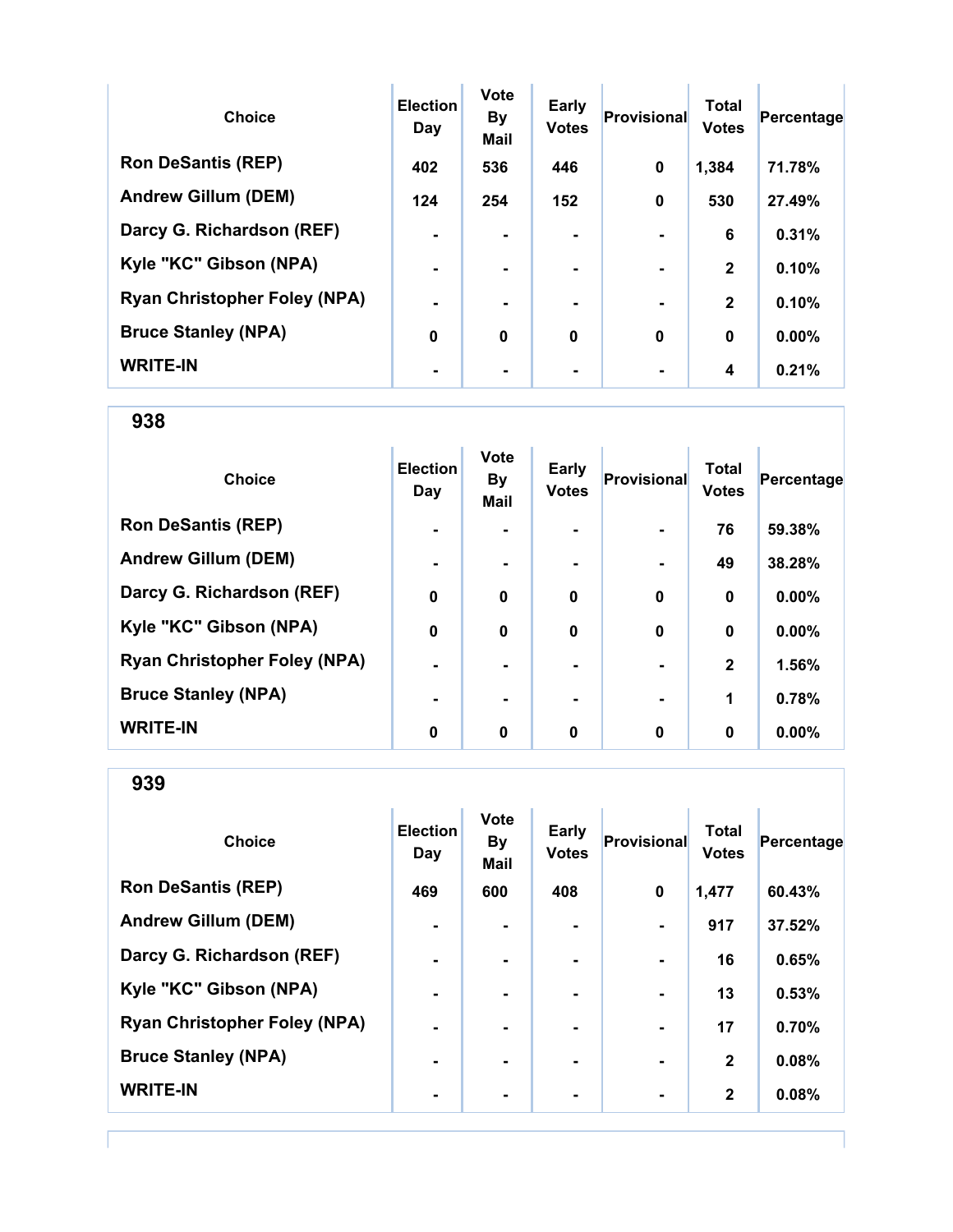| Choice | Election Day | Vote By Mail | Early Votes | Provisional | Total Votes | Percentage |
|---|---|---|---|---|---|---|
| Ron DeSantis (REP) | 402 | 536 | 446 | 0 | 1,384 | 71.78% |
| Andrew Gillum (DEM) | 124 | 254 | 152 | 0 | 530 | 27.49% |
| Darcy G. Richardson (REF) | - | - | - | - | 6 | 0.31% |
| Kyle "KC" Gibson (NPA) | - | - | - | - | 2 | 0.10% |
| Ryan Christopher Foley (NPA) | - | - | - | - | 2 | 0.10% |
| Bruce Stanley (NPA) | 0 | 0 | 0 | 0 | 0 | 0.00% |
| WRITE-IN | - | - | - | - | 4 | 0.21% |

## 938

| Choice | Election Day | Vote By Mail | Early Votes | Provisional | Total Votes | Percentage |
|---|---|---|---|---|---|---|
| Ron DeSantis (REP) | - | - | - | - | 76 | 59.38% |
| Andrew Gillum (DEM) | - | - | - | - | 49 | 38.28% |
| Darcy G. Richardson (REF) | 0 | 0 | 0 | 0 | 0 | 0.00% |
| Kyle "KC" Gibson (NPA) | 0 | 0 | 0 | 0 | 0 | 0.00% |
| Ryan Christopher Foley (NPA) | - | - | - | - | 2 | 1.56% |
| Bruce Stanley (NPA) | - | - | - | - | 1 | 0.78% |
| WRITE-IN | 0 | 0 | 0 | 0 | 0 | 0.00% |

## 939

| Choice | Election Day | Vote By Mail | Early Votes | Provisional | Total Votes | Percentage |
|---|---|---|---|---|---|---|
| Ron DeSantis (REP) | 469 | 600 | 408 | 0 | 1,477 | 60.43% |
| Andrew Gillum (DEM) | - | - | - | - | 917 | 37.52% |
| Darcy G. Richardson (REF) | - | - | - | - | 16 | 0.65% |
| Kyle "KC" Gibson (NPA) | - | - | - | - | 13 | 0.53% |
| Ryan Christopher Foley (NPA) | - | - | - | - | 17 | 0.70% |
| Bruce Stanley (NPA) | - | - | - | - | 2 | 0.08% |
| WRITE-IN | - | - | - | - | 2 | 0.08% |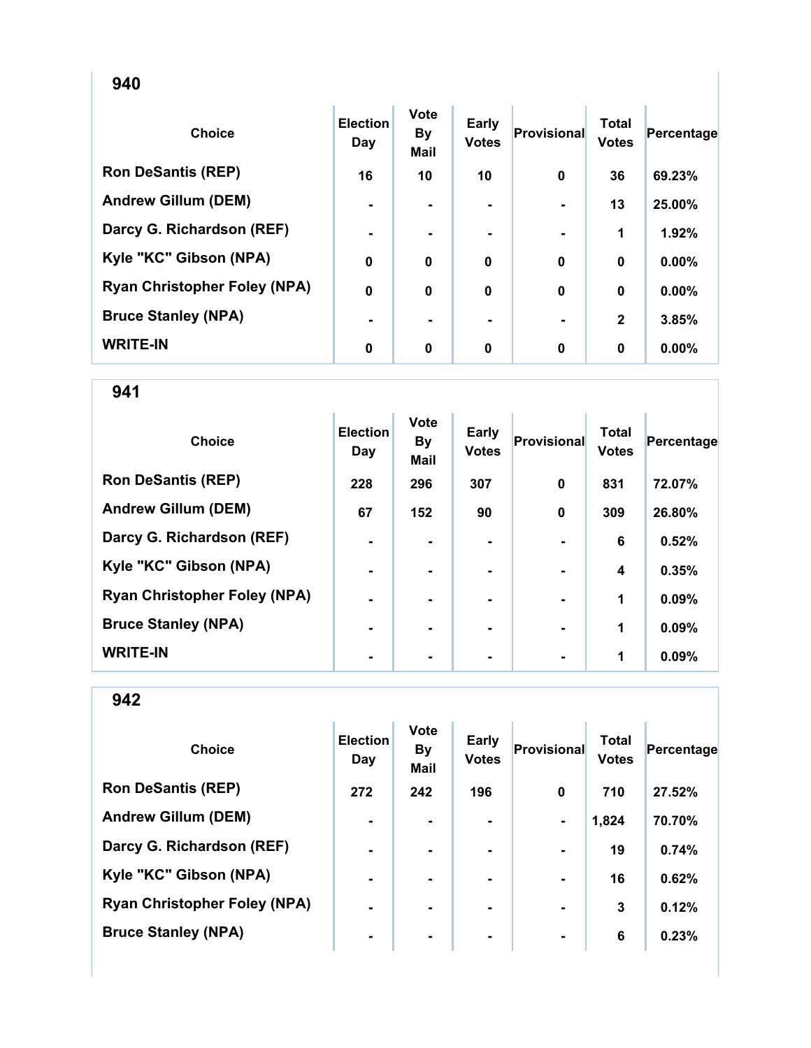## 940

| Choice | Election Day | Vote By Mail | Early Votes | Provisional | Total Votes | Percentage |
|---|---|---|---|---|---|---|
| Ron DeSantis (REP) | 16 | 10 | 10 | 0 | 36 | 69.23% |
| Andrew Gillum (DEM) | - | - | - | - | 13 | 25.00% |
| Darcy G. Richardson (REF) | - | - | - | - | 1 | 1.92% |
| Kyle "KC" Gibson (NPA) | 0 | 0 | 0 | 0 | 0 | 0.00% |
| Ryan Christopher Foley (NPA) | 0 | 0 | 0 | 0 | 0 | 0.00% |
| Bruce Stanley (NPA) | - | - | - | - | 2 | 3.85% |
| WRITE-IN | 0 | 0 | 0 | 0 | 0 | 0.00% |

## 941

| Choice | Election Day | Vote By Mail | Early Votes | Provisional | Total Votes | Percentage |
|---|---|---|---|---|---|---|
| Ron DeSantis (REP) | 228 | 296 | 307 | 0 | 831 | 72.07% |
| Andrew Gillum (DEM) | 67 | 152 | 90 | 0 | 309 | 26.80% |
| Darcy G. Richardson (REF) | - | - | - | - | 6 | 0.52% |
| Kyle "KC" Gibson (NPA) | - | - | - | - | 4 | 0.35% |
| Ryan Christopher Foley (NPA) | - | - | - | - | 1 | 0.09% |
| Bruce Stanley (NPA) | - | - | - | - | 1 | 0.09% |
| WRITE-IN | - | - | - | - | 1 | 0.09% |

## 942

| Choice | Election Day | Vote By Mail | Early Votes | Provisional | Total Votes | Percentage |
|---|---|---|---|---|---|---|
| Ron DeSantis (REP) | 272 | 242 | 196 | 0 | 710 | 27.52% |
| Andrew Gillum (DEM) | - | - | - | - | 1,824 | 70.70% |
| Darcy G. Richardson (REF) | - | - | - | - | 19 | 0.74% |
| Kyle "KC" Gibson (NPA) | - | - | - | - | 16 | 0.62% |
| Ryan Christopher Foley (NPA) | - | - | - | - | 3 | 0.12% |
| Bruce Stanley (NPA) | - | - | - | - | 6 | 0.23% |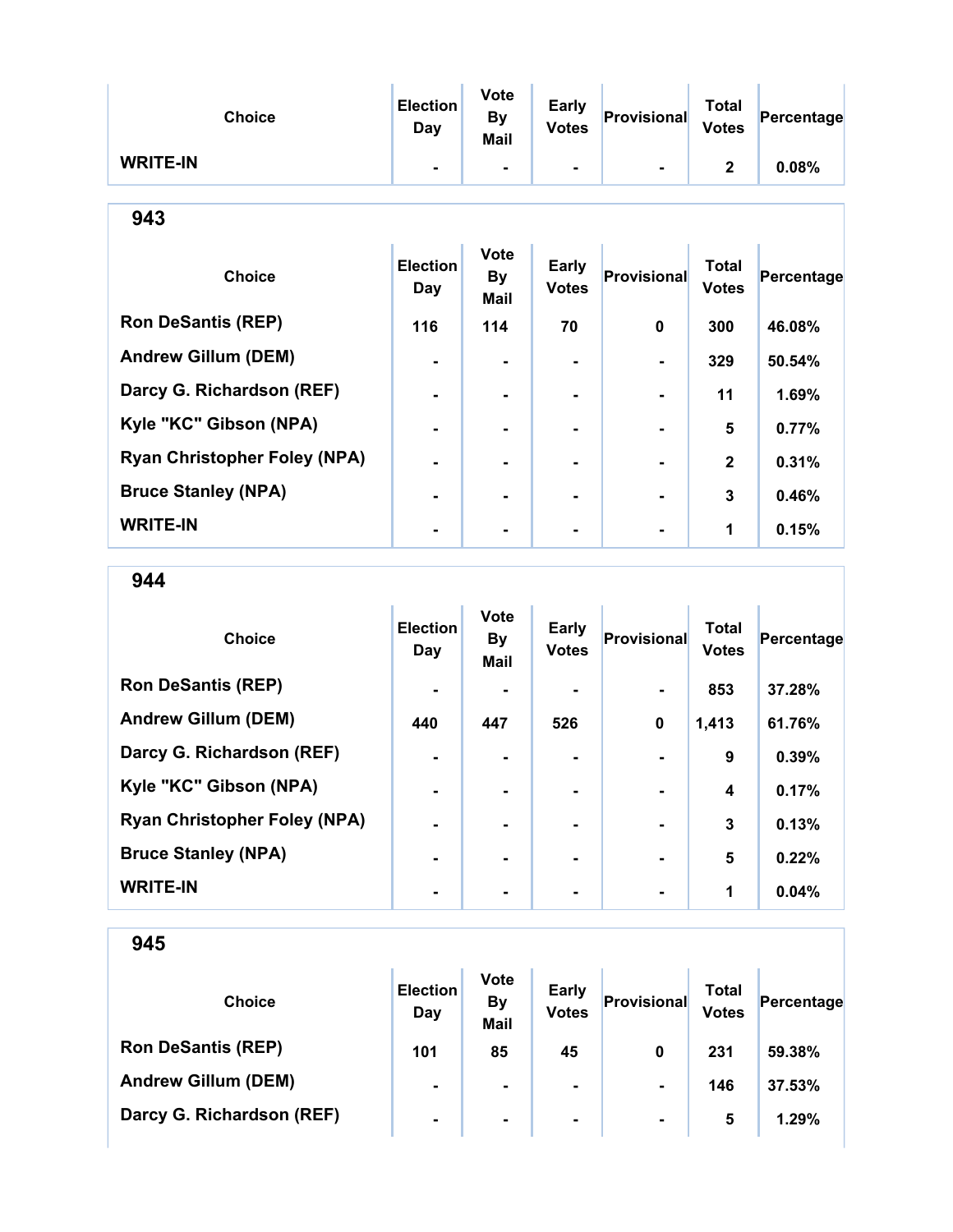| Choice | Election Day | Vote By Mail | Early Votes | Provisional | Total Votes | Percentage |
|---|---|---|---|---|---|---|
| WRITE-IN | - | - | - | - | 2 | 0.08% |

## 943

| Choice | Election Day | Vote By Mail | Early Votes | Provisional | Total Votes | Percentage |
|---|---|---|---|---|---|---|
| Ron DeSantis (REP) | 116 | 114 | 70 | 0 | 300 | 46.08% |
| Andrew Gillum (DEM) | - | - | - | - | 329 | 50.54% |
| Darcy G. Richardson (REF) | - | - | - | - | 11 | 1.69% |
| Kyle "KC" Gibson (NPA) | - | - | - | - | 5 | 0.77% |
| Ryan Christopher Foley (NPA) | - | - | - | - | 2 | 0.31% |
| Bruce Stanley (NPA) | - | - | - | - | 3 | 0.46% |
| WRITE-IN | - | - | - | - | 1 | 0.15% |

## 944

| Choice | Election Day | Vote By Mail | Early Votes | Provisional | Total Votes | Percentage |
|---|---|---|---|---|---|---|
| Ron DeSantis (REP) | - | - | - | - | 853 | 37.28% |
| Andrew Gillum (DEM) | 440 | 447 | 526 | 0 | 1,413 | 61.76% |
| Darcy G. Richardson (REF) | - | - | - | - | 9 | 0.39% |
| Kyle "KC" Gibson (NPA) | - | - | - | - | 4 | 0.17% |
| Ryan Christopher Foley (NPA) | - | - | - | - | 3 | 0.13% |
| Bruce Stanley (NPA) | - | - | - | - | 5 | 0.22% |
| WRITE-IN | - | - | - | - | 1 | 0.04% |

## 945

| Choice | Election Day | Vote By Mail | Early Votes | Provisional | Total Votes | Percentage |
|---|---|---|---|---|---|---|
| Ron DeSantis (REP) | 101 | 85 | 45 | 0 | 231 | 59.38% |
| Andrew Gillum (DEM) | - | - | - | - | 146 | 37.53% |
| Darcy G. Richardson (REF) | - | - | - | - | 5 | 1.29% |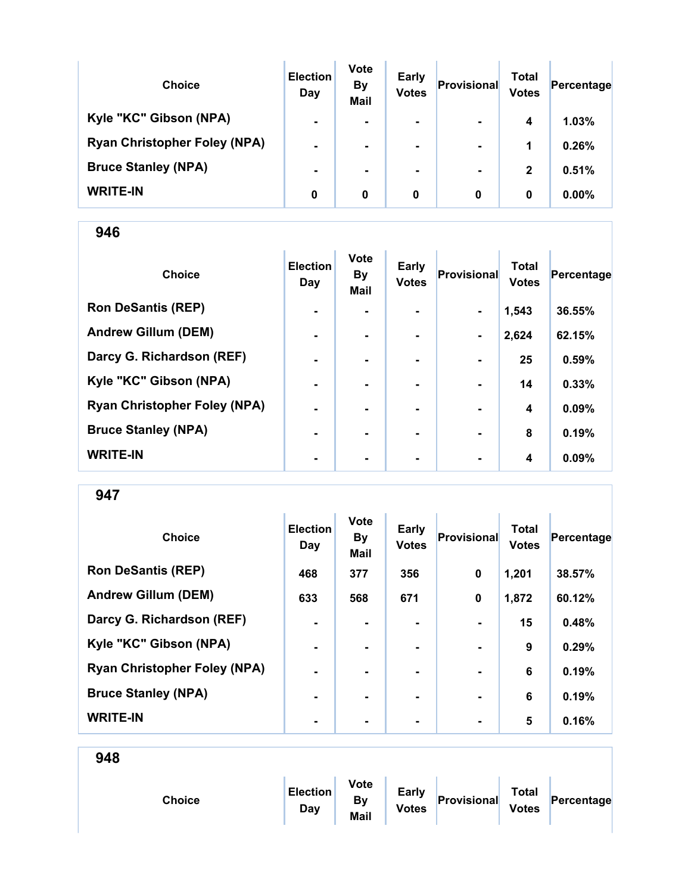| Choice | Election Day | Vote By Mail | Early Votes | Provisional | Total Votes | Percentage |
|---|---|---|---|---|---|---|
| Kyle "KC" Gibson (NPA) | - | - | - | - | 4 | 1.03% |
| Ryan Christopher Foley (NPA) | - | - | - | - | 1 | 0.26% |
| Bruce Stanley (NPA) | - | - | - | - | 2 | 0.51% |
| WRITE-IN | 0 | 0 | 0 | 0 | 0 | 0.00% |

## 946

| Choice | Election Day | Vote By Mail | Early Votes | Provisional | Total Votes | Percentage |
|---|---|---|---|---|---|---|
| Ron DeSantis (REP) | - | - | - | - | 1,543 | 36.55% |
| Andrew Gillum (DEM) | - | - | - | - | 2,624 | 62.15% |
| Darcy G. Richardson (REF) | - | - | - | - | 25 | 0.59% |
| Kyle "KC" Gibson (NPA) | - | - | - | - | 14 | 0.33% |
| Ryan Christopher Foley (NPA) | - | - | - | - | 4 | 0.09% |
| Bruce Stanley (NPA) | - | - | - | - | 8 | 0.19% |
| WRITE-IN | - | - | - | - | 4 | 0.09% |

## 947

| Choice | Election Day | Vote By Mail | Early Votes | Provisional | Total Votes | Percentage |
|---|---|---|---|---|---|---|
| Ron DeSantis (REP) | 468 | 377 | 356 | 0 | 1,201 | 38.57% |
| Andrew Gillum (DEM) | 633 | 568 | 671 | 0 | 1,872 | 60.12% |
| Darcy G. Richardson (REF) | - | - | - | - | 15 | 0.48% |
| Kyle "KC" Gibson (NPA) | - | - | - | - | 9 | 0.29% |
| Ryan Christopher Foley (NPA) | - | - | - | - | 6 | 0.19% |
| Bruce Stanley (NPA) | - | - | - | - | 6 | 0.19% |
| WRITE-IN | - | - | - | - | 5 | 0.16% |

## 948

| Choice | Election Day | Vote By Mail | Early Votes | Provisional | Total Votes | Percentage |
|---|---|---|---|---|---|---|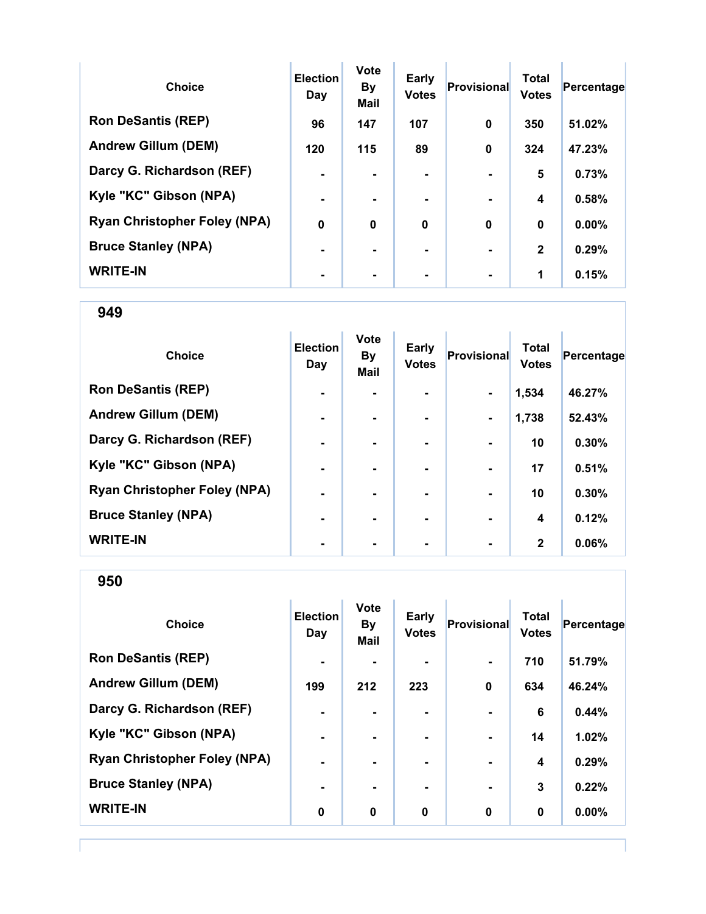| Choice | Election Day | Vote By Mail | Early Votes | Provisional | Total Votes | Percentage |
|---|---|---|---|---|---|---|
| Ron DeSantis (REP) | 96 | 147 | 107 | 0 | 350 | 51.02% |
| Andrew Gillum (DEM) | 120 | 115 | 89 | 0 | 324 | 47.23% |
| Darcy G. Richardson (REF) | - | - | - | - | 5 | 0.73% |
| Kyle "KC" Gibson (NPA) | - | - | - | - | 4 | 0.58% |
| Ryan Christopher Foley (NPA) | 0 | 0 | 0 | 0 | 0 | 0.00% |
| Bruce Stanley (NPA) | - | - | - | - | 2 | 0.29% |
| WRITE-IN | - | - | - | - | 1 | 0.15% |

## 949

| Choice | Election Day | Vote By Mail | Early Votes | Provisional | Total Votes | Percentage |
|---|---|---|---|---|---|---|
| Ron DeSantis (REP) | - | - | - | - | 1,534 | 46.27% |
| Andrew Gillum (DEM) | - | - | - | - | 1,738 | 52.43% |
| Darcy G. Richardson (REF) | - | - | - | - | 10 | 0.30% |
| Kyle "KC" Gibson (NPA) | - | - | - | - | 17 | 0.51% |
| Ryan Christopher Foley (NPA) | - | - | - | - | 10 | 0.30% |
| Bruce Stanley (NPA) | - | - | - | - | 4 | 0.12% |
| WRITE-IN | - | - | - | - | 2 | 0.06% |

## 950

| Choice | Election Day | Vote By Mail | Early Votes | Provisional | Total Votes | Percentage |
|---|---|---|---|---|---|---|
| Ron DeSantis (REP) | - | - | - | - | 710 | 51.79% |
| Andrew Gillum (DEM) | 199 | 212 | 223 | 0 | 634 | 46.24% |
| Darcy G. Richardson (REF) | - | - | - | - | 6 | 0.44% |
| Kyle "KC" Gibson (NPA) | - | - | - | - | 14 | 1.02% |
| Ryan Christopher Foley (NPA) | - | - | - | - | 4 | 0.29% |
| Bruce Stanley (NPA) | - | - | - | - | 3 | 0.22% |
| WRITE-IN | 0 | 0 | 0 | 0 | 0 | 0.00% |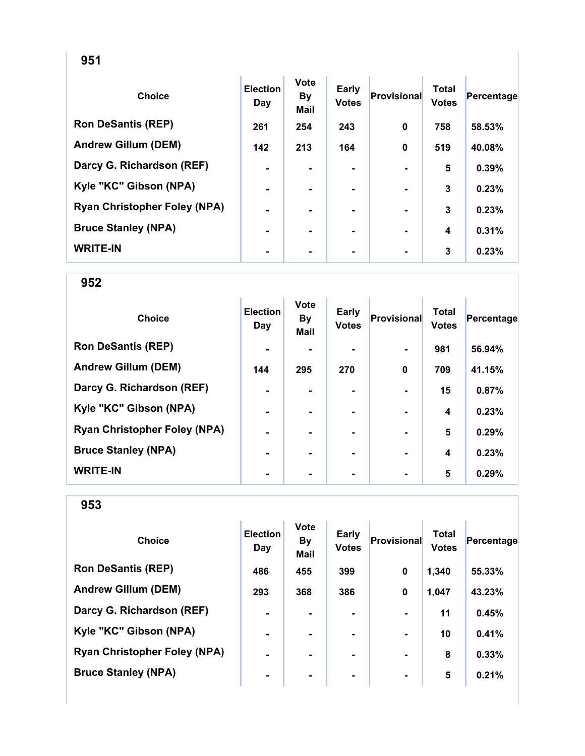## 951

| Choice | Election Day | Vote By Mail | Early Votes | Provisional | Total Votes | Percentage |
|---|---|---|---|---|---|---|
| Ron DeSantis (REP) | 261 | 254 | 243 | 0 | 758 | 58.53% |
| Andrew Gillum (DEM) | 142 | 213 | 164 | 0 | 519 | 40.08% |
| Darcy G. Richardson (REF) | - | - | - | - | 5 | 0.39% |
| Kyle "KC" Gibson (NPA) | - | - | - | - | 3 | 0.23% |
| Ryan Christopher Foley (NPA) | - | - | - | - | 3 | 0.23% |
| Bruce Stanley (NPA) | - | - | - | - | 4 | 0.31% |
| WRITE-IN | - | - | - | - | 3 | 0.23% |

## 952

| Choice | Election Day | Vote By Mail | Early Votes | Provisional | Total Votes | Percentage |
|---|---|---|---|---|---|---|
| Ron DeSantis (REP) | - | - | - | - | 981 | 56.94% |
| Andrew Gillum (DEM) | 144 | 295 | 270 | 0 | 709 | 41.15% |
| Darcy G. Richardson (REF) | - | - | - | - | 15 | 0.87% |
| Kyle "KC" Gibson (NPA) | - | - | - | - | 4 | 0.23% |
| Ryan Christopher Foley (NPA) | - | - | - | - | 5 | 0.29% |
| Bruce Stanley (NPA) | - | - | - | - | 4 | 0.23% |
| WRITE-IN | - | - | - | - | 5 | 0.29% |

## 953

| Choice | Election Day | Vote By Mail | Early Votes | Provisional | Total Votes | Percentage |
|---|---|---|---|---|---|---|
| Ron DeSantis (REP) | 486 | 455 | 399 | 0 | 1,340 | 55.33% |
| Andrew Gillum (DEM) | 293 | 368 | 386 | 0 | 1,047 | 43.23% |
| Darcy G. Richardson (REF) | - | - | - | - | 11 | 0.45% |
| Kyle "KC" Gibson (NPA) | - | - | - | - | 10 | 0.41% |
| Ryan Christopher Foley (NPA) | - | - | - | - | 8 | 0.33% |
| Bruce Stanley (NPA) | - | - | - | - | 5 | 0.21% |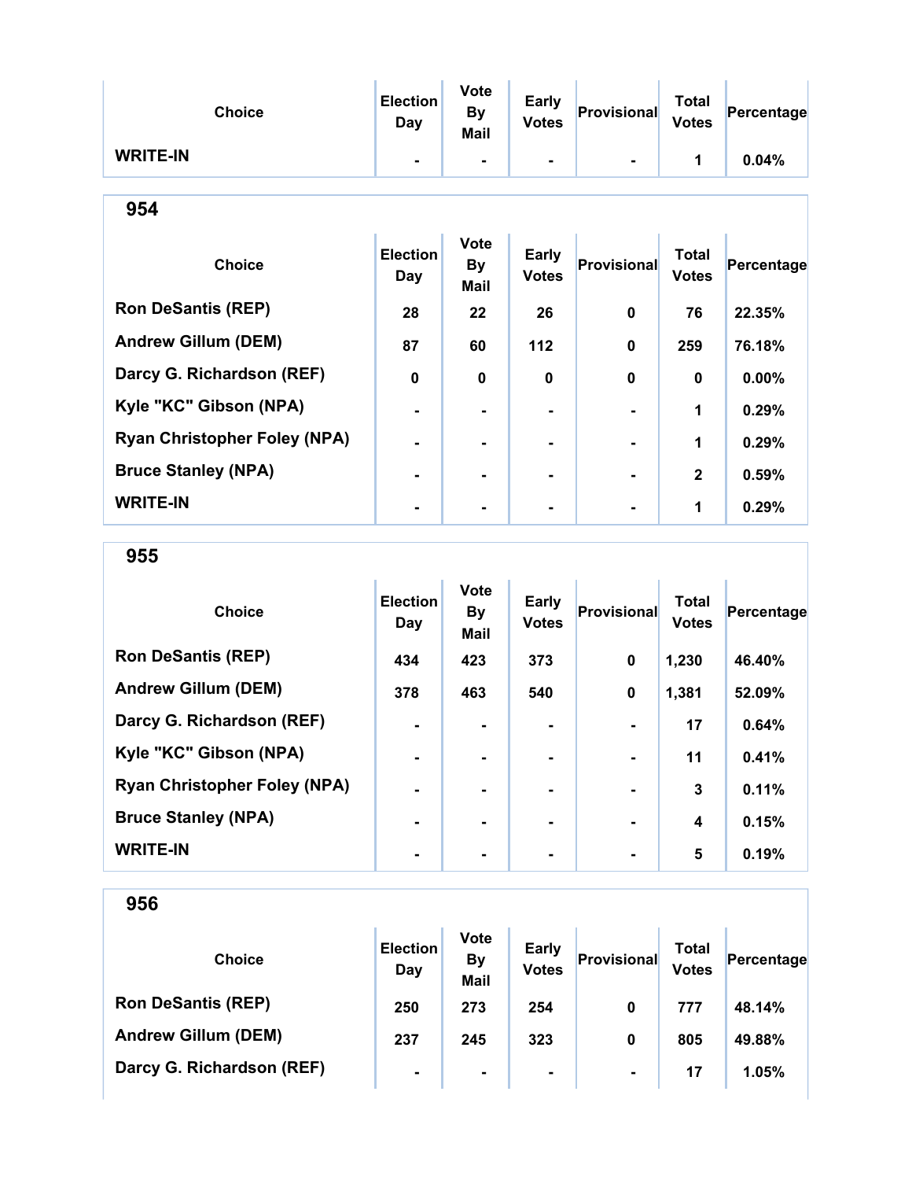| Choice | Election Day | Vote By Mail | Early Votes | Provisional | Total Votes | Percentage |
|---|---|---|---|---|---|---|
| WRITE-IN | - | - | - | - | 1 | 0.04% |

## 954

| Choice | Election Day | Vote By Mail | Early Votes | Provisional | Total Votes | Percentage |
|---|---|---|---|---|---|---|
| Ron DeSantis (REP) | 28 | 22 | 26 | 0 | 76 | 22.35% |
| Andrew Gillum (DEM) | 87 | 60 | 112 | 0 | 259 | 76.18% |
| Darcy G. Richardson (REF) | 0 | 0 | 0 | 0 | 0 | 0.00% |
| Kyle "KC" Gibson (NPA) | - | - | - | - | 1 | 0.29% |
| Ryan Christopher Foley (NPA) | - | - | - | - | 1 | 0.29% |
| Bruce Stanley (NPA) | - | - | - | - | 2 | 0.59% |
| WRITE-IN | - | - | - | - | 1 | 0.29% |

## 955

| Choice | Election Day | Vote By Mail | Early Votes | Provisional | Total Votes | Percentage |
|---|---|---|---|---|---|---|
| Ron DeSantis (REP) | 434 | 423 | 373 | 0 | 1,230 | 46.40% |
| Andrew Gillum (DEM) | 378 | 463 | 540 | 0 | 1,381 | 52.09% |
| Darcy G. Richardson (REF) | - | - | - | - | 17 | 0.64% |
| Kyle "KC" Gibson (NPA) | - | - | - | - | 11 | 0.41% |
| Ryan Christopher Foley (NPA) | - | - | - | - | 3 | 0.11% |
| Bruce Stanley (NPA) | - | - | - | - | 4 | 0.15% |
| WRITE-IN | - | - | - | - | 5 | 0.19% |

## 956

| Choice | Election Day | Vote By Mail | Early Votes | Provisional | Total Votes | Percentage |
|---|---|---|---|---|---|---|
| Ron DeSantis (REP) | 250 | 273 | 254 | 0 | 777 | 48.14% |
| Andrew Gillum (DEM) | 237 | 245 | 323 | 0 | 805 | 49.88% |
| Darcy G. Richardson (REF) | - | - | - | - | 17 | 1.05% |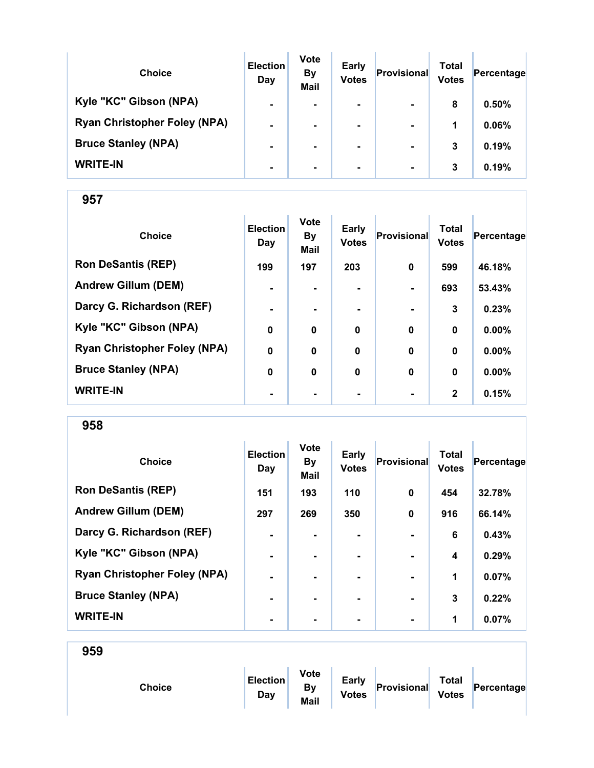| Choice | Election Day | Vote By Mail | Early Votes | Provisional | Total Votes | Percentage |
|---|---|---|---|---|---|---|
| Kyle "KC" Gibson (NPA) | - | - | - | - | 8 | 0.50% |
| Ryan Christopher Foley (NPA) | - | - | - | - | 1 | 0.06% |
| Bruce Stanley (NPA) | - | - | - | - | 3 | 0.19% |
| WRITE-IN | - | - | - | - | 3 | 0.19% |

## 957

| Choice | Election Day | Vote By Mail | Early Votes | Provisional | Total Votes | Percentage |
|---|---|---|---|---|---|---|
| Ron DeSantis (REP) | 199 | 197 | 203 | 0 | 599 | 46.18% |
| Andrew Gillum (DEM) | - | - | - | - | 693 | 53.43% |
| Darcy G. Richardson (REF) | - | - | - | - | 3 | 0.23% |
| Kyle "KC" Gibson (NPA) | 0 | 0 | 0 | 0 | 0 | 0.00% |
| Ryan Christopher Foley (NPA) | 0 | 0 | 0 | 0 | 0 | 0.00% |
| Bruce Stanley (NPA) | 0 | 0 | 0 | 0 | 0 | 0.00% |
| WRITE-IN | - | - | - | - | 2 | 0.15% |

## 958

| Choice | Election Day | Vote By Mail | Early Votes | Provisional | Total Votes | Percentage |
|---|---|---|---|---|---|---|
| Ron DeSantis (REP) | 151 | 193 | 110 | 0 | 454 | 32.78% |
| Andrew Gillum (DEM) | 297 | 269 | 350 | 0 | 916 | 66.14% |
| Darcy G. Richardson (REF) | - | - | - | - | 6 | 0.43% |
| Kyle "KC" Gibson (NPA) | - | - | - | - | 4 | 0.29% |
| Ryan Christopher Foley (NPA) | - | - | - | - | 1 | 0.07% |
| Bruce Stanley (NPA) | - | - | - | - | 3 | 0.22% |
| WRITE-IN | - | - | - | - | 1 | 0.07% |

## 959

| Choice | Election Day | Vote By Mail | Early Votes | Provisional | Total Votes | Percentage |
|---|---|---|---|---|---|---|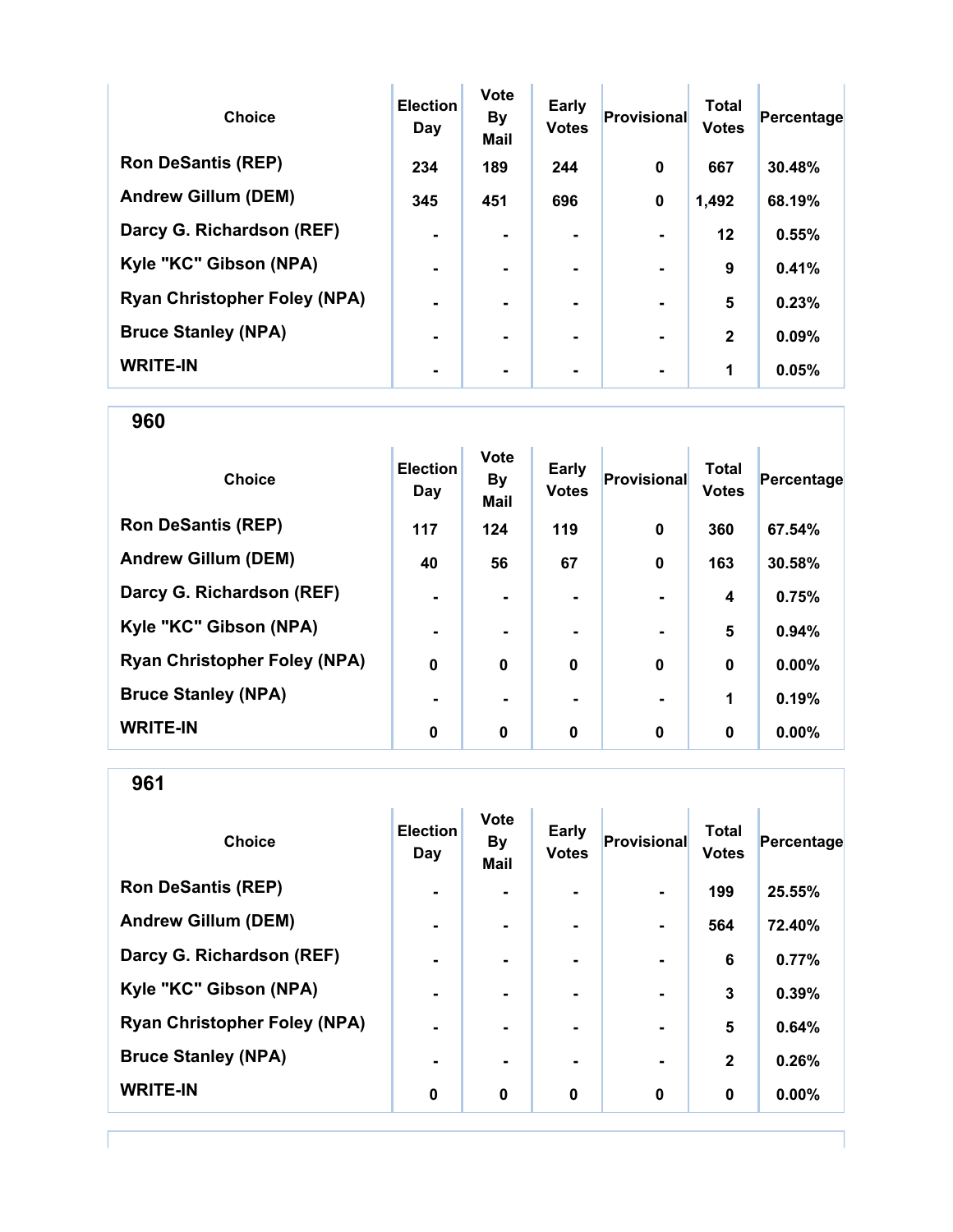| Choice | Election Day | Vote By Mail | Early Votes | Provisional | Total Votes | Percentage |
|---|---|---|---|---|---|---|
| Ron DeSantis (REP) | 234 | 189 | 244 | 0 | 667 | 30.48% |
| Andrew Gillum (DEM) | 345 | 451 | 696 | 0 | 1,492 | 68.19% |
| Darcy G. Richardson (REF) | - | - | - | - | 12 | 0.55% |
| Kyle "KC" Gibson (NPA) | - | - | - | - | 9 | 0.41% |
| Ryan Christopher Foley (NPA) | - | - | - | - | 5 | 0.23% |
| Bruce Stanley (NPA) | - | - | - | - | 2 | 0.09% |
| WRITE-IN | - | - | - | - | 1 | 0.05% |

## 960

| Choice | Election Day | Vote By Mail | Early Votes | Provisional | Total Votes | Percentage |
|---|---|---|---|---|---|---|
| Ron DeSantis (REP) | 117 | 124 | 119 | 0 | 360 | 67.54% |
| Andrew Gillum (DEM) | 40 | 56 | 67 | 0 | 163 | 30.58% |
| Darcy G. Richardson (REF) | - | - | - | - | 4 | 0.75% |
| Kyle "KC" Gibson (NPA) | - | - | - | - | 5 | 0.94% |
| Ryan Christopher Foley (NPA) | 0 | 0 | 0 | 0 | 0 | 0.00% |
| Bruce Stanley (NPA) | - | - | - | - | 1 | 0.19% |
| WRITE-IN | 0 | 0 | 0 | 0 | 0 | 0.00% |

## 961

| Choice | Election Day | Vote By Mail | Early Votes | Provisional | Total Votes | Percentage |
|---|---|---|---|---|---|---|
| Ron DeSantis (REP) | - | - | - | - | 199 | 25.55% |
| Andrew Gillum (DEM) | - | - | - | - | 564 | 72.40% |
| Darcy G. Richardson (REF) | - | - | - | - | 6 | 0.77% |
| Kyle "KC" Gibson (NPA) | - | - | - | - | 3 | 0.39% |
| Ryan Christopher Foley (NPA) | - | - | - | - | 5 | 0.64% |
| Bruce Stanley (NPA) | - | - | - | - | 2 | 0.26% |
| WRITE-IN | 0 | 0 | 0 | 0 | 0 | 0.00% |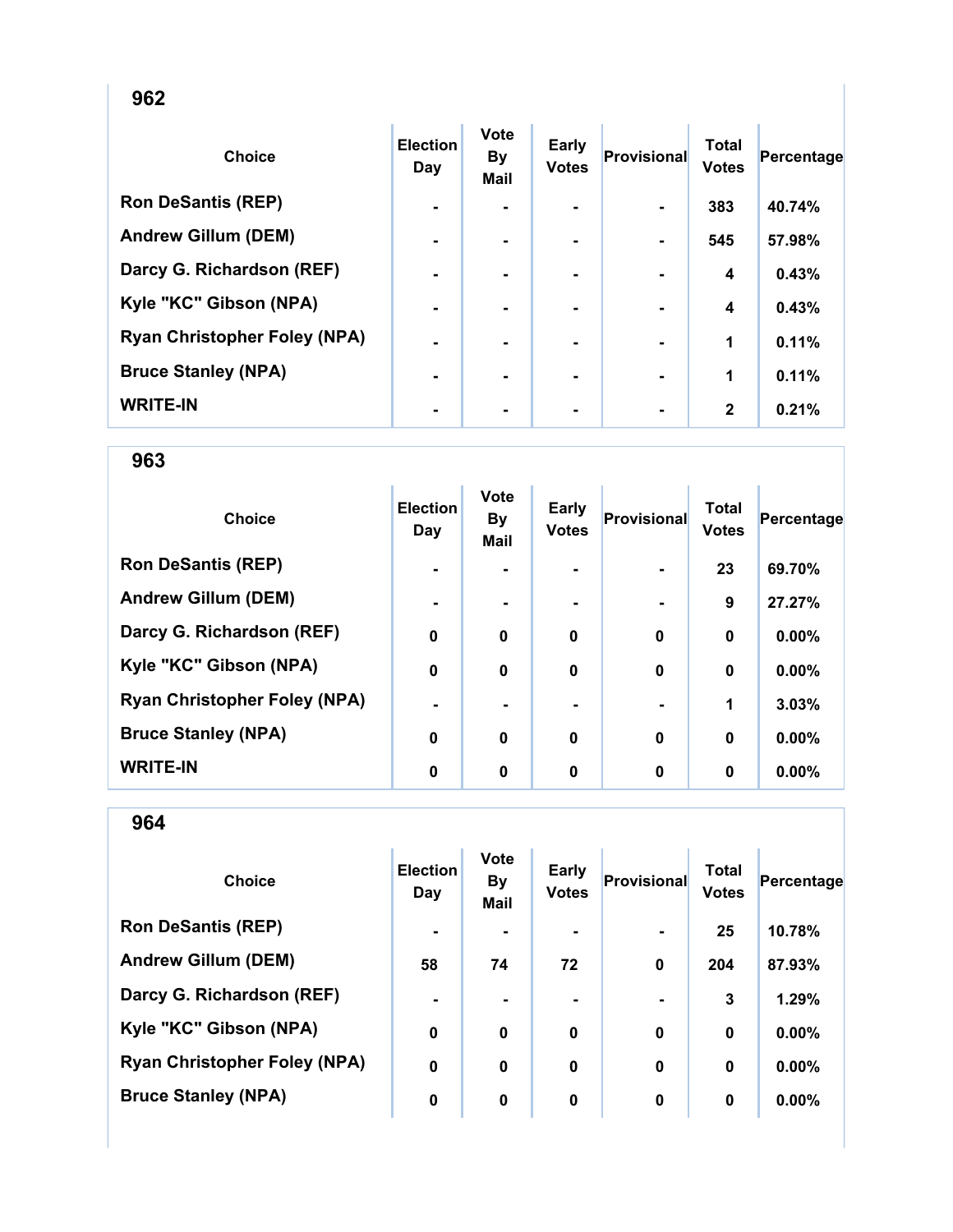## 962

| Choice | Election Day | Vote By Mail | Early Votes | Provisional | Total Votes | Percentage |
|---|---|---|---|---|---|---|
| Ron DeSantis (REP) | - | - | - | - | 383 | 40.74% |
| Andrew Gillum (DEM) | - | - | - | - | 545 | 57.98% |
| Darcy G. Richardson (REF) | - | - | - | - | 4 | 0.43% |
| Kyle "KC" Gibson (NPA) | - | - | - | - | 4 | 0.43% |
| Ryan Christopher Foley (NPA) | - | - | - | - | 1 | 0.11% |
| Bruce Stanley (NPA) | - | - | - | - | 1 | 0.11% |
| WRITE-IN | - | - | - | - | 2 | 0.21% |

## 963

| Choice | Election Day | Vote By Mail | Early Votes | Provisional | Total Votes | Percentage |
|---|---|---|---|---|---|---|
| Ron DeSantis (REP) | - | - | - | - | 23 | 69.70% |
| Andrew Gillum (DEM) | - | - | - | - | 9 | 27.27% |
| Darcy G. Richardson (REF) | 0 | 0 | 0 | 0 | 0 | 0.00% |
| Kyle "KC" Gibson (NPA) | 0 | 0 | 0 | 0 | 0 | 0.00% |
| Ryan Christopher Foley (NPA) | - | - | - | - | 1 | 3.03% |
| Bruce Stanley (NPA) | 0 | 0 | 0 | 0 | 0 | 0.00% |
| WRITE-IN | 0 | 0 | 0 | 0 | 0 | 0.00% |

## 964

| Choice | Election Day | Vote By Mail | Early Votes | Provisional | Total Votes | Percentage |
|---|---|---|---|---|---|---|
| Ron DeSantis (REP) | - | - | - | - | 25 | 10.78% |
| Andrew Gillum (DEM) | 58 | 74 | 72 | 0 | 204 | 87.93% |
| Darcy G. Richardson (REF) | - | - | - | - | 3 | 1.29% |
| Kyle "KC" Gibson (NPA) | 0 | 0 | 0 | 0 | 0 | 0.00% |
| Ryan Christopher Foley (NPA) | 0 | 0 | 0 | 0 | 0 | 0.00% |
| Bruce Stanley (NPA) | 0 | 0 | 0 | 0 | 0 | 0.00% |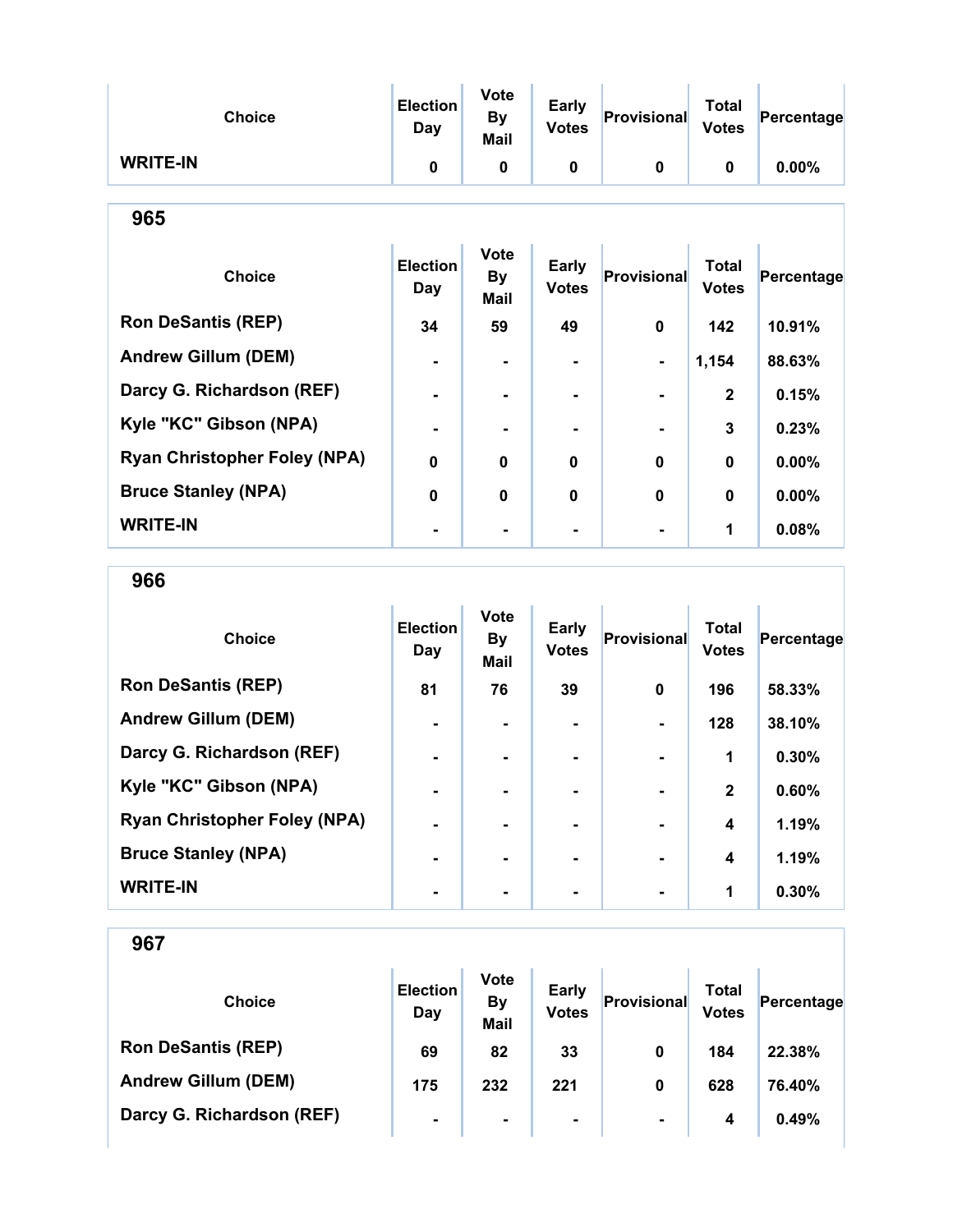| Choice | Election Day | Vote By Mail | Early Votes | Provisional | Total Votes | Percentage |
|---|---|---|---|---|---|---|
| WRITE-IN | 0 | 0 | 0 | 0 | 0 | 0.00% |

## 965

| Choice | Election Day | Vote By Mail | Early Votes | Provisional | Total Votes | Percentage |
|---|---|---|---|---|---|---|
| Ron DeSantis (REP) | 34 | 59 | 49 | 0 | 142 | 10.91% |
| Andrew Gillum (DEM) | - | - | - | - | 1,154 | 88.63% |
| Darcy G. Richardson (REF) | - | - | - | - | 2 | 0.15% |
| Kyle "KC" Gibson (NPA) | - | - | - | - | 3 | 0.23% |
| Ryan Christopher Foley (NPA) | 0 | 0 | 0 | 0 | 0 | 0.00% |
| Bruce Stanley (NPA) | 0 | 0 | 0 | 0 | 0 | 0.00% |
| WRITE-IN | - | - | - | - | 1 | 0.08% |

## 966

| Choice | Election Day | Vote By Mail | Early Votes | Provisional | Total Votes | Percentage |
|---|---|---|---|---|---|---|
| Ron DeSantis (REP) | 81 | 76 | 39 | 0 | 196 | 58.33% |
| Andrew Gillum (DEM) | - | - | - | - | 128 | 38.10% |
| Darcy G. Richardson (REF) | - | - | - | - | 1 | 0.30% |
| Kyle "KC" Gibson (NPA) | - | - | - | - | 2 | 0.60% |
| Ryan Christopher Foley (NPA) | - | - | - | - | 4 | 1.19% |
| Bruce Stanley (NPA) | - | - | - | - | 4 | 1.19% |
| WRITE-IN | - | - | - | - | 1 | 0.30% |

## 967

| Choice | Election Day | Vote By Mail | Early Votes | Provisional | Total Votes | Percentage |
|---|---|---|---|---|---|---|
| Ron DeSantis (REP) | 69 | 82 | 33 | 0 | 184 | 22.38% |
| Andrew Gillum (DEM) | 175 | 232 | 221 | 0 | 628 | 76.40% |
| Darcy G. Richardson (REF) | - | - | - | - | 4 | 0.49% |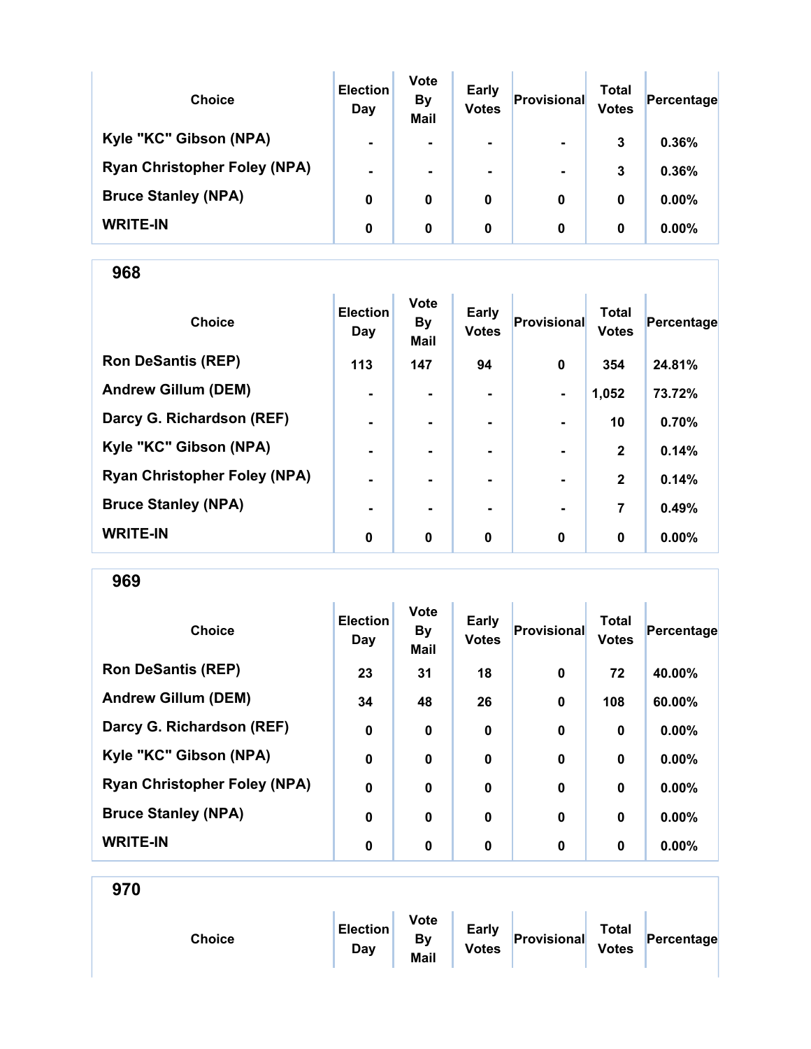| Choice | Election Day | Vote By Mail | Early Votes | Provisional | Total Votes | Percentage |
|---|---|---|---|---|---|---|
| Kyle "KC" Gibson (NPA) | - | - | - | - | 3 | 0.36% |
| Ryan Christopher Foley (NPA) | - | - | - | - | 3 | 0.36% |
| Bruce Stanley (NPA) | 0 | 0 | 0 | 0 | 0 | 0.00% |
| WRITE-IN | 0 | 0 | 0 | 0 | 0 | 0.00% |

## 968

| Choice | Election Day | Vote By Mail | Early Votes | Provisional | Total Votes | Percentage |
|---|---|---|---|---|---|---|
| Ron DeSantis (REP) | 113 | 147 | 94 | 0 | 354 | 24.81% |
| Andrew Gillum (DEM) | - | - | - | - | 1,052 | 73.72% |
| Darcy G. Richardson (REF) | - | - | - | - | 10 | 0.70% |
| Kyle "KC" Gibson (NPA) | - | - | - | - | 2 | 0.14% |
| Ryan Christopher Foley (NPA) | - | - | - | - | 2 | 0.14% |
| Bruce Stanley (NPA) | - | - | - | - | 7 | 0.49% |
| WRITE-IN | 0 | 0 | 0 | 0 | 0 | 0.00% |

## 969

| Choice | Election Day | Vote By Mail | Early Votes | Provisional | Total Votes | Percentage |
|---|---|---|---|---|---|---|
| Ron DeSantis (REP) | 23 | 31 | 18 | 0 | 72 | 40.00% |
| Andrew Gillum (DEM) | 34 | 48 | 26 | 0 | 108 | 60.00% |
| Darcy G. Richardson (REF) | 0 | 0 | 0 | 0 | 0 | 0.00% |
| Kyle "KC" Gibson (NPA) | 0 | 0 | 0 | 0 | 0 | 0.00% |
| Ryan Christopher Foley (NPA) | 0 | 0 | 0 | 0 | 0 | 0.00% |
| Bruce Stanley (NPA) | 0 | 0 | 0 | 0 | 0 | 0.00% |
| WRITE-IN | 0 | 0 | 0 | 0 | 0 | 0.00% |

## 970

| Choice | Election Day | Vote By Mail | Early Votes | Provisional | Total Votes | Percentage |
|---|---|---|---|---|---|---|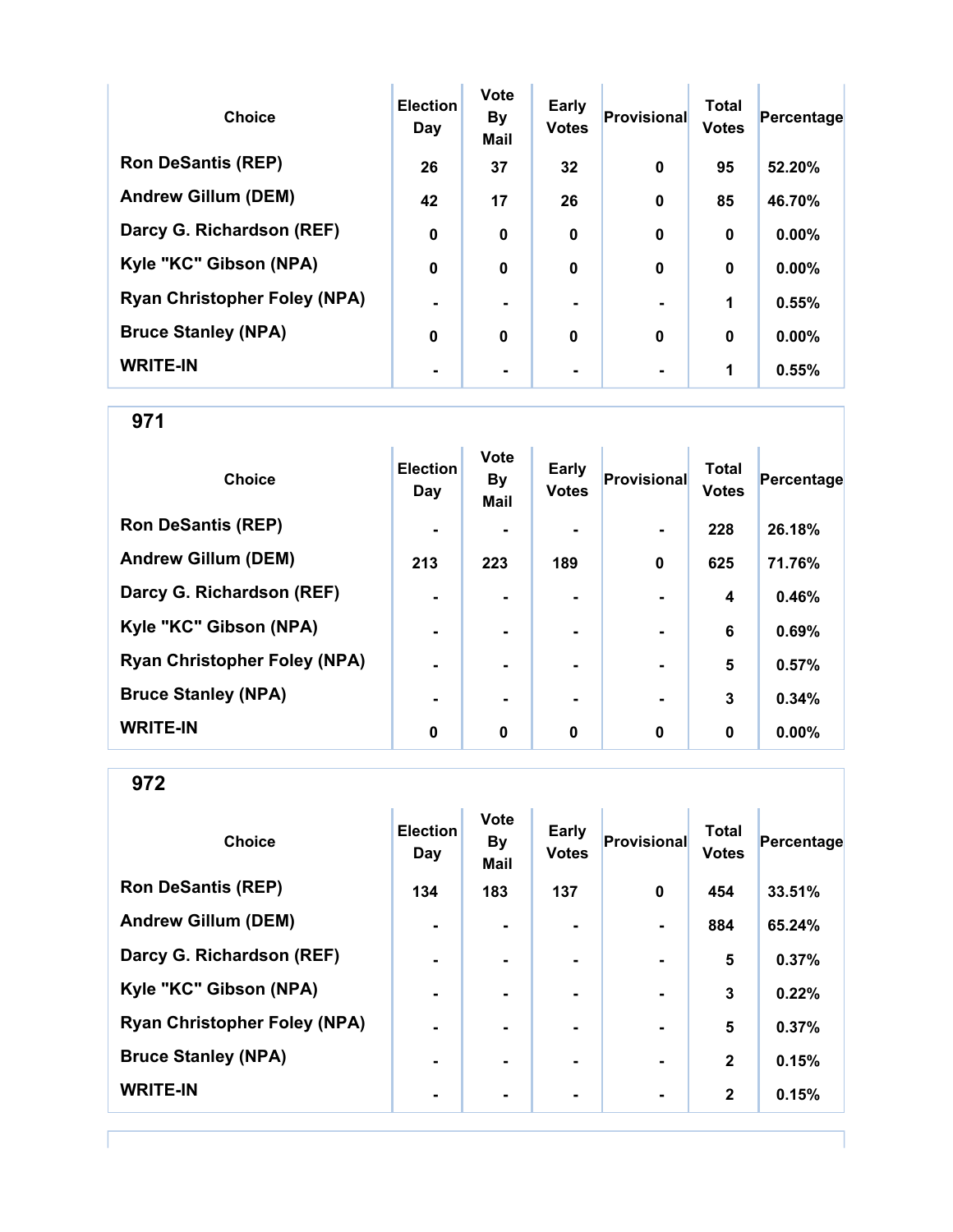| Choice | Election Day | Vote By Mail | Early Votes | Provisional | Total Votes | Percentage |
| --- | --- | --- | --- | --- | --- | --- |
| Ron DeSantis (REP) | 26 | 37 | 32 | 0 | 95 | 52.20% |
| Andrew Gillum (DEM) | 42 | 17 | 26 | 0 | 85 | 46.70% |
| Darcy G. Richardson (REF) | 0 | 0 | 0 | 0 | 0 | 0.00% |
| Kyle "KC" Gibson (NPA) | 0 | 0 | 0 | 0 | 0 | 0.00% |
| Ryan Christopher Foley (NPA) | - | - | - | - | 1 | 0.55% |
| Bruce Stanley (NPA) | 0 | 0 | 0 | 0 | 0 | 0.00% |
| WRITE-IN | - | - | - | - | 1 | 0.55% |

## 971

| Choice | Election Day | Vote By Mail | Early Votes | Provisional | Total Votes | Percentage |
| --- | --- | --- | --- | --- | --- | --- |
| Ron DeSantis (REP) | - | - | - | - | 228 | 26.18% |
| Andrew Gillum (DEM) | 213 | 223 | 189 | 0 | 625 | 71.76% |
| Darcy G. Richardson (REF) | - | - | - | - | 4 | 0.46% |
| Kyle "KC" Gibson (NPA) | - | - | - | - | 6 | 0.69% |
| Ryan Christopher Foley (NPA) | - | - | - | - | 5 | 0.57% |
| Bruce Stanley (NPA) | - | - | - | - | 3 | 0.34% |
| WRITE-IN | 0 | 0 | 0 | 0 | 0 | 0.00% |

## 972

| Choice | Election Day | Vote By Mail | Early Votes | Provisional | Total Votes | Percentage |
| --- | --- | --- | --- | --- | --- | --- |
| Ron DeSantis (REP) | 134 | 183 | 137 | 0 | 454 | 33.51% |
| Andrew Gillum (DEM) | - | - | - | - | 884 | 65.24% |
| Darcy G. Richardson (REF) | - | - | - | - | 5 | 0.37% |
| Kyle "KC" Gibson (NPA) | - | - | - | - | 3 | 0.22% |
| Ryan Christopher Foley (NPA) | - | - | - | - | 5 | 0.37% |
| Bruce Stanley (NPA) | - | - | - | - | 2 | 0.15% |
| WRITE-IN | - | - | - | - | 2 | 0.15% |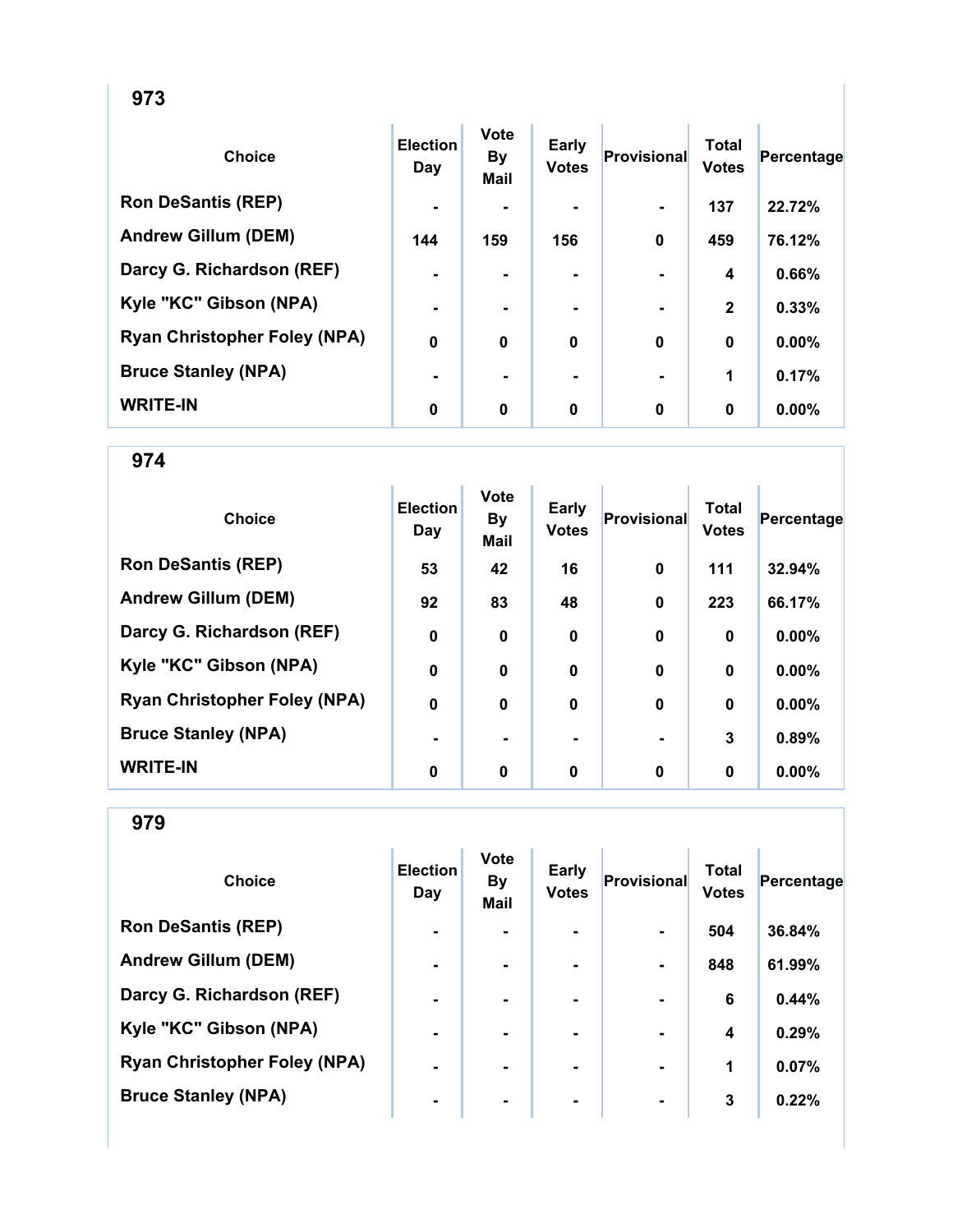## 973

| Choice | Election Day | Vote By Mail | Early Votes | Provisional | Total Votes | Percentage |
|---|---|---|---|---|---|---|
| Ron DeSantis (REP) | - | - | - | - | 137 | 22.72% |
| Andrew Gillum (DEM) | 144 | 159 | 156 | 0 | 459 | 76.12% |
| Darcy G. Richardson (REF) | - | - | - | - | 4 | 0.66% |
| Kyle "KC" Gibson (NPA) | - | - | - | - | 2 | 0.33% |
| Ryan Christopher Foley (NPA) | 0 | 0 | 0 | 0 | 0 | 0.00% |
| Bruce Stanley (NPA) | - | - | - | - | 1 | 0.17% |
| WRITE-IN | 0 | 0 | 0 | 0 | 0 | 0.00% |

## 974

| Choice | Election Day | Vote By Mail | Early Votes | Provisional | Total Votes | Percentage |
|---|---|---|---|---|---|---|
| Ron DeSantis (REP) | 53 | 42 | 16 | 0 | 111 | 32.94% |
| Andrew Gillum (DEM) | 92 | 83 | 48 | 0 | 223 | 66.17% |
| Darcy G. Richardson (REF) | 0 | 0 | 0 | 0 | 0 | 0.00% |
| Kyle "KC" Gibson (NPA) | 0 | 0 | 0 | 0 | 0 | 0.00% |
| Ryan Christopher Foley (NPA) | 0 | 0 | 0 | 0 | 0 | 0.00% |
| Bruce Stanley (NPA) | - | - | - | - | 3 | 0.89% |
| WRITE-IN | 0 | 0 | 0 | 0 | 0 | 0.00% |

## 979

| Choice | Election Day | Vote By Mail | Early Votes | Provisional | Total Votes | Percentage |
|---|---|---|---|---|---|---|
| Ron DeSantis (REP) | - | - | - | - | 504 | 36.84% |
| Andrew Gillum (DEM) | - | - | - | - | 848 | 61.99% |
| Darcy G. Richardson (REF) | - | - | - | - | 6 | 0.44% |
| Kyle "KC" Gibson (NPA) | - | - | - | - | 4 | 0.29% |
| Ryan Christopher Foley (NPA) | - | - | - | - | 1 | 0.07% |
| Bruce Stanley (NPA) | - | - | - | - | 3 | 0.22% |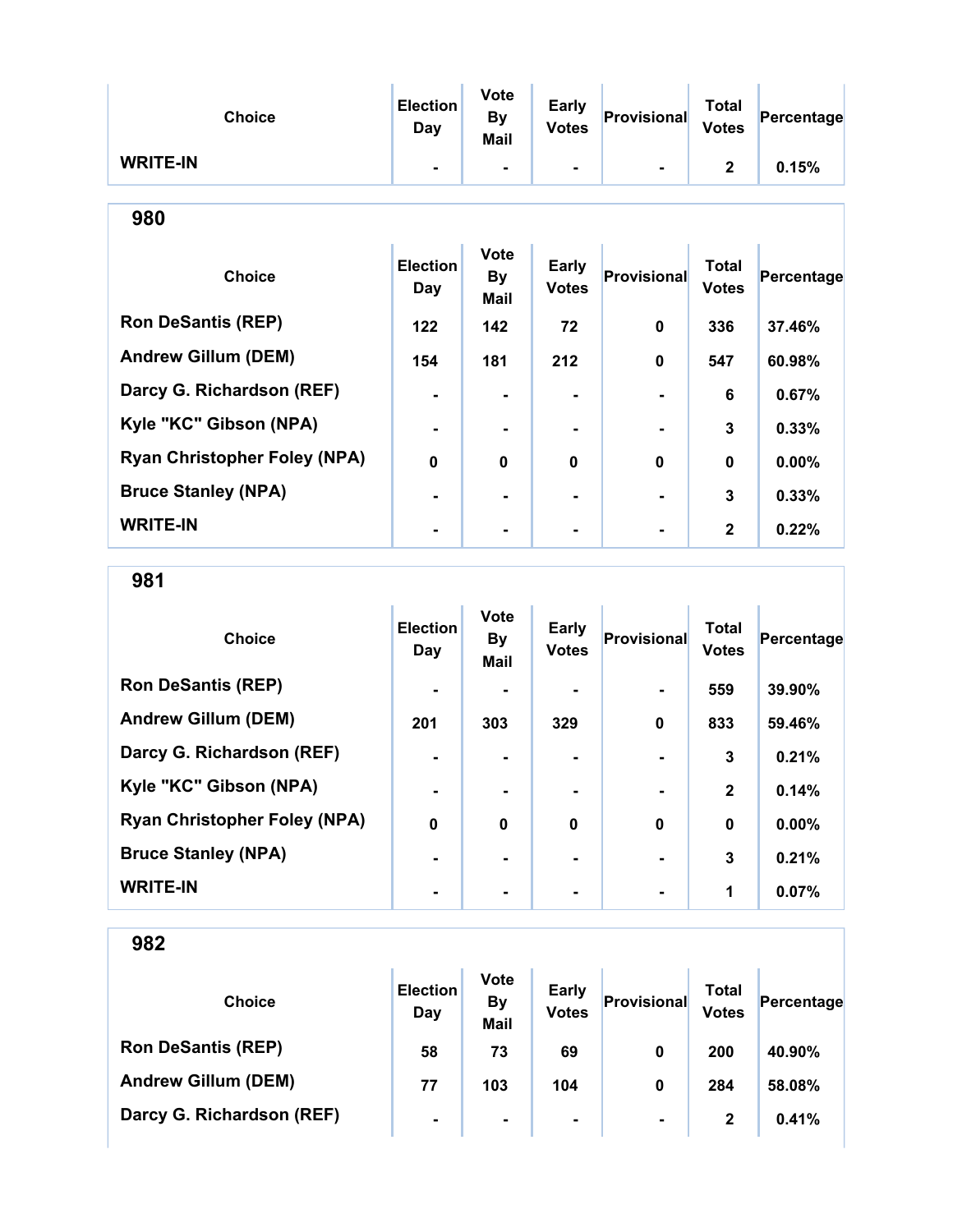| Choice | Election Day | Vote By Mail | Early Votes | Provisional | Total Votes | Percentage |
|---|---|---|---|---|---|---|
| WRITE-IN | - | - | - | - | 2 | 0.15% |

## 980

| Choice | Election Day | Vote By Mail | Early Votes | Provisional | Total Votes | Percentage |
|---|---|---|---|---|---|---|
| Ron DeSantis (REP) | 122 | 142 | 72 | 0 | 336 | 37.46% |
| Andrew Gillum (DEM) | 154 | 181 | 212 | 0 | 547 | 60.98% |
| Darcy G. Richardson (REF) | - | - | - | - | 6 | 0.67% |
| Kyle "KC" Gibson (NPA) | - | - | - | - | 3 | 0.33% |
| Ryan Christopher Foley (NPA) | 0 | 0 | 0 | 0 | 0 | 0.00% |
| Bruce Stanley (NPA) | - | - | - | - | 3 | 0.33% |
| WRITE-IN | - | - | - | - | 2 | 0.22% |

## 981

| Choice | Election Day | Vote By Mail | Early Votes | Provisional | Total Votes | Percentage |
|---|---|---|---|---|---|---|
| Ron DeSantis (REP) | - | - | - | - | 559 | 39.90% |
| Andrew Gillum (DEM) | 201 | 303 | 329 | 0 | 833 | 59.46% |
| Darcy G. Richardson (REF) | - | - | - | - | 3 | 0.21% |
| Kyle "KC" Gibson (NPA) | - | - | - | - | 2 | 0.14% |
| Ryan Christopher Foley (NPA) | 0 | 0 | 0 | 0 | 0 | 0.00% |
| Bruce Stanley (NPA) | - | - | - | - | 3 | 0.21% |
| WRITE-IN | - | - | - | - | 1 | 0.07% |

## 982

| Choice | Election Day | Vote By Mail | Early Votes | Provisional | Total Votes | Percentage |
|---|---|---|---|---|---|---|
| Ron DeSantis (REP) | 58 | 73 | 69 | 0 | 200 | 40.90% |
| Andrew Gillum (DEM) | 77 | 103 | 104 | 0 | 284 | 58.08% |
| Darcy G. Richardson (REF) | - | - | - | - | 2 | 0.41% |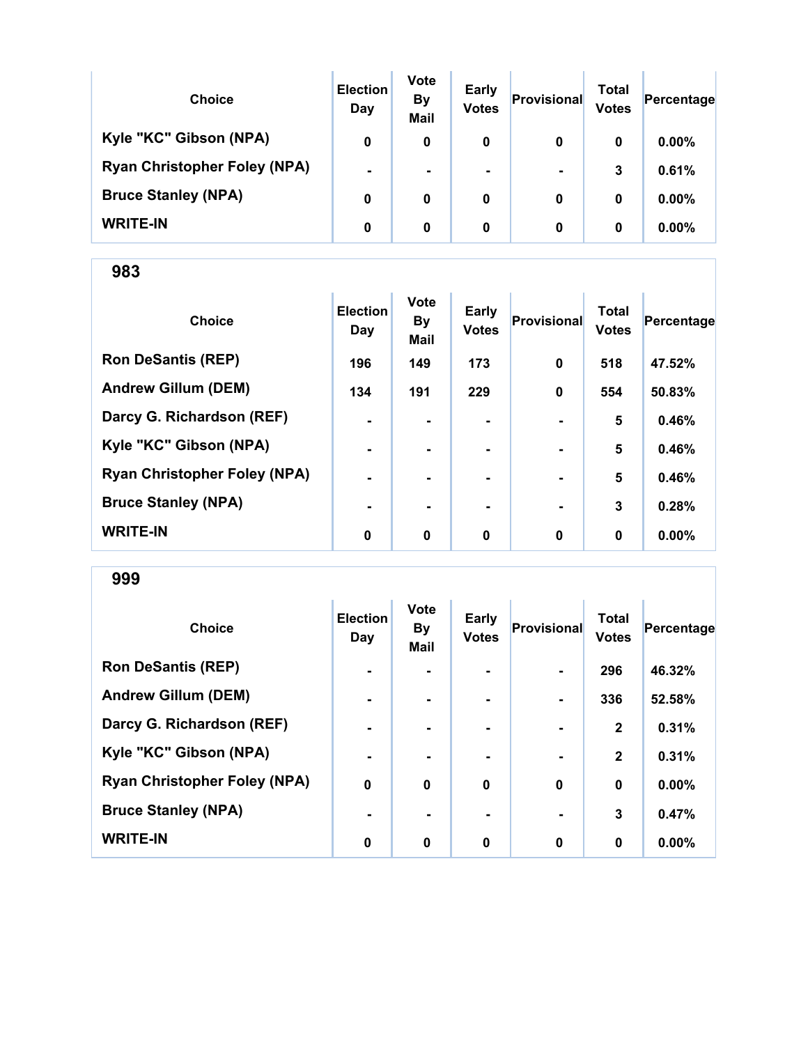| Choice | Election Day | Vote By Mail | Early Votes | Provisional | Total Votes | Percentage |
|---|---|---|---|---|---|---|
| Kyle "KC" Gibson (NPA) | 0 | 0 | 0 | 0 | 0 | 0.00% |
| Ryan Christopher Foley (NPA) | - | - | - | - | 3 | 0.61% |
| Bruce Stanley (NPA) | 0 | 0 | 0 | 0 | 0 | 0.00% |
| WRITE-IN | 0 | 0 | 0 | 0 | 0 | 0.00% |

## 983

| Choice | Election Day | Vote By Mail | Early Votes | Provisional | Total Votes | Percentage |
|---|---|---|---|---|---|---|
| Ron DeSantis (REP) | 196 | 149 | 173 | 0 | 518 | 47.52% |
| Andrew Gillum (DEM) | 134 | 191 | 229 | 0 | 554 | 50.83% |
| Darcy G. Richardson (REF) | - | - | - | - | 5 | 0.46% |
| Kyle "KC" Gibson (NPA) | - | - | - | - | 5 | 0.46% |
| Ryan Christopher Foley (NPA) | - | - | - | - | 5 | 0.46% |
| Bruce Stanley (NPA) | - | - | - | - | 3 | 0.28% |
| WRITE-IN | 0 | 0 | 0 | 0 | 0 | 0.00% |

## 999

| Choice | Election Day | Vote By Mail | Early Votes | Provisional | Total Votes | Percentage |
|---|---|---|---|---|---|---|
| Ron DeSantis (REP) | - | - | - | - | 296 | 46.32% |
| Andrew Gillum (DEM) | - | - | - | - | 336 | 52.58% |
| Darcy G. Richardson (REF) | - | - | - | - | 2 | 0.31% |
| Kyle "KC" Gibson (NPA) | - | - | - | - | 2 | 0.31% |
| Ryan Christopher Foley (NPA) | 0 | 0 | 0 | 0 | 0 | 0.00% |
| Bruce Stanley (NPA) | - | - | - | - | 3 | 0.47% |
| WRITE-IN | 0 | 0 | 0 | 0 | 0 | 0.00% |